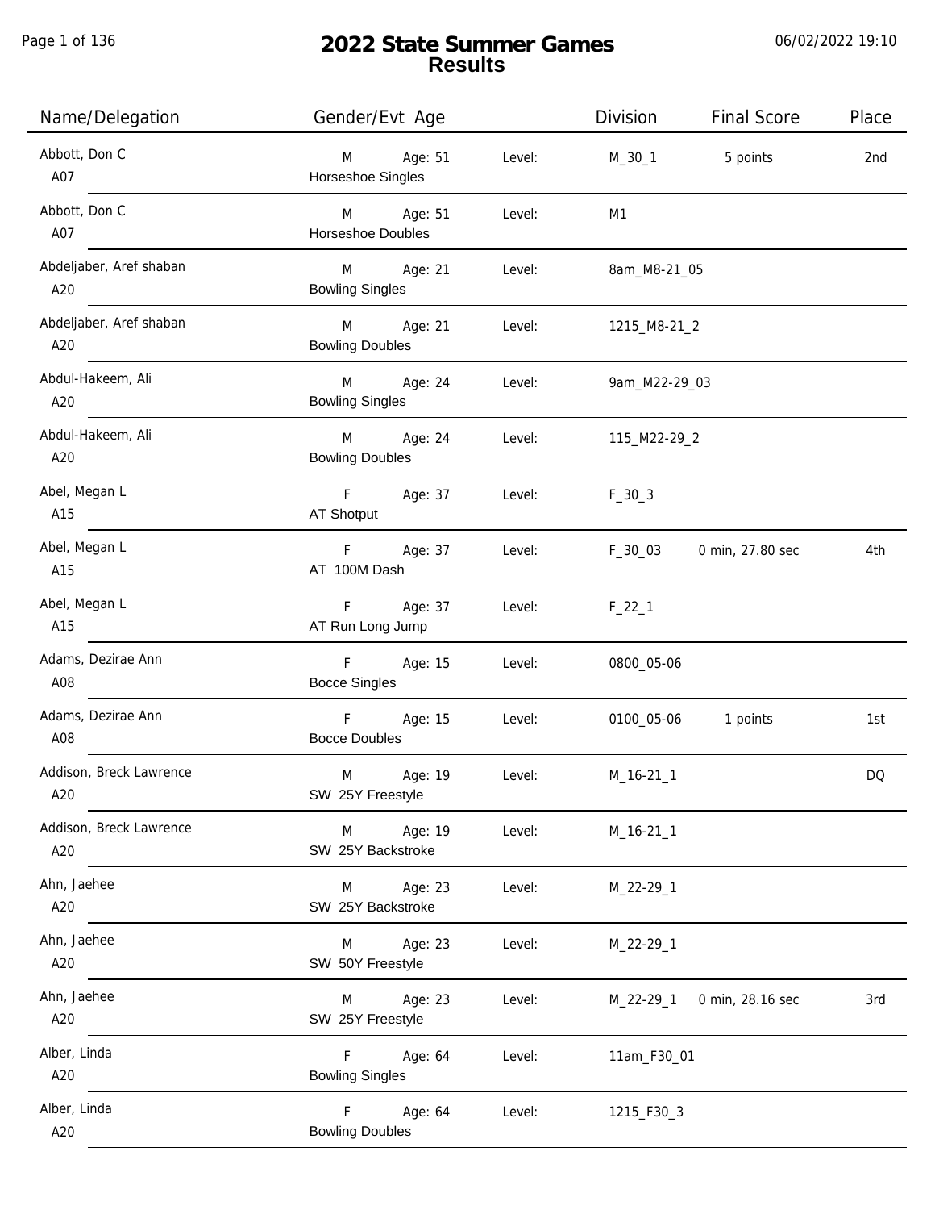# 2022 State Summer Games
## Results

06/02/2022 19:10

| Name/Delegation | Gender/Evt Age | | Level: | Division | Final Score | Place |
|---|---|---|---|---|---|---|
| Abbott, Don C<br>A07 | M<br>Horseshoe Singles | Age: 51 | Level: | M_30_1 | 5 points | 2nd |
| Abbott, Don C<br>A07 | M<br>Horseshoe Doubles | Age: 51 | Level: | M1 | | |
| Abdeljaber, Aref shaban<br>A20 | M<br>Bowling Singles | Age: 21 | Level: | 8am_M8-21_05 | | |
| Abdeljaber, Aref shaban<br>A20 | M<br>Bowling Doubles | Age: 21 | Level: | 1215_M8-21_2 | | |
| Abdul-Hakeem, Ali<br>A20 | M<br>Bowling Singles | Age: 24 | Level: | 9am_M22-29_03 | | |
| Abdul-Hakeem, Ali<br>A20 | M<br>Bowling Doubles | Age: 24 | Level: | 115_M22-29_2 | | |
| Abel, Megan L<br>A15 | F<br>AT Shotput | Age: 37 | Level: | F_30_3 | | |
| Abel, Megan L<br>A15 | F<br>AT 100M Dash | Age: 37 | Level: | F_30_03 | 0 min, 27.80 sec | 4th |
| Abel, Megan L<br>A15 | F<br>AT Run Long Jump | Age: 37 | Level: | F_22_1 | | |
| Adams, Dezirae Ann<br>A08 | F<br>Bocce Singles | Age: 15 | Level: | 0800_05-06 | | |
| Adams, Dezirae Ann<br>A08 | F<br>Bocce Doubles | Age: 15 | Level: | 0100_05-06 | 1 points | 1st |
| Addison, Breck Lawrence<br>A20 | M<br>SW 25Y Freestyle | Age: 19 | Level: | M_16-21_1 | | DQ |
| Addison, Breck Lawrence<br>A20 | M<br>SW 25Y Backstroke | Age: 19 | Level: | M_16-21_1 | | |
| Ahn, Jaehee<br>A20 | M<br>SW 25Y Backstroke | Age: 23 | Level: | M_22-29_1 | | |
| Ahn, Jaehee<br>A20 | M<br>SW 50Y Freestyle | Age: 23 | Level: | M_22-29_1 | | |
| Ahn, Jaehee<br>A20 | M<br>SW 25Y Freestyle | Age: 23 | Level: | M_22-29_1 | 0 min, 28.16 sec | 3rd |
| Alber, Linda<br>A20 | F<br>Bowling Singles | Age: 64 | Level: | 11am_F30_01 | | |
| Alber, Linda<br>A20 | F<br>Bowling Doubles | Age: 64 | Level: | 1215_F30_3 | | |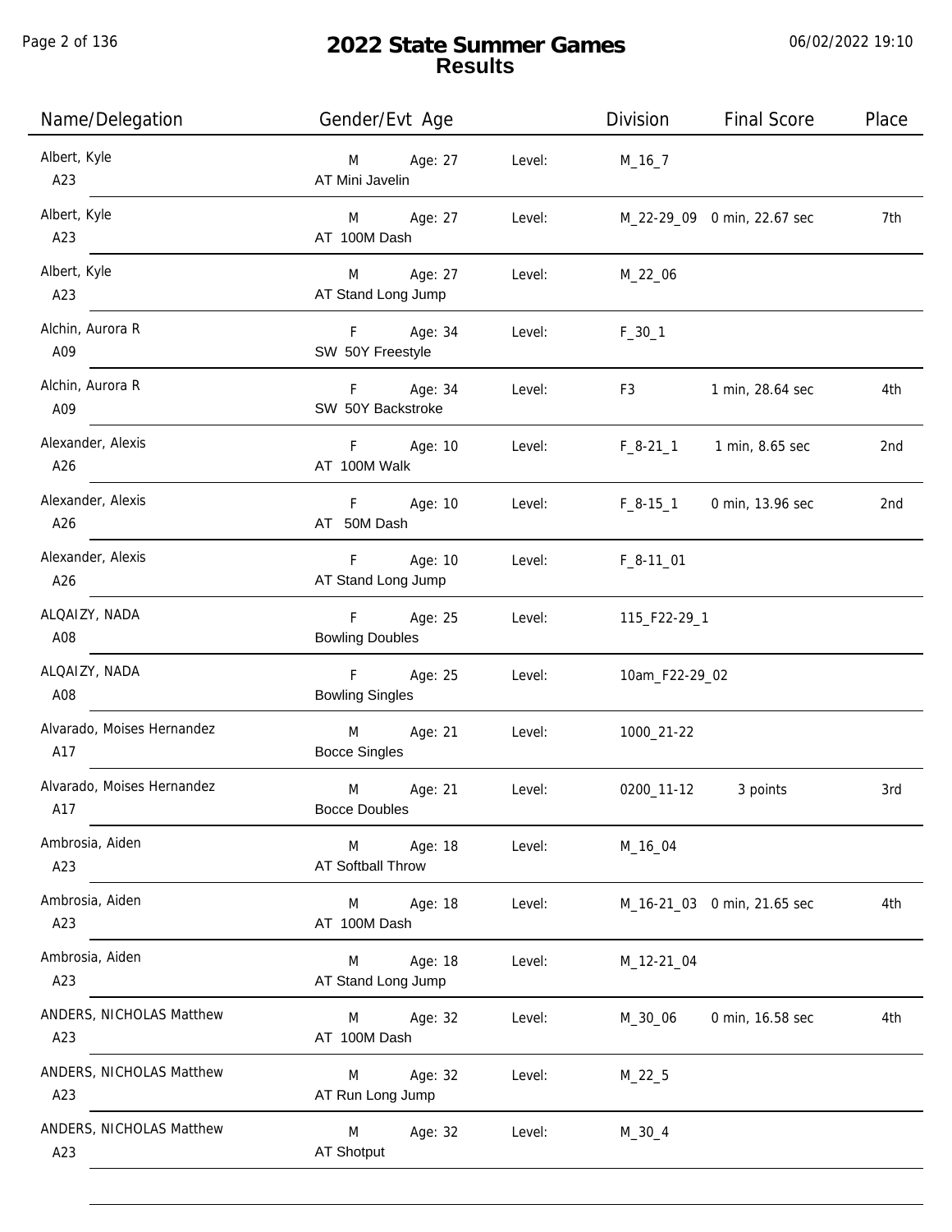# 2022 State Summer Games
## Results

06/02/2022 19:10

| Name/Delegation | Gender/Evt Age | | Level: | Division | Final Score | Place |
|---|---|---|---|---|---|---|
| Albert, Kyle<br>A23 | M<br>AT Mini Javelin | Age: 27 | Level: | M_16_7 | | |
| Albert, Kyle<br>A23 | M<br>AT 100M Dash | Age: 27 | Level: | M_22-29_09 | 0 min, 22.67 sec | 7th |
| Albert, Kyle<br>A23 | M<br>AT Stand Long Jump | Age: 27 | Level: | M_22_06 | | |
| Alchin, Aurora R<br>A09 | F<br>SW 50Y Freestyle | Age: 34 | Level: | F_30_1 | | |
| Alchin, Aurora R<br>A09 | F<br>SW 50Y Backstroke | Age: 34 | Level: | F3 | 1 min, 28.64 sec | 4th |
| Alexander, Alexis<br>A26 | F<br>AT 100M Walk | Age: 10 | Level: | F_8-21_1 | 1 min, 8.65 sec | 2nd |
| Alexander, Alexis<br>A26 | F<br>AT 50M Dash | Age: 10 | Level: | F_8-15_1 | 0 min, 13.96 sec | 2nd |
| Alexander, Alexis<br>A26 | F<br>AT Stand Long Jump | Age: 10 | Level: | F_8-11_01 | | |
| ALQAIZY, NADA<br>A08 | F<br>Bowling Doubles | Age: 25 | Level: | 115_F22-29_1 | | |
| ALQAIZY, NADA<br>A08 | F<br>Bowling Singles | Age: 25 | Level: | 10am_F22-29_02 | | |
| Alvarado, Moises Hernandez<br>A17 | M<br>Bocce Singles | Age: 21 | Level: | 1000_21-22 | | |
| Alvarado, Moises Hernandez<br>A17 | M<br>Bocce Doubles | Age: 21 | Level: | 0200_11-12 | 3 points | 3rd |
| Ambrosia, Aiden<br>A23 | M<br>AT Softball Throw | Age: 18 | Level: | M_16_04 | | |
| Ambrosia, Aiden<br>A23 | M<br>AT 100M Dash | Age: 18 | Level: | M_16-21_03 | 0 min, 21.65 sec | 4th |
| Ambrosia, Aiden<br>A23 | M<br>AT Stand Long Jump | Age: 18 | Level: | M_12-21_04 | | |
| ANDERS, NICHOLAS Matthew<br>A23 | M<br>AT 100M Dash | Age: 32 | Level: | M_30_06 | 0 min, 16.58 sec | 4th |
| ANDERS, NICHOLAS Matthew<br>A23 | M<br>AT Run Long Jump | Age: 32 | Level: | M_22_5 | | |
| ANDERS, NICHOLAS Matthew<br>A23 | M<br>AT Shotput | Age: 32 | Level: | M_30_4 | | |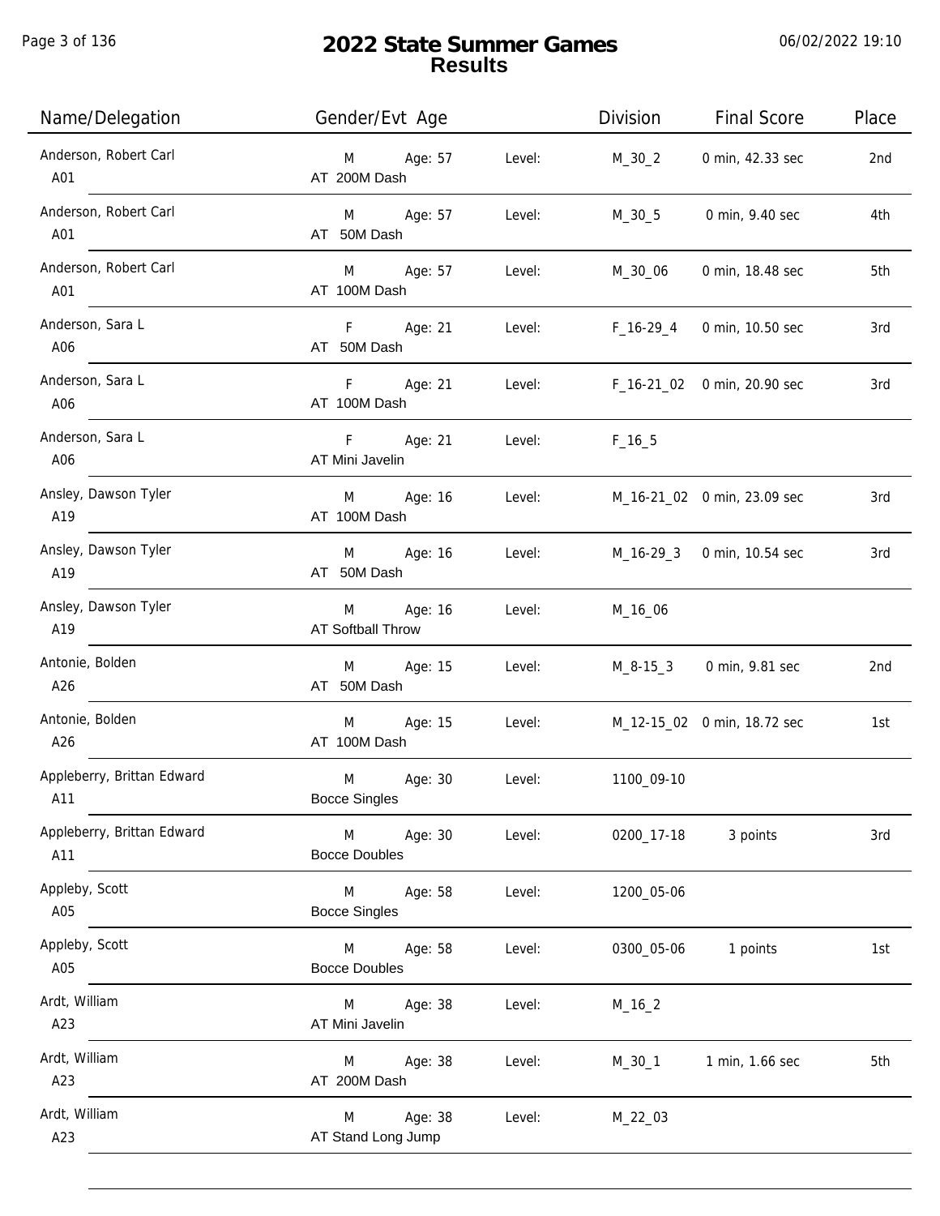# 2022 State Summer Games
## Results

06/02/2022 19:10

| Name/Delegation | Gender/Evt Age | | Division | Final Score | Place |
|---|---|---|---|---|---|
| Anderson, Robert Carl<br>A01 | M Age: 57<br>AT 200M Dash | Level: | M_30_2 | 0 min, 42.33 sec | 2nd |
| Anderson, Robert Carl<br>A01 | M Age: 57<br>AT 50M Dash | Level: | M_30_5 | 0 min, 9.40 sec | 4th |
| Anderson, Robert Carl<br>A01 | M Age: 57<br>AT 100M Dash | Level: | M_30_06 | 0 min, 18.48 sec | 5th |
| Anderson, Sara L<br>A06 | F Age: 21<br>AT 50M Dash | Level: | F_16-29_4 | 0 min, 10.50 sec | 3rd |
| Anderson, Sara L<br>A06 | F Age: 21<br>AT 100M Dash | Level: | F_16-21_02 | 0 min, 20.90 sec | 3rd |
| Anderson, Sara L<br>A06 | F Age: 21<br>AT Mini Javelin | Level: | F_16_5 | | |
| Ansley, Dawson Tyler<br>A19 | M Age: 16<br>AT 100M Dash | Level: | M_16-21_02 | 0 min, 23.09 sec | 3rd |
| Ansley, Dawson Tyler<br>A19 | M Age: 16<br>AT 50M Dash | Level: | M_16-29_3 | 0 min, 10.54 sec | 3rd |
| Ansley, Dawson Tyler<br>A19 | M Age: 16<br>AT Softball Throw | Level: | M_16_06 | | |
| Antonie, Bolden<br>A26 | M Age: 15<br>AT 50M Dash | Level: | M_8-15_3 | 0 min, 9.81 sec | 2nd |
| Antonie, Bolden<br>A26 | M Age: 15<br>AT 100M Dash | Level: | M_12-15_02 | 0 min, 18.72 sec | 1st |
| Appleberry, Brittan Edward<br>A11 | M Age: 30<br>Bocce Singles | Level: | 1100_09-10 | | |
| Appleberry, Brittan Edward<br>A11 | M Age: 30<br>Bocce Doubles | Level: | 0200_17-18 | 3 points | 3rd |
| Appleby, Scott<br>A05 | M Age: 58<br>Bocce Singles | Level: | 1200_05-06 | | |
| Appleby, Scott<br>A05 | M Age: 58<br>Bocce Doubles | Level: | 0300_05-06 | 1 points | 1st |
| Ardt, William<br>A23 | M Age: 38<br>AT Mini Javelin | Level: | M_16_2 | | |
| Ardt, William<br>A23 | M Age: 38<br>AT 200M Dash | Level: | M_30_1 | 1 min, 1.66 sec | 5th |
| Ardt, William<br>A23 | M Age: 38<br>AT Stand Long Jump | Level: | M_22_03 | | |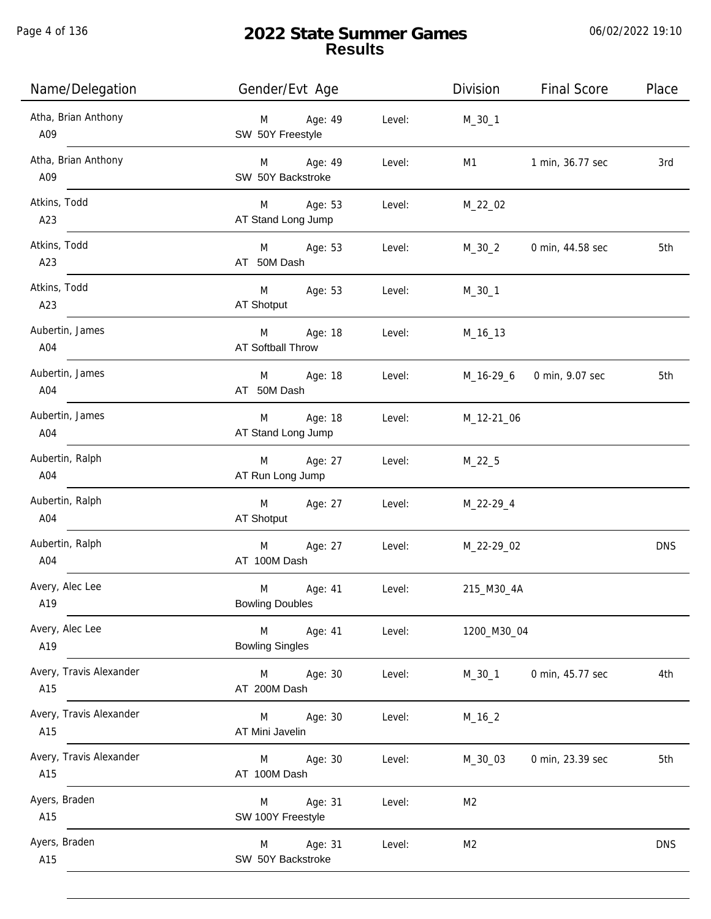# 2022 State Summer Games
## Results

06/02/2022 19:10

| Name/Delegation | Gender/Evt Age | | Level: | Division | Final Score | Place |
|---|---|---|---|---|---|---|
| Atha, Brian Anthony A09 | M SW 50Y Freestyle | Age: 49 | Level: | M_30_1 | | |
| Atha, Brian Anthony A09 | M SW 50Y Backstroke | Age: 49 | Level: | M1 | 1 min, 36.77 sec | 3rd |
| Atkins, Todd A23 | M AT Stand Long Jump | Age: 53 | Level: | M_22_02 | | |
| Atkins, Todd A23 | M AT 50M Dash | Age: 53 | Level: | M_30_2 | 0 min, 44.58 sec | 5th |
| Atkins, Todd A23 | M AT Shotput | Age: 53 | Level: | M_30_1 | | |
| Aubertin, James A04 | M AT Softball Throw | Age: 18 | Level: | M_16_13 | | |
| Aubertin, James A04 | M AT 50M Dash | Age: 18 | Level: | M_16-29_6 | 0 min, 9.07 sec | 5th |
| Aubertin, James A04 | M AT Stand Long Jump | Age: 18 | Level: | M_12-21_06 | | |
| Aubertin, Ralph A04 | M AT Run Long Jump | Age: 27 | Level: | M_22_5 | | |
| Aubertin, Ralph A04 | M AT Shotput | Age: 27 | Level: | M_22-29_4 | | |
| Aubertin, Ralph A04 | M AT 100M Dash | Age: 27 | Level: | M_22-29_02 | | DNS |
| Avery, Alec Lee A19 | M Bowling Doubles | Age: 41 | Level: | 215_M30_4A | | |
| Avery, Alec Lee A19 | M Bowling Singles | Age: 41 | Level: | 1200_M30_04 | | |
| Avery, Travis Alexander A15 | M AT 200M Dash | Age: 30 | Level: | M_30_1 | 0 min, 45.77 sec | 4th |
| Avery, Travis Alexander A15 | M AT Mini Javelin | Age: 30 | Level: | M_16_2 | | |
| Avery, Travis Alexander A15 | M AT 100M Dash | Age: 30 | Level: | M_30_03 | 0 min, 23.39 sec | 5th |
| Ayers, Braden A15 | M SW 100Y Freestyle | Age: 31 | Level: | M2 | | |
| Ayers, Braden A15 | M SW 50Y Backstroke | Age: 31 | Level: | M2 | | DNS |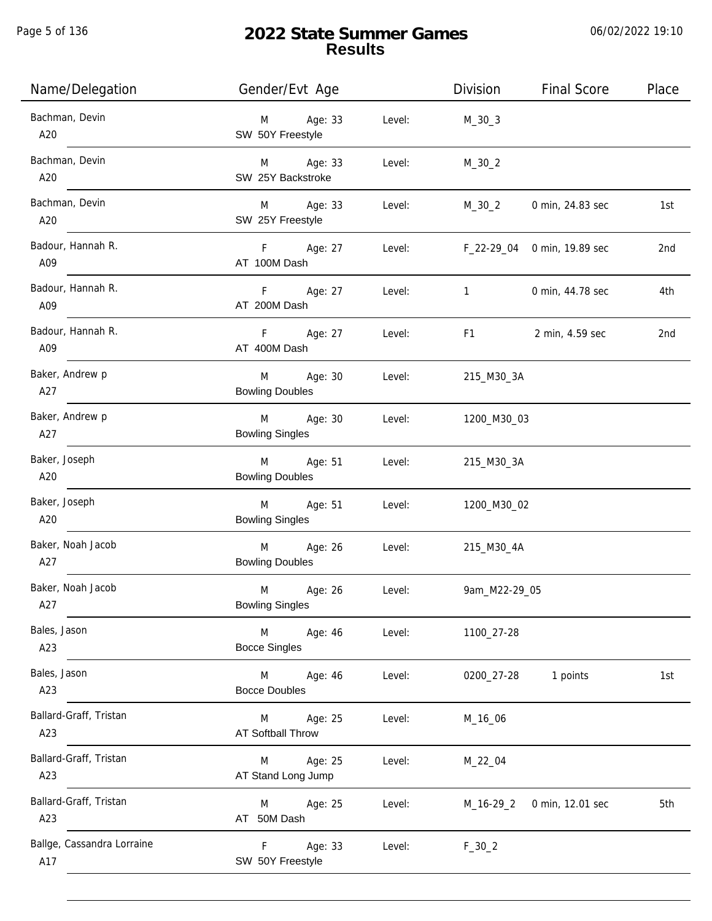# 2022 State Summer Games
## Results

| Name/Delegation | Gender/Evt Age | | Level: | Division | Final Score | Place |
|---|---|---|---|---|---|---|
| Bachman, Devin<br>A20 | M<br>SW 50Y Freestyle | Age: 33 | Level: | M_30_3 | | |
| Bachman, Devin<br>A20 | M<br>SW 25Y Backstroke | Age: 33 | Level: | M_30_2 | | |
| Bachman, Devin<br>A20 | M<br>SW 25Y Freestyle | Age: 33 | Level: | M_30_2 | 0 min, 24.83 sec | 1st |
| Badour, Hannah R.<br>A09 | F<br>AT 100M Dash | Age: 27 | Level: | F_22-29_04 | 0 min, 19.89 sec | 2nd |
| Badour, Hannah R.<br>A09 | F<br>AT 200M Dash | Age: 27 | Level: | 1 | 0 min, 44.78 sec | 4th |
| Badour, Hannah R.<br>A09 | F<br>AT 400M Dash | Age: 27 | Level: | F1 | 2 min, 4.59 sec | 2nd |
| Baker, Andrew p<br>A27 | M<br>Bowling Doubles | Age: 30 | Level: | 215_M30_3A | | |
| Baker, Andrew p<br>A27 | M<br>Bowling Singles | Age: 30 | Level: | 1200_M30_03 | | |
| Baker, Joseph<br>A20 | M<br>Bowling Doubles | Age: 51 | Level: | 215_M30_3A | | |
| Baker, Joseph<br>A20 | M<br>Bowling Singles | Age: 51 | Level: | 1200_M30_02 | | |
| Baker, Noah Jacob<br>A27 | M<br>Bowling Doubles | Age: 26 | Level: | 215_M30_4A | | |
| Baker, Noah Jacob<br>A27 | M<br>Bowling Singles | Age: 26 | Level: | 9am_M22-29_05 | | |
| Bales, Jason<br>A23 | M<br>Bocce Singles | Age: 46 | Level: | 1100_27-28 | | |
| Bales, Jason<br>A23 | M<br>Bocce Doubles | Age: 46 | Level: | 0200_27-28 | 1 points | 1st |
| Ballard-Graff, Tristan<br>A23 | M<br>AT Softball Throw | Age: 25 | Level: | M_16_06 | | |
| Ballard-Graff, Tristan<br>A23 | M<br>AT Stand Long Jump | Age: 25 | Level: | M_22_04 | | |
| Ballard-Graff, Tristan<br>A23 | M<br>AT 50M Dash | Age: 25 | Level: | M_16-29_2 | 0 min, 12.01 sec | 5th |
| Ballge, Cassandra Lorraine<br>A17 | F<br>SW 50Y Freestyle | Age: 33 | Level: | F_30_2 | | |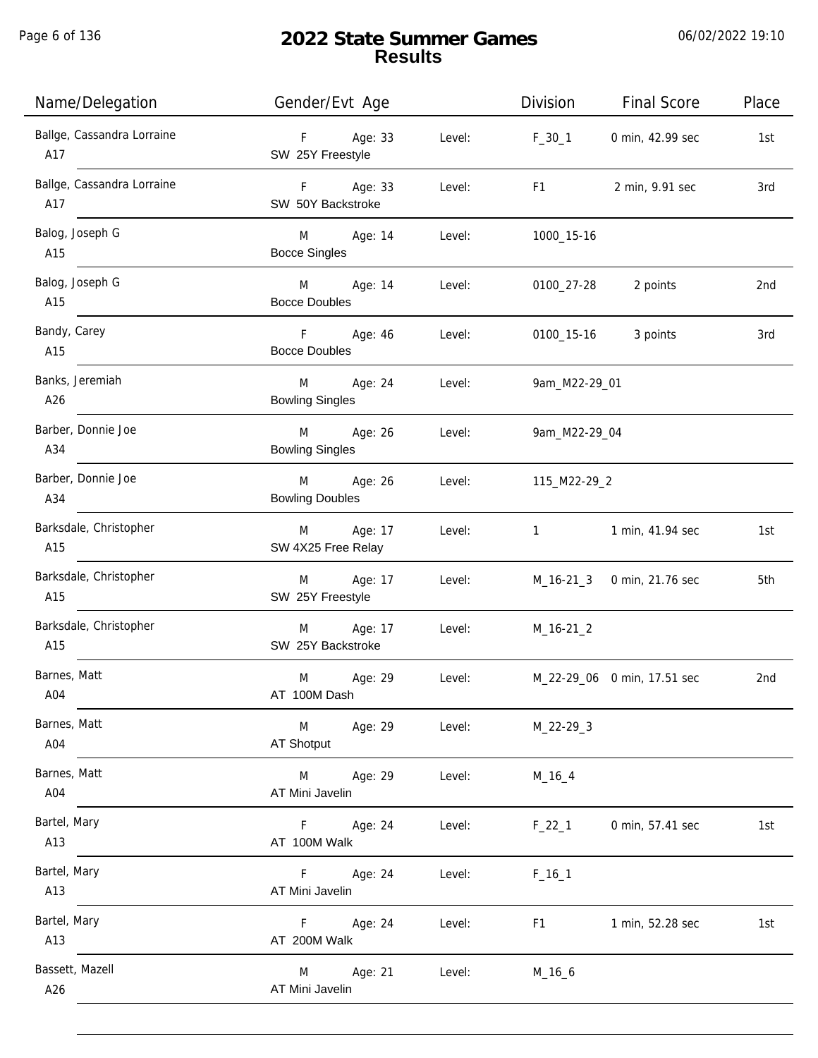# 2022 State Summer Games
## Results

06/02/2022 19:10

| Name/Delegation | Gender/Evt Age | | Division | Final Score | Place |
|---|---|---|---|---|---|
| Ballge, Cassandra Lorraine<br>A17 | F Age: 33<br>SW 25Y Freestyle | Level: | F_30_1 | 0 min, 42.99 sec | 1st |
| Ballge, Cassandra Lorraine<br>A17 | F Age: 33<br>SW 50Y Backstroke | Level: | F1 | 2 min, 9.91 sec | 3rd |
| Balog, Joseph G<br>A15 | M Age: 14<br>Bocce Singles | Level: | 1000_15-16 | | |
| Balog, Joseph G<br>A15 | M Age: 14<br>Bocce Doubles | Level: | 0100_27-28 | 2 points | 2nd |
| Bandy, Carey<br>A15 | F Age: 46<br>Bocce Doubles | Level: | 0100_15-16 | 3 points | 3rd |
| Banks, Jeremiah<br>A26 | M Age: 24<br>Bowling Singles | Level: | 9am_M22-29_01 | | |
| Barber, Donnie Joe<br>A34 | M Age: 26<br>Bowling Singles | Level: | 9am_M22-29_04 | | |
| Barber, Donnie Joe<br>A34 | M Age: 26<br>Bowling Doubles | Level: | 115_M22-29_2 | | |
| Barksdale, Christopher<br>A15 | M Age: 17<br>SW 4X25 Free Relay | Level: | 1 | 1 min, 41.94 sec | 1st |
| Barksdale, Christopher<br>A15 | M Age: 17<br>SW 25Y Freestyle | Level: | M_16-21_3 | 0 min, 21.76 sec | 5th |
| Barksdale, Christopher<br>A15 | M Age: 17<br>SW 25Y Backstroke | Level: | M_16-21_2 | | |
| Barnes, Matt<br>A04 | M Age: 29<br>AT 100M Dash | Level: | M_22-29_06 | 0 min, 17.51 sec | 2nd |
| Barnes, Matt<br>A04 | M Age: 29<br>AT Shotput | Level: | M_22-29_3 | | |
| Barnes, Matt<br>A04 | M Age: 29<br>AT Mini Javelin | Level: | M_16_4 | | |
| Bartel, Mary<br>A13 | F Age: 24<br>AT 100M Walk | Level: | F_22_1 | 0 min, 57.41 sec | 1st |
| Bartel, Mary<br>A13 | F Age: 24<br>AT Mini Javelin | Level: | F_16_1 | | |
| Bartel, Mary<br>A13 | F Age: 24<br>AT 200M Walk | Level: | F1 | 1 min, 52.28 sec | 1st |
| Bassett, Mazell<br>A26 | M Age: 21<br>AT Mini Javelin | Level: | M_16_6 | | |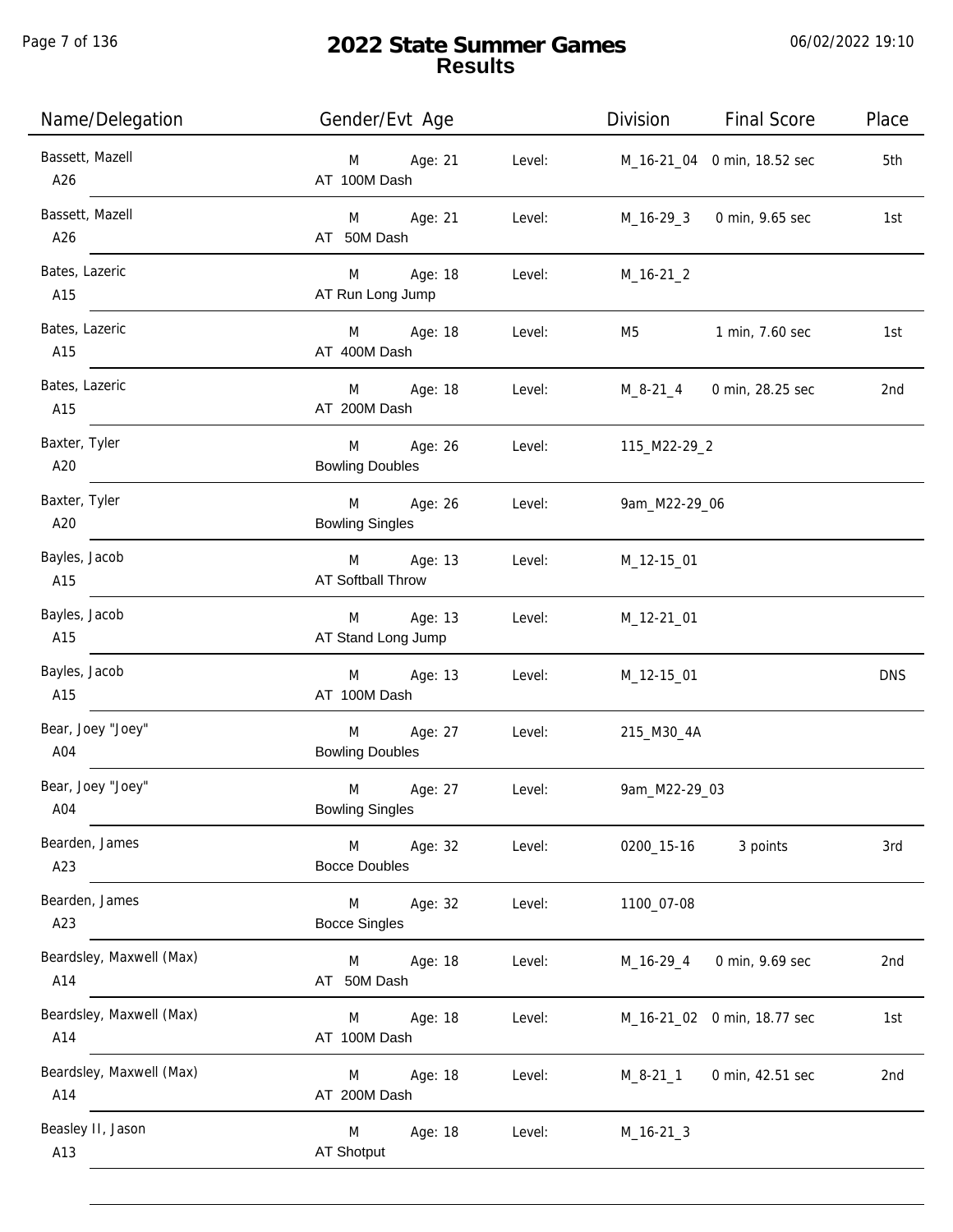# 2022 State Summer Games
## Results

06/02/2022 19:10

| Name/Delegation | Gender/Evt Age | | Division | Final Score | Place |
|---|---|---|---|---|---|
| Bassett, Mazell<br>A26 | M Age: 21<br>AT 100M Dash | Level: | M_16-21_04 | 0 min, 18.52 sec | 5th |
| Bassett, Mazell<br>A26 | M Age: 21<br>AT 50M Dash | Level: | M_16-29_3 | 0 min, 9.65 sec | 1st |
| Bates, Lazeric<br>A15 | M Age: 18<br>AT Run Long Jump | Level: | M_16-21_2 | | |
| Bates, Lazeric<br>A15 | M Age: 18<br>AT 400M Dash | Level: | M5 | 1 min, 7.60 sec | 1st |
| Bates, Lazeric<br>A15 | M Age: 18<br>AT 200M Dash | Level: | M_8-21_4 | 0 min, 28.25 sec | 2nd |
| Baxter, Tyler<br>A20 | M Age: 26<br>Bowling Doubles | Level: | 115_M22-29_2 | | |
| Baxter, Tyler<br>A20 | M Age: 26<br>Bowling Singles | Level: | 9am_M22-29_06 | | |
| Bayles, Jacob<br>A15 | M Age: 13<br>AT Softball Throw | Level: | M_12-15_01 | | |
| Bayles, Jacob<br>A15 | M Age: 13<br>AT Stand Long Jump | Level: | M_12-21_01 | | |
| Bayles, Jacob<br>A15 | M Age: 13<br>AT 100M Dash | Level: | M_12-15_01 | | DNS |
| Bear, Joey "Joey"<br>A04 | M Age: 27<br>Bowling Doubles | Level: | 215_M30_4A | | |
| Bear, Joey "Joey"<br>A04 | M Age: 27<br>Bowling Singles | Level: | 9am_M22-29_03 | | |
| Bearden, James<br>A23 | M Age: 32<br>Bocce Doubles | Level: | 0200_15-16 | 3 points | 3rd |
| Bearden, James<br>A23 | M Age: 32<br>Bocce Singles | Level: | 1100_07-08 | | |
| Beardsley, Maxwell (Max)<br>A14 | M Age: 18<br>AT 50M Dash | Level: | M_16-29_4 | 0 min, 9.69 sec | 2nd |
| Beardsley, Maxwell (Max)<br>A14 | M Age: 18<br>AT 100M Dash | Level: | M_16-21_02 | 0 min, 18.77 sec | 1st |
| Beardsley, Maxwell (Max)<br>A14 | M Age: 18<br>AT 200M Dash | Level: | M_8-21_1 | 0 min, 42.51 sec | 2nd |
| Beasley II, Jason<br>A13 | M Age: 18<br>AT Shotput | Level: | M_16-21_3 | | |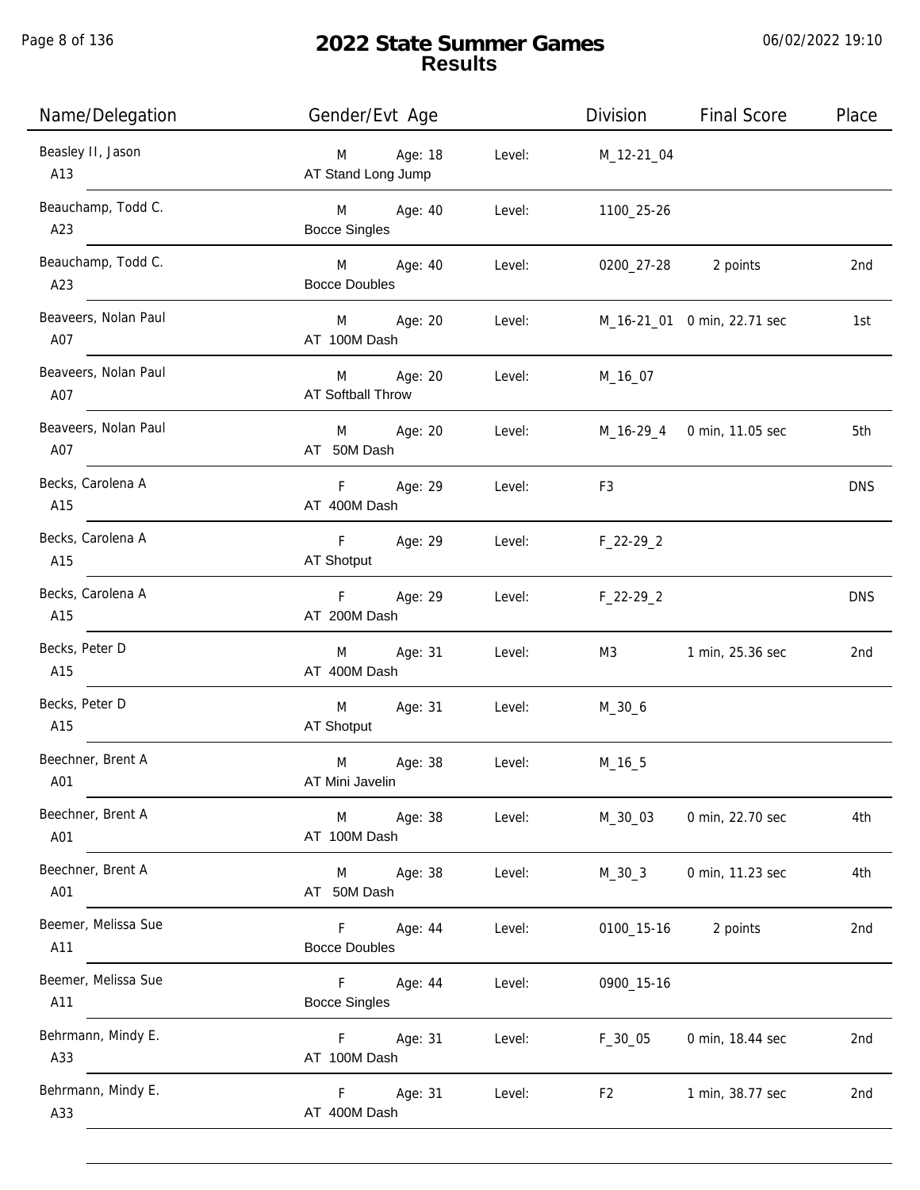# 2022 State Summer Games
## Results

06/02/2022 19:10

| Name/Delegation | Gender/Evt Age | | Level: | Division | Final Score | Place |
|---|---|---|---|---|---|---|
| Beasley II, Jason<br>A13 | M<br>AT Stand Long Jump | Age: 18 | Level: | M_12-21_04 | | |
| Beauchamp, Todd C.<br>A23 | M<br>Bocce Singles | Age: 40 | Level: | 1100_25-26 | | |
| Beauchamp, Todd C.<br>A23 | M<br>Bocce Doubles | Age: 40 | Level: | 0200_27-28 | 2 points | 2nd |
| Beaveers, Nolan Paul<br>A07 | M<br>AT 100M Dash | Age: 20 | Level: | M_16-21_01 | 0 min, 22.71 sec | 1st |
| Beaveers, Nolan Paul<br>A07 | M<br>AT Softball Throw | Age: 20 | Level: | M_16_07 | | |
| Beaveers, Nolan Paul<br>A07 | M<br>AT 50M Dash | Age: 20 | Level: | M_16-29_4 | 0 min, 11.05 sec | 5th |
| Becks, Carolena A<br>A15 | F<br>AT 400M Dash | Age: 29 | Level: | F3 | | DNS |
| Becks, Carolena A<br>A15 | F<br>AT Shotput | Age: 29 | Level: | F_22-29_2 | | |
| Becks, Carolena A<br>A15 | F<br>AT 200M Dash | Age: 29 | Level: | F_22-29_2 | | DNS |
| Becks, Peter D<br>A15 | M<br>AT 400M Dash | Age: 31 | Level: | M3 | 1 min, 25.36 sec | 2nd |
| Becks, Peter D<br>A15 | M<br>AT Shotput | Age: 31 | Level: | M_30_6 | | |
| Beechner, Brent A<br>A01 | M<br>AT Mini Javelin | Age: 38 | Level: | M_16_5 | | |
| Beechner, Brent A<br>A01 | M<br>AT 100M Dash | Age: 38 | Level: | M_30_03 | 0 min, 22.70 sec | 4th |
| Beechner, Brent A<br>A01 | M<br>AT 50M Dash | Age: 38 | Level: | M_30_3 | 0 min, 11.23 sec | 4th |
| Beemer, Melissa Sue<br>A11 | F<br>Bocce Doubles | Age: 44 | Level: | 0100_15-16 | 2 points | 2nd |
| Beemer, Melissa Sue<br>A11 | F<br>Bocce Singles | Age: 44 | Level: | 0900_15-16 | | |
| Behrmann, Mindy E.<br>A33 | F<br>AT 100M Dash | Age: 31 | Level: | F_30_05 | 0 min, 18.44 sec | 2nd |
| Behrmann, Mindy E.<br>A33 | F<br>AT 400M Dash | Age: 31 | Level: | F2 | 1 min, 38.77 sec | 2nd |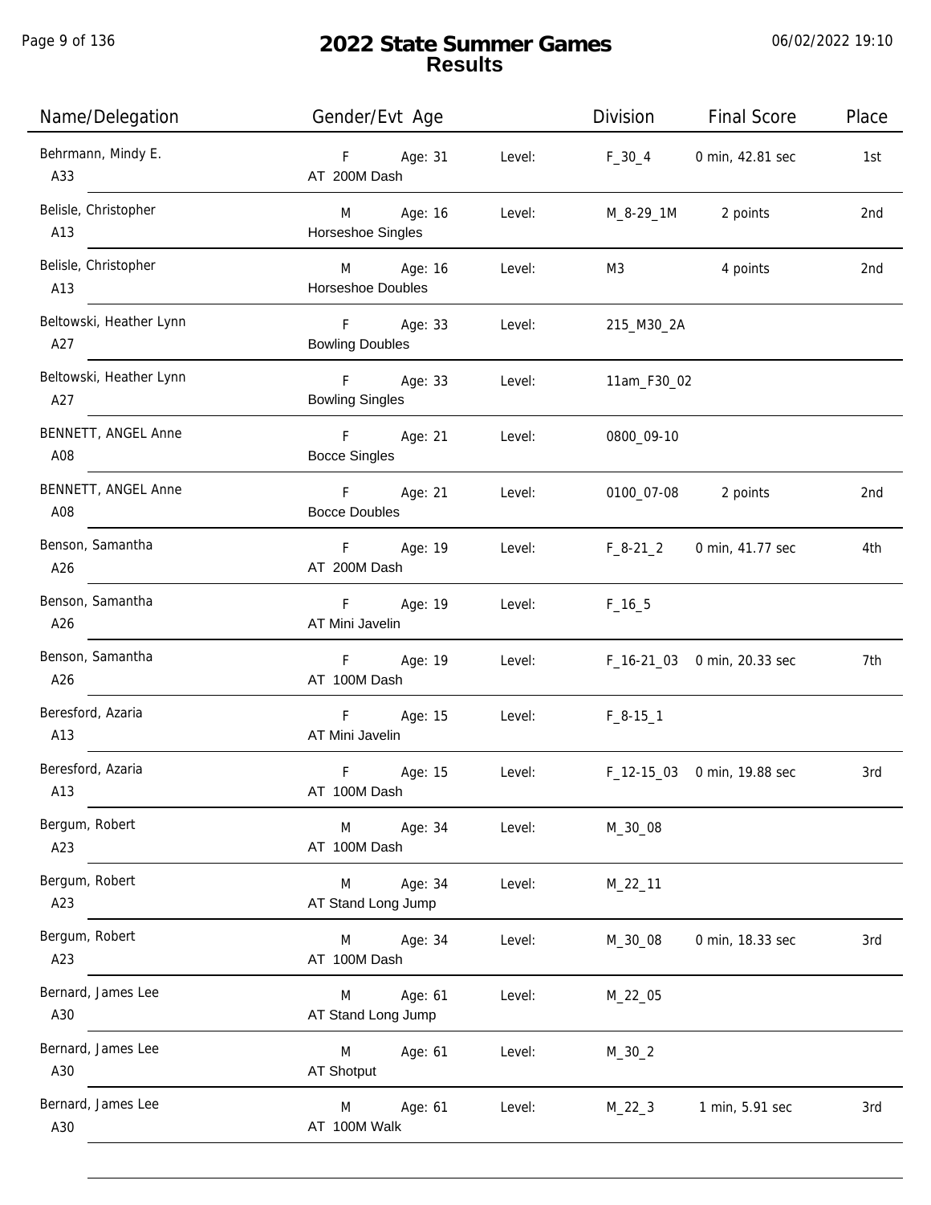# 2022 State Summer Games
## Results

| Name/Delegation | Gender/Evt Age | | Level: | Division | Final Score | Place |
|---|---|---|---|---|---|---|
| Behrmann, Mindy E. A33 | F AT 200M Dash | Age: 31 | Level: | F_30_4 | 0 min, 42.81 sec | 1st |
| Belisle, Christopher A13 | M Horseshoe Singles | Age: 16 | Level: | M_8-29_1M | 2 points | 2nd |
| Belisle, Christopher A13 | M Horseshoe Doubles | Age: 16 | Level: | M3 | 4 points | 2nd |
| Beltowski, Heather Lynn A27 | F Bowling Doubles | Age: 33 | Level: | 215_M30_2A | | |
| Beltowski, Heather Lynn A27 | F Bowling Singles | Age: 33 | Level: | 11am_F30_02 | | |
| BENNETT, ANGEL Anne A08 | F Bocce Singles | Age: 21 | Level: | 0800_09-10 | | |
| BENNETT, ANGEL Anne A08 | F Bocce Doubles | Age: 21 | Level: | 0100_07-08 | 2 points | 2nd |
| Benson, Samantha A26 | F AT 200M Dash | Age: 19 | Level: | F_8-21_2 | 0 min, 41.77 sec | 4th |
| Benson, Samantha A26 | F AT Mini Javelin | Age: 19 | Level: | F_16_5 | | |
| Benson, Samantha A26 | F AT 100M Dash | Age: 19 | Level: | F_16-21_03 | 0 min, 20.33 sec | 7th |
| Beresford, Azaria A13 | F AT Mini Javelin | Age: 15 | Level: | F_8-15_1 | | |
| Beresford, Azaria A13 | F AT 100M Dash | Age: 15 | Level: | F_12-15_03 | 0 min, 19.88 sec | 3rd |
| Bergum, Robert A23 | M AT 100M Dash | Age: 34 | Level: | M_30_08 | | |
| Bergum, Robert A23 | M AT Stand Long Jump | Age: 34 | Level: | M_22_11 | | |
| Bergum, Robert A23 | M AT 100M Dash | Age: 34 | Level: | M_30_08 | 0 min, 18.33 sec | 3rd |
| Bernard, James Lee A30 | M AT Stand Long Jump | Age: 61 | Level: | M_22_05 | | |
| Bernard, James Lee A30 | M AT Shotput | Age: 61 | Level: | M_30_2 | | |
| Bernard, James Lee A30 | M AT 100M Walk | Age: 61 | Level: | M_22_3 | 1 min, 5.91 sec | 3rd |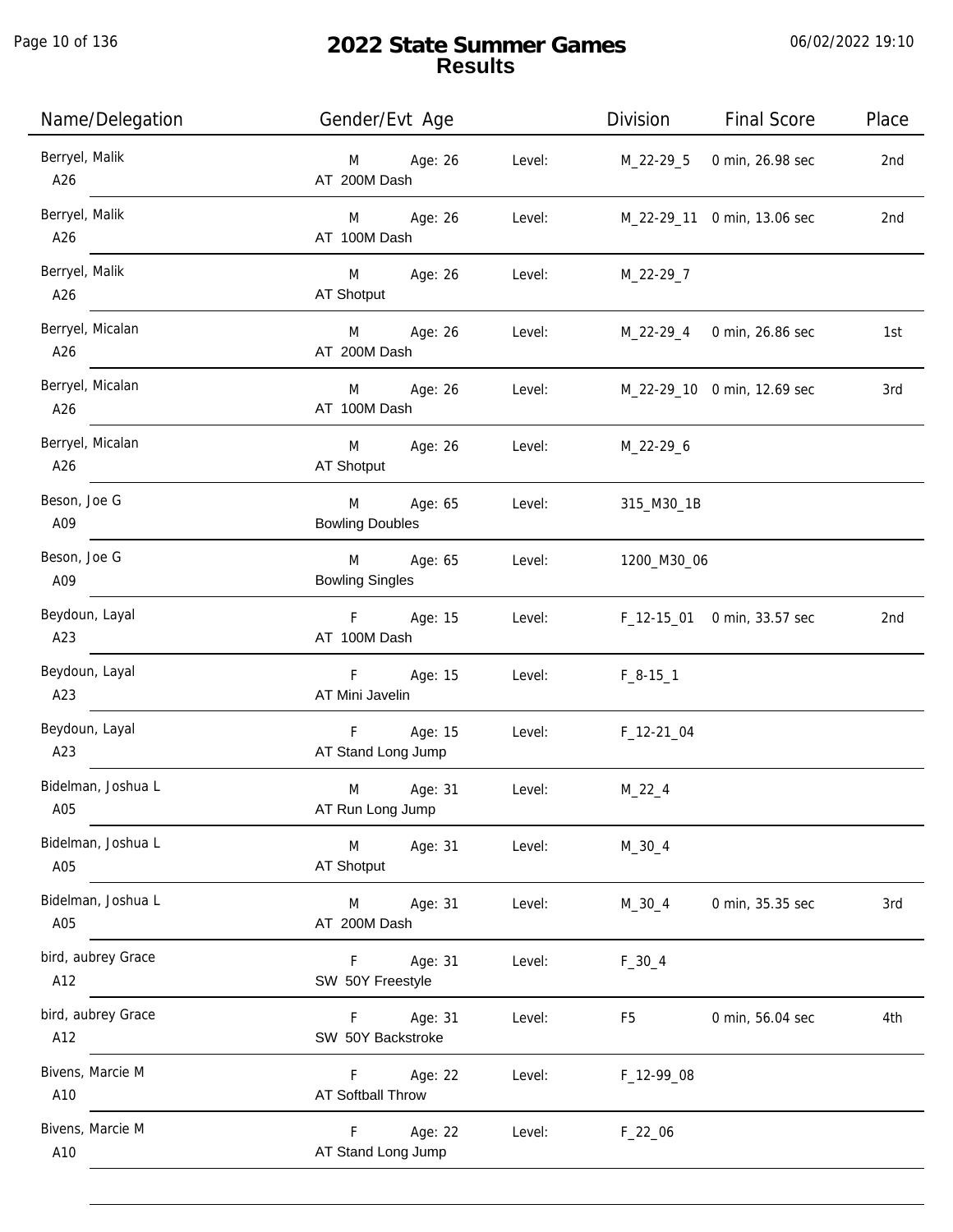# 2022 State Summer Games
## Results

| Name/Delegation | Gender/Evt Age | | Level: | Division | Final Score | Place |
|---|---|---|---|---|---|---|
| Berryel, Malik<br>A26 | M<br>AT 200M Dash | Age: 26 | Level: | M_22-29_5 | 0 min, 26.98 sec | 2nd |
| Berryel, Malik<br>A26 | M<br>AT 100M Dash | Age: 26 | Level: | M_22-29_11 | 0 min, 13.06 sec | 2nd |
| Berryel, Malik<br>A26 | M<br>AT Shotput | Age: 26 | Level: | M_22-29_7 | | |
| Berryel, Micalan<br>A26 | M<br>AT 200M Dash | Age: 26 | Level: | M_22-29_4 | 0 min, 26.86 sec | 1st |
| Berryel, Micalan<br>A26 | M<br>AT 100M Dash | Age: 26 | Level: | M_22-29_10 | 0 min, 12.69 sec | 3rd |
| Berryel, Micalan<br>A26 | M<br>AT Shotput | Age: 26 | Level: | M_22-29_6 | | |
| Beson, Joe G<br>A09 | M<br>Bowling Doubles | Age: 65 | Level: | 315_M30_1B | | |
| Beson, Joe G<br>A09 | M<br>Bowling Singles | Age: 65 | Level: | 1200_M30_06 | | |
| Beydoun, Layal<br>A23 | F<br>AT 100M Dash | Age: 15 | Level: | F_12-15_01 | 0 min, 33.57 sec | 2nd |
| Beydoun, Layal<br>A23 | F<br>AT Mini Javelin | Age: 15 | Level: | F_8-15_1 | | |
| Beydoun, Layal<br>A23 | F<br>AT Stand Long Jump | Age: 15 | Level: | F_12-21_04 | | |
| Bidelman, Joshua L<br>A05 | M<br>AT Run Long Jump | Age: 31 | Level: | M_22_4 | | |
| Bidelman, Joshua L<br>A05 | M<br>AT Shotput | Age: 31 | Level: | M_30_4 | | |
| Bidelman, Joshua L<br>A05 | M<br>AT 200M Dash | Age: 31 | Level: | M_30_4 | 0 min, 35.35 sec | 3rd |
| bird, aubrey Grace<br>A12 | F<br>SW 50Y Freestyle | Age: 31 | Level: | F_30_4 | | |
| bird, aubrey Grace<br>A12 | F<br>SW 50Y Backstroke | Age: 31 | Level: | F5 | 0 min, 56.04 sec | 4th |
| Bivens, Marcie M<br>A10 | F<br>AT Softball Throw | Age: 22 | Level: | F_12-99_08 | | |
| Bivens, Marcie M<br>A10 | F<br>AT Stand Long Jump | Age: 22 | Level: | F_22_06 | | |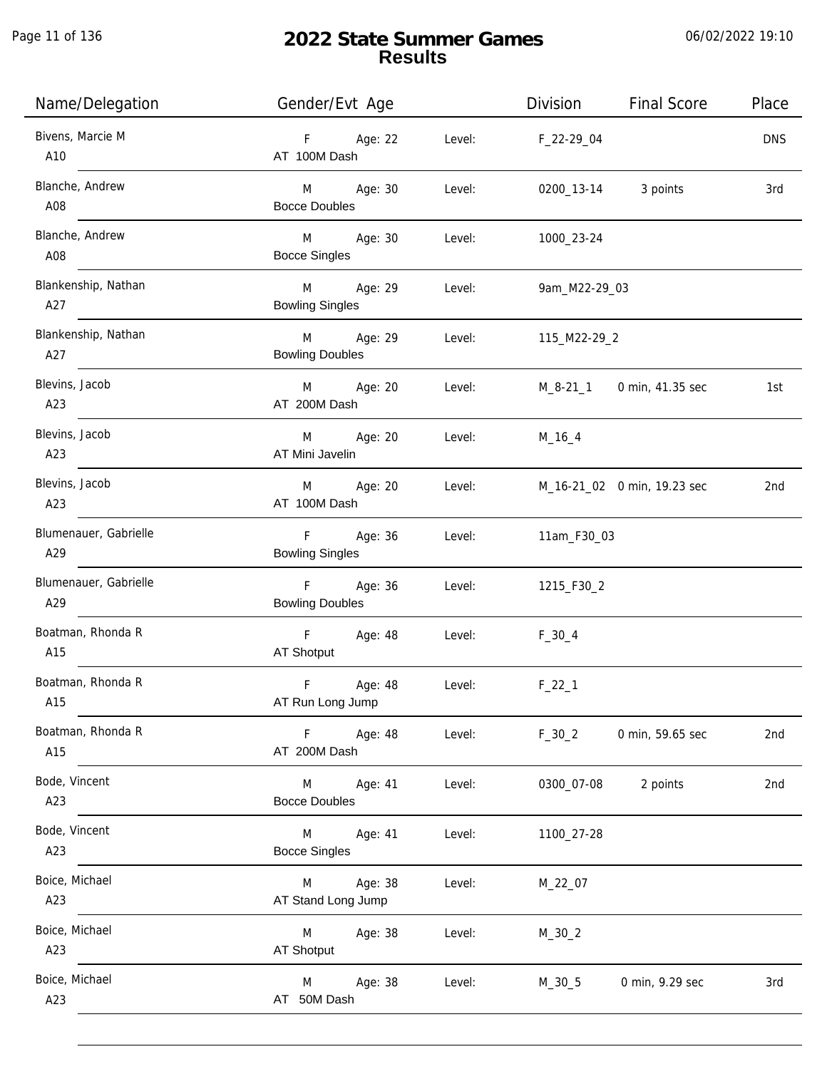# 2022 State Summer Games
## Results

06/02/2022 19:10

| Name/Delegation | Gender/Evt Age | | Level: | Division | Final Score | Place |
|---|---|---|---|---|---|---|
| Bivens, Marcie M<br>A10 | F<br>AT 100M Dash | Age: 22 | Level: | F_22-29_04 | | DNS |
| Blanche, Andrew<br>A08 | M<br>Bocce Doubles | Age: 30 | Level: | 0200_13-14 | 3 points | 3rd |
| Blanche, Andrew<br>A08 | M<br>Bocce Singles | Age: 30 | Level: | 1000_23-24 | | |
| Blankenship, Nathan<br>A27 | M<br>Bowling Singles | Age: 29 | Level: | 9am_M22-29_03 | | |
| Blankenship, Nathan<br>A27 | M<br>Bowling Doubles | Age: 29 | Level: | 115_M22-29_2 | | |
| Blevins, Jacob<br>A23 | M<br>AT 200M Dash | Age: 20 | Level: | M_8-21_1 | 0 min, 41.35 sec | 1st |
| Blevins, Jacob<br>A23 | M<br>AT Mini Javelin | Age: 20 | Level: | M_16_4 | | |
| Blevins, Jacob<br>A23 | M<br>AT 100M Dash | Age: 20 | Level: | M_16-21_02 | 0 min, 19.23 sec | 2nd |
| Blumenauer, Gabrielle<br>A29 | F<br>Bowling Singles | Age: 36 | Level: | 11am_F30_03 | | |
| Blumenauer, Gabrielle<br>A29 | F<br>Bowling Doubles | Age: 36 | Level: | 1215_F30_2 | | |
| Boatman, Rhonda R<br>A15 | F<br>AT Shotput | Age: 48 | Level: | F_30_4 | | |
| Boatman, Rhonda R<br>A15 | F<br>AT Run Long Jump | Age: 48 | Level: | F_22_1 | | |
| Boatman, Rhonda R<br>A15 | F<br>AT 200M Dash | Age: 48 | Level: | F_30_2 | 0 min, 59.65 sec | 2nd |
| Bode, Vincent<br>A23 | M<br>Bocce Doubles | Age: 41 | Level: | 0300_07-08 | 2 points | 2nd |
| Bode, Vincent<br>A23 | M<br>Bocce Singles | Age: 41 | Level: | 1100_27-28 | | |
| Boice, Michael<br>A23 | M<br>AT Stand Long Jump | Age: 38 | Level: | M_22_07 | | |
| Boice, Michael<br>A23 | M<br>AT Shotput | Age: 38 | Level: | M_30_2 | | |
| Boice, Michael<br>A23 | M<br>AT 50M Dash | Age: 38 | Level: | M_30_5 | 0 min, 9.29 sec | 3rd |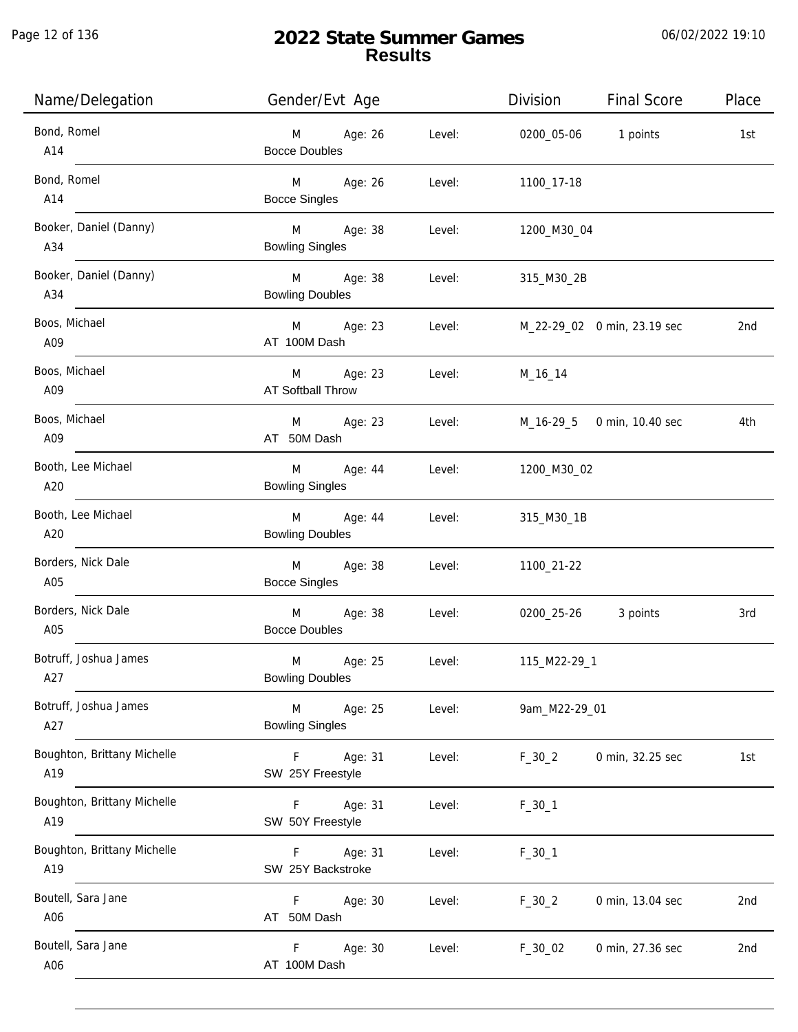# 2022 State Summer Games
## Results

06/02/2022 19:10

| Name/Delegation | Gender/Evt Age | | Level: | Division | Final Score | Place |
|---|---|---|---|---|---|---|
| Bond, Romel<br>A14 | M<br>Bocce Doubles | Age: 26 | Level: | 0200_05-06 | 1 points | 1st |
| Bond, Romel<br>A14 | M<br>Bocce Singles | Age: 26 | Level: | 1100_17-18 | | |
| Booker, Daniel (Danny)<br>A34 | M<br>Bowling Singles | Age: 38 | Level: | 1200_M30_04 | | |
| Booker, Daniel (Danny)<br>A34 | M<br>Bowling Doubles | Age: 38 | Level: | 315_M30_2B | | |
| Boos, Michael<br>A09 | M<br>AT 100M Dash | Age: 23 | Level: | M_22-29_02 | 0 min, 23.19 sec | 2nd |
| Boos, Michael<br>A09 | M<br>AT Softball Throw | Age: 23 | Level: | M_16_14 | | |
| Boos, Michael<br>A09 | M<br>AT 50M Dash | Age: 23 | Level: | M_16-29_5 | 0 min, 10.40 sec | 4th |
| Booth, Lee Michael<br>A20 | M<br>Bowling Singles | Age: 44 | Level: | 1200_M30_02 | | |
| Booth, Lee Michael<br>A20 | M<br>Bowling Doubles | Age: 44 | Level: | 315_M30_1B | | |
| Borders, Nick Dale<br>A05 | M<br>Bocce Singles | Age: 38 | Level: | 1100_21-22 | | |
| Borders, Nick Dale<br>A05 | M<br>Bocce Doubles | Age: 38 | Level: | 0200_25-26 | 3 points | 3rd |
| Botruff, Joshua James<br>A27 | M<br>Bowling Doubles | Age: 25 | Level: | 115_M22-29_1 | | |
| Botruff, Joshua James<br>A27 | M<br>Bowling Singles | Age: 25 | Level: | 9am_M22-29_01 | | |
| Boughton, Brittany Michelle<br>A19 | F<br>SW 25Y Freestyle | Age: 31 | Level: | F_30_2 | 0 min, 32.25 sec | 1st |
| Boughton, Brittany Michelle<br>A19 | F<br>SW 50Y Freestyle | Age: 31 | Level: | F_30_1 | | |
| Boughton, Brittany Michelle<br>A19 | F<br>SW 25Y Backstroke | Age: 31 | Level: | F_30_1 | | |
| Boutell, Sara Jane<br>A06 | F<br>AT 50M Dash | Age: 30 | Level: | F_30_2 | 0 min, 13.04 sec | 2nd |
| Boutell, Sara Jane<br>A06 | F<br>AT 100M Dash | Age: 30 | Level: | F_30_02 | 0 min, 27.36 sec | 2nd |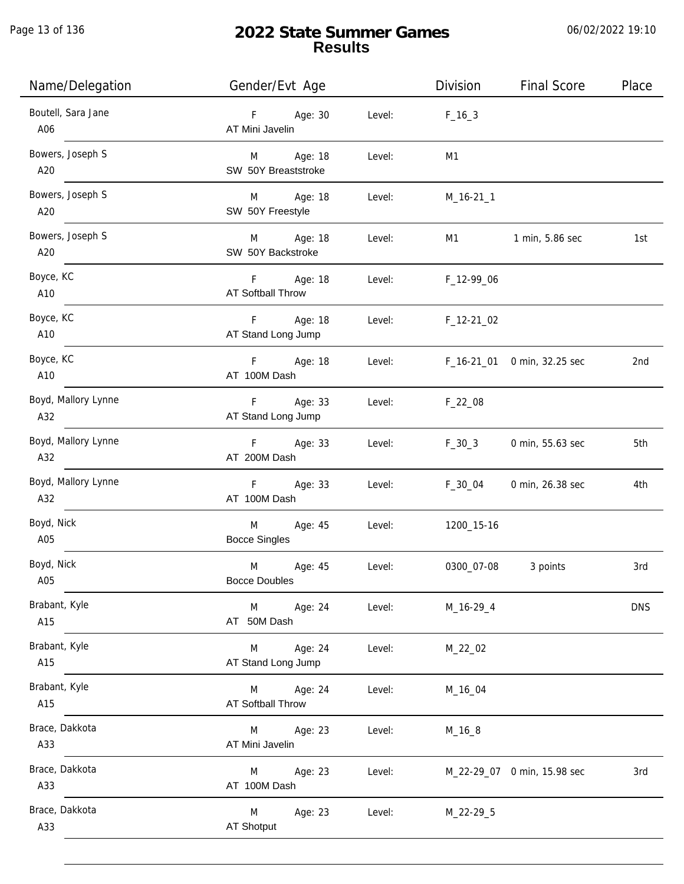# 2022 State Summer Games
## Results

| Name/Delegation | Gender/Evt Age | Level | Division | Final Score | Place |
|---|---|---|---|---|---|
| Boutell, Sara Jane<br>A06 | F Age: 30<br>AT Mini Javelin | Level: | F_16_3 | | |
| Bowers, Joseph S<br>A20 | M Age: 18<br>SW 50Y Breaststroke | Level: | M1 | | |
| Bowers, Joseph S<br>A20 | M Age: 18<br>SW 50Y Freestyle | Level: | M_16-21_1 | | |
| Bowers, Joseph S<br>A20 | M Age: 18<br>SW 50Y Backstroke | Level: | M1 | 1 min, 5.86 sec | 1st |
| Boyce, KC<br>A10 | F Age: 18<br>AT Softball Throw | Level: | F_12-99_06 | | |
| Boyce, KC<br>A10 | F Age: 18<br>AT Stand Long Jump | Level: | F_12-21_02 | | |
| Boyce, KC<br>A10 | F Age: 18<br>AT 100M Dash | Level: | F_16-21_01 | 0 min, 32.25 sec | 2nd |
| Boyd, Mallory Lynne<br>A32 | F Age: 33<br>AT Stand Long Jump | Level: | F_22_08 | | |
| Boyd, Mallory Lynne<br>A32 | F Age: 33<br>AT 200M Dash | Level: | F_30_3 | 0 min, 55.63 sec | 5th |
| Boyd, Mallory Lynne<br>A32 | F Age: 33<br>AT 100M Dash | Level: | F_30_04 | 0 min, 26.38 sec | 4th |
| Boyd, Nick<br>A05 | M Age: 45<br>Bocce Singles | Level: | 1200_15-16 | | |
| Boyd, Nick<br>A05 | M Age: 45<br>Bocce Doubles | Level: | 0300_07-08 | 3 points | 3rd |
| Brabant, Kyle<br>A15 | M Age: 24<br>AT 50M Dash | Level: | M_16-29_4 | | DNS |
| Brabant, Kyle<br>A15 | M Age: 24<br>AT Stand Long Jump | Level: | M_22_02 | | |
| Brabant, Kyle<br>A15 | M Age: 24<br>AT Softball Throw | Level: | M_16_04 | | |
| Brace, Dakkota<br>A33 | M Age: 23<br>AT Mini Javelin | Level: | M_16_8 | | |
| Brace, Dakkota<br>A33 | M Age: 23<br>AT 100M Dash | Level: | M_22-29_07 | 0 min, 15.98 sec | 3rd |
| Brace, Dakkota<br>A33 | M Age: 23<br>AT Shotput | Level: | M_22-29_5 | | |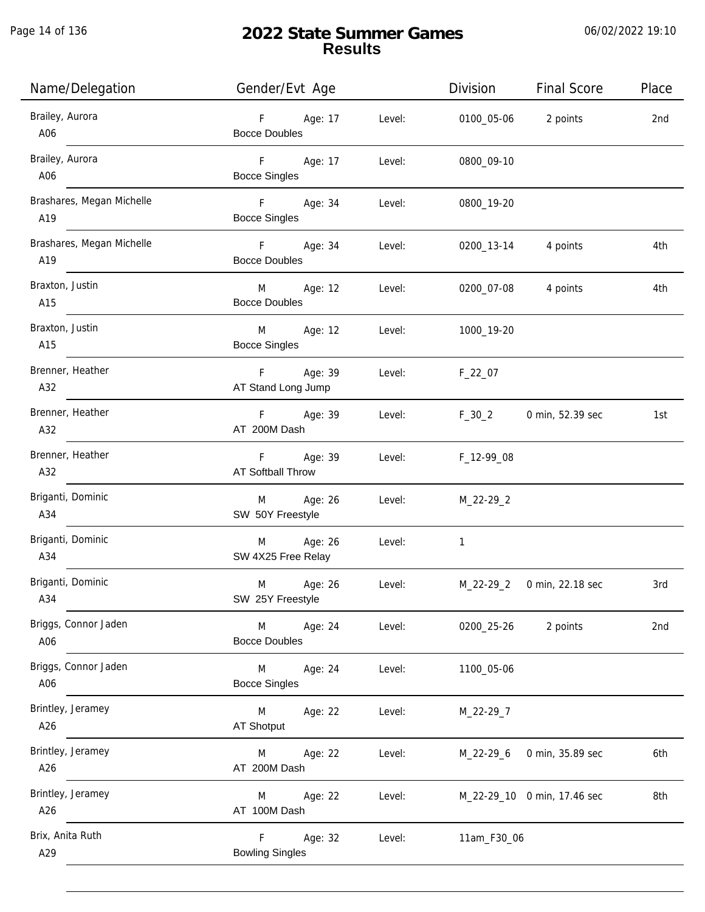# 2022 State Summer Games
## Results

06/02/2022 19:10

| Name/Delegation | Gender/Evt Age | | Level: | Division | Final Score | Place |
|---|---|---|---|---|---|---|
| Brailey, Aurora A06 | F Bocce Doubles | Age: 17 | Level: | 0100_05-06 | 2 points | 2nd |
| Brailey, Aurora A06 | F Bocce Singles | Age: 17 | Level: | 0800_09-10 | | |
| Brashares, Megan Michelle A19 | F Bocce Singles | Age: 34 | Level: | 0800_19-20 | | |
| Brashares, Megan Michelle A19 | F Bocce Doubles | Age: 34 | Level: | 0200_13-14 | 4 points | 4th |
| Braxton, Justin A15 | M Bocce Doubles | Age: 12 | Level: | 0200_07-08 | 4 points | 4th |
| Braxton, Justin A15 | M Bocce Singles | Age: 12 | Level: | 1000_19-20 | | |
| Brenner, Heather A32 | F AT Stand Long Jump | Age: 39 | Level: | F_22_07 | | |
| Brenner, Heather A32 | F AT 200M Dash | Age: 39 | Level: | F_30_2 | 0 min, 52.39 sec | 1st |
| Brenner, Heather A32 | F AT Softball Throw | Age: 39 | Level: | F_12-99_08 | | |
| Briganti, Dominic A34 | M SW 50Y Freestyle | Age: 26 | Level: | M_22-29_2 | | |
| Briganti, Dominic A34 | M SW 4X25 Free Relay | Age: 26 | Level: | 1 | | |
| Briganti, Dominic A34 | M SW 25Y Freestyle | Age: 26 | Level: | M_22-29_2 | 0 min, 22.18 sec | 3rd |
| Briggs, Connor Jaden A06 | M Bocce Doubles | Age: 24 | Level: | 0200_25-26 | 2 points | 2nd |
| Briggs, Connor Jaden A06 | M Bocce Singles | Age: 24 | Level: | 1100_05-06 | | |
| Brintley, Jeramey A26 | M AT Shotput | Age: 22 | Level: | M_22-29_7 | | |
| Brintley, Jeramey A26 | M AT 200M Dash | Age: 22 | Level: | M_22-29_6 | 0 min, 35.89 sec | 6th |
| Brintley, Jeramey A26 | M AT 100M Dash | Age: 22 | Level: | M_22-29_10 | 0 min, 17.46 sec | 8th |
| Brix, Anita Ruth A29 | F Bowling Singles | Age: 32 | Level: | 11am_F30_06 | | |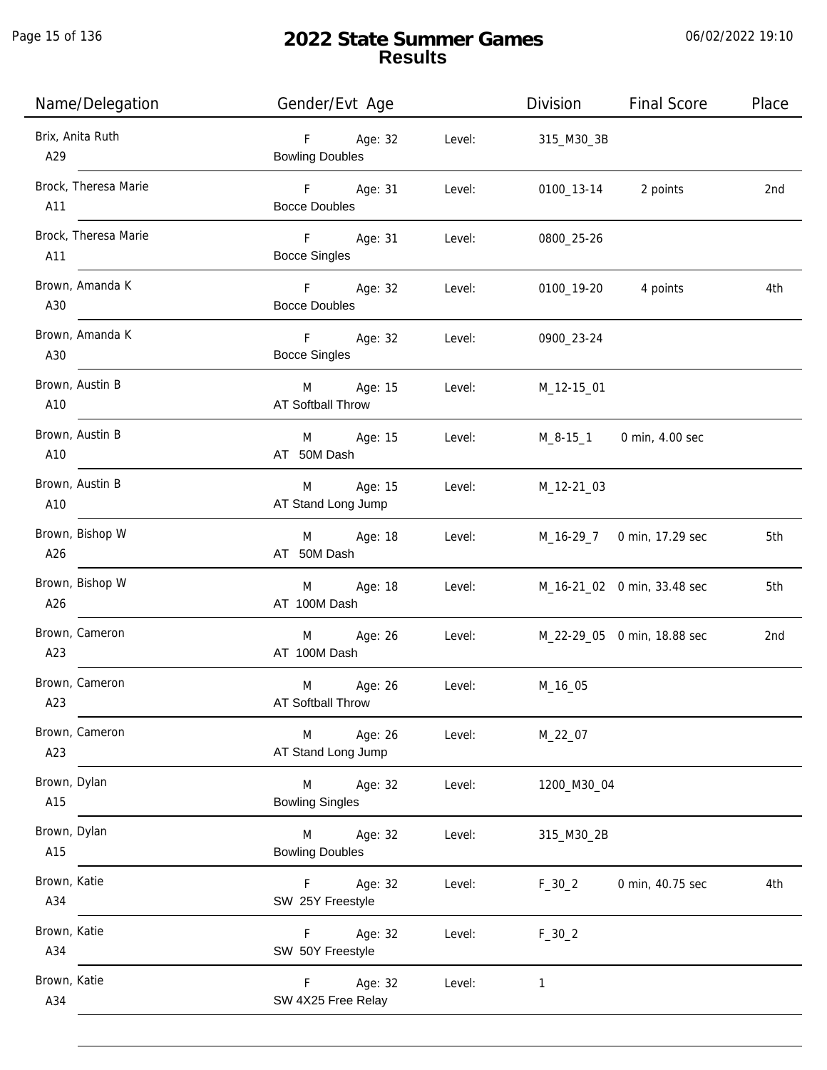# 2022 State Summer Games
## Results

| Name/Delegation | Gender/Evt Age | | Level: | Division | Final Score | Place |
|---|---|---|---|---|---|---|
| Brix, Anita Ruth<br>A29 | F<br>Bowling Doubles | Age: 32 | Level: | 315_M30_3B | | |
| Brock, Theresa Marie<br>A11 | F<br>Bocce Doubles | Age: 31 | Level: | 0100_13-14 | 2 points | 2nd |
| Brock, Theresa Marie<br>A11 | F<br>Bocce Singles | Age: 31 | Level: | 0800_25-26 | | |
| Brown, Amanda K<br>A30 | F<br>Bocce Doubles | Age: 32 | Level: | 0100_19-20 | 4 points | 4th |
| Brown, Amanda K<br>A30 | F<br>Bocce Singles | Age: 32 | Level: | 0900_23-24 | | |
| Brown, Austin B<br>A10 | M<br>AT Softball Throw | Age: 15 | Level: | M_12-15_01 | | |
| Brown, Austin B<br>A10 | M<br>AT 50M Dash | Age: 15 | Level: | M_8-15_1 | 0 min, 4.00 sec | |
| Brown, Austin B<br>A10 | M<br>AT Stand Long Jump | Age: 15 | Level: | M_12-21_03 | | |
| Brown, Bishop W<br>A26 | M<br>AT 50M Dash | Age: 18 | Level: | M_16-29_7 | 0 min, 17.29 sec | 5th |
| Brown, Bishop W<br>A26 | M<br>AT 100M Dash | Age: 18 | Level: | M_16-21_02 | 0 min, 33.48 sec | 5th |
| Brown, Cameron<br>A23 | M<br>AT 100M Dash | Age: 26 | Level: | M_22-29_05 | 0 min, 18.88 sec | 2nd |
| Brown, Cameron<br>A23 | M<br>AT Softball Throw | Age: 26 | Level: | M_16_05 | | |
| Brown, Cameron<br>A23 | M<br>AT Stand Long Jump | Age: 26 | Level: | M_22_07 | | |
| Brown, Dylan<br>A15 | M<br>Bowling Singles | Age: 32 | Level: | 1200_M30_04 | | |
| Brown, Dylan<br>A15 | M<br>Bowling Doubles | Age: 32 | Level: | 315_M30_2B | | |
| Brown, Katie<br>A34 | F<br>SW 25Y Freestyle | Age: 32 | Level: | F_30_2 | 0 min, 40.75 sec | 4th |
| Brown, Katie<br>A34 | F<br>SW 50Y Freestyle | Age: 32 | Level: | F_30_2 | | |
| Brown, Katie<br>A34 | F<br>SW 4X25 Free Relay | Age: 32 | Level: | 1 | | |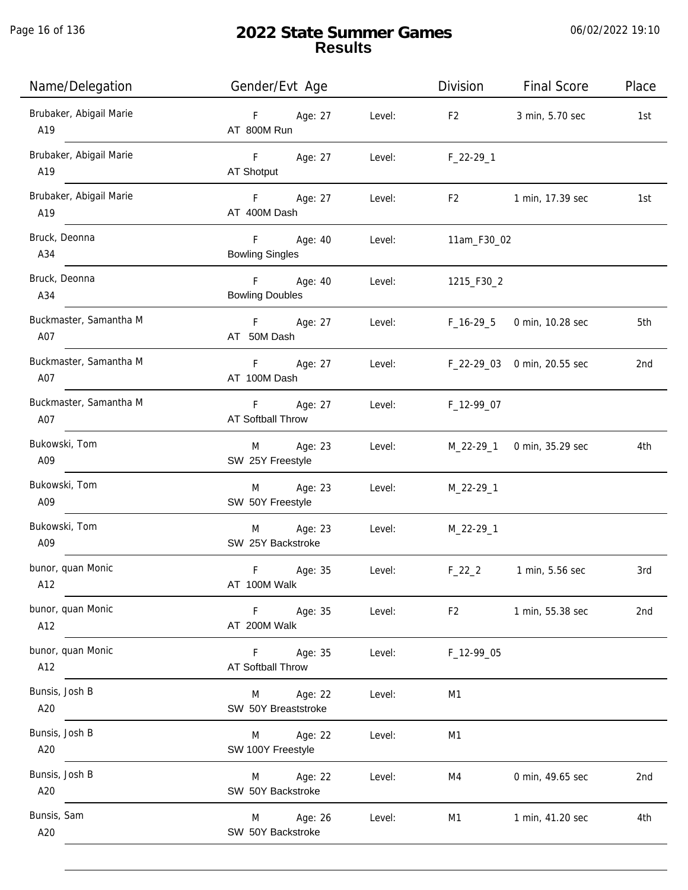# 2022 State Summer Games
## Results

| Name/Delegation | Gender/Evt Age | | Level: | Division | Final Score | Place |
|---|---|---|---|---|---|---|
| Brubaker, Abigail Marie<br>A19 | F<br>AT 800M Run | Age: 27 | Level: | F2 | 3 min, 5.70 sec | 1st |
| Brubaker, Abigail Marie<br>A19 | F<br>AT Shotput | Age: 27 | Level: | F_22-29_1 | | |
| Brubaker, Abigail Marie<br>A19 | F<br>AT 400M Dash | Age: 27 | Level: | F2 | 1 min, 17.39 sec | 1st |
| Bruck, Deonna<br>A34 | F<br>Bowling Singles | Age: 40 | Level: | 11am_F30_02 | | |
| Bruck, Deonna<br>A34 | F<br>Bowling Doubles | Age: 40 | Level: | 1215_F30_2 | | |
| Buckmaster, Samantha M<br>A07 | F<br>AT 50M Dash | Age: 27 | Level: | F_16-29_5 | 0 min, 10.28 sec | 5th |
| Buckmaster, Samantha M<br>A07 | F<br>AT 100M Dash | Age: 27 | Level: | F_22-29_03 | 0 min, 20.55 sec | 2nd |
| Buckmaster, Samantha M<br>A07 | F<br>AT Softball Throw | Age: 27 | Level: | F_12-99_07 | | |
| Bukowski, Tom<br>A09 | M<br>SW 25Y Freestyle | Age: 23 | Level: | M_22-29_1 | 0 min, 35.29 sec | 4th |
| Bukowski, Tom<br>A09 | M<br>SW 50Y Freestyle | Age: 23 | Level: | M_22-29_1 | | |
| Bukowski, Tom<br>A09 | M<br>SW 25Y Backstroke | Age: 23 | Level: | M_22-29_1 | | |
| bunor, quan Monic<br>A12 | F<br>AT 100M Walk | Age: 35 | Level: | F_22_2 | 1 min, 5.56 sec | 3rd |
| bunor, quan Monic<br>A12 | F<br>AT 200M Walk | Age: 35 | Level: | F2 | 1 min, 55.38 sec | 2nd |
| bunor, quan Monic<br>A12 | F<br>AT Softball Throw | Age: 35 | Level: | F_12-99_05 | | |
| Bunsis, Josh B<br>A20 | M<br>SW 50Y Breaststroke | Age: 22 | Level: | M1 | | |
| Bunsis, Josh B<br>A20 | M<br>SW 100Y Freestyle | Age: 22 | Level: | M1 | | |
| Bunsis, Josh B<br>A20 | M<br>SW 50Y Backstroke | Age: 22 | Level: | M4 | 0 min, 49.65 sec | 2nd |
| Bunsis, Sam<br>A20 | M<br>SW 50Y Backstroke | Age: 26 | Level: | M1 | 1 min, 41.20 sec | 4th |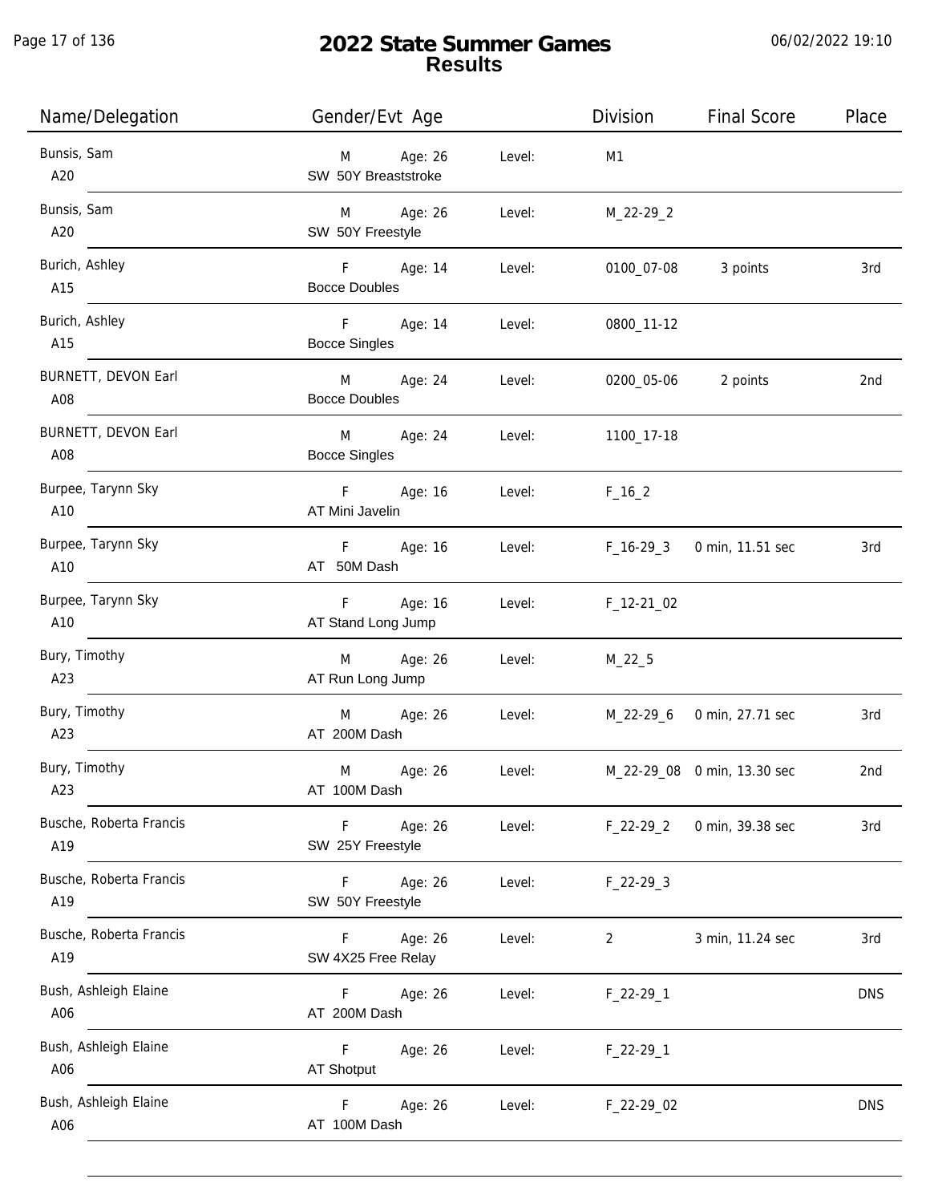# 2022 State Summer Games
## Results

06/02/2022 19:10

| Name/Delegation | Gender/Evt Age | | Division | Final Score | Place |
|---|---|---|---|---|---|
| Bunsis, Sam<br>A20 | M Age: 26<br>SW 50Y Breaststroke | Level: | M1 | | |
| Bunsis, Sam<br>A20 | M Age: 26<br>SW 50Y Freestyle | Level: | M_22-29_2 | | |
| Burich, Ashley<br>A15 | F Age: 14<br>Bocce Doubles | Level: | 0100_07-08 | 3 points | 3rd |
| Burich, Ashley<br>A15 | F Age: 14<br>Bocce Singles | Level: | 0800_11-12 | | |
| BURNETT, DEVON Earl<br>A08 | M Age: 24<br>Bocce Doubles | Level: | 0200_05-06 | 2 points | 2nd |
| BURNETT, DEVON Earl<br>A08 | M Age: 24<br>Bocce Singles | Level: | 1100_17-18 | | |
| Burpee, Tarynn Sky<br>A10 | F Age: 16<br>AT Mini Javelin | Level: | F_16_2 | | |
| Burpee, Tarynn Sky<br>A10 | F Age: 16<br>AT 50M Dash | Level: | F_16-29_3 | 0 min, 11.51 sec | 3rd |
| Burpee, Tarynn Sky<br>A10 | F Age: 16<br>AT Stand Long Jump | Level: | F_12-21_02 | | |
| Bury, Timothy<br>A23 | M Age: 26<br>AT Run Long Jump | Level: | M_22_5 | | |
| Bury, Timothy<br>A23 | M Age: 26<br>AT 200M Dash | Level: | M_22-29_6 | 0 min, 27.71 sec | 3rd |
| Bury, Timothy<br>A23 | M Age: 26<br>AT 100M Dash | Level: | M_22-29_08 | 0 min, 13.30 sec | 2nd |
| Busche, Roberta Francis<br>A19 | F Age: 26<br>SW 25Y Freestyle | Level: | F_22-29_2 | 0 min, 39.38 sec | 3rd |
| Busche, Roberta Francis<br>A19 | F Age: 26<br>SW 50Y Freestyle | Level: | F_22-29_3 | | |
| Busche, Roberta Francis<br>A19 | F Age: 26<br>SW 4X25 Free Relay | Level: | 2 | 3 min, 11.24 sec | 3rd |
| Bush, Ashleigh Elaine<br>A06 | F Age: 26<br>AT 200M Dash | Level: | F_22-29_1 | | DNS |
| Bush, Ashleigh Elaine<br>A06 | F Age: 26<br>AT Shotput | Level: | F_22-29_1 | | |
| Bush, Ashleigh Elaine<br>A06 | F Age: 26<br>AT 100M Dash | Level: | F_22-29_02 | | DNS |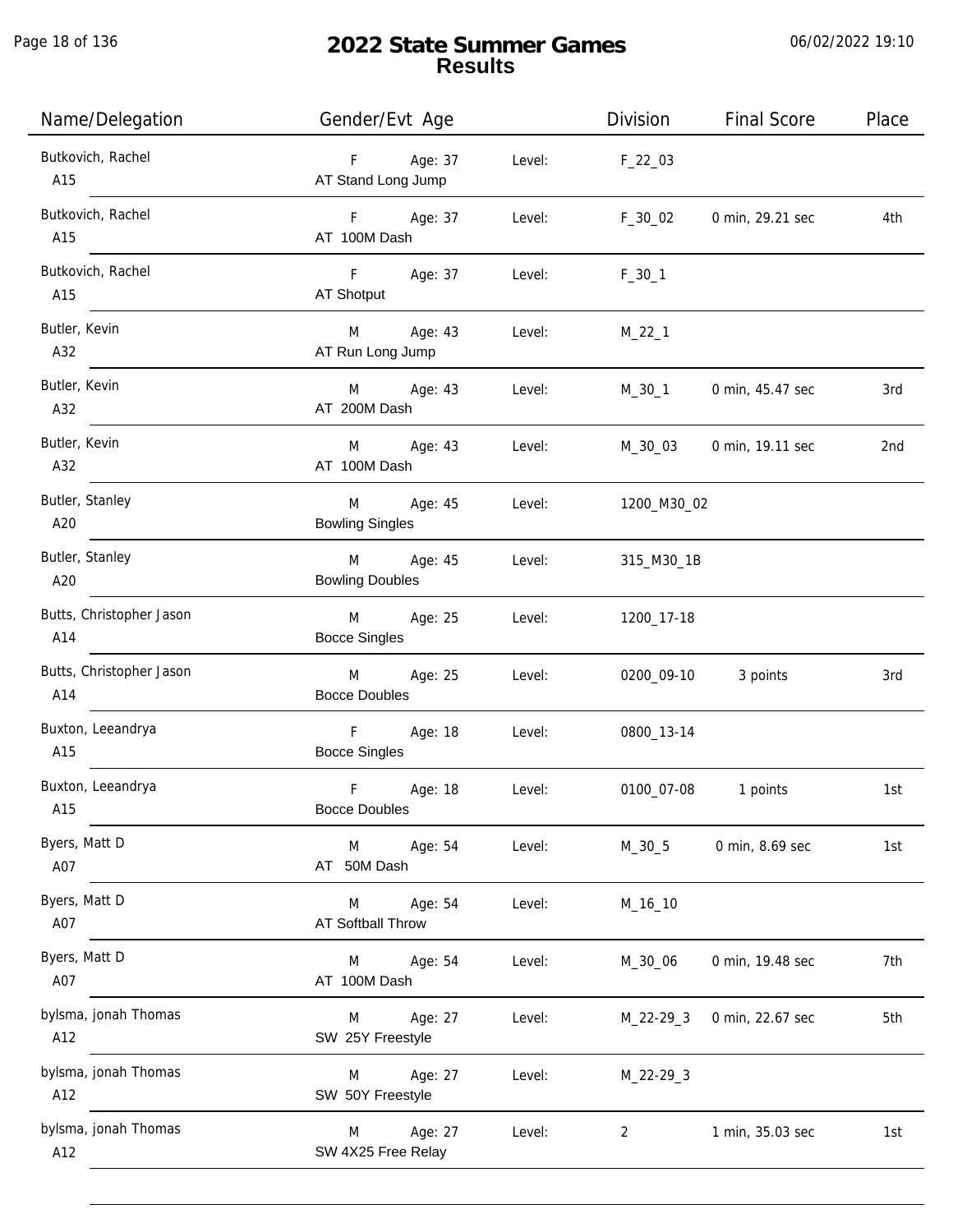# 2022 State Summer Games
## Results

06/02/2022 19:10

| Name/Delegation | Gender/Evt Age | | Level: | Division | Final Score | Place |
|---|---|---|---|---|---|---|
| Butkovich, Rachel<br>A15 | F<br>AT Stand Long Jump | Age: 37 | Level: | F_22_03 | | |
| Butkovich, Rachel<br>A15 | F<br>AT 100M Dash | Age: 37 | Level: | F_30_02 | 0 min, 29.21 sec | 4th |
| Butkovich, Rachel<br>A15 | F<br>AT Shotput | Age: 37 | Level: | F_30_1 | | |
| Butler, Kevin<br>A32 | M<br>AT Run Long Jump | Age: 43 | Level: | M_22_1 | | |
| Butler, Kevin<br>A32 | M<br>AT 200M Dash | Age: 43 | Level: | M_30_1 | 0 min, 45.47 sec | 3rd |
| Butler, Kevin<br>A32 | M<br>AT 100M Dash | Age: 43 | Level: | M_30_03 | 0 min, 19.11 sec | 2nd |
| Butler, Stanley<br>A20 | M<br>Bowling Singles | Age: 45 | Level: | 1200_M30_02 | | |
| Butler, Stanley<br>A20 | M<br>Bowling Doubles | Age: 45 | Level: | 315_M30_1B | | |
| Butts, Christopher Jason<br>A14 | M<br>Bocce Singles | Age: 25 | Level: | 1200_17-18 | | |
| Butts, Christopher Jason<br>A14 | M<br>Bocce Doubles | Age: 25 | Level: | 0200_09-10 | 3 points | 3rd |
| Buxton, Leeandrya<br>A15 | F<br>Bocce Singles | Age: 18 | Level: | 0800_13-14 | | |
| Buxton, Leeandrya<br>A15 | F<br>Bocce Doubles | Age: 18 | Level: | 0100_07-08 | 1 points | 1st |
| Byers, Matt D<br>A07 | M<br>AT 50M Dash | Age: 54 | Level: | M_30_5 | 0 min, 8.69 sec | 1st |
| Byers, Matt D<br>A07 | M<br>AT Softball Throw | Age: 54 | Level: | M_16_10 | | |
| Byers, Matt D<br>A07 | M<br>AT 100M Dash | Age: 54 | Level: | M_30_06 | 0 min, 19.48 sec | 7th |
| bylsma, jonah Thomas<br>A12 | M<br>SW 25Y Freestyle | Age: 27 | Level: | M_22-29_3 | 0 min, 22.67 sec | 5th |
| bylsma, jonah Thomas<br>A12 | M<br>SW 50Y Freestyle | Age: 27 | Level: | M_22-29_3 | | |
| bylsma, jonah Thomas<br>A12 | M<br>SW 4X25 Free Relay | Age: 27 | Level: | 2 | 1 min, 35.03 sec | 1st |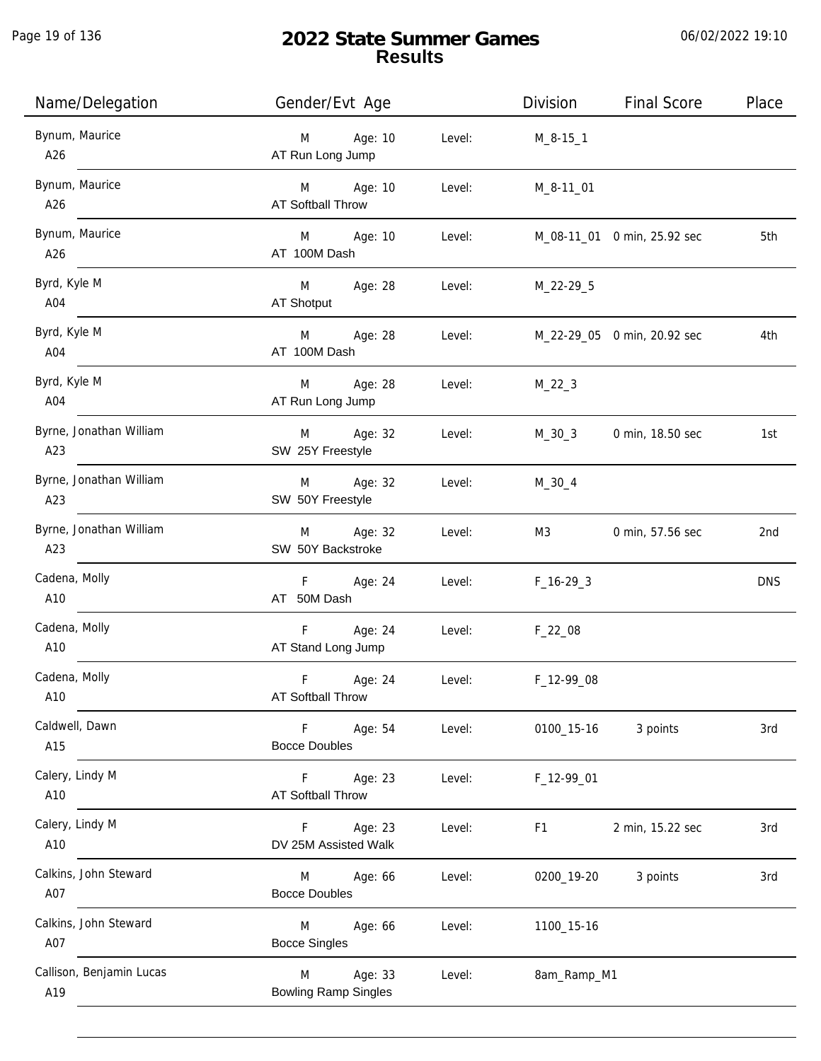# 2022 State Summer Games
## Results

| Name/Delegation | Gender/Evt Age | Level | Division | Final Score | Place |
|---|---|---|---|---|---|
| Bynum, Maurice<br>A26 | M Age: 10<br>AT Run Long Jump | Level: | M_8-15_1 | | |
| Bynum, Maurice<br>A26 | M Age: 10<br>AT Softball Throw | Level: | M_8-11_01 | | |
| Bynum, Maurice<br>A26 | M Age: 10<br>AT 100M Dash | Level: | M_08-11_01 | 0 min, 25.92 sec | 5th |
| Byrd, Kyle M<br>A04 | M Age: 28<br>AT Shotput | Level: | M_22-29_5 | | |
| Byrd, Kyle M<br>A04 | M Age: 28<br>AT 100M Dash | Level: | M_22-29_05 | 0 min, 20.92 sec | 4th |
| Byrd, Kyle M<br>A04 | M Age: 28<br>AT Run Long Jump | Level: | M_22_3 | | |
| Byrne, Jonathan William<br>A23 | M Age: 32<br>SW 25Y Freestyle | Level: | M_30_3 | 0 min, 18.50 sec | 1st |
| Byrne, Jonathan William<br>A23 | M Age: 32<br>SW 50Y Freestyle | Level: | M_30_4 | | |
| Byrne, Jonathan William<br>A23 | M Age: 32<br>SW 50Y Backstroke | Level: | M3 | 0 min, 57.56 sec | 2nd |
| Cadena, Molly<br>A10 | F Age: 24<br>AT 50M Dash | Level: | F_16-29_3 | | DNS |
| Cadena, Molly<br>A10 | F Age: 24<br>AT Stand Long Jump | Level: | F_22_08 | | |
| Cadena, Molly<br>A10 | F Age: 24<br>AT Softball Throw | Level: | F_12-99_08 | | |
| Caldwell, Dawn<br>A15 | F Age: 54<br>Bocce Doubles | Level: | 0100_15-16 | 3 points | 3rd |
| Calery, Lindy M<br>A10 | F Age: 23<br>AT Softball Throw | Level: | F_12-99_01 | | |
| Calery, Lindy M<br>A10 | F Age: 23<br>DV 25M Assisted Walk | Level: | F1 | 2 min, 15.22 sec | 3rd |
| Calkins, John Steward<br>A07 | M Age: 66<br>Bocce Doubles | Level: | 0200_19-20 | 3 points | 3rd |
| Calkins, John Steward<br>A07 | M Age: 66<br>Bocce Singles | Level: | 1100_15-16 | | |
| Callison, Benjamin Lucas<br>A19 | M Age: 33<br>Bowling Ramp Singles | Level: | 8am_Ramp_M1 | | |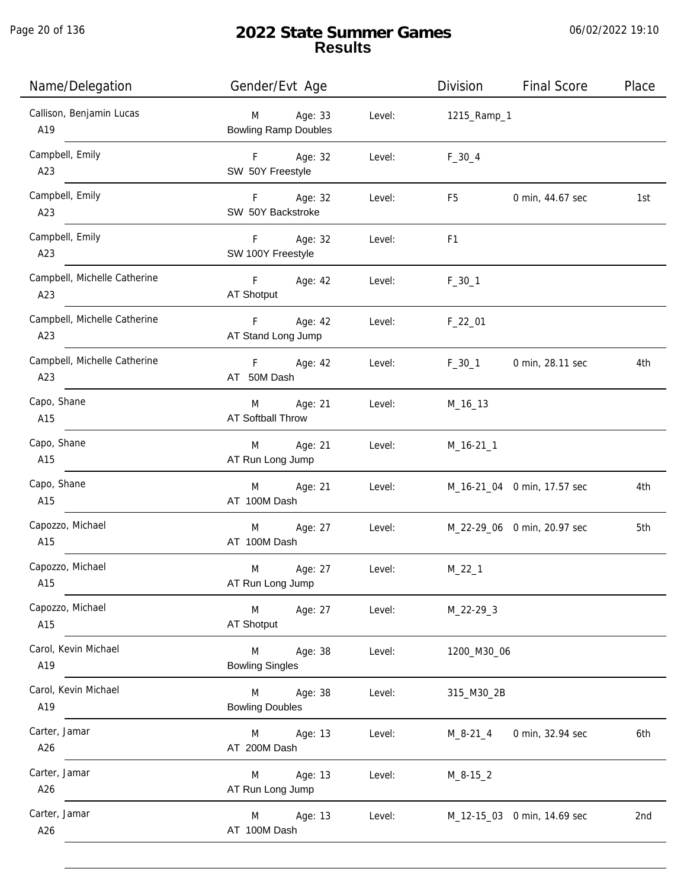# 2022 State Summer Games
## Results

06/02/2022 19:10

| Name/Delegation | Gender/Evt Age | | Division | Final Score | Place |
|---|---|---|---|---|---|
| Callison, Benjamin Lucas<br>A19 | M Age: 33<br>Bowling Ramp Doubles | Level: | 1215_Ramp_1 | | |
| Campbell, Emily<br>A23 | F Age: 32<br>SW 50Y Freestyle | Level: | F_30_4 | | |
| Campbell, Emily<br>A23 | F Age: 32<br>SW 50Y Backstroke | Level: | F5 | 0 min, 44.67 sec | 1st |
| Campbell, Emily<br>A23 | F Age: 32<br>SW 100Y Freestyle | Level: | F1 | | |
| Campbell, Michelle Catherine<br>A23 | F Age: 42<br>AT Shotput | Level: | F_30_1 | | |
| Campbell, Michelle Catherine<br>A23 | F Age: 42<br>AT Stand Long Jump | Level: | F_22_01 | | |
| Campbell, Michelle Catherine<br>A23 | F Age: 42<br>AT 50M Dash | Level: | F_30_1 | 0 min, 28.11 sec | 4th |
| Capo, Shane<br>A15 | M Age: 21<br>AT Softball Throw | Level: | M_16_13 | | |
| Capo, Shane<br>A15 | M Age: 21<br>AT Run Long Jump | Level: | M_16-21_1 | | |
| Capo, Shane<br>A15 | M Age: 21<br>AT 100M Dash | Level: | M_16-21_04 | 0 min, 17.57 sec | 4th |
| Capozzo, Michael<br>A15 | M Age: 27<br>AT 100M Dash | Level: | M_22-29_06 | 0 min, 20.97 sec | 5th |
| Capozzo, Michael<br>A15 | M Age: 27<br>AT Run Long Jump | Level: | M_22_1 | | |
| Capozzo, Michael<br>A15 | M Age: 27<br>AT Shotput | Level: | M_22-29_3 | | |
| Carol, Kevin Michael<br>A19 | M Age: 38<br>Bowling Singles | Level: | 1200_M30_06 | | |
| Carol, Kevin Michael<br>A19 | M Age: 38<br>Bowling Doubles | Level: | 315_M30_2B | | |
| Carter, Jamar<br>A26 | M Age: 13<br>AT 200M Dash | Level: | M_8-21_4 | 0 min, 32.94 sec | 6th |
| Carter, Jamar<br>A26 | M Age: 13<br>AT Run Long Jump | Level: | M_8-15_2 | | |
| Carter, Jamar<br>A26 | M Age: 13<br>AT 100M Dash | Level: | M_12-15_03 | 0 min, 14.69 sec | 2nd |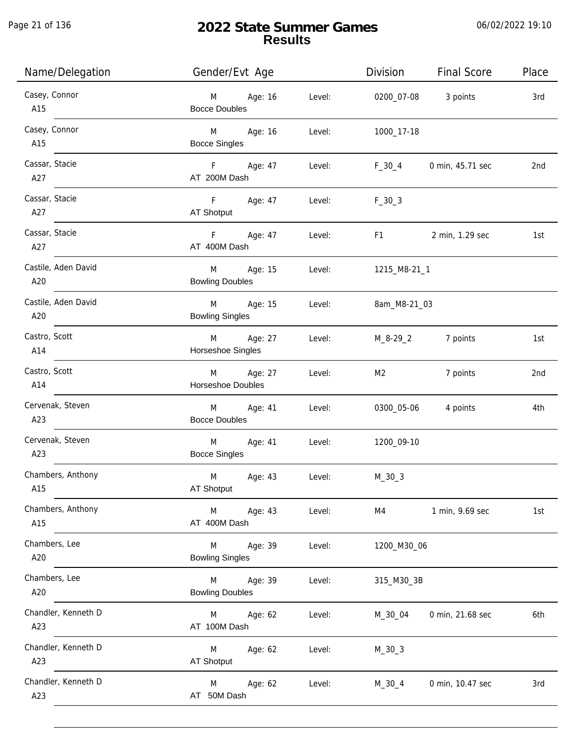# 2022 State Summer Games
## Results

| Name/Delegation | Gender/Evt | Age | Level | Division | Final Score | Place |
|---|---|---|---|---|---|---|
| Casey, Connor<br>A15 | M<br>Bocce Doubles | Age: 16 | Level: | 0200_07-08 | 3 points | 3rd |
| Casey, Connor<br>A15 | M<br>Bocce Singles | Age: 16 | Level: | 1000_17-18 | | |
| Cassar, Stacie<br>A27 | F<br>AT 200M Dash | Age: 47 | Level: | F_30_4 | 0 min, 45.71 sec | 2nd |
| Cassar, Stacie<br>A27 | F<br>AT Shotput | Age: 47 | Level: | F_30_3 | | |
| Cassar, Stacie<br>A27 | F<br>AT 400M Dash | Age: 47 | Level: | F1 | 2 min, 1.29 sec | 1st |
| Castile, Aden David<br>A20 | M<br>Bowling Doubles | Age: 15 | Level: | 1215_M8-21_1 | | |
| Castile, Aden David<br>A20 | M<br>Bowling Singles | Age: 15 | Level: | 8am_M8-21_03 | | |
| Castro, Scott<br>A14 | M<br>Horseshoe Singles | Age: 27 | Level: | M_8-29_2 | 7 points | 1st |
| Castro, Scott<br>A14 | M<br>Horseshoe Doubles | Age: 27 | Level: | M2 | 7 points | 2nd |
| Cervenak, Steven<br>A23 | M<br>Bocce Doubles | Age: 41 | Level: | 0300_05-06 | 4 points | 4th |
| Cervenak, Steven<br>A23 | M<br>Bocce Singles | Age: 41 | Level: | 1200_09-10 | | |
| Chambers, Anthony<br>A15 | M<br>AT Shotput | Age: 43 | Level: | M_30_3 | | |
| Chambers, Anthony<br>A15 | M<br>AT 400M Dash | Age: 43 | Level: | M4 | 1 min, 9.69 sec | 1st |
| Chambers, Lee<br>A20 | M<br>Bowling Singles | Age: 39 | Level: | 1200_M30_06 | | |
| Chambers, Lee<br>A20 | M<br>Bowling Doubles | Age: 39 | Level: | 315_M30_3B | | |
| Chandler, Kenneth D<br>A23 | M<br>AT 100M Dash | Age: 62 | Level: | M_30_04 | 0 min, 21.68 sec | 6th |
| Chandler, Kenneth D<br>A23 | M<br>AT Shotput | Age: 62 | Level: | M_30_3 | | |
| Chandler, Kenneth D<br>A23 | M<br>AT 50M Dash | Age: 62 | Level: | M_30_4 | 0 min, 10.47 sec | 3rd |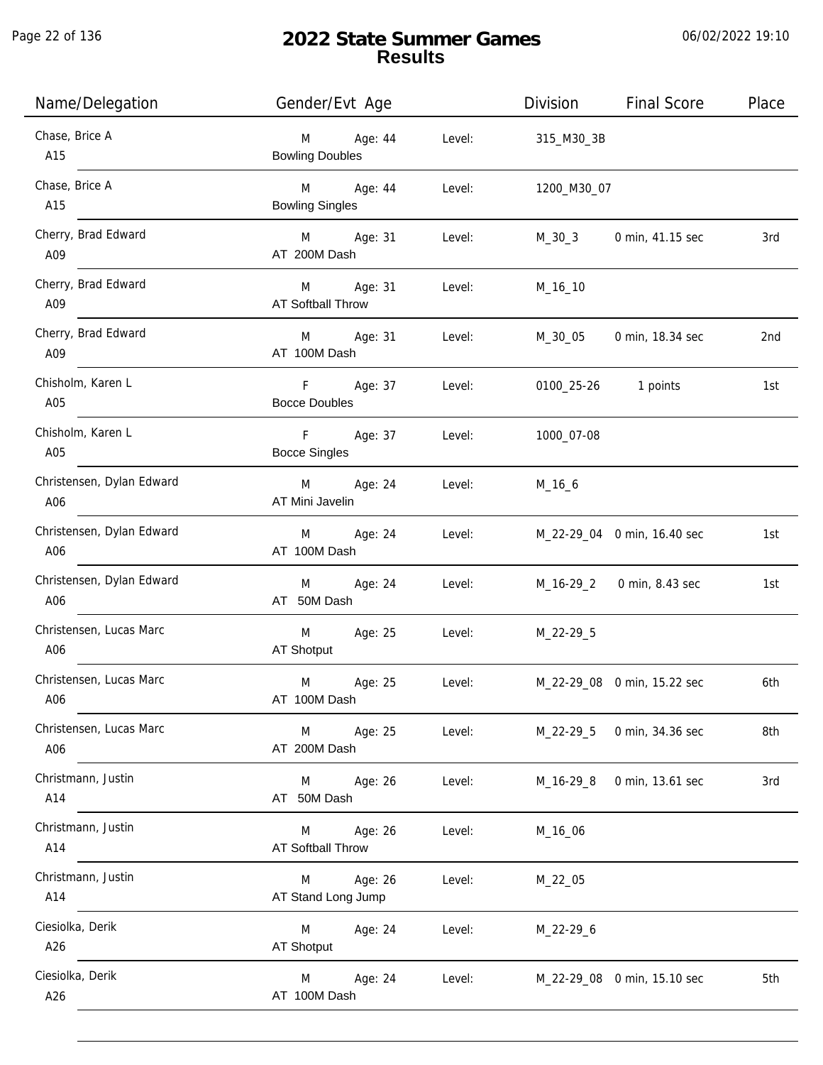# 2022 State Summer Games
## Results

06/02/2022 19:10

| Name/Delegation | Gender/Evt Age | | Level: | Division | Final Score | Place |
|---|---|---|---|---|---|---|
| Chase, Brice A<br>A15 | M<br>Bowling Doubles | Age: 44 | Level: | 315_M30_3B | | |
| Chase, Brice A<br>A15 | M<br>Bowling Singles | Age: 44 | Level: | 1200_M30_07 | | |
| Cherry, Brad Edward<br>A09 | M<br>AT 200M Dash | Age: 31 | Level: | M_30_3 | 0 min, 41.15 sec | 3rd |
| Cherry, Brad Edward<br>A09 | M<br>AT Softball Throw | Age: 31 | Level: | M_16_10 | | |
| Cherry, Brad Edward<br>A09 | M<br>AT 100M Dash | Age: 31 | Level: | M_30_05 | 0 min, 18.34 sec | 2nd |
| Chisholm, Karen L<br>A05 | F<br>Bocce Doubles | Age: 37 | Level: | 0100_25-26 | 1 points | 1st |
| Chisholm, Karen L<br>A05 | F<br>Bocce Singles | Age: 37 | Level: | 1000_07-08 | | |
| Christensen, Dylan Edward<br>A06 | M<br>AT Mini Javelin | Age: 24 | Level: | M_16_6 | | |
| Christensen, Dylan Edward<br>A06 | M<br>AT 100M Dash | Age: 24 | Level: | M_22-29_04 | 0 min, 16.40 sec | 1st |
| Christensen, Dylan Edward<br>A06 | M<br>AT 50M Dash | Age: 24 | Level: | M_16-29_2 | 0 min, 8.43 sec | 1st |
| Christensen, Lucas Marc<br>A06 | M<br>AT Shotput | Age: 25 | Level: | M_22-29_5 | | |
| Christensen, Lucas Marc<br>A06 | M<br>AT 100M Dash | Age: 25 | Level: | M_22-29_08 | 0 min, 15.22 sec | 6th |
| Christensen, Lucas Marc<br>A06 | M<br>AT 200M Dash | Age: 25 | Level: | M_22-29_5 | 0 min, 34.36 sec | 8th |
| Christmann, Justin<br>A14 | M<br>AT 50M Dash | Age: 26 | Level: | M_16-29_8 | 0 min, 13.61 sec | 3rd |
| Christmann, Justin<br>A14 | M<br>AT Softball Throw | Age: 26 | Level: | M_16_06 | | |
| Christmann, Justin<br>A14 | M<br>AT Stand Long Jump | Age: 26 | Level: | M_22_05 | | |
| Ciesiolka, Derik<br>A26 | M<br>AT Shotput | Age: 24 | Level: | M_22-29_6 | | |
| Ciesiolka, Derik<br>A26 | M<br>AT 100M Dash | Age: 24 | Level: | M_22-29_08 | 0 min, 15.10 sec | 5th |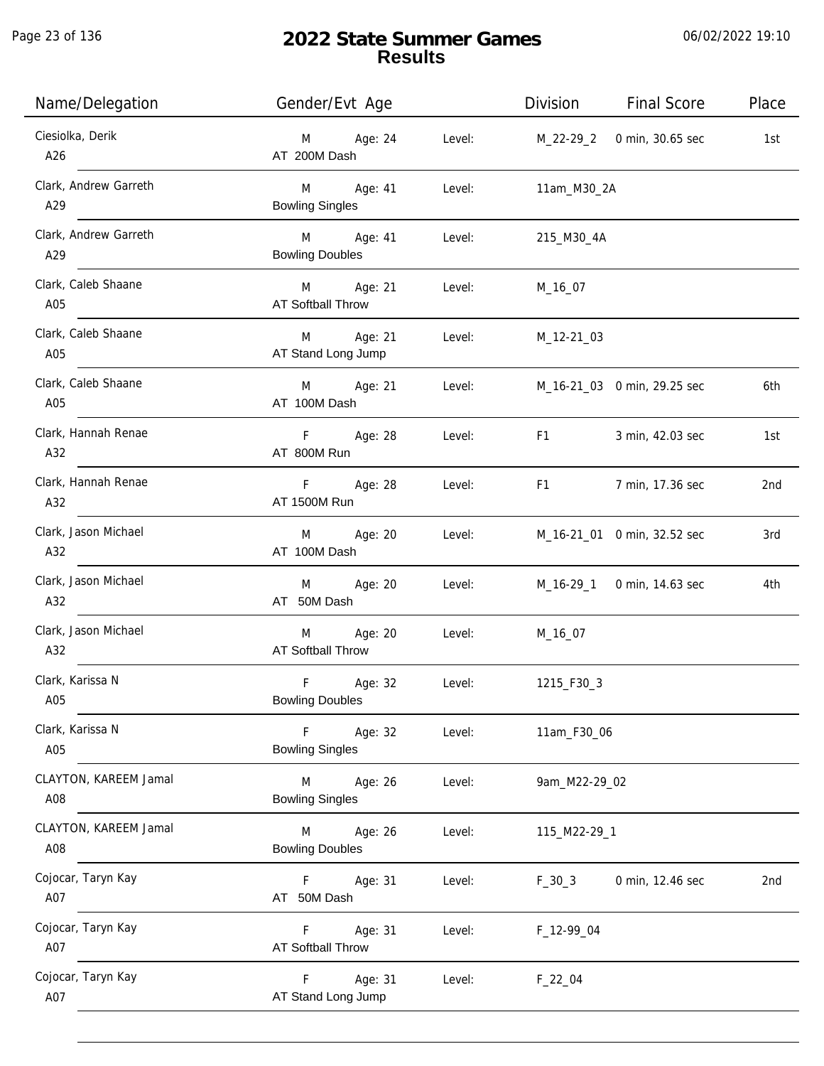# 2022 State Summer Games
## Results

| Name/Delegation | Gender/Evt Age | | Level: | Division | Final Score | Place |
|---|---|---|---|---|---|---|
| Ciesiolka, Derik<br>A26 | M<br>AT 200M Dash | Age: 24 | Level: | M_22-29_2 | 0 min, 30.65 sec | 1st |
| Clark, Andrew Garreth<br>A29 | M<br>Bowling Singles | Age: 41 | Level: | 11am_M30_2A | | |
| Clark, Andrew Garreth<br>A29 | M<br>Bowling Doubles | Age: 41 | Level: | 215_M30_4A | | |
| Clark, Caleb Shaane<br>A05 | M<br>AT Softball Throw | Age: 21 | Level: | M_16_07 | | |
| Clark, Caleb Shaane<br>A05 | M<br>AT Stand Long Jump | Age: 21 | Level: | M_12-21_03 | | |
| Clark, Caleb Shaane<br>A05 | M<br>AT 100M Dash | Age: 21 | Level: | M_16-21_03 | 0 min, 29.25 sec | 6th |
| Clark, Hannah Renae<br>A32 | F<br>AT 800M Run | Age: 28 | Level: | F1 | 3 min, 42.03 sec | 1st |
| Clark, Hannah Renae<br>A32 | F<br>AT 1500M Run | Age: 28 | Level: | F1 | 7 min, 17.36 sec | 2nd |
| Clark, Jason Michael<br>A32 | M<br>AT 100M Dash | Age: 20 | Level: | M_16-21_01 | 0 min, 32.52 sec | 3rd |
| Clark, Jason Michael<br>A32 | M<br>AT 50M Dash | Age: 20 | Level: | M_16-29_1 | 0 min, 14.63 sec | 4th |
| Clark, Jason Michael<br>A32 | M<br>AT Softball Throw | Age: 20 | Level: | M_16_07 | | |
| Clark, Karissa N<br>A05 | F<br>Bowling Doubles | Age: 32 | Level: | 1215_F30_3 | | |
| Clark, Karissa N<br>A05 | F<br>Bowling Singles | Age: 32 | Level: | 11am_F30_06 | | |
| CLAYTON, KAREEM Jamal<br>A08 | M<br>Bowling Singles | Age: 26 | Level: | 9am_M22-29_02 | | |
| CLAYTON, KAREEM Jamal<br>A08 | M<br>Bowling Doubles | Age: 26 | Level: | 115_M22-29_1 | | |
| Cojocar, Taryn Kay<br>A07 | F<br>AT 50M Dash | Age: 31 | Level: | F_30_3 | 0 min, 12.46 sec | 2nd |
| Cojocar, Taryn Kay<br>A07 | F<br>AT Softball Throw | Age: 31 | Level: | F_12-99_04 | | |
| Cojocar, Taryn Kay<br>A07 | F<br>AT Stand Long Jump | Age: 31 | Level: | F_22_04 | | |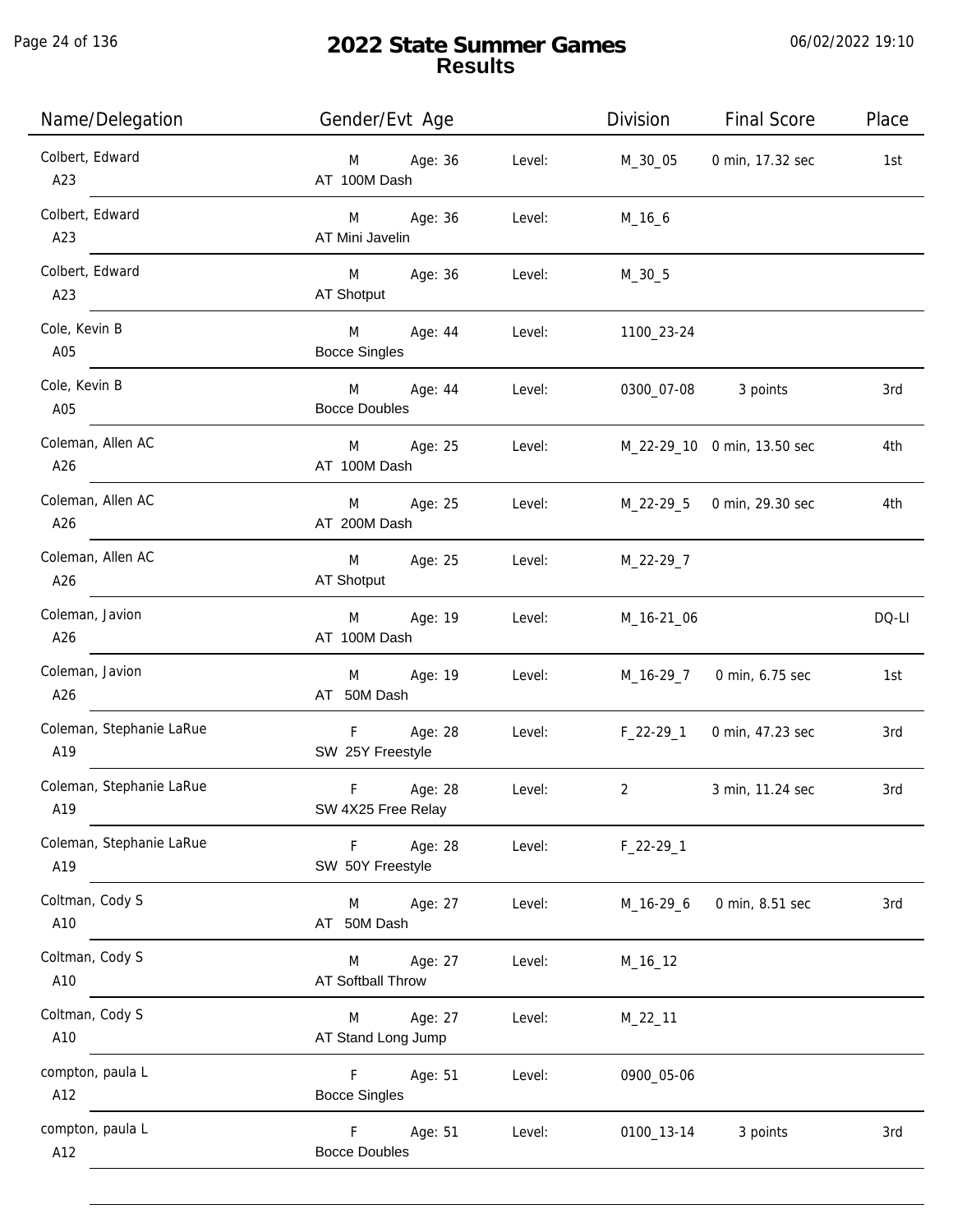# 2022 State Summer Games
## Results

| Name/Delegation | Gender/Evt Age | | Level: | Division | Final Score | Place |
|---|---|---|---|---|---|---|
| Colbert, Edward A23 | M AT 100M Dash | Age: 36 | Level: | M_30_05 | 0 min, 17.32 sec | 1st |
| Colbert, Edward A23 | M AT Mini Javelin | Age: 36 | Level: | M_16_6 | | |
| Colbert, Edward A23 | M AT Shotput | Age: 36 | Level: | M_30_5 | | |
| Cole, Kevin B A05 | M Bocce Singles | Age: 44 | Level: | 1100_23-24 | | |
| Cole, Kevin B A05 | M Bocce Doubles | Age: 44 | Level: | 0300_07-08 | 3 points | 3rd |
| Coleman, Allen AC A26 | M AT 100M Dash | Age: 25 | Level: | M_22-29_10 | 0 min, 13.50 sec | 4th |
| Coleman, Allen AC A26 | M AT 200M Dash | Age: 25 | Level: | M_22-29_5 | 0 min, 29.30 sec | 4th |
| Coleman, Allen AC A26 | M AT Shotput | Age: 25 | Level: | M_22-29_7 | | |
| Coleman, Javion A26 | M AT 100M Dash | Age: 19 | Level: | M_16-21_06 | | DQ-LI |
| Coleman, Javion A26 | M AT 50M Dash | Age: 19 | Level: | M_16-29_7 | 0 min, 6.75 sec | 1st |
| Coleman, Stephanie LaRue A19 | F SW 25Y Freestyle | Age: 28 | Level: | F_22-29_1 | 0 min, 47.23 sec | 3rd |
| Coleman, Stephanie LaRue A19 | F SW 4X25 Free Relay | Age: 28 | Level: | 2 | 3 min, 11.24 sec | 3rd |
| Coleman, Stephanie LaRue A19 | F SW 50Y Freestyle | Age: 28 | Level: | F_22-29_1 | | |
| Coltman, Cody S A10 | M AT 50M Dash | Age: 27 | Level: | M_16-29_6 | 0 min, 8.51 sec | 3rd |
| Coltman, Cody S A10 | M AT Softball Throw | Age: 27 | Level: | M_16_12 | | |
| Coltman, Cody S A10 | M AT Stand Long Jump | Age: 27 | Level: | M_22_11 | | |
| compton, paula L A12 | F Bocce Singles | Age: 51 | Level: | 0900_05-06 | | |
| compton, paula L A12 | F Bocce Doubles | Age: 51 | Level: | 0100_13-14 | 3 points | 3rd |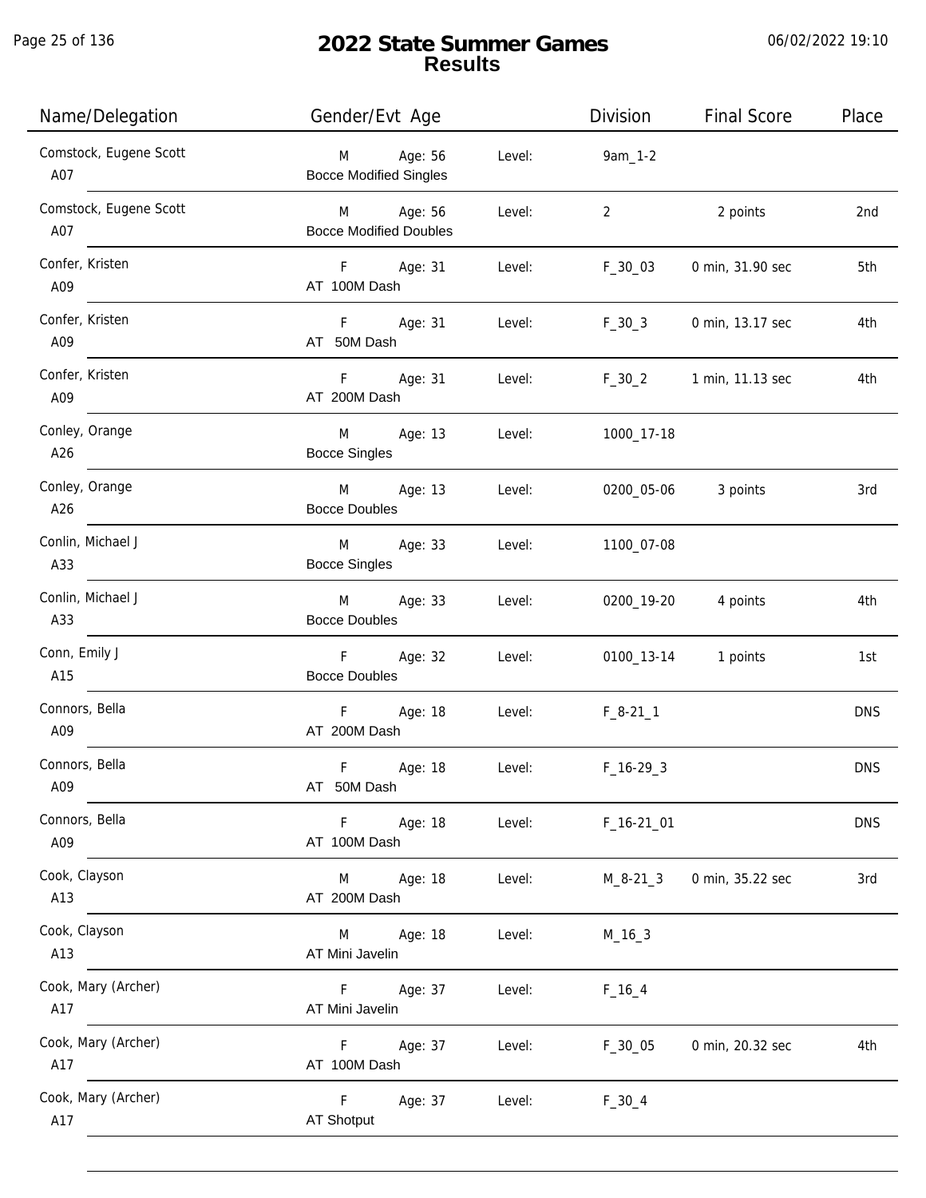# 2022 State Summer Games
## Results

06/02/2022 19:10

| Name/Delegation | Gender/Evt Age | | Division | Final Score | Place |
|---|---|---|---|---|---|
| Comstock, Eugene Scott<br>A07 | M Age: 56<br>Bocce Modified Singles | Level: | 9am_1-2 | | |
| Comstock, Eugene Scott<br>A07 | M Age: 56<br>Bocce Modified Doubles | Level: | 2 | 2 points | 2nd |
| Confer, Kristen<br>A09 | F Age: 31<br>AT 100M Dash | Level: | F_30_03 | 0 min, 31.90 sec | 5th |
| Confer, Kristen<br>A09 | F Age: 31<br>AT 50M Dash | Level: | F_30_3 | 0 min, 13.17 sec | 4th |
| Confer, Kristen<br>A09 | F Age: 31<br>AT 200M Dash | Level: | F_30_2 | 1 min, 11.13 sec | 4th |
| Conley, Orange<br>A26 | M Age: 13<br>Bocce Singles | Level: | 1000_17-18 | | |
| Conley, Orange<br>A26 | M Age: 13<br>Bocce Doubles | Level: | 0200_05-06 | 3 points | 3rd |
| Conlin, Michael J<br>A33 | M Age: 33<br>Bocce Singles | Level: | 1100_07-08 | | |
| Conlin, Michael J<br>A33 | M Age: 33<br>Bocce Doubles | Level: | 0200_19-20 | 4 points | 4th |
| Conn, Emily J<br>A15 | F Age: 32<br>Bocce Doubles | Level: | 0100_13-14 | 1 points | 1st |
| Connors, Bella<br>A09 | F Age: 18<br>AT 200M Dash | Level: | F_8-21_1 | | DNS |
| Connors, Bella<br>A09 | F Age: 18<br>AT 50M Dash | Level: | F_16-29_3 | | DNS |
| Connors, Bella<br>A09 | F Age: 18<br>AT 100M Dash | Level: | F_16-21_01 | | DNS |
| Cook, Clayson<br>A13 | M Age: 18<br>AT 200M Dash | Level: | M_8-21_3 | 0 min, 35.22 sec | 3rd |
| Cook, Clayson<br>A13 | M Age: 18<br>AT Mini Javelin | Level: | M_16_3 | | |
| Cook, Mary (Archer)<br>A17 | F Age: 37<br>AT Mini Javelin | Level: | F_16_4 | | |
| Cook, Mary (Archer)<br>A17 | F Age: 37<br>AT 100M Dash | Level: | F_30_05 | 0 min, 20.32 sec | 4th |
| Cook, Mary (Archer)<br>A17 | F Age: 37<br>AT Shotput | Level: | F_30_4 | | |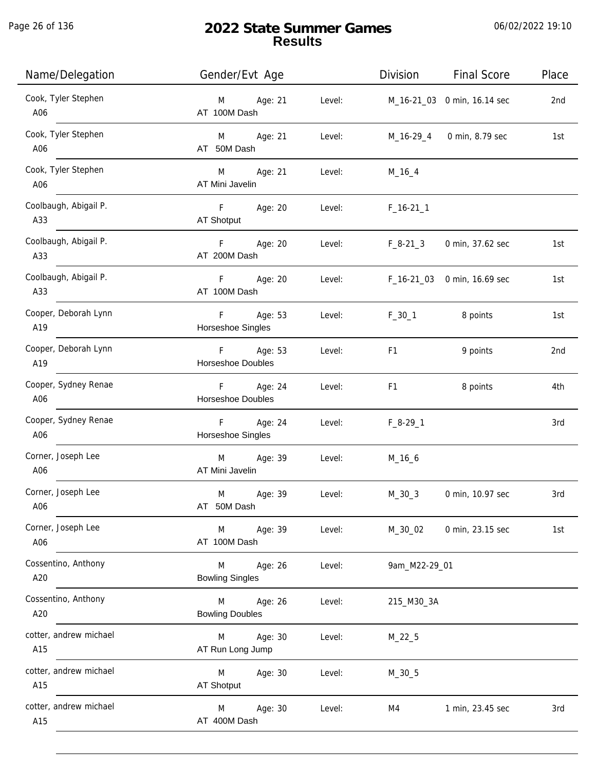# 2022 State Summer Games
## Results

| Name/Delegation | Gender/Evt Age | | Level: | Division | Final Score | Place |
|---|---|---|---|---|---|---|
| Cook, Tyler Stephen<br>A06 | M<br>AT 100M Dash | Age: 21 | Level: | M_16-21_03 | 0 min, 16.14 sec | 2nd |
| Cook, Tyler Stephen<br>A06 | M<br>AT 50M Dash | Age: 21 | Level: | M_16-29_4 | 0 min, 8.79 sec | 1st |
| Cook, Tyler Stephen<br>A06 | M<br>AT Mini Javelin | Age: 21 | Level: | M_16_4 | | |
| Coolbaugh, Abigail P.<br>A33 | F<br>AT Shotput | Age: 20 | Level: | F_16-21_1 | | |
| Coolbaugh, Abigail P.<br>A33 | F<br>AT 200M Dash | Age: 20 | Level: | F_8-21_3 | 0 min, 37.62 sec | 1st |
| Coolbaugh, Abigail P.<br>A33 | F<br>AT 100M Dash | Age: 20 | Level: | F_16-21_03 | 0 min, 16.69 sec | 1st |
| Cooper, Deborah Lynn<br>A19 | F<br>Horseshoe Singles | Age: 53 | Level: | F_30_1 | 8 points | 1st |
| Cooper, Deborah Lynn<br>A19 | F<br>Horseshoe Doubles | Age: 53 | Level: | F1 | 9 points | 2nd |
| Cooper, Sydney Renae<br>A06 | F<br>Horseshoe Doubles | Age: 24 | Level: | F1 | 8 points | 4th |
| Cooper, Sydney Renae<br>A06 | F<br>Horseshoe Singles | Age: 24 | Level: | F_8-29_1 | | 3rd |
| Corner, Joseph Lee<br>A06 | M<br>AT Mini Javelin | Age: 39 | Level: | M_16_6 | | |
| Corner, Joseph Lee<br>A06 | M<br>AT 50M Dash | Age: 39 | Level: | M_30_3 | 0 min, 10.97 sec | 3rd |
| Corner, Joseph Lee<br>A06 | M<br>AT 100M Dash | Age: 39 | Level: | M_30_02 | 0 min, 23.15 sec | 1st |
| Cossentino, Anthony<br>A20 | M<br>Bowling Singles | Age: 26 | Level: | 9am_M22-29_01 | | |
| Cossentino, Anthony<br>A20 | M<br>Bowling Doubles | Age: 26 | Level: | 215_M30_3A | | |
| cotter, andrew michael<br>A15 | M<br>AT Run Long Jump | Age: 30 | Level: | M_22_5 | | |
| cotter, andrew michael<br>A15 | M<br>AT Shotput | Age: 30 | Level: | M_30_5 | | |
| cotter, andrew michael<br>A15 | M<br>AT 400M Dash | Age: 30 | Level: | M4 | 1 min, 23.45 sec | 3rd |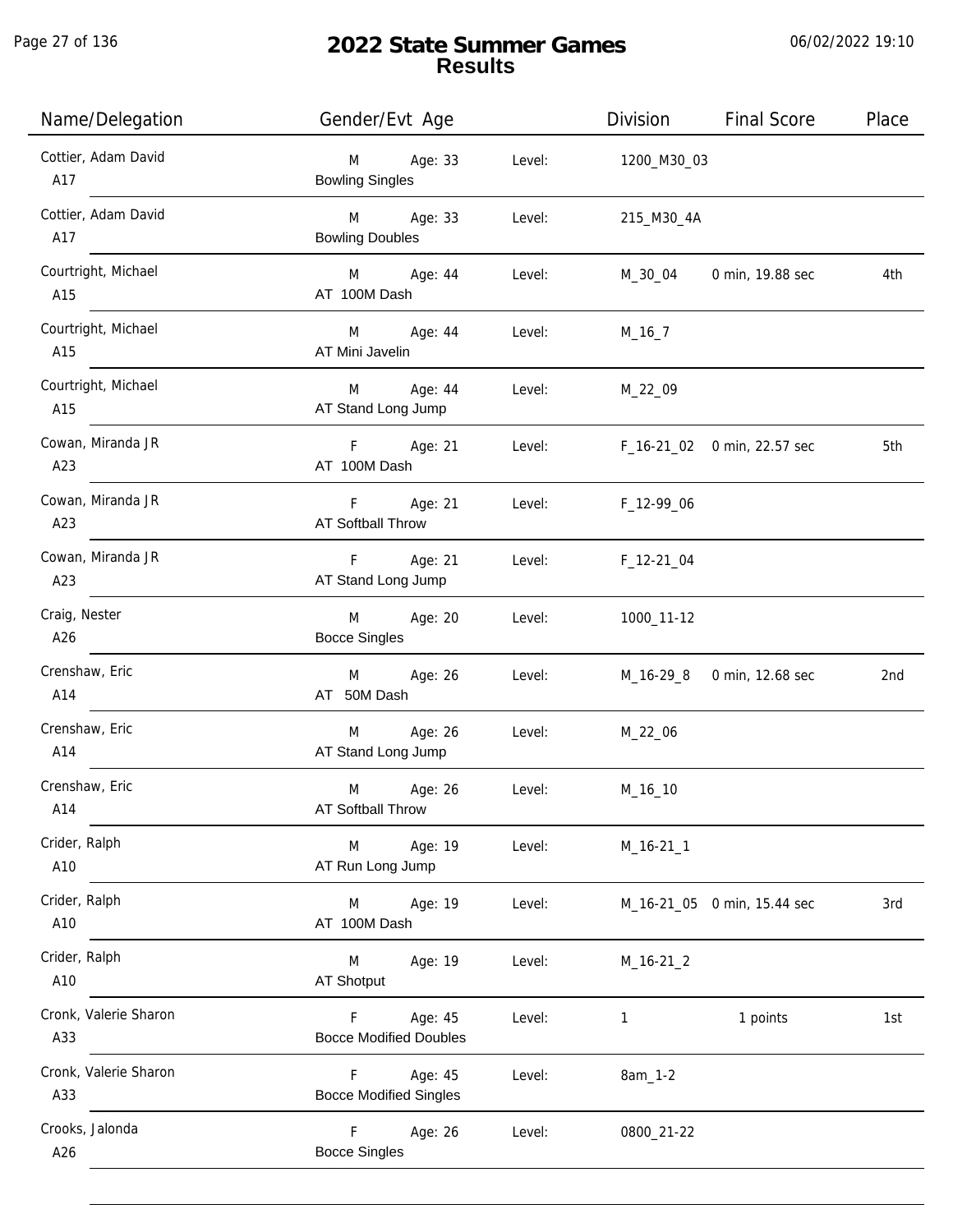# 2022 State Summer Games
## Results

| Name/Delegation | Gender/Evt Age | | Level: | Division | Final Score | Place |
|---|---|---|---|---|---|---|
| Cottier, Adam David A17 | M Bowling Singles | Age: 33 | Level: | 1200_M30_03 | | |
| Cottier, Adam David A17 | M Bowling Doubles | Age: 33 | Level: | 215_M30_4A | | |
| Courtright, Michael A15 | M AT 100M Dash | Age: 44 | Level: | M_30_04 | 0 min, 19.88 sec | 4th |
| Courtright, Michael A15 | M AT Mini Javelin | Age: 44 | Level: | M_16_7 | | |
| Courtright, Michael A15 | M AT Stand Long Jump | Age: 44 | Level: | M_22_09 | | |
| Cowan, Miranda JR A23 | F AT 100M Dash | Age: 21 | Level: | F_16-21_02 | 0 min, 22.57 sec | 5th |
| Cowan, Miranda JR A23 | F AT Softball Throw | Age: 21 | Level: | F_12-99_06 | | |
| Cowan, Miranda JR A23 | F AT Stand Long Jump | Age: 21 | Level: | F_12-21_04 | | |
| Craig, Nester A26 | M Bocce Singles | Age: 20 | Level: | 1000_11-12 | | |
| Crenshaw, Eric A14 | M AT 50M Dash | Age: 26 | Level: | M_16-29_8 | 0 min, 12.68 sec | 2nd |
| Crenshaw, Eric A14 | M AT Stand Long Jump | Age: 26 | Level: | M_22_06 | | |
| Crenshaw, Eric A14 | M AT Softball Throw | Age: 26 | Level: | M_16_10 | | |
| Crider, Ralph A10 | M AT Run Long Jump | Age: 19 | Level: | M_16-21_1 | | |
| Crider, Ralph A10 | M AT 100M Dash | Age: 19 | Level: | M_16-21_05 | 0 min, 15.44 sec | 3rd |
| Crider, Ralph A10 | M AT Shotput | Age: 19 | Level: | M_16-21_2 | | |
| Cronk, Valerie Sharon A33 | F Bocce Modified Doubles | Age: 45 | Level: | 1 | 1 points | 1st |
| Cronk, Valerie Sharon A33 | F Bocce Modified Singles | Age: 45 | Level: | 8am_1-2 | | |
| Crooks, Jalonda A26 | F Bocce Singles | Age: 26 | Level: | 0800_21-22 | | |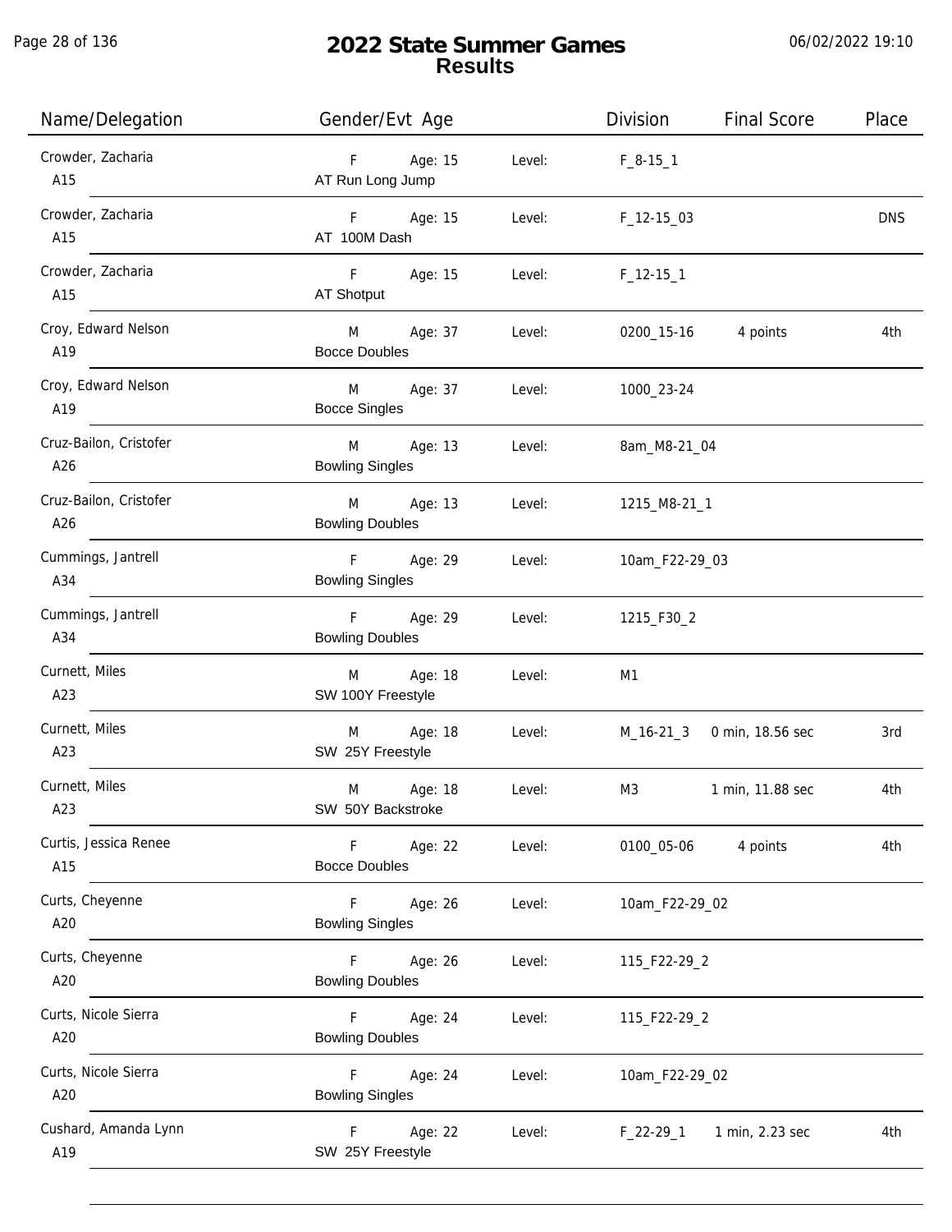# 2022 State Summer Games
## Results

| Name/Delegation | Gender/Evt Age | | Level: | Division | Final Score | Place |
|---|---|---|---|---|---|---|
| Crowder, Zacharia A15 | F AT Run Long Jump | Age: 15 | Level: | F_8-15_1 | | |
| Crowder, Zacharia A15 | F AT 100M Dash | Age: 15 | Level: | F_12-15_03 | | DNS |
| Crowder, Zacharia A15 | F AT Shotput | Age: 15 | Level: | F_12-15_1 | | |
| Croy, Edward Nelson A19 | M Bocce Doubles | Age: 37 | Level: | 0200_15-16 | 4 points | 4th |
| Croy, Edward Nelson A19 | M Bocce Singles | Age: 37 | Level: | 1000_23-24 | | |
| Cruz-Bailon, Cristofer A26 | M Bowling Singles | Age: 13 | Level: | 8am_M8-21_04 | | |
| Cruz-Bailon, Cristofer A26 | M Bowling Doubles | Age: 13 | Level: | 1215_M8-21_1 | | |
| Cummings, Jantrell A34 | F Bowling Singles | Age: 29 | Level: | 10am_F22-29_03 | | |
| Cummings, Jantrell A34 | F Bowling Doubles | Age: 29 | Level: | 1215_F30_2 | | |
| Curnett, Miles A23 | M SW 100Y Freestyle | Age: 18 | Level: | M1 | | |
| Curnett, Miles A23 | M SW 25Y Freestyle | Age: 18 | Level: | M_16-21_3 | 0 min, 18.56 sec | 3rd |
| Curnett, Miles A23 | M SW 50Y Backstroke | Age: 18 | Level: | M3 | 1 min, 11.88 sec | 4th |
| Curtis, Jessica Renee A15 | F Bocce Doubles | Age: 22 | Level: | 0100_05-06 | 4 points | 4th |
| Curts, Cheyenne A20 | F Bowling Singles | Age: 26 | Level: | 10am_F22-29_02 | | |
| Curts, Cheyenne A20 | F Bowling Doubles | Age: 26 | Level: | 115_F22-29_2 | | |
| Curts, Nicole Sierra A20 | F Bowling Doubles | Age: 24 | Level: | 115_F22-29_2 | | |
| Curts, Nicole Sierra A20 | F Bowling Singles | Age: 24 | Level: | 10am_F22-29_02 | | |
| Cushard, Amanda Lynn A19 | F SW 25Y Freestyle | Age: 22 | Level: | F_22-29_1 | 1 min, 2.23 sec | 4th |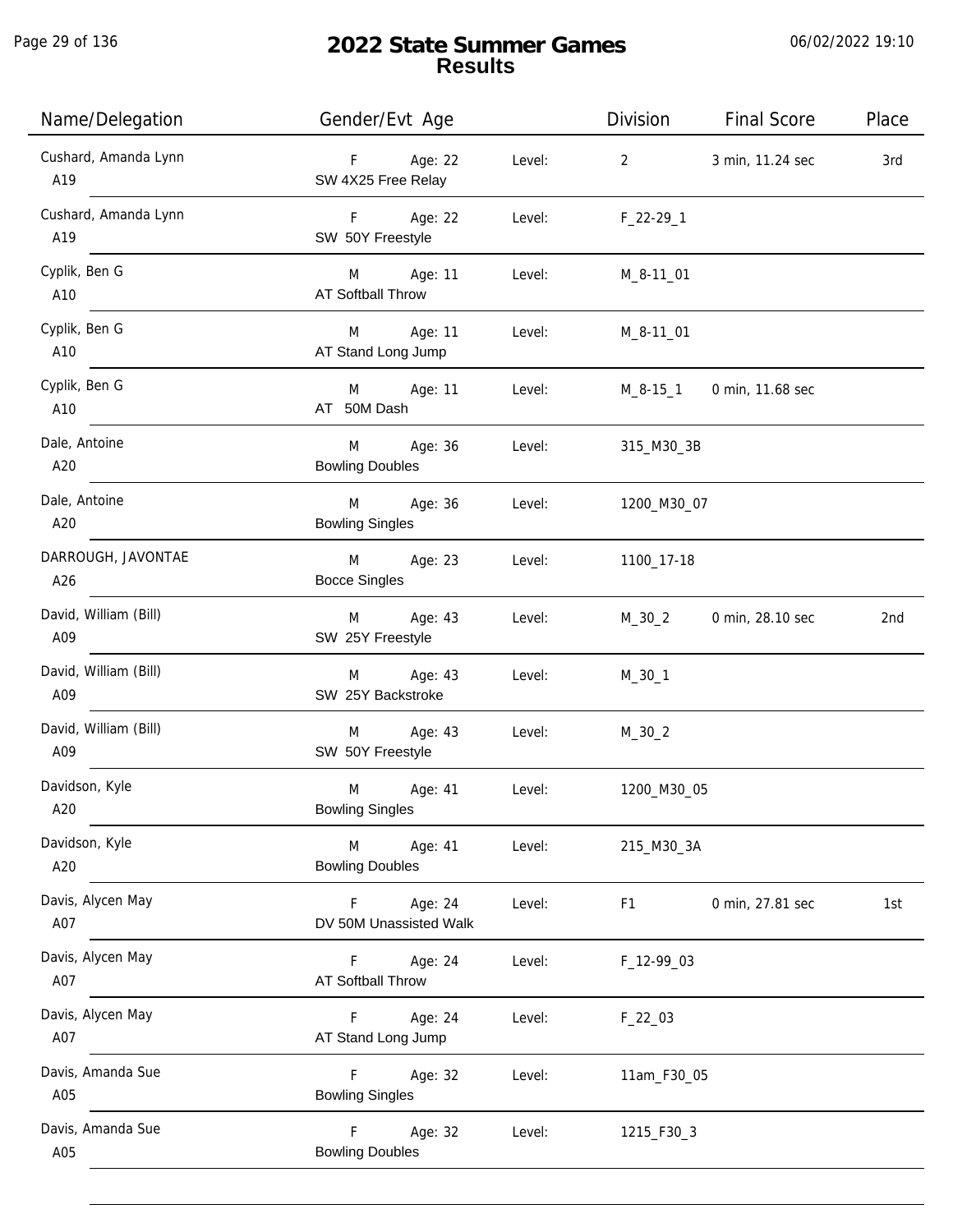# 2022 State Summer Games
## Results

06/02/2022 19:10

| Name/Delegation | Gender/Evt Age | | Level: | Division | Final Score | Place |
|---|---|---|---|---|---|---|
| Cushard, Amanda Lynn<br>A19 | F<br>SW 4X25 Free Relay | Age: 22 | Level: | 2 | 3 min, 11.24 sec | 3rd |
| Cushard, Amanda Lynn<br>A19 | F<br>SW 50Y Freestyle | Age: 22 | Level: | F_22-29_1 | | |
| Cyplik, Ben G<br>A10 | M<br>AT Softball Throw | Age: 11 | Level: | M_8-11_01 | | |
| Cyplik, Ben G<br>A10 | M<br>AT Stand Long Jump | Age: 11 | Level: | M_8-11_01 | | |
| Cyplik, Ben G<br>A10 | M<br>AT 50M Dash | Age: 11 | Level: | M_8-15_1 | 0 min, 11.68 sec | |
| Dale, Antoine<br>A20 | M<br>Bowling Doubles | Age: 36 | Level: | 315_M30_3B | | |
| Dale, Antoine<br>A20 | M<br>Bowling Singles | Age: 36 | Level: | 1200_M30_07 | | |
| DARROUGH, JAVONTAE<br>A26 | M<br>Bocce Singles | Age: 23 | Level: | 1100_17-18 | | |
| David, William (Bill)<br>A09 | M<br>SW 25Y Freestyle | Age: 43 | Level: | M_30_2 | 0 min, 28.10 sec | 2nd |
| David, William (Bill)<br>A09 | M<br>SW 25Y Backstroke | Age: 43 | Level: | M_30_1 | | |
| David, William (Bill)<br>A09 | M<br>SW 50Y Freestyle | Age: 43 | Level: | M_30_2 | | |
| Davidson, Kyle<br>A20 | M<br>Bowling Singles | Age: 41 | Level: | 1200_M30_05 | | |
| Davidson, Kyle<br>A20 | M<br>Bowling Doubles | Age: 41 | Level: | 215_M30_3A | | |
| Davis, Alycen May<br>A07 | F<br>DV 50M Unassisted Walk | Age: 24 | Level: | F1 | 0 min, 27.81 sec | 1st |
| Davis, Alycen May<br>A07 | F<br>AT Softball Throw | Age: 24 | Level: | F_12-99_03 | | |
| Davis, Alycen May<br>A07 | F<br>AT Stand Long Jump | Age: 24 | Level: | F_22_03 | | |
| Davis, Amanda Sue<br>A05 | F<br>Bowling Singles | Age: 32 | Level: | 11am_F30_05 | | |
| Davis, Amanda Sue<br>A05 | F<br>Bowling Doubles | Age: 32 | Level: | 1215_F30_3 | | |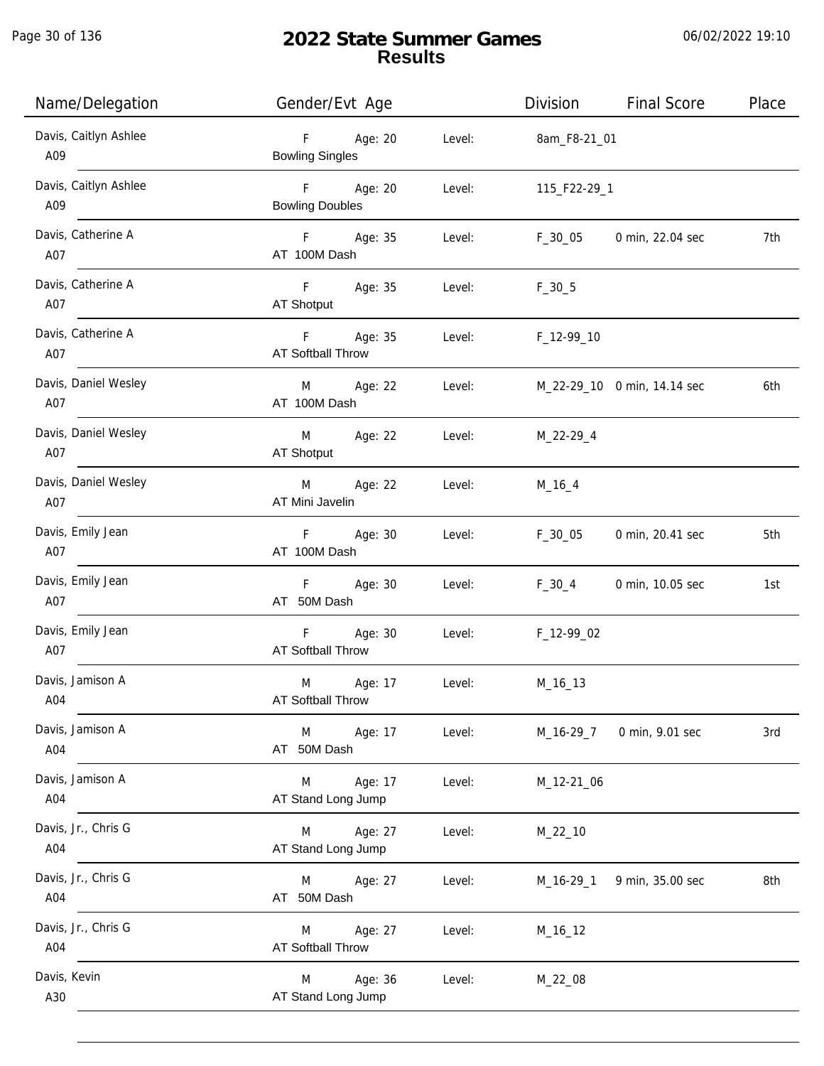# 2022 State Summer Games
## Results

06/02/2022 19:10

| Name/Delegation | Gender/Evt Age | | Level: | Division | Final Score | Place |
|---|---|---|---|---|---|---|
| Davis, Caitlyn Ashlee<br>A09 | F<br>Bowling Singles | Age: 20 | Level: | 8am_F8-21_01 | | |
| Davis, Caitlyn Ashlee<br>A09 | F<br>Bowling Doubles | Age: 20 | Level: | 115_F22-29_1 | | |
| Davis, Catherine A<br>A07 | F<br>AT 100M Dash | Age: 35 | Level: | F_30_05 | 0 min, 22.04 sec | 7th |
| Davis, Catherine A<br>A07 | F<br>AT Shotput | Age: 35 | Level: | F_30_5 | | |
| Davis, Catherine A<br>A07 | F<br>AT Softball Throw | Age: 35 | Level: | F_12-99_10 | | |
| Davis, Daniel Wesley<br>A07 | M<br>AT 100M Dash | Age: 22 | Level: | M_22-29_10 | 0 min, 14.14 sec | 6th |
| Davis, Daniel Wesley<br>A07 | M<br>AT Shotput | Age: 22 | Level: | M_22-29_4 | | |
| Davis, Daniel Wesley<br>A07 | M<br>AT Mini Javelin | Age: 22 | Level: | M_16_4 | | |
| Davis, Emily Jean<br>A07 | F<br>AT 100M Dash | Age: 30 | Level: | F_30_05 | 0 min, 20.41 sec | 5th |
| Davis, Emily Jean<br>A07 | F<br>AT 50M Dash | Age: 30 | Level: | F_30_4 | 0 min, 10.05 sec | 1st |
| Davis, Emily Jean<br>A07 | F<br>AT Softball Throw | Age: 30 | Level: | F_12-99_02 | | |
| Davis, Jamison A<br>A04 | M<br>AT Softball Throw | Age: 17 | Level: | M_16_13 | | |
| Davis, Jamison A<br>A04 | M<br>AT 50M Dash | Age: 17 | Level: | M_16-29_7 | 0 min, 9.01 sec | 3rd |
| Davis, Jamison A<br>A04 | M<br>AT Stand Long Jump | Age: 17 | Level: | M_12-21_06 | | |
| Davis, Jr., Chris G<br>A04 | M<br>AT Stand Long Jump | Age: 27 | Level: | M_22_10 | | |
| Davis, Jr., Chris G<br>A04 | M<br>AT 50M Dash | Age: 27 | Level: | M_16-29_1 | 9 min, 35.00 sec | 8th |
| Davis, Jr., Chris G<br>A04 | M<br>AT Softball Throw | Age: 27 | Level: | M_16_12 | | |
| Davis, Kevin<br>A30 | M<br>AT Stand Long Jump | Age: 36 | Level: | M_22_08 | | |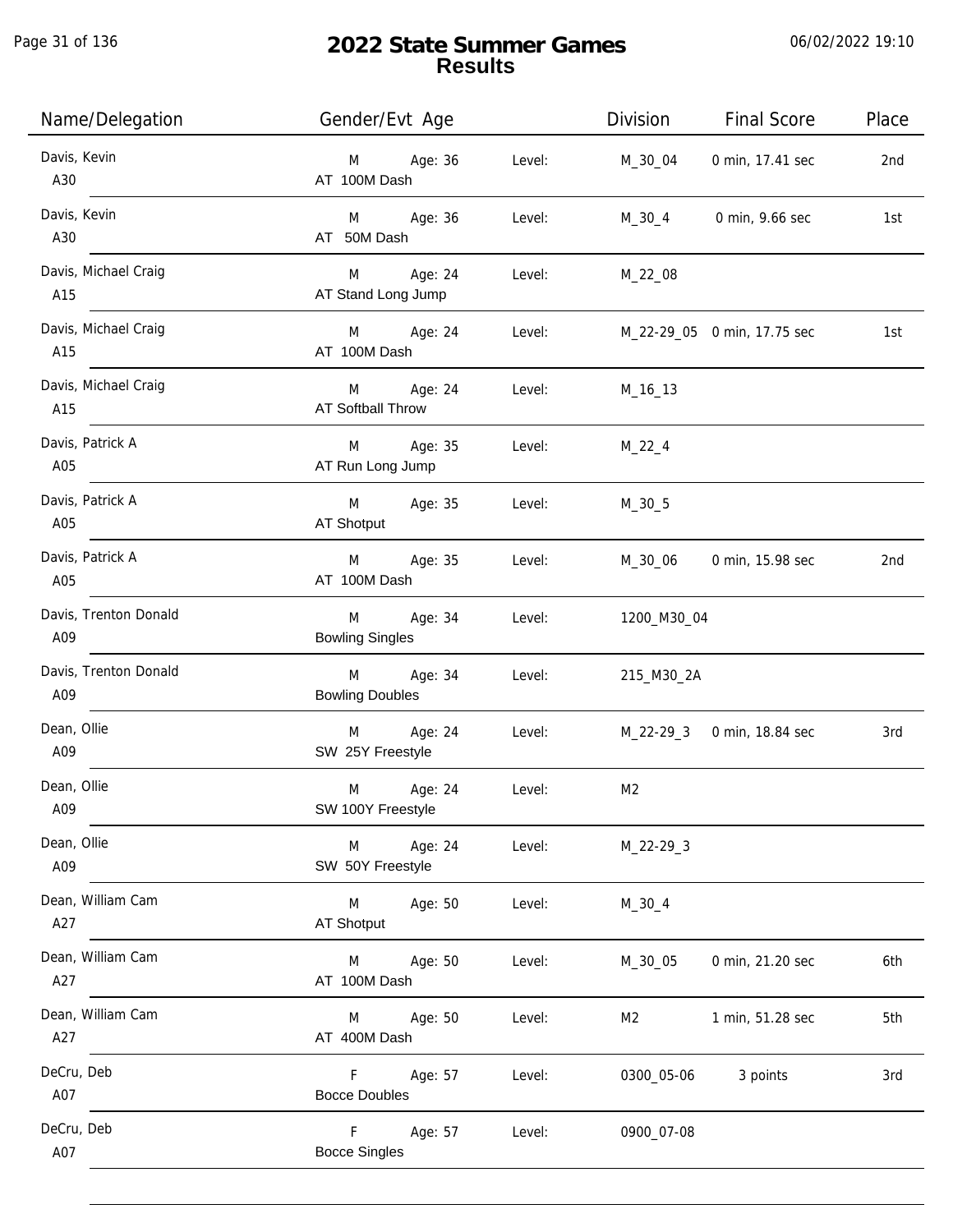# 2022 State Summer Games
## Results

06/02/2022 19:10

| Name/Delegation | Gender/Evt Age | | Division | Final Score | Place |
|---|---|---|---|---|---|
| Davis, Kevin<br>A30 | M Age: 36<br>AT 100M Dash | Level: | M_30_04 | 0 min, 17.41 sec | 2nd |
| Davis, Kevin<br>A30 | M Age: 36<br>AT 50M Dash | Level: | M_30_4 | 0 min, 9.66 sec | 1st |
| Davis, Michael Craig<br>A15 | M Age: 24<br>AT Stand Long Jump | Level: | M_22_08 | | |
| Davis, Michael Craig<br>A15 | M Age: 24<br>AT 100M Dash | Level: | M_22-29_05 | 0 min, 17.75 sec | 1st |
| Davis, Michael Craig<br>A15 | M Age: 24<br>AT Softball Throw | Level: | M_16_13 | | |
| Davis, Patrick A<br>A05 | M Age: 35<br>AT Run Long Jump | Level: | M_22_4 | | |
| Davis, Patrick A<br>A05 | M Age: 35<br>AT Shotput | Level: | M_30_5 | | |
| Davis, Patrick A<br>A05 | M Age: 35<br>AT 100M Dash | Level: | M_30_06 | 0 min, 15.98 sec | 2nd |
| Davis, Trenton Donald<br>A09 | M Age: 34<br>Bowling Singles | Level: | 1200_M30_04 | | |
| Davis, Trenton Donald<br>A09 | M Age: 34<br>Bowling Doubles | Level: | 215_M30_2A | | |
| Dean, Ollie<br>A09 | M Age: 24<br>SW 25Y Freestyle | Level: | M_22-29_3 | 0 min, 18.84 sec | 3rd |
| Dean, Ollie<br>A09 | M Age: 24<br>SW 100Y Freestyle | Level: | M2 | | |
| Dean, Ollie<br>A09 | M Age: 24<br>SW 50Y Freestyle | Level: | M_22-29_3 | | |
| Dean, William Cam<br>A27 | M Age: 50<br>AT Shotput | Level: | M_30_4 | | |
| Dean, William Cam<br>A27 | M Age: 50<br>AT 100M Dash | Level: | M_30_05 | 0 min, 21.20 sec | 6th |
| Dean, William Cam<br>A27 | M Age: 50<br>AT 400M Dash | Level: | M2 | 1 min, 51.28 sec | 5th |
| DeCru, Deb<br>A07 | F Age: 57<br>Bocce Doubles | Level: | 0300_05-06 | 3 points | 3rd |
| DeCru, Deb<br>A07 | F Age: 57<br>Bocce Singles | Level: | 0900_07-08 | | |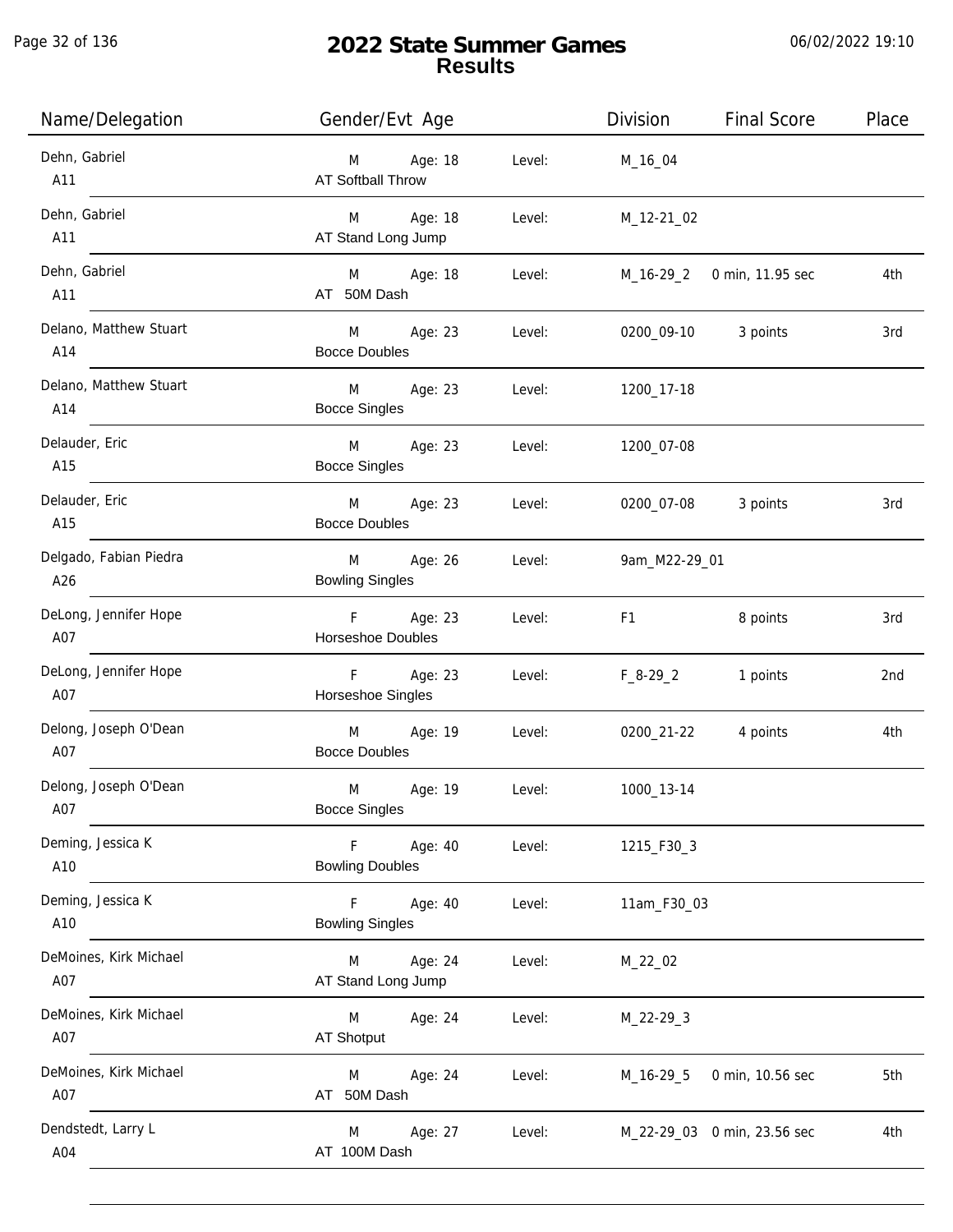# 2022 State Summer Games
## Results

06/02/2022 19:10

| Name/Delegation | Gender/Evt Age | | Division | Final Score | Place |
|---|---|---|---|---|---|
| Dehn, Gabriel<br>A11 | M Age: 18<br>AT Softball Throw | Level: | M_16_04 | | |
| Dehn, Gabriel<br>A11 | M Age: 18<br>AT Stand Long Jump | Level: | M_12-21_02 | | |
| Dehn, Gabriel<br>A11 | M Age: 18<br>AT 50M Dash | Level: | M_16-29_2 | 0 min, 11.95 sec | 4th |
| Delano, Matthew Stuart<br>A14 | M Age: 23<br>Bocce Doubles | Level: | 0200_09-10 | 3 points | 3rd |
| Delano, Matthew Stuart<br>A14 | M Age: 23<br>Bocce Singles | Level: | 1200_17-18 | | |
| Delauder, Eric<br>A15 | M Age: 23<br>Bocce Singles | Level: | 1200_07-08 | | |
| Delauder, Eric<br>A15 | M Age: 23<br>Bocce Doubles | Level: | 0200_07-08 | 3 points | 3rd |
| Delgado, Fabian Piedra<br>A26 | M Age: 26<br>Bowling Singles | Level: | 9am_M22-29_01 | | |
| DeLong, Jennifer Hope<br>A07 | F Age: 23<br>Horseshoe Doubles | Level: | F1 | 8 points | 3rd |
| DeLong, Jennifer Hope<br>A07 | F Age: 23<br>Horseshoe Singles | Level: | F_8-29_2 | 1 points | 2nd |
| Delong, Joseph O'Dean<br>A07 | M Age: 19<br>Bocce Doubles | Level: | 0200_21-22 | 4 points | 4th |
| Delong, Joseph O'Dean<br>A07 | M Age: 19<br>Bocce Singles | Level: | 1000_13-14 | | |
| Deming, Jessica K<br>A10 | F Age: 40<br>Bowling Doubles | Level: | 1215_F30_3 | | |
| Deming, Jessica K<br>A10 | F Age: 40<br>Bowling Singles | Level: | 11am_F30_03 | | |
| DeMoines, Kirk Michael<br>A07 | M Age: 24<br>AT Stand Long Jump | Level: | M_22_02 | | |
| DeMoines, Kirk Michael<br>A07 | M Age: 24<br>AT Shotput | Level: | M_22-29_3 | | |
| DeMoines, Kirk Michael<br>A07 | M Age: 24<br>AT 50M Dash | Level: | M_16-29_5 | 0 min, 10.56 sec | 5th |
| Dendstedt, Larry L<br>A04 | M Age: 27<br>AT 100M Dash | Level: | M_22-29_03 | 0 min, 23.56 sec | 4th |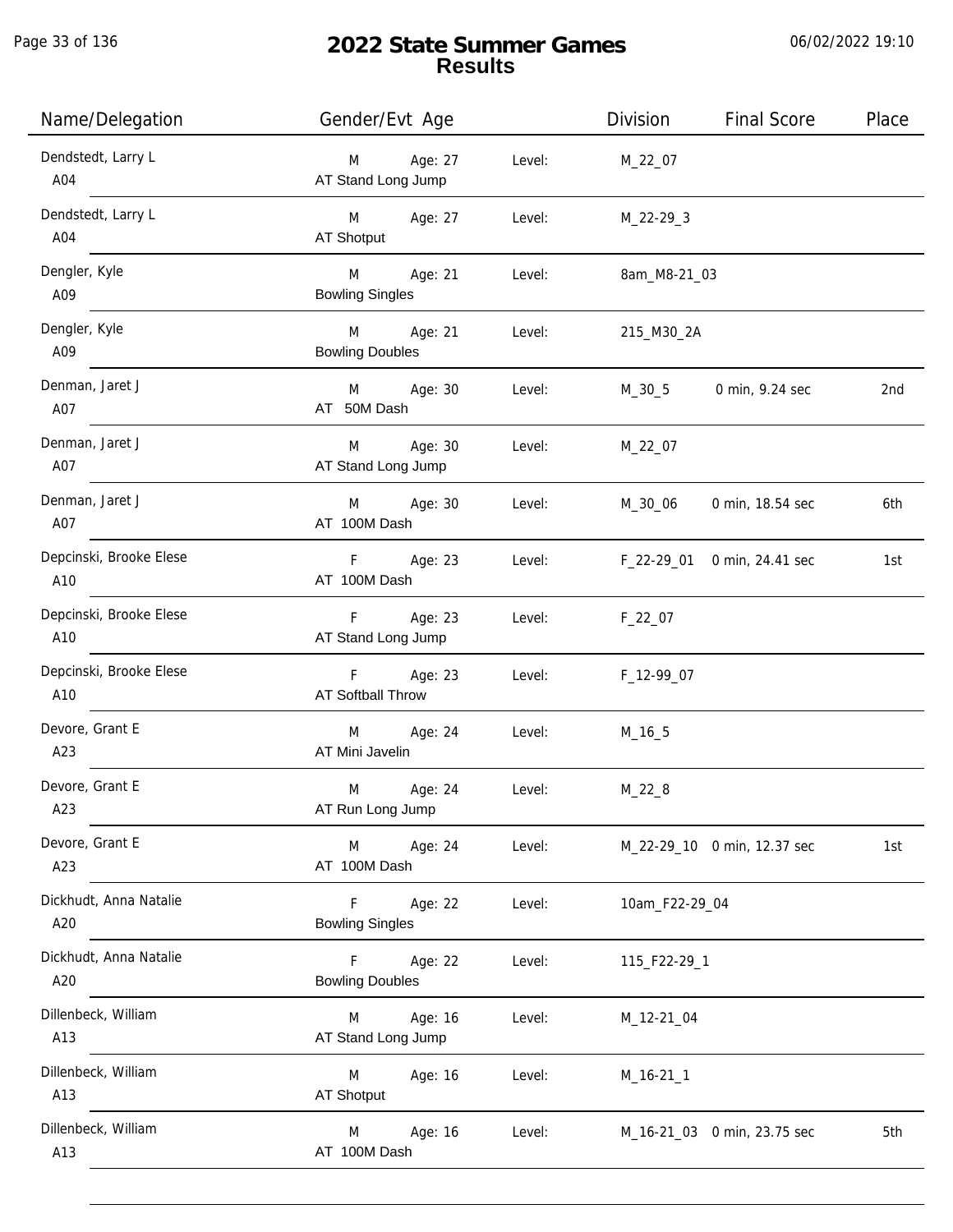# 2022 State Summer Games
## Results

| Name/Delegation | Gender/Evt Age | Level | Division | Final Score | Place |
|---|---|---|---|---|---|
| Dendstedt, Larry L<br>A04 | M Age: 27<br>AT Stand Long Jump | Level: | M_22_07 | | |
| Dendstedt, Larry L<br>A04 | M Age: 27<br>AT Shotput | Level: | M_22-29_3 | | |
| Dengler, Kyle<br>A09 | M Age: 21<br>Bowling Singles | Level: | 8am_M8-21_03 | | |
| Dengler, Kyle<br>A09 | M Age: 21<br>Bowling Doubles | Level: | 215_M30_2A | | |
| Denman, Jaret J<br>A07 | M Age: 30<br>AT 50M Dash | Level: | M_30_5 | 0 min, 9.24 sec | 2nd |
| Denman, Jaret J<br>A07 | M Age: 30<br>AT Stand Long Jump | Level: | M_22_07 | | |
| Denman, Jaret J<br>A07 | M Age: 30<br>AT 100M Dash | Level: | M_30_06 | 0 min, 18.54 sec | 6th |
| Depcinski, Brooke Elese<br>A10 | F Age: 23<br>AT 100M Dash | Level: | F_22-29_01 | 0 min, 24.41 sec | 1st |
| Depcinski, Brooke Elese<br>A10 | F Age: 23<br>AT Stand Long Jump | Level: | F_22_07 | | |
| Depcinski, Brooke Elese<br>A10 | F Age: 23<br>AT Softball Throw | Level: | F_12-99_07 | | |
| Devore, Grant E<br>A23 | M Age: 24<br>AT Mini Javelin | Level: | M_16_5 | | |
| Devore, Grant E<br>A23 | M Age: 24<br>AT Run Long Jump | Level: | M_22_8 | | |
| Devore, Grant E<br>A23 | M Age: 24<br>AT 100M Dash | Level: | M_22-29_10 | 0 min, 12.37 sec | 1st |
| Dickhudt, Anna Natalie<br>A20 | F Age: 22<br>Bowling Singles | Level: | 10am_F22-29_04 | | |
| Dickhudt, Anna Natalie<br>A20 | F Age: 22<br>Bowling Doubles | Level: | 115_F22-29_1 | | |
| Dillenbeck, William<br>A13 | M Age: 16<br>AT Stand Long Jump | Level: | M_12-21_04 | | |
| Dillenbeck, William<br>A13 | M Age: 16<br>AT Shotput | Level: | M_16-21_1 | | |
| Dillenbeck, William<br>A13 | M Age: 16<br>AT 100M Dash | Level: | M_16-21_03 | 0 min, 23.75 sec | 5th |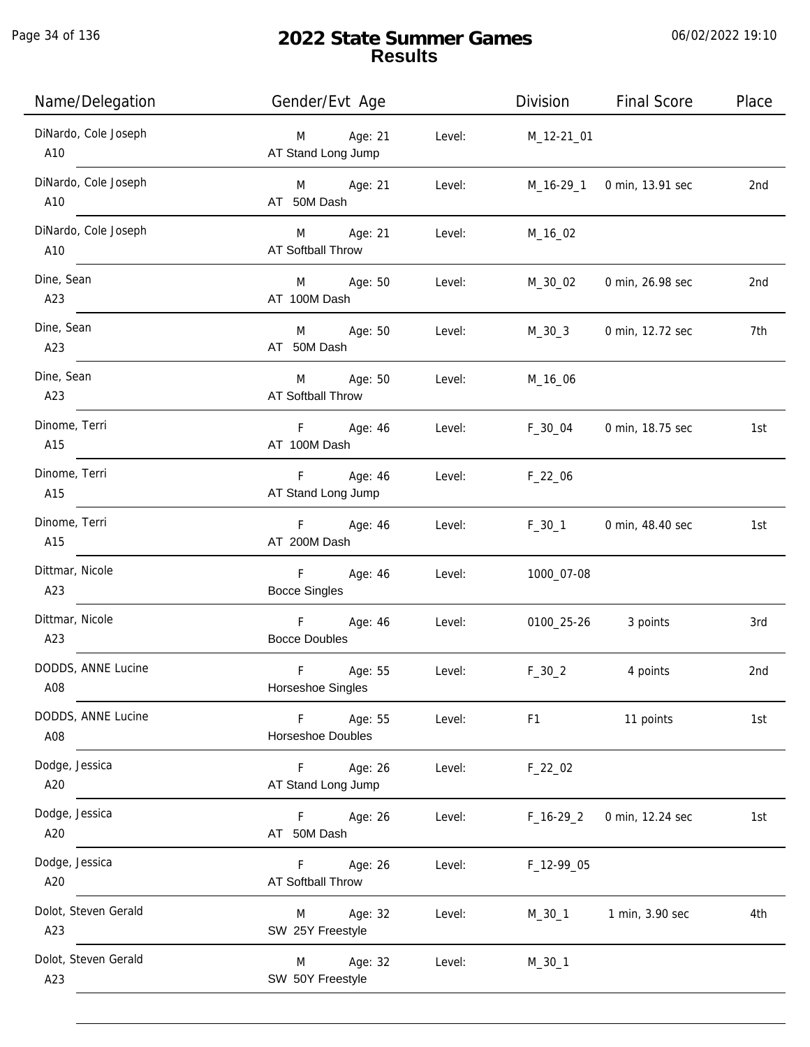# 2022 State Summer Games
## Results

| Name/Delegation | Gender/Evt Age | | Level: | Division | Final Score | Place |
|---|---|---|---|---|---|---|
| DiNardo, Cole Joseph<br>A10 | M<br>AT Stand Long Jump | Age: 21 | Level: | M_12-21_01 | | |
| DiNardo, Cole Joseph<br>A10 | M<br>AT 50M Dash | Age: 21 | Level: | M_16-29_1 | 0 min, 13.91 sec | 2nd |
| DiNardo, Cole Joseph<br>A10 | M<br>AT Softball Throw | Age: 21 | Level: | M_16_02 | | |
| Dine, Sean<br>A23 | M<br>AT 100M Dash | Age: 50 | Level: | M_30_02 | 0 min, 26.98 sec | 2nd |
| Dine, Sean<br>A23 | M<br>AT 50M Dash | Age: 50 | Level: | M_30_3 | 0 min, 12.72 sec | 7th |
| Dine, Sean<br>A23 | M<br>AT Softball Throw | Age: 50 | Level: | M_16_06 | | |
| Dinome, Terri<br>A15 | F<br>AT 100M Dash | Age: 46 | Level: | F_30_04 | 0 min, 18.75 sec | 1st |
| Dinome, Terri<br>A15 | F<br>AT Stand Long Jump | Age: 46 | Level: | F_22_06 | | |
| Dinome, Terri<br>A15 | F<br>AT 200M Dash | Age: 46 | Level: | F_30_1 | 0 min, 48.40 sec | 1st |
| Dittmar, Nicole<br>A23 | F<br>Bocce Singles | Age: 46 | Level: | 1000_07-08 | | |
| Dittmar, Nicole<br>A23 | F<br>Bocce Doubles | Age: 46 | Level: | 0100_25-26 | 3 points | 3rd |
| DODDS, ANNE Lucine<br>A08 | F<br>Horseshoe Singles | Age: 55 | Level: | F_30_2 | 4 points | 2nd |
| DODDS, ANNE Lucine<br>A08 | F<br>Horseshoe Doubles | Age: 55 | Level: | F1 | 11 points | 1st |
| Dodge, Jessica<br>A20 | F<br>AT Stand Long Jump | Age: 26 | Level: | F_22_02 | | |
| Dodge, Jessica<br>A20 | F<br>AT 50M Dash | Age: 26 | Level: | F_16-29_2 | 0 min, 12.24 sec | 1st |
| Dodge, Jessica<br>A20 | F<br>AT Softball Throw | Age: 26 | Level: | F_12-99_05 | | |
| Dolot, Steven Gerald<br>A23 | M<br>SW 25Y Freestyle | Age: 32 | Level: | M_30_1 | 1 min, 3.90 sec | 4th |
| Dolot, Steven Gerald<br>A23 | M<br>SW 50Y Freestyle | Age: 32 | Level: | M_30_1 | | |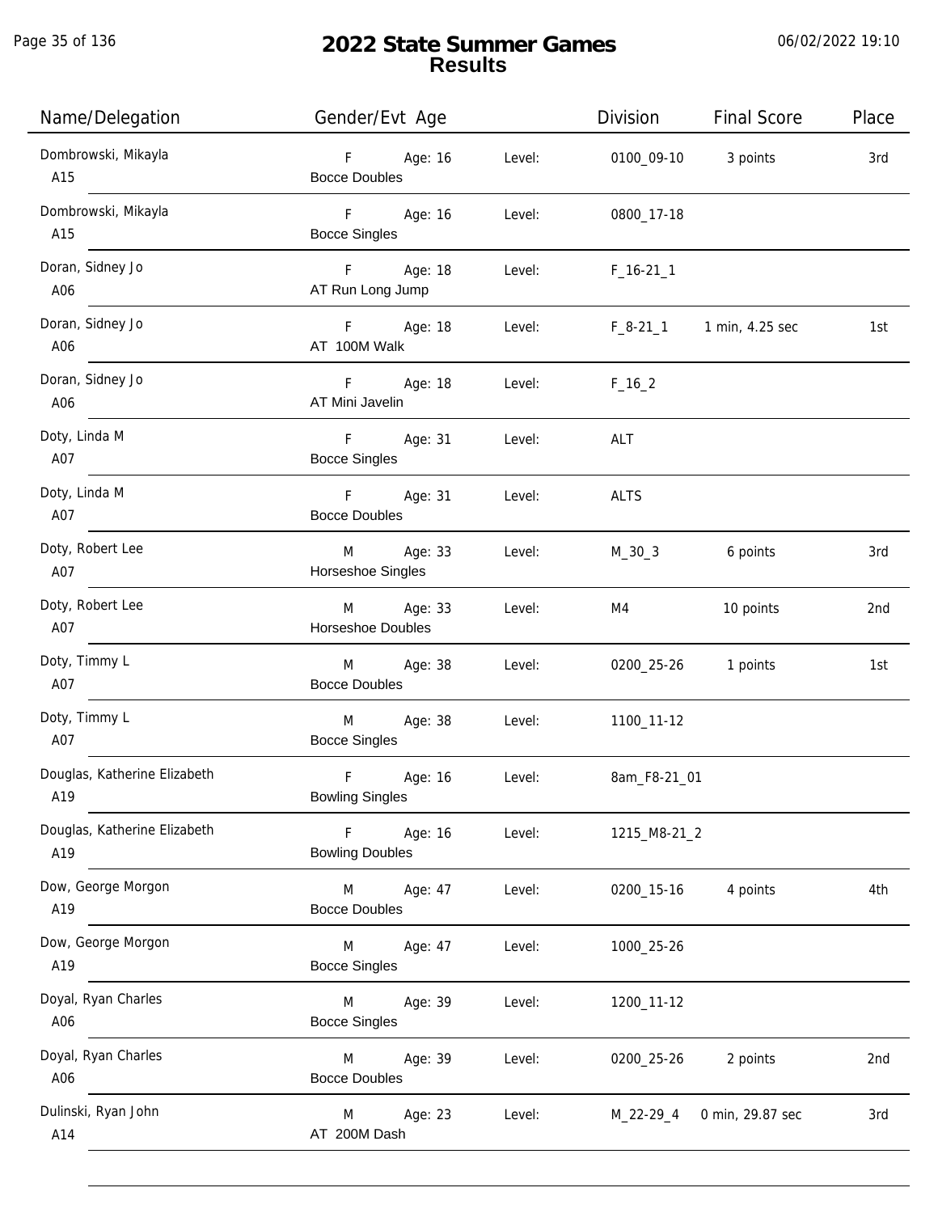# 2022 State Summer Games
## Results

| Name/Delegation | Gender/Evt Age | | Division | Final Score | Place |
|---|---|---|---|---|---|
| Dombrowski, Mikayla A15 | F Age: 16 Bocce Doubles | Level: | 0100_09-10 | 3 points | 3rd |
| Dombrowski, Mikayla A15 | F Age: 16 Bocce Singles | Level: | 0800_17-18 | | |
| Doran, Sidney Jo A06 | F Age: 18 AT Run Long Jump | Level: | F_16-21_1 | | |
| Doran, Sidney Jo A06 | F Age: 18 AT 100M Walk | Level: | F_8-21_1 | 1 min, 4.25 sec | 1st |
| Doran, Sidney Jo A06 | F Age: 18 AT Mini Javelin | Level: | F_16_2 | | |
| Doty, Linda M A07 | F Age: 31 Bocce Singles | Level: | ALT | | |
| Doty, Linda M A07 | F Age: 31 Bocce Doubles | Level: | ALTS | | |
| Doty, Robert Lee A07 | M Age: 33 Horseshoe Singles | Level: | M_30_3 | 6 points | 3rd |
| Doty, Robert Lee A07 | M Age: 33 Horseshoe Doubles | Level: | M4 | 10 points | 2nd |
| Doty, Timmy L A07 | M Age: 38 Bocce Doubles | Level: | 0200_25-26 | 1 points | 1st |
| Doty, Timmy L A07 | M Age: 38 Bocce Singles | Level: | 1100_11-12 | | |
| Douglas, Katherine Elizabeth A19 | F Age: 16 Bowling Singles | Level: | 8am_F8-21_01 | | |
| Douglas, Katherine Elizabeth A19 | F Age: 16 Bowling Doubles | Level: | 1215_M8-21_2 | | |
| Dow, George Morgon A19 | M Age: 47 Bocce Doubles | Level: | 0200_15-16 | 4 points | 4th |
| Dow, George Morgon A19 | M Age: 47 Bocce Singles | Level: | 1000_25-26 | | |
| Doyal, Ryan Charles A06 | M Age: 39 Bocce Singles | Level: | 1200_11-12 | | |
| Doyal, Ryan Charles A06 | M Age: 39 Bocce Doubles | Level: | 0200_25-26 | 2 points | 2nd |
| Dulinski, Ryan John A14 | M Age: 23 AT 200M Dash | Level: | M_22-29_4 | 0 min, 29.87 sec | 3rd |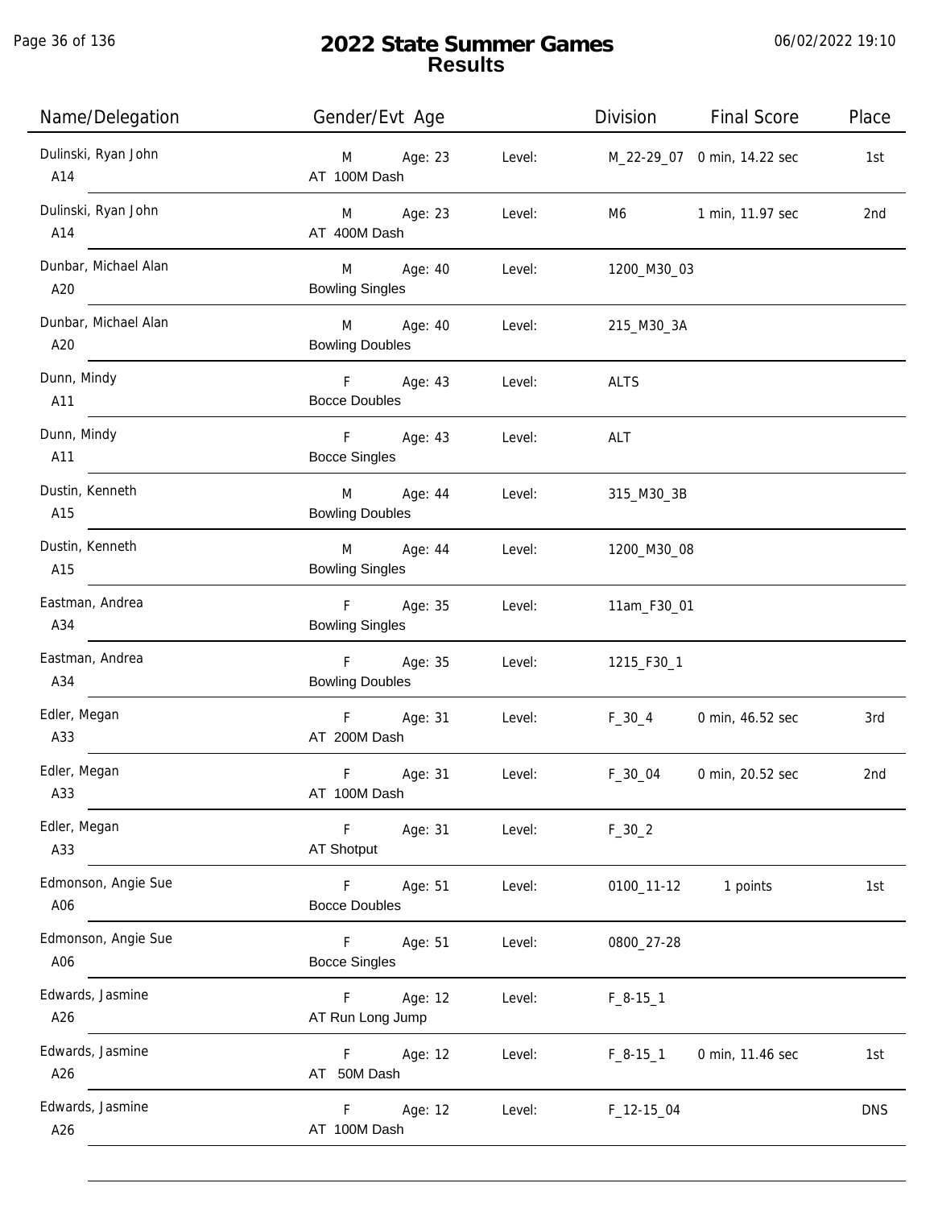# 2022 State Summer Games
## Results

| Name/Delegation | Gender/Evt Age | | Level: | Division | Final Score | Place |
|---|---|---|---|---|---|---|
| Dulinski, Ryan John<br>A14 | M<br>AT 100M Dash | Age: 23 | Level: | M_22-29_07 | 0 min, 14.22 sec | 1st |
| Dulinski, Ryan John<br>A14 | M<br>AT 400M Dash | Age: 23 | Level: | M6 | 1 min, 11.97 sec | 2nd |
| Dunbar, Michael Alan<br>A20 | M<br>Bowling Singles | Age: 40 | Level: | 1200_M30_03 | | |
| Dunbar, Michael Alan<br>A20 | M<br>Bowling Doubles | Age: 40 | Level: | 215_M30_3A | | |
| Dunn, Mindy<br>A11 | F<br>Bocce Doubles | Age: 43 | Level: | ALTS | | |
| Dunn, Mindy<br>A11 | F<br>Bocce Singles | Age: 43 | Level: | ALT | | |
| Dustin, Kenneth<br>A15 | M<br>Bowling Doubles | Age: 44 | Level: | 315_M30_3B | | |
| Dustin, Kenneth<br>A15 | M<br>Bowling Singles | Age: 44 | Level: | 1200_M30_08 | | |
| Eastman, Andrea<br>A34 | F<br>Bowling Singles | Age: 35 | Level: | 11am_F30_01 | | |
| Eastman, Andrea<br>A34 | F<br>Bowling Doubles | Age: 35 | Level: | 1215_F30_1 | | |
| Edler, Megan<br>A33 | F<br>AT 200M Dash | Age: 31 | Level: | F_30_4 | 0 min, 46.52 sec | 3rd |
| Edler, Megan<br>A33 | F<br>AT 100M Dash | Age: 31 | Level: | F_30_04 | 0 min, 20.52 sec | 2nd |
| Edler, Megan<br>A33 | F<br>AT Shotput | Age: 31 | Level: | F_30_2 | | |
| Edmonson, Angie Sue<br>A06 | F<br>Bocce Doubles | Age: 51 | Level: | 0100_11-12 | 1 points | 1st |
| Edmonson, Angie Sue<br>A06 | F<br>Bocce Singles | Age: 51 | Level: | 0800_27-28 | | |
| Edwards, Jasmine<br>A26 | F<br>AT Run Long Jump | Age: 12 | Level: | F_8-15_1 | | |
| Edwards, Jasmine<br>A26 | F<br>AT 50M Dash | Age: 12 | Level: | F_8-15_1 | 0 min, 11.46 sec | 1st |
| Edwards, Jasmine<br>A26 | F<br>AT 100M Dash | Age: 12 | Level: | F_12-15_04 | | DNS |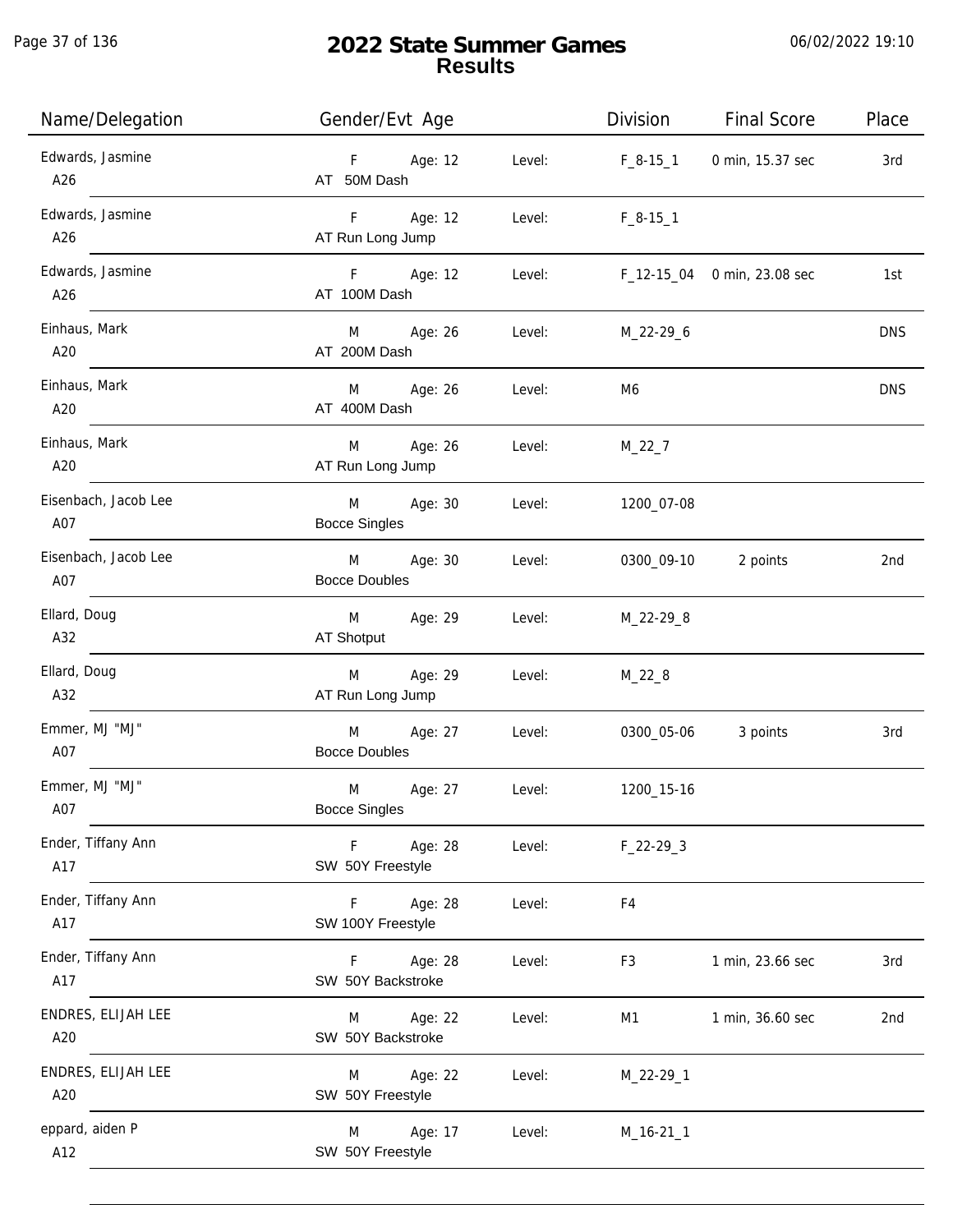# 2022 State Summer Games
## Results

06/02/2022 19:10

| Name/Delegation | Gender/Evt Age | | Level | Division | Final Score | Place |
|---|---|---|---|---|---|---|
| Edwards, Jasmine A26 | F AT 50M Dash | Age: 12 | Level: | F_8-15_1 | 0 min, 15.37 sec | 3rd |
| Edwards, Jasmine A26 | F AT Run Long Jump | Age: 12 | Level: | F_8-15_1 | | |
| Edwards, Jasmine A26 | F AT 100M Dash | Age: 12 | Level: | F_12-15_04 | 0 min, 23.08 sec | 1st |
| Einhaus, Mark A20 | M AT 200M Dash | Age: 26 | Level: | M_22-29_6 | | DNS |
| Einhaus, Mark A20 | M AT 400M Dash | Age: 26 | Level: | M6 | | DNS |
| Einhaus, Mark A20 | M AT Run Long Jump | Age: 26 | Level: | M_22_7 | | |
| Eisenbach, Jacob Lee A07 | M Bocce Singles | Age: 30 | Level: | 1200_07-08 | | |
| Eisenbach, Jacob Lee A07 | M Bocce Doubles | Age: 30 | Level: | 0300_09-10 | 2 points | 2nd |
| Ellard, Doug A32 | M AT Shotput | Age: 29 | Level: | M_22-29_8 | | |
| Ellard, Doug A32 | M AT Run Long Jump | Age: 29 | Level: | M_22_8 | | |
| Emmer, MJ "MJ" A07 | M Bocce Doubles | Age: 27 | Level: | 0300_05-06 | 3 points | 3rd |
| Emmer, MJ "MJ" A07 | M Bocce Singles | Age: 27 | Level: | 1200_15-16 | | |
| Ender, Tiffany Ann A17 | F SW 50Y Freestyle | Age: 28 | Level: | F_22-29_3 | | |
| Ender, Tiffany Ann A17 | F SW 100Y Freestyle | Age: 28 | Level: | F4 | | |
| Ender, Tiffany Ann A17 | F SW 50Y Backstroke | Age: 28 | Level: | F3 | 1 min, 23.66 sec | 3rd |
| ENDRES, ELIJAH LEE A20 | M SW 50Y Backstroke | Age: 22 | Level: | M1 | 1 min, 36.60 sec | 2nd |
| ENDRES, ELIJAH LEE A20 | M SW 50Y Freestyle | Age: 22 | Level: | M_22-29_1 | | |
| eppard, aiden P A12 | M SW 50Y Freestyle | Age: 17 | Level: | M_16-21_1 | | |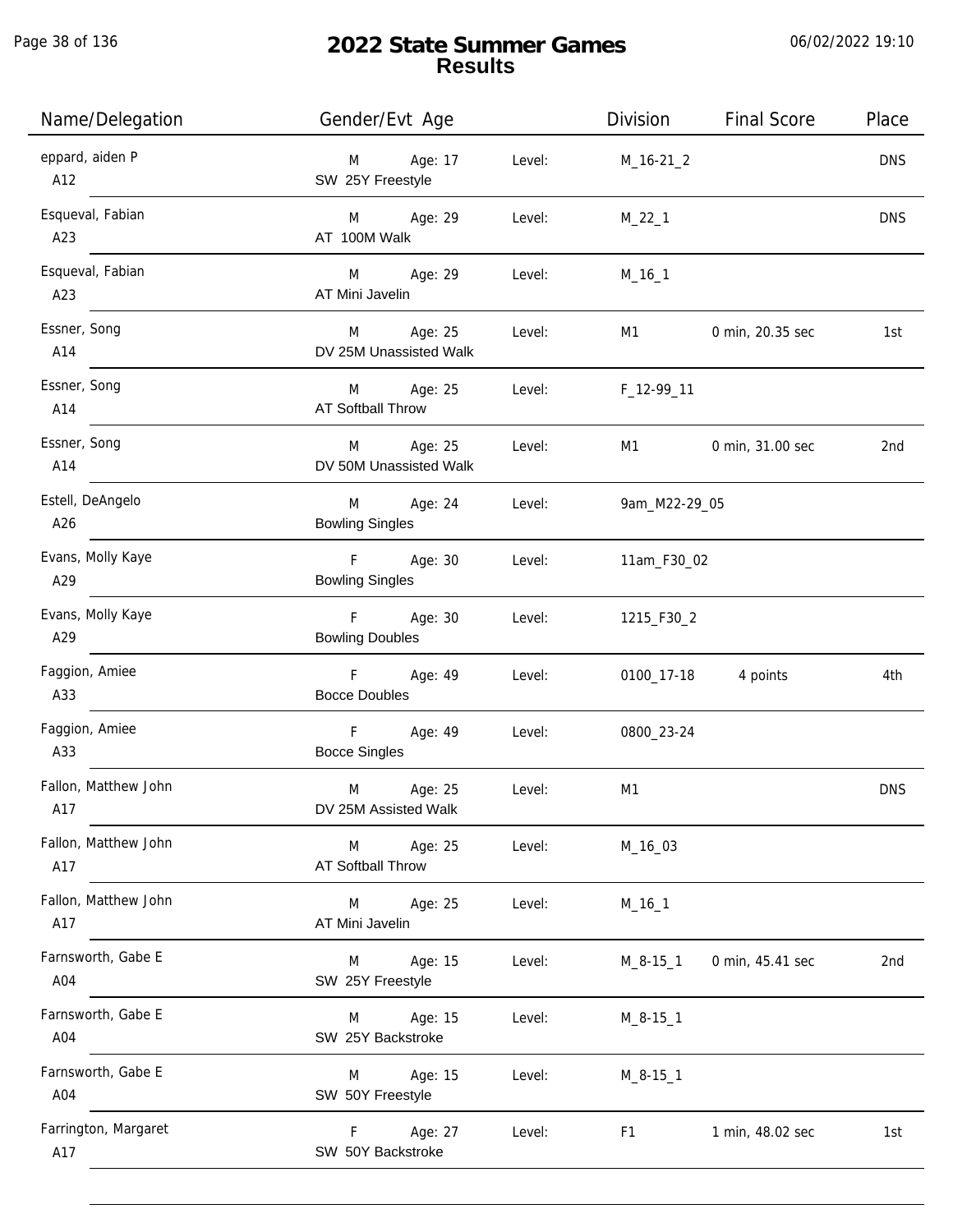# 2022 State Summer Games
## Results

06/02/2022 19:10

| Name/Delegation | Gender/Evt Age | | Division | Final Score | Place |
|---|---|---|---|---|---|
| eppard, aiden P<br>A12 | M Age: 17<br>SW 25Y Freestyle | Level: | M_16-21_2 | | DNS |
| Esqueval, Fabian<br>A23 | M Age: 29<br>AT 100M Walk | Level: | M_22_1 | | DNS |
| Esqueval, Fabian<br>A23 | M Age: 29<br>AT Mini Javelin | Level: | M_16_1 | | |
| Essner, Song<br>A14 | M Age: 25<br>DV 25M Unassisted Walk | Level: | M1 | 0 min, 20.35 sec | 1st |
| Essner, Song<br>A14 | M Age: 25<br>AT Softball Throw | Level: | F_12-99_11 | | |
| Essner, Song<br>A14 | M Age: 25<br>DV 50M Unassisted Walk | Level: | M1 | 0 min, 31.00 sec | 2nd |
| Estell, DeAngelo<br>A26 | M Age: 24<br>Bowling Singles | Level: | 9am_M22-29_05 | | |
| Evans, Molly Kaye<br>A29 | F Age: 30<br>Bowling Singles | Level: | 11am_F30_02 | | |
| Evans, Molly Kaye<br>A29 | F Age: 30<br>Bowling Doubles | Level: | 1215_F30_2 | | |
| Faggion, Amiee<br>A33 | F Age: 49<br>Bocce Doubles | Level: | 0100_17-18 | 4 points | 4th |
| Faggion, Amiee<br>A33 | F Age: 49<br>Bocce Singles | Level: | 0800_23-24 | | |
| Fallon, Matthew John<br>A17 | M Age: 25<br>DV 25M Assisted Walk | Level: | M1 | | DNS |
| Fallon, Matthew John<br>A17 | M Age: 25<br>AT Softball Throw | Level: | M_16_03 | | |
| Fallon, Matthew John<br>A17 | M Age: 25<br>AT Mini Javelin | Level: | M_16_1 | | |
| Farnsworth, Gabe E<br>A04 | M Age: 15<br>SW 25Y Freestyle | Level: | M_8-15_1 | 0 min, 45.41 sec | 2nd |
| Farnsworth, Gabe E<br>A04 | M Age: 15<br>SW 25Y Backstroke | Level: | M_8-15_1 | | |
| Farnsworth, Gabe E<br>A04 | M Age: 15<br>SW 50Y Freestyle | Level: | M_8-15_1 | | |
| Farrington, Margaret<br>A17 | F Age: 27<br>SW 50Y Backstroke | Level: | F1 | 1 min, 48.02 sec | 1st |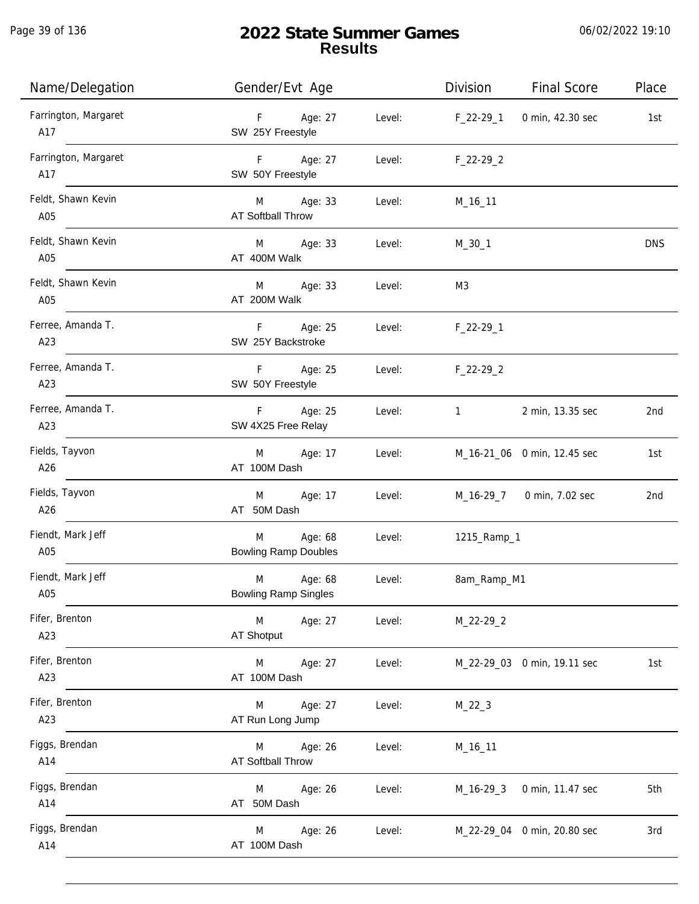# 2022 State Summer Games
## Results

06/02/2022 19:10

| Name/Delegation | Gender/Evt Age | | Level: | Division | Final Score | Place |
|---|---|---|---|---|---|---|
| Farrington, Margaret A17 | F SW 25Y Freestyle | Age: 27 | Level: | F_22-29_1 | 0 min, 42.30 sec | 1st |
| Farrington, Margaret A17 | F SW 50Y Freestyle | Age: 27 | Level: | F_22-29_2 | | |
| Feldt, Shawn Kevin A05 | M AT Softball Throw | Age: 33 | Level: | M_16_11 | | |
| Feldt, Shawn Kevin A05 | M AT 400M Walk | Age: 33 | Level: | M_30_1 | | DNS |
| Feldt, Shawn Kevin A05 | M AT 200M Walk | Age: 33 | Level: | M3 | | |
| Ferree, Amanda T. A23 | F SW 25Y Backstroke | Age: 25 | Level: | F_22-29_1 | | |
| Ferree, Amanda T. A23 | F SW 50Y Freestyle | Age: 25 | Level: | F_22-29_2 | | |
| Ferree, Amanda T. A23 | F SW 4X25 Free Relay | Age: 25 | Level: | 1 | 2 min, 13.35 sec | 2nd |
| Fields, Tayvon A26 | M AT 100M Dash | Age: 17 | Level: | M_16-21_06 | 0 min, 12.45 sec | 1st |
| Fields, Tayvon A26 | M AT 50M Dash | Age: 17 | Level: | M_16-29_7 | 0 min, 7.02 sec | 2nd |
| Fiendt, Mark Jeff A05 | M Bowling Ramp Doubles | Age: 68 | Level: | 1215_Ramp_1 | | |
| Fiendt, Mark Jeff A05 | M Bowling Ramp Singles | Age: 68 | Level: | 8am_Ramp_M1 | | |
| Fifer, Brenton A23 | M AT Shotput | Age: 27 | Level: | M_22-29_2 | | |
| Fifer, Brenton A23 | M AT 100M Dash | Age: 27 | Level: | M_22-29_03 | 0 min, 19.11 sec | 1st |
| Fifer, Brenton A23 | M AT Run Long Jump | Age: 27 | Level: | M_22_3 | | |
| Figgs, Brendan A14 | M AT Softball Throw | Age: 26 | Level: | M_16_11 | | |
| Figgs, Brendan A14 | M AT 50M Dash | Age: 26 | Level: | M_16-29_3 | 0 min, 11.47 sec | 5th |
| Figgs, Brendan A14 | M AT 100M Dash | Age: 26 | Level: | M_22-29_04 | 0 min, 20.80 sec | 3rd |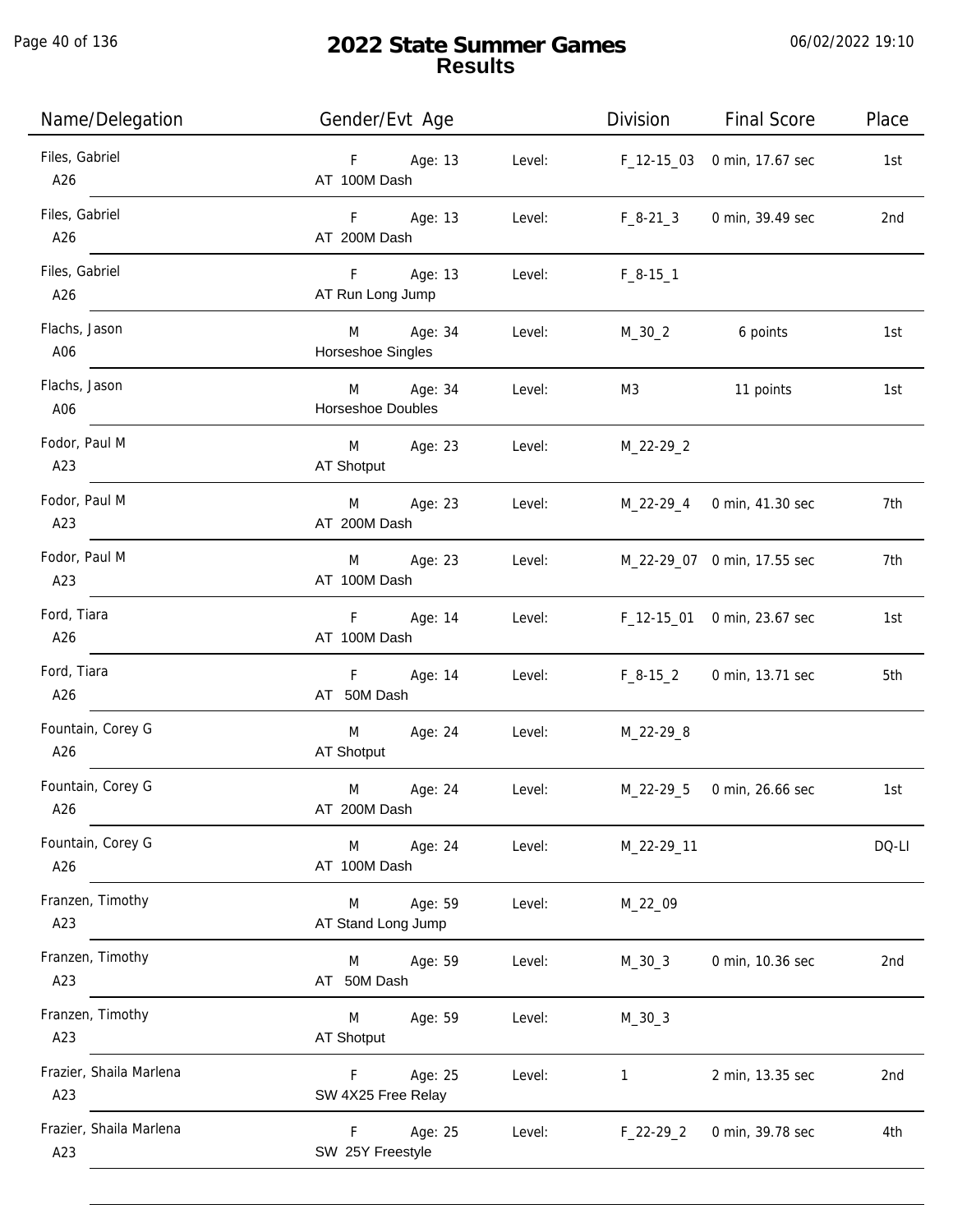# 2022 State Summer Games
## Results

06/02/2022 19:10

| Name/Delegation | Gender/Evt Age | | Division | Final Score | Place |
|---|---|---|---|---|---|
| Files, Gabriel<br>A26 | F Age: 13<br>AT 100M Dash | Level: | F_12-15_03 | 0 min, 17.67 sec | 1st |
| Files, Gabriel<br>A26 | F Age: 13<br>AT 200M Dash | Level: | F_8-21_3 | 0 min, 39.49 sec | 2nd |
| Files, Gabriel<br>A26 | F Age: 13<br>AT Run Long Jump | Level: | F_8-15_1 | | |
| Flachs, Jason<br>A06 | M Age: 34<br>Horseshoe Singles | Level: | M_30_2 | 6 points | 1st |
| Flachs, Jason<br>A06 | M Age: 34<br>Horseshoe Doubles | Level: | M3 | 11 points | 1st |
| Fodor, Paul M<br>A23 | M Age: 23<br>AT Shotput | Level: | M_22-29_2 | | |
| Fodor, Paul M<br>A23 | M Age: 23<br>AT 200M Dash | Level: | M_22-29_4 | 0 min, 41.30 sec | 7th |
| Fodor, Paul M<br>A23 | M Age: 23<br>AT 100M Dash | Level: | M_22-29_07 | 0 min, 17.55 sec | 7th |
| Ford, Tiara<br>A26 | F Age: 14<br>AT 100M Dash | Level: | F_12-15_01 | 0 min, 23.67 sec | 1st |
| Ford, Tiara<br>A26 | F Age: 14<br>AT 50M Dash | Level: | F_8-15_2 | 0 min, 13.71 sec | 5th |
| Fountain, Corey G<br>A26 | M Age: 24<br>AT Shotput | Level: | M_22-29_8 | | |
| Fountain, Corey G<br>A26 | M Age: 24<br>AT 200M Dash | Level: | M_22-29_5 | 0 min, 26.66 sec | 1st |
| Fountain, Corey G<br>A26 | M Age: 24<br>AT 100M Dash | Level: | M_22-29_11 | | DQ-LI |
| Franzen, Timothy<br>A23 | M Age: 59<br>AT Stand Long Jump | Level: | M_22_09 | | |
| Franzen, Timothy<br>A23 | M Age: 59<br>AT 50M Dash | Level: | M_30_3 | 0 min, 10.36 sec | 2nd |
| Franzen, Timothy<br>A23 | M Age: 59<br>AT Shotput | Level: | M_30_3 | | |
| Frazier, Shaila Marlena<br>A23 | F Age: 25<br>SW 4X25 Free Relay | Level: | 1 | 2 min, 13.35 sec | 2nd |
| Frazier, Shaila Marlena<br>A23 | F Age: 25<br>SW 25Y Freestyle | Level: | F_22-29_2 | 0 min, 39.78 sec | 4th |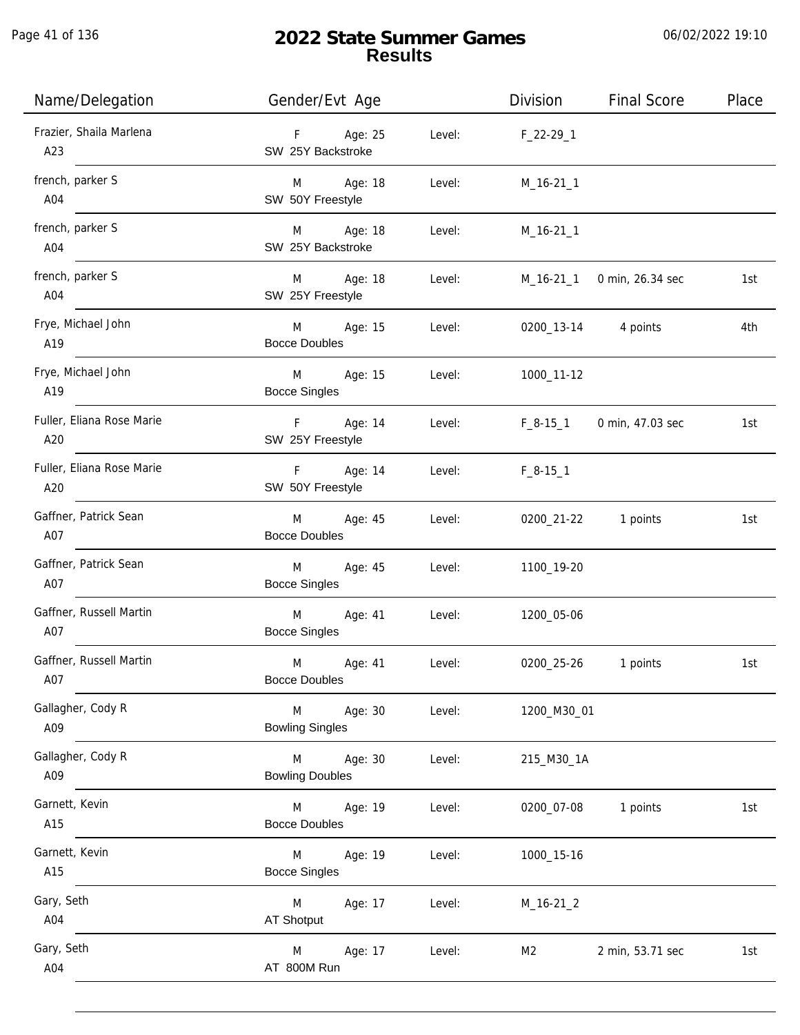# 2022 State Summer Games
## Results

06/02/2022 19:10

| Name/Delegation | Gender/Evt Age | | Level: | Division | Final Score | Place |
|---|---|---|---|---|---|---|
| Frazier, Shaila Marlena<br>A23 | F<br>SW 25Y Backstroke | Age: 25 | Level: | F_22-29_1 | | |
| french, parker S<br>A04 | M<br>SW 50Y Freestyle | Age: 18 | Level: | M_16-21_1 | | |
| french, parker S<br>A04 | M<br>SW 25Y Backstroke | Age: 18 | Level: | M_16-21_1 | | |
| french, parker S<br>A04 | M<br>SW 25Y Freestyle | Age: 18 | Level: | M_16-21_1 | 0 min, 26.34 sec | 1st |
| Frye, Michael John<br>A19 | M<br>Bocce Doubles | Age: 15 | Level: | 0200_13-14 | 4 points | 4th |
| Frye, Michael John<br>A19 | M<br>Bocce Singles | Age: 15 | Level: | 1000_11-12 | | |
| Fuller, Eliana Rose Marie<br>A20 | F<br>SW 25Y Freestyle | Age: 14 | Level: | F_8-15_1 | 0 min, 47.03 sec | 1st |
| Fuller, Eliana Rose Marie<br>A20 | F<br>SW 50Y Freestyle | Age: 14 | Level: | F_8-15_1 | | |
| Gaffner, Patrick Sean<br>A07 | M<br>Bocce Doubles | Age: 45 | Level: | 0200_21-22 | 1 points | 1st |
| Gaffner, Patrick Sean<br>A07 | M<br>Bocce Singles | Age: 45 | Level: | 1100_19-20 | | |
| Gaffner, Russell Martin<br>A07 | M<br>Bocce Singles | Age: 41 | Level: | 1200_05-06 | | |
| Gaffner, Russell Martin<br>A07 | M<br>Bocce Doubles | Age: 41 | Level: | 0200_25-26 | 1 points | 1st |
| Gallagher, Cody R<br>A09 | M<br>Bowling Singles | Age: 30 | Level: | 1200_M30_01 | | |
| Gallagher, Cody R<br>A09 | M<br>Bowling Doubles | Age: 30 | Level: | 215_M30_1A | | |
| Garnett, Kevin<br>A15 | M<br>Bocce Doubles | Age: 19 | Level: | 0200_07-08 | 1 points | 1st |
| Garnett, Kevin<br>A15 | M<br>Bocce Singles | Age: 19 | Level: | 1000_15-16 | | |
| Gary, Seth<br>A04 | M<br>AT Shotput | Age: 17 | Level: | M_16-21_2 | | |
| Gary, Seth<br>A04 | M<br>AT 800M Run | Age: 17 | Level: | M2 | 2 min, 53.71 sec | 1st |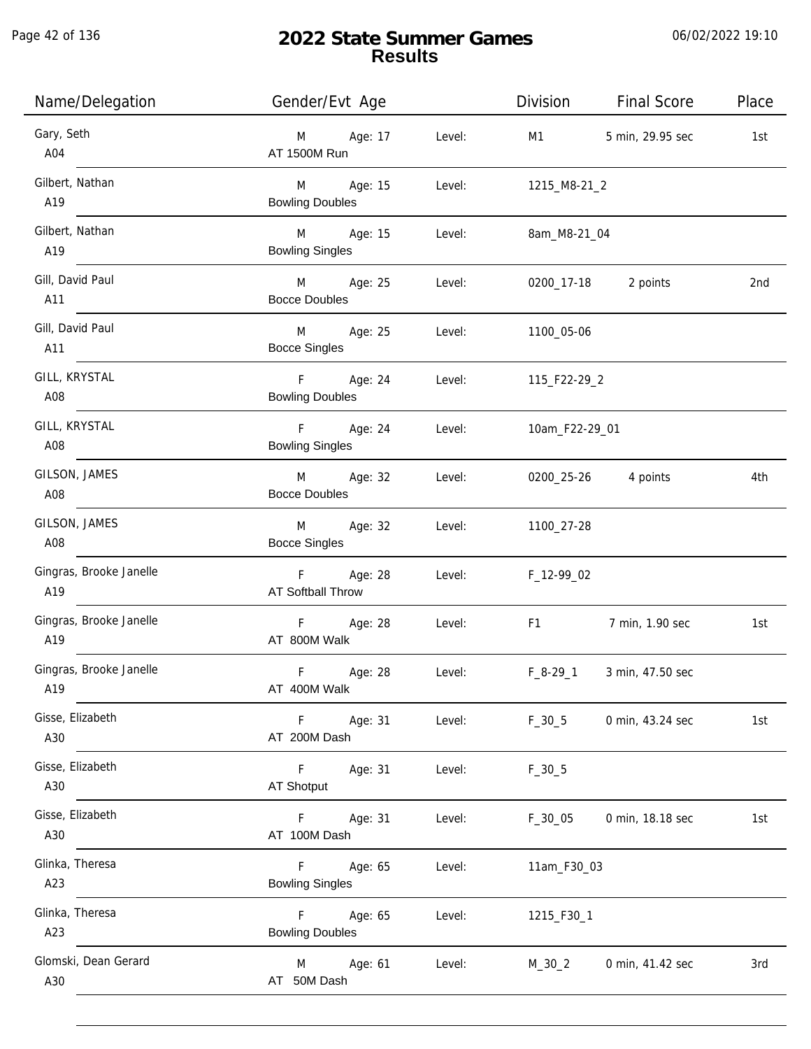# 2022 State Summer Games
## Results

| Name/Delegation | Gender/Evt Age | | Level: | Division | Final Score | Place |
|---|---|---|---|---|---|---|
| Gary, Seth<br>A04 | M<br>AT 1500M Run | Age: 17 | Level: | M1 | 5 min, 29.95 sec | 1st |
| Gilbert, Nathan<br>A19 | M<br>Bowling Doubles | Age: 15 | Level: | 1215_M8-21_2 | | |
| Gilbert, Nathan<br>A19 | M<br>Bowling Singles | Age: 15 | Level: | 8am_M8-21_04 | | |
| Gill, David Paul<br>A11 | M<br>Bocce Doubles | Age: 25 | Level: | 0200_17-18 | 2 points | 2nd |
| Gill, David Paul<br>A11 | M<br>Bocce Singles | Age: 25 | Level: | 1100_05-06 | | |
| GILL, KRYSTAL<br>A08 | F<br>Bowling Doubles | Age: 24 | Level: | 115_F22-29_2 | | |
| GILL, KRYSTAL<br>A08 | F<br>Bowling Singles | Age: 24 | Level: | 10am_F22-29_01 | | |
| GILSON, JAMES<br>A08 | M<br>Bocce Doubles | Age: 32 | Level: | 0200_25-26 | 4 points | 4th |
| GILSON, JAMES<br>A08 | M<br>Bocce Singles | Age: 32 | Level: | 1100_27-28 | | |
| Gingras, Brooke Janelle<br>A19 | F<br>AT Softball Throw | Age: 28 | Level: | F_12-99_02 | | |
| Gingras, Brooke Janelle<br>A19 | F<br>AT 800M Walk | Age: 28 | Level: | F1 | 7 min, 1.90 sec | 1st |
| Gingras, Brooke Janelle<br>A19 | F<br>AT 400M Walk | Age: 28 | Level: | F_8-29_1 | 3 min, 47.50 sec | |
| Gisse, Elizabeth<br>A30 | F<br>AT 200M Dash | Age: 31 | Level: | F_30_5 | 0 min, 43.24 sec | 1st |
| Gisse, Elizabeth<br>A30 | F<br>AT Shotput | Age: 31 | Level: | F_30_5 | | |
| Gisse, Elizabeth<br>A30 | F<br>AT 100M Dash | Age: 31 | Level: | F_30_05 | 0 min, 18.18 sec | 1st |
| Glinka, Theresa<br>A23 | F<br>Bowling Singles | Age: 65 | Level: | 11am_F30_03 | | |
| Glinka, Theresa<br>A23 | F<br>Bowling Doubles | Age: 65 | Level: | 1215_F30_1 | | |
| Glomski, Dean Gerard<br>A30 | M<br>AT 50M Dash | Age: 61 | Level: | M_30_2 | 0 min, 41.42 sec | 3rd |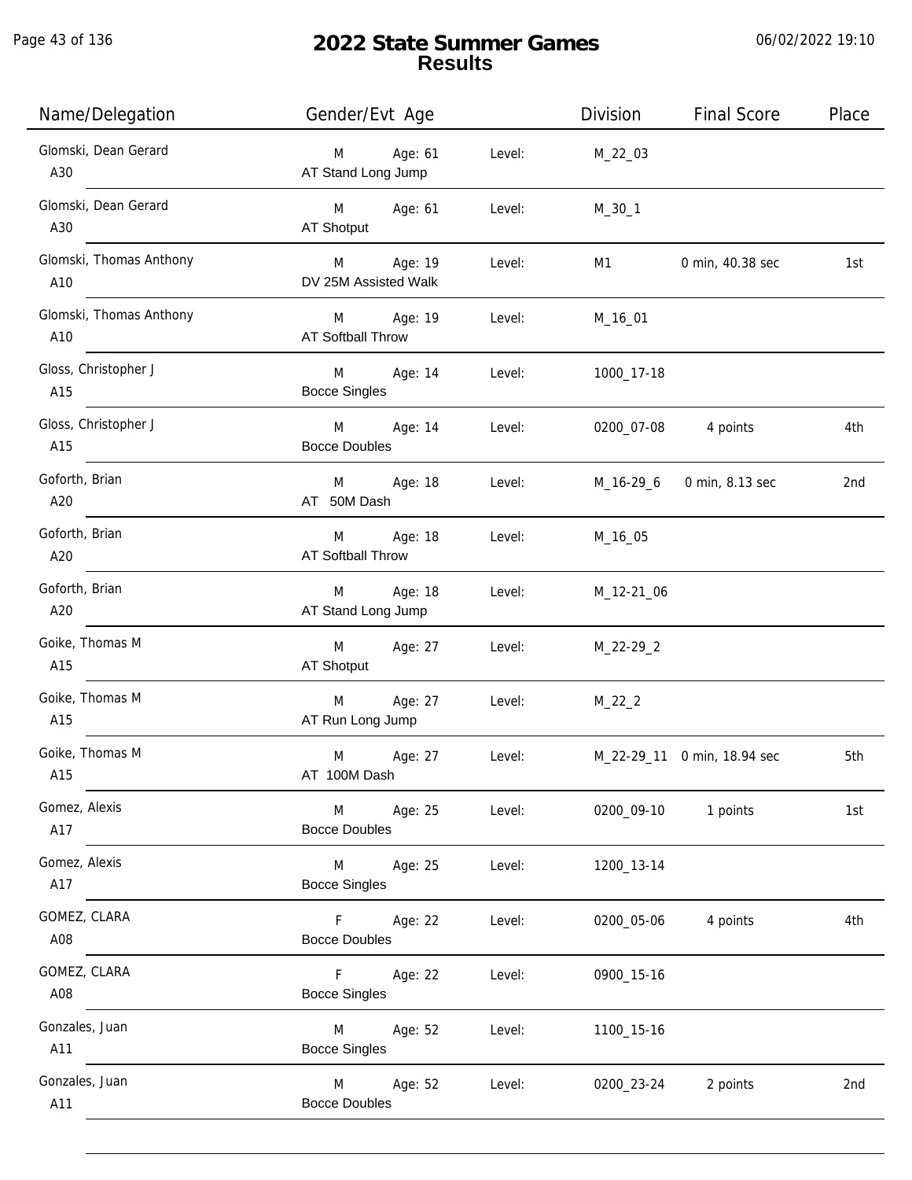# 2022 State Summer Games
## Results

06/02/2022 19:10

| Name/Delegation | Gender/Evt Age | | Level: | Division | Final Score | Place |
|---|---|---|---|---|---|---|
| Glomski, Dean Gerard<br>A30 | M<br>AT Stand Long Jump | Age: 61 | Level: | M_22_03 | | |
| Glomski, Dean Gerard<br>A30 | M<br>AT Shotput | Age: 61 | Level: | M_30_1 | | |
| Glomski, Thomas Anthony<br>A10 | M<br>DV 25M Assisted Walk | Age: 19 | Level: | M1 | 0 min, 40.38 sec | 1st |
| Glomski, Thomas Anthony<br>A10 | M<br>AT Softball Throw | Age: 19 | Level: | M_16_01 | | |
| Gloss, Christopher J<br>A15 | M<br>Bocce Singles | Age: 14 | Level: | 1000_17-18 | | |
| Gloss, Christopher J<br>A15 | M<br>Bocce Doubles | Age: 14 | Level: | 0200_07-08 | 4 points | 4th |
| Goforth, Brian<br>A20 | M<br>AT 50M Dash | Age: 18 | Level: | M_16-29_6 | 0 min, 8.13 sec | 2nd |
| Goforth, Brian<br>A20 | M<br>AT Softball Throw | Age: 18 | Level: | M_16_05 | | |
| Goforth, Brian<br>A20 | M<br>AT Stand Long Jump | Age: 18 | Level: | M_12-21_06 | | |
| Goike, Thomas M<br>A15 | M<br>AT Shotput | Age: 27 | Level: | M_22-29_2 | | |
| Goike, Thomas M<br>A15 | M<br>AT Run Long Jump | Age: 27 | Level: | M_22_2 | | |
| Goike, Thomas M<br>A15 | M<br>AT 100M Dash | Age: 27 | Level: | M_22-29_11 | 0 min, 18.94 sec | 5th |
| Gomez, Alexis<br>A17 | M<br>Bocce Doubles | Age: 25 | Level: | 0200_09-10 | 1 points | 1st |
| Gomez, Alexis<br>A17 | M<br>Bocce Singles | Age: 25 | Level: | 1200_13-14 | | |
| GOMEZ, CLARA<br>A08 | F<br>Bocce Doubles | Age: 22 | Level: | 0200_05-06 | 4 points | 4th |
| GOMEZ, CLARA<br>A08 | F<br>Bocce Singles | Age: 22 | Level: | 0900_15-16 | | |
| Gonzales, Juan<br>A11 | M<br>Bocce Singles | Age: 52 | Level: | 1100_15-16 | | |
| Gonzales, Juan<br>A11 | M<br>Bocce Doubles | Age: 52 | Level: | 0200_23-24 | 2 points | 2nd |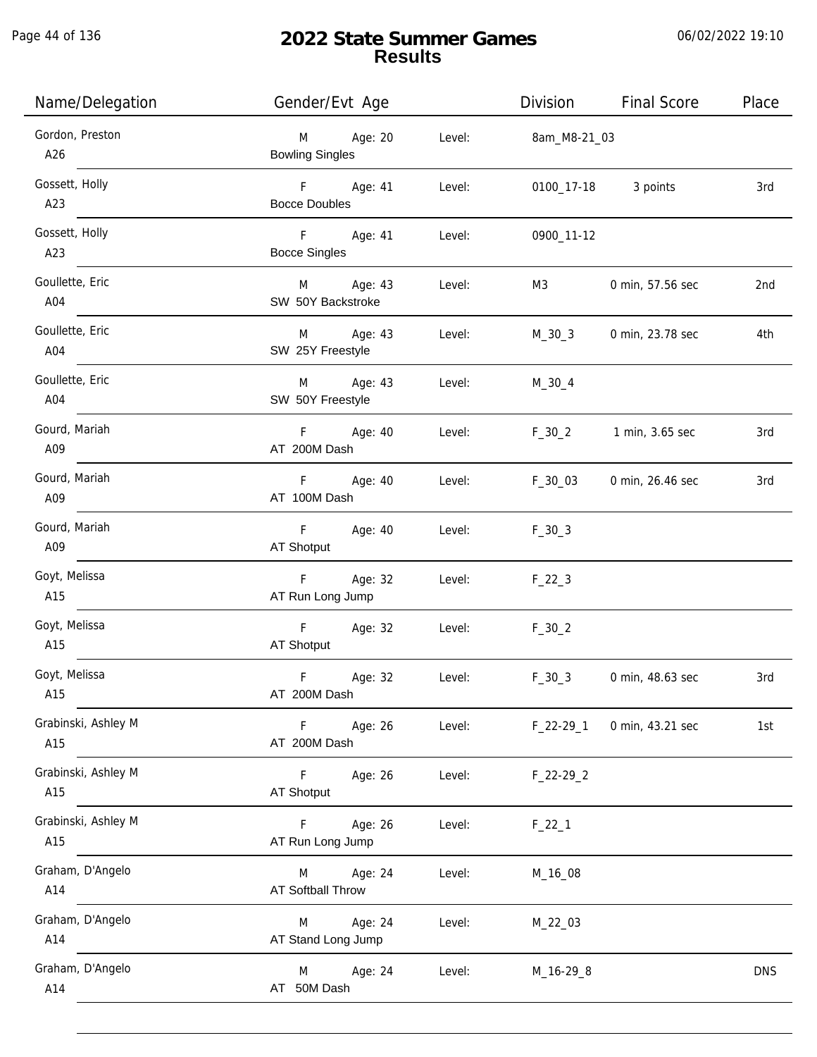# 2022 State Summer Games
## Results

| Name/Delegation | Gender/Evt Age | | Level: | Division | Final Score | Place |
|---|---|---|---|---|---|---|
| Gordon, Preston A26 | M Bowling Singles | Age: 20 | Level: | 8am_M8-21_03 | | |
| Gossett, Holly A23 | F Bocce Doubles | Age: 41 | Level: | 0100_17-18 | 3 points | 3rd |
| Gossett, Holly A23 | F Bocce Singles | Age: 41 | Level: | 0900_11-12 | | |
| Goullette, Eric A04 | M SW 50Y Backstroke | Age: 43 | Level: | M3 | 0 min, 57.56 sec | 2nd |
| Goullette, Eric A04 | M SW 25Y Freestyle | Age: 43 | Level: | M_30_3 | 0 min, 23.78 sec | 4th |
| Goullette, Eric A04 | M SW 50Y Freestyle | Age: 43 | Level: | M_30_4 | | |
| Gourd, Mariah A09 | F AT 200M Dash | Age: 40 | Level: | F_30_2 | 1 min, 3.65 sec | 3rd |
| Gourd, Mariah A09 | F AT 100M Dash | Age: 40 | Level: | F_30_03 | 0 min, 26.46 sec | 3rd |
| Gourd, Mariah A09 | F AT Shotput | Age: 40 | Level: | F_30_3 | | |
| Goyt, Melissa A15 | F AT Run Long Jump | Age: 32 | Level: | F_22_3 | | |
| Goyt, Melissa A15 | F AT Shotput | Age: 32 | Level: | F_30_2 | | |
| Goyt, Melissa A15 | F AT 200M Dash | Age: 32 | Level: | F_30_3 | 0 min, 48.63 sec | 3rd |
| Grabinski, Ashley M A15 | F AT 200M Dash | Age: 26 | Level: | F_22-29_1 | 0 min, 43.21 sec | 1st |
| Grabinski, Ashley M A15 | F AT Shotput | Age: 26 | Level: | F_22-29_2 | | |
| Grabinski, Ashley M A15 | F AT Run Long Jump | Age: 26 | Level: | F_22_1 | | |
| Graham, D'Angelo A14 | M AT Softball Throw | Age: 24 | Level: | M_16_08 | | |
| Graham, D'Angelo A14 | M AT Stand Long Jump | Age: 24 | Level: | M_22_03 | | |
| Graham, D'Angelo A14 | M AT 50M Dash | Age: 24 | Level: | M_16-29_8 | | DNS |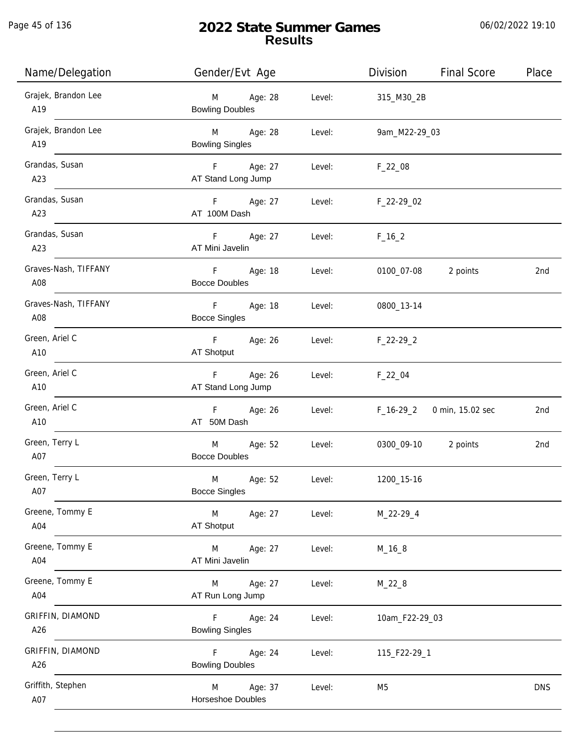# 2022 State Summer Games
## Results

| Name/Delegation | Gender/Evt Age | | Level: | Division | Final Score | Place |
|---|---|---|---|---|---|---|
| Grajek, Brandon Lee A19 | M Bowling Doubles | Age: 28 | Level: | 315_M30_2B | | |
| Grajek, Brandon Lee A19 | M Bowling Singles | Age: 28 | Level: | 9am_M22-29_03 | | |
| Grandas, Susan A23 | F AT Stand Long Jump | Age: 27 | Level: | F_22_08 | | |
| Grandas, Susan A23 | F AT 100M Dash | Age: 27 | Level: | F_22-29_02 | | |
| Grandas, Susan A23 | F AT Mini Javelin | Age: 27 | Level: | F_16_2 | | |
| Graves-Nash, TIFFANY A08 | F Bocce Doubles | Age: 18 | Level: | 0100_07-08 | 2 points | 2nd |
| Graves-Nash, TIFFANY A08 | F Bocce Singles | Age: 18 | Level: | 0800_13-14 | | |
| Green, Ariel C A10 | F AT Shotput | Age: 26 | Level: | F_22-29_2 | | |
| Green, Ariel C A10 | F AT Stand Long Jump | Age: 26 | Level: | F_22_04 | | |
| Green, Ariel C A10 | F AT 50M Dash | Age: 26 | Level: | F_16-29_2 | 0 min, 15.02 sec | 2nd |
| Green, Terry L A07 | M Bocce Doubles | Age: 52 | Level: | 0300_09-10 | 2 points | 2nd |
| Green, Terry L A07 | M Bocce Singles | Age: 52 | Level: | 1200_15-16 | | |
| Greene, Tommy E A04 | M AT Shotput | Age: 27 | Level: | M_22-29_4 | | |
| Greene, Tommy E A04 | M AT Mini Javelin | Age: 27 | Level: | M_16_8 | | |
| Greene, Tommy E A04 | M AT Run Long Jump | Age: 27 | Level: | M_22_8 | | |
| GRIFFIN, DIAMOND A26 | F Bowling Singles | Age: 24 | Level: | 10am_F22-29_03 | | |
| GRIFFIN, DIAMOND A26 | F Bowling Doubles | Age: 24 | Level: | 115_F22-29_1 | | |
| Griffith, Stephen A07 | M Horseshoe Doubles | Age: 37 | Level: | M5 | | DNS |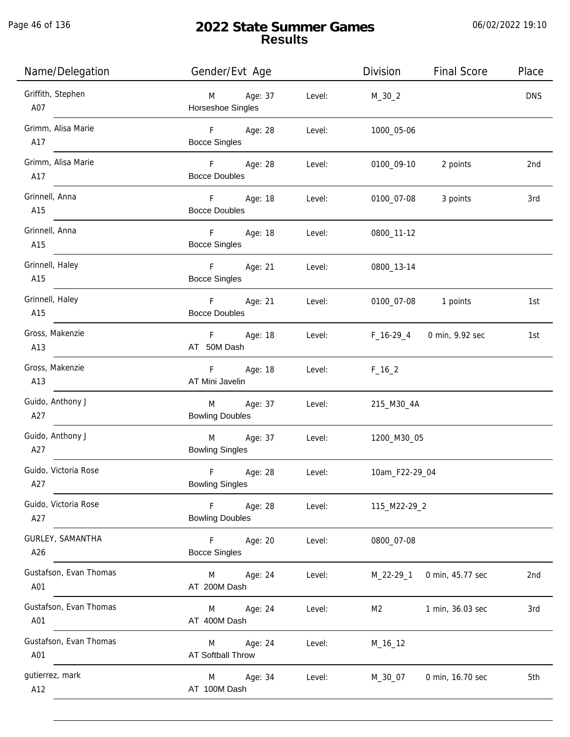# 2022 State Summer Games
## Results

| Name/Delegation | Gender/Evt Age | | Division | Final Score | Place |
|---|---|---|---|---|---|
| Griffith, Stephen<br>A07 | M Age: 37<br>Horseshoe Singles | Level: | M_30_2 | | DNS |
| Grimm, Alisa Marie<br>A17 | F Age: 28<br>Bocce Singles | Level: | 1000_05-06 | | |
| Grimm, Alisa Marie<br>A17 | F Age: 28<br>Bocce Doubles | Level: | 0100_09-10 | 2 points | 2nd |
| Grinnell, Anna<br>A15 | F Age: 18<br>Bocce Doubles | Level: | 0100_07-08 | 3 points | 3rd |
| Grinnell, Anna<br>A15 | F Age: 18<br>Bocce Singles | Level: | 0800_11-12 | | |
| Grinnell, Haley<br>A15 | F Age: 21<br>Bocce Singles | Level: | 0800_13-14 | | |
| Grinnell, Haley<br>A15 | F Age: 21<br>Bocce Doubles | Level: | 0100_07-08 | 1 points | 1st |
| Gross, Makenzie<br>A13 | F Age: 18<br>AT 50M Dash | Level: | F_16-29_4 | 0 min, 9.92 sec | 1st |
| Gross, Makenzie<br>A13 | F Age: 18<br>AT Mini Javelin | Level: | F_16_2 | | |
| Guido, Anthony J<br>A27 | M Age: 37<br>Bowling Doubles | Level: | 215_M30_4A | | |
| Guido, Anthony J<br>A27 | M Age: 37<br>Bowling Singles | Level: | 1200_M30_05 | | |
| Guido, Victoria Rose<br>A27 | F Age: 28<br>Bowling Singles | Level: | 10am_F22-29_04 | | |
| Guido, Victoria Rose<br>A27 | F Age: 28<br>Bowling Doubles | Level: | 115_M22-29_2 | | |
| GURLEY, SAMANTHA<br>A26 | F Age: 20<br>Bocce Singles | Level: | 0800_07-08 | | |
| Gustafson, Evan Thomas<br>A01 | M Age: 24<br>AT 200M Dash | Level: | M_22-29_1 | 0 min, 45.77 sec | 2nd |
| Gustafson, Evan Thomas<br>A01 | M Age: 24<br>AT 400M Dash | Level: | M2 | 1 min, 36.03 sec | 3rd |
| Gustafson, Evan Thomas<br>A01 | M Age: 24<br>AT Softball Throw | Level: | M_16_12 | | |
| gutierrez, mark<br>A12 | M Age: 34<br>AT 100M Dash | Level: | M_30_07 | 0 min, 16.70 sec | 5th |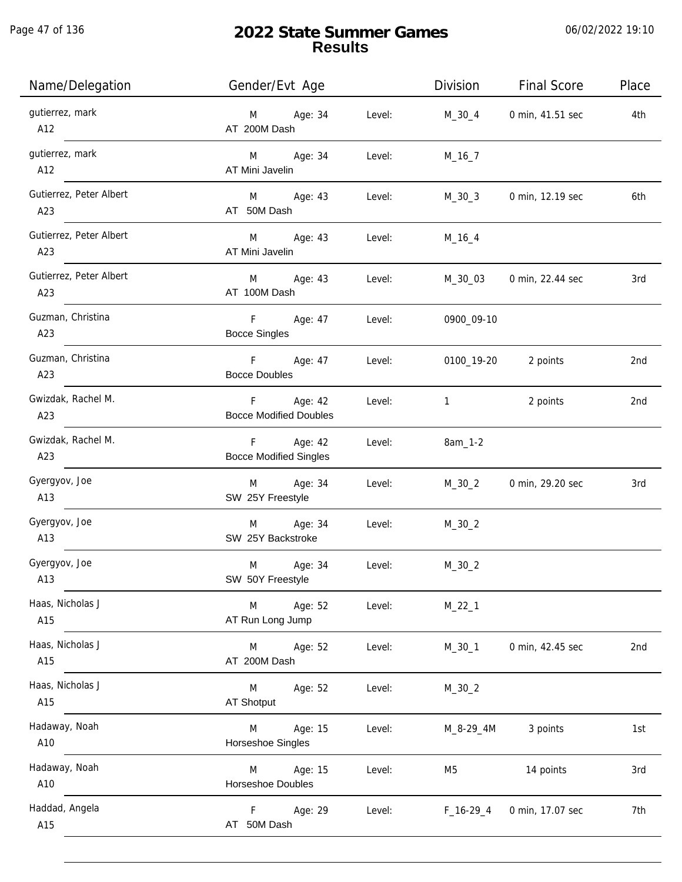# 2022 State Summer Games
## Results

| Name/Delegation | Gender/Evt Age | | Division | Final Score | Place |
|---|---|---|---|---|---|
| gutierrez, mark<br>A12 | M Age: 34<br>AT 200M Dash | Level: | M_30_4 | 0 min, 41.51 sec | 4th |
| gutierrez, mark<br>A12 | M Age: 34<br>AT Mini Javelin | Level: | M_16_7 | | |
| Gutierrez, Peter Albert<br>A23 | M Age: 43<br>AT 50M Dash | Level: | M_30_3 | 0 min, 12.19 sec | 6th |
| Gutierrez, Peter Albert<br>A23 | M Age: 43<br>AT Mini Javelin | Level: | M_16_4 | | |
| Gutierrez, Peter Albert<br>A23 | M Age: 43<br>AT 100M Dash | Level: | M_30_03 | 0 min, 22.44 sec | 3rd |
| Guzman, Christina<br>A23 | F Age: 47<br>Bocce Singles | Level: | 0900_09-10 | | |
| Guzman, Christina<br>A23 | F Age: 47<br>Bocce Doubles | Level: | 0100_19-20 | 2 points | 2nd |
| Gwizdak, Rachel M.<br>A23 | F Age: 42<br>Bocce Modified Doubles | Level: | 1 | 2 points | 2nd |
| Gwizdak, Rachel M.<br>A23 | F Age: 42<br>Bocce Modified Singles | Level: | 8am_1-2 | | |
| Gyergyov, Joe<br>A13 | M Age: 34<br>SW 25Y Freestyle | Level: | M_30_2 | 0 min, 29.20 sec | 3rd |
| Gyergyov, Joe<br>A13 | M Age: 34<br>SW 25Y Backstroke | Level: | M_30_2 | | |
| Gyergyov, Joe<br>A13 | M Age: 34<br>SW 50Y Freestyle | Level: | M_30_2 | | |
| Haas, Nicholas J<br>A15 | M Age: 52<br>AT Run Long Jump | Level: | M_22_1 | | |
| Haas, Nicholas J<br>A15 | M Age: 52<br>AT 200M Dash | Level: | M_30_1 | 0 min, 42.45 sec | 2nd |
| Haas, Nicholas J<br>A15 | M Age: 52<br>AT Shotput | Level: | M_30_2 | | |
| Hadaway, Noah<br>A10 | M Age: 15<br>Horseshoe Singles | Level: | M_8-29_4M | 3 points | 1st |
| Hadaway, Noah<br>A10 | M Age: 15<br>Horseshoe Doubles | Level: | M5 | 14 points | 3rd |
| Haddad, Angela<br>A15 | F Age: 29<br>AT 50M Dash | Level: | F_16-29_4 | 0 min, 17.07 sec | 7th |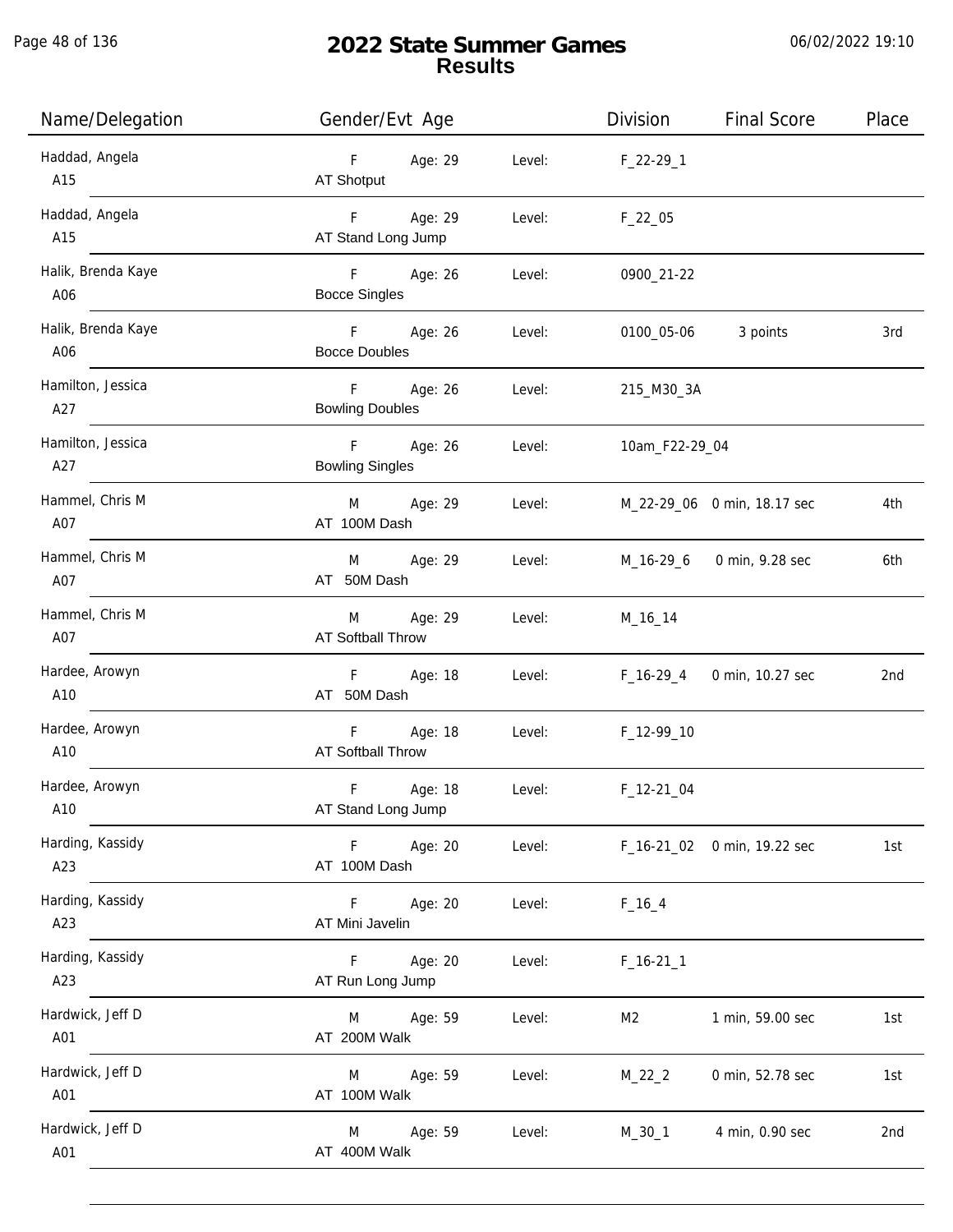# 2022 State Summer Games
## Results

06/02/2022 19:10

| Name/Delegation | Gender/Evt Age | | Level: | Division | Final Score | Place |
|---|---|---|---|---|---|---|
| Haddad, Angela<br>A15 | F<br>AT Shotput | Age: 29 | Level: | F_22-29_1 | | |
| Haddad, Angela<br>A15 | F<br>AT Stand Long Jump | Age: 29 | Level: | F_22_05 | | |
| Halik, Brenda Kaye<br>A06 | F<br>Bocce Singles | Age: 26 | Level: | 0900_21-22 | | |
| Halik, Brenda Kaye<br>A06 | F<br>Bocce Doubles | Age: 26 | Level: | 0100_05-06 | 3 points | 3rd |
| Hamilton, Jessica<br>A27 | F<br>Bowling Doubles | Age: 26 | Level: | 215_M30_3A | | |
| Hamilton, Jessica<br>A27 | F<br>Bowling Singles | Age: 26 | Level: | 10am_F22-29_04 | | |
| Hammel, Chris M<br>A07 | M<br>AT 100M Dash | Age: 29 | Level: | M_22-29_06 | 0 min, 18.17 sec | 4th |
| Hammel, Chris M<br>A07 | M<br>AT 50M Dash | Age: 29 | Level: | M_16-29_6 | 0 min, 9.28 sec | 6th |
| Hammel, Chris M<br>A07 | M<br>AT Softball Throw | Age: 29 | Level: | M_16_14 | | |
| Hardee, Arowyn<br>A10 | F<br>AT 50M Dash | Age: 18 | Level: | F_16-29_4 | 0 min, 10.27 sec | 2nd |
| Hardee, Arowyn<br>A10 | F<br>AT Softball Throw | Age: 18 | Level: | F_12-99_10 | | |
| Hardee, Arowyn<br>A10 | F<br>AT Stand Long Jump | Age: 18 | Level: | F_12-21_04 | | |
| Harding, Kassidy<br>A23 | F<br>AT 100M Dash | Age: 20 | Level: | F_16-21_02 | 0 min, 19.22 sec | 1st |
| Harding, Kassidy<br>A23 | F<br>AT Mini Javelin | Age: 20 | Level: | F_16_4 | | |
| Harding, Kassidy<br>A23 | F<br>AT Run Long Jump | Age: 20 | Level: | F_16-21_1 | | |
| Hardwick, Jeff D<br>A01 | M<br>AT 200M Walk | Age: 59 | Level: | M2 | 1 min, 59.00 sec | 1st |
| Hardwick, Jeff D<br>A01 | M<br>AT 100M Walk | Age: 59 | Level: | M_22_2 | 0 min, 52.78 sec | 1st |
| Hardwick, Jeff D<br>A01 | M<br>AT 400M Walk | Age: 59 | Level: | M_30_1 | 4 min, 0.90 sec | 2nd |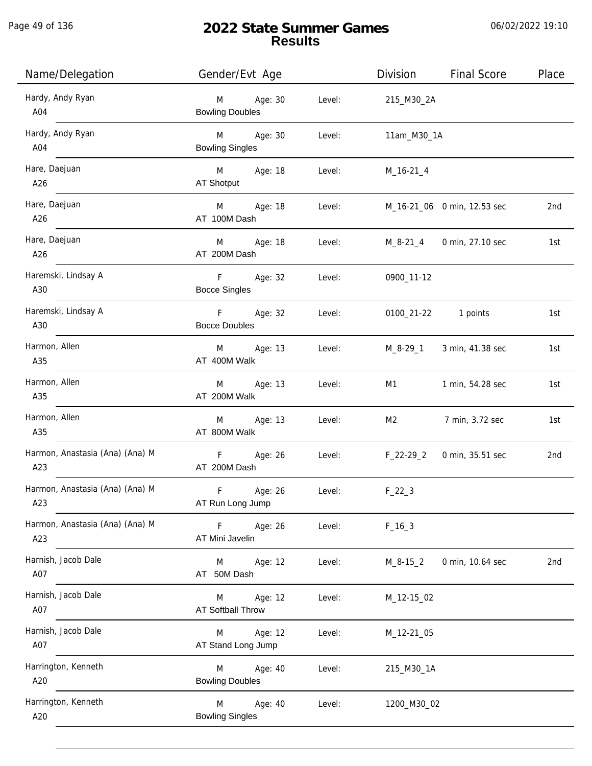# 2022 State Summer Games
## Results

| Name/Delegation | Gender/Evt | Age | Level: | Division | Final Score | Place |
|---|---|---|---|---|---|---|
| Hardy, Andy Ryan<br>A04 | M<br>Bowling Doubles | Age: 30 | Level: | 215_M30_2A | | |
| Hardy, Andy Ryan<br>A04 | M<br>Bowling Singles | Age: 30 | Level: | 11am_M30_1A | | |
| Hare, Daejuan<br>A26 | M<br>AT Shotput | Age: 18 | Level: | M_16-21_4 | | |
| Hare, Daejuan<br>A26 | M<br>AT 100M Dash | Age: 18 | Level: | M_16-21_06 | 0 min, 12.53 sec | 2nd |
| Hare, Daejuan<br>A26 | M<br>AT 200M Dash | Age: 18 | Level: | M_8-21_4 | 0 min, 27.10 sec | 1st |
| Haremski, Lindsay A<br>A30 | F<br>Bocce Singles | Age: 32 | Level: | 0900_11-12 | | |
| Haremski, Lindsay A<br>A30 | F<br>Bocce Doubles | Age: 32 | Level: | 0100_21-22 | 1 points | 1st |
| Harmon, Allen<br>A35 | M<br>AT 400M Walk | Age: 13 | Level: | M_8-29_1 | 3 min, 41.38 sec | 1st |
| Harmon, Allen<br>A35 | M<br>AT 200M Walk | Age: 13 | Level: | M1 | 1 min, 54.28 sec | 1st |
| Harmon, Allen<br>A35 | M<br>AT 800M Walk | Age: 13 | Level: | M2 | 7 min, 3.72 sec | 1st |
| Harmon, Anastasia (Ana) (Ana) M<br>A23 | F<br>AT 200M Dash | Age: 26 | Level: | F_22-29_2 | 0 min, 35.51 sec | 2nd |
| Harmon, Anastasia (Ana) (Ana) M<br>A23 | F<br>AT Run Long Jump | Age: 26 | Level: | F_22_3 | | |
| Harmon, Anastasia (Ana) (Ana) M<br>A23 | F<br>AT Mini Javelin | Age: 26 | Level: | F_16_3 | | |
| Harnish, Jacob Dale<br>A07 | M<br>AT 50M Dash | Age: 12 | Level: | M_8-15_2 | 0 min, 10.64 sec | 2nd |
| Harnish, Jacob Dale<br>A07 | M<br>AT Softball Throw | Age: 12 | Level: | M_12-15_02 | | |
| Harnish, Jacob Dale<br>A07 | M<br>AT Stand Long Jump | Age: 12 | Level: | M_12-21_05 | | |
| Harrington, Kenneth<br>A20 | M<br>Bowling Doubles | Age: 40 | Level: | 215_M30_1A | | |
| Harrington, Kenneth<br>A20 | M<br>Bowling Singles | Age: 40 | Level: | 1200_M30_02 | | |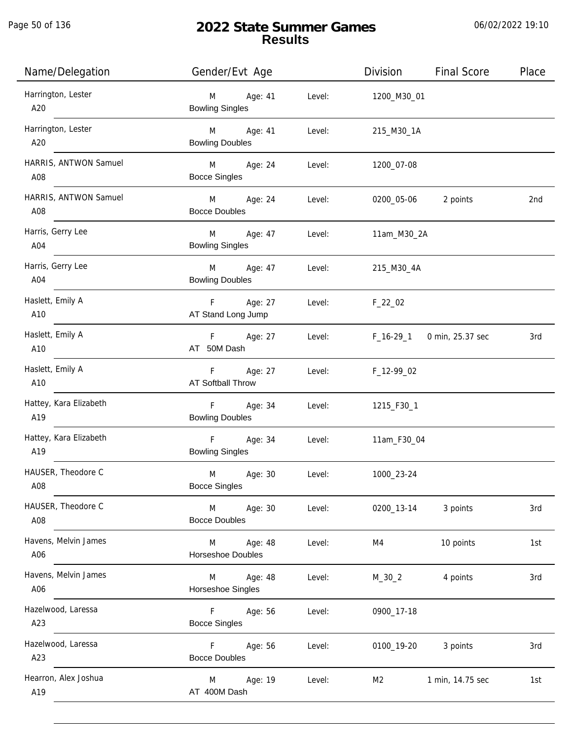# 2022 State Summer Games
## Results

| Name/Delegation | Gender/Evt Age | | Division | Final Score | Place |
|---|---|---|---|---|---|
| Harrington, Lester<br>A20 | M Age: 41<br>Bowling Singles | Level: | 1200_M30_01 | | |
| Harrington, Lester<br>A20 | M Age: 41<br>Bowling Doubles | Level: | 215_M30_1A | | |
| HARRIS, ANTWON Samuel<br>A08 | M Age: 24<br>Bocce Singles | Level: | 1200_07-08 | | |
| HARRIS, ANTWON Samuel<br>A08 | M Age: 24<br>Bocce Doubles | Level: | 0200_05-06 | 2 points | 2nd |
| Harris, Gerry Lee<br>A04 | M Age: 47<br>Bowling Singles | Level: | 11am_M30_2A | | |
| Harris, Gerry Lee<br>A04 | M Age: 47<br>Bowling Doubles | Level: | 215_M30_4A | | |
| Haslett, Emily A<br>A10 | F Age: 27<br>AT Stand Long Jump | Level: | F_22_02 | | |
| Haslett, Emily A<br>A10 | F Age: 27<br>AT 50M Dash | Level: | F_16-29_1 | 0 min, 25.37 sec | 3rd |
| Haslett, Emily A<br>A10 | F Age: 27<br>AT Softball Throw | Level: | F_12-99_02 | | |
| Hattey, Kara Elizabeth<br>A19 | F Age: 34<br>Bowling Doubles | Level: | 1215_F30_1 | | |
| Hattey, Kara Elizabeth<br>A19 | F Age: 34<br>Bowling Singles | Level: | 11am_F30_04 | | |
| HAUSER, Theodore C<br>A08 | M Age: 30<br>Bocce Singles | Level: | 1000_23-24 | | |
| HAUSER, Theodore C<br>A08 | M Age: 30<br>Bocce Doubles | Level: | 0200_13-14 | 3 points | 3rd |
| Havens, Melvin James<br>A06 | M Age: 48<br>Horseshoe Doubles | Level: | M4 | 10 points | 1st |
| Havens, Melvin James<br>A06 | M Age: 48<br>Horseshoe Singles | Level: | M_30_2 | 4 points | 3rd |
| Hazelwood, Laressa<br>A23 | F Age: 56<br>Bocce Singles | Level: | 0900_17-18 | | |
| Hazelwood, Laressa<br>A23 | F Age: 56<br>Bocce Doubles | Level: | 0100_19-20 | 3 points | 3rd |
| Hearron, Alex Joshua<br>A19 | M Age: 19<br>AT 400M Dash | Level: | M2 | 1 min, 14.75 sec | 1st |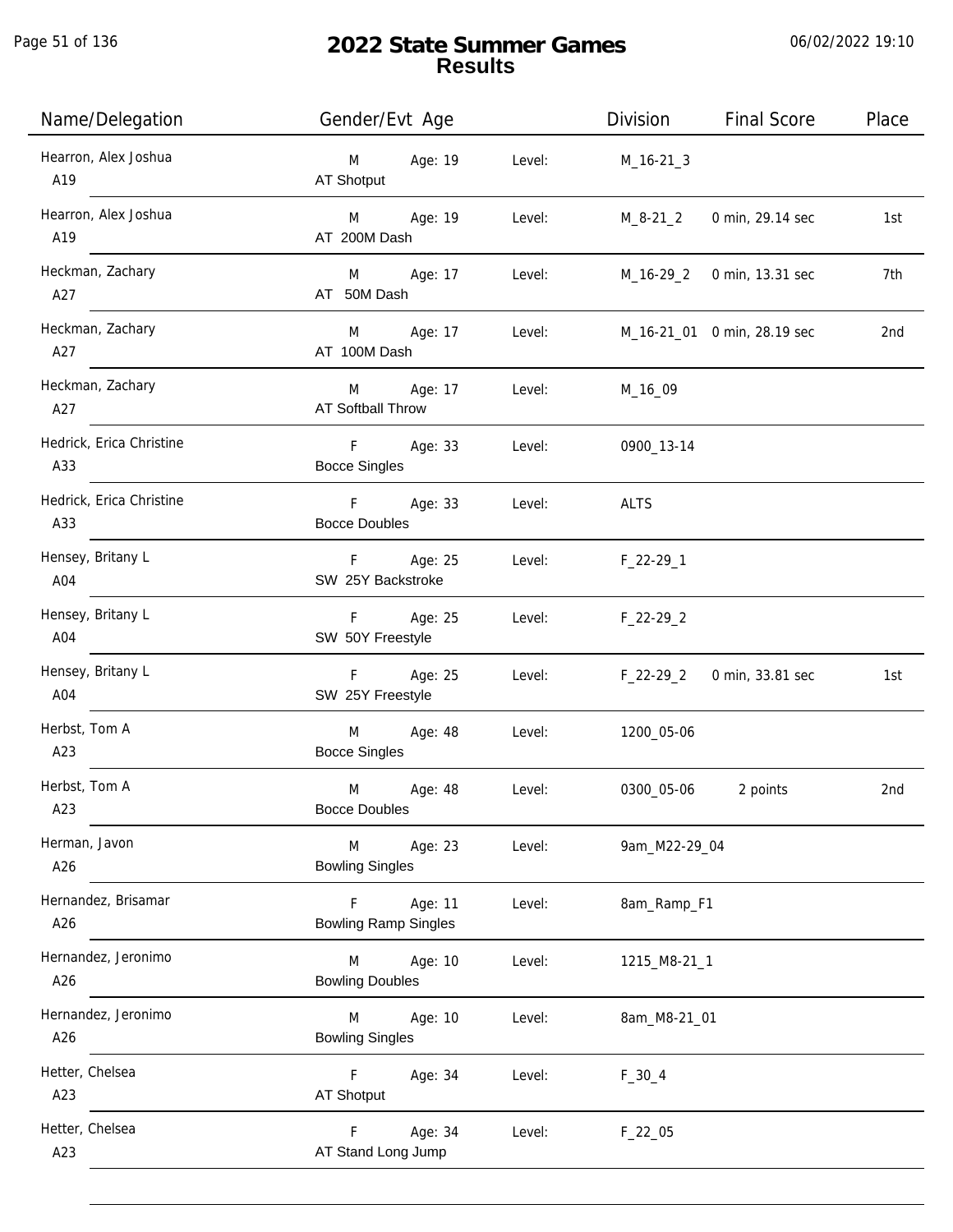# 2022 State Summer Games
## Results

| Name/Delegation | Gender/Evt Age | | Level: | Division | Final Score | Place |
|---|---|---|---|---|---|---|
| Hearron, Alex Joshua A19 | M AT Shotput | Age: 19 | Level: | M_16-21_3 | | |
| Hearron, Alex Joshua A19 | M AT 200M Dash | Age: 19 | Level: | M_8-21_2 | 0 min, 29.14 sec | 1st |
| Heckman, Zachary A27 | M AT 50M Dash | Age: 17 | Level: | M_16-29_2 | 0 min, 13.31 sec | 7th |
| Heckman, Zachary A27 | M AT 100M Dash | Age: 17 | Level: | M_16-21_01 | 0 min, 28.19 sec | 2nd |
| Heckman, Zachary A27 | M AT Softball Throw | Age: 17 | Level: | M_16_09 | | |
| Hedrick, Erica Christine A33 | F Bocce Singles | Age: 33 | Level: | 0900_13-14 | | |
| Hedrick, Erica Christine A33 | F Bocce Doubles | Age: 33 | Level: | ALTS | | |
| Hensey, Britany L A04 | F SW 25Y Backstroke | Age: 25 | Level: | F_22-29_1 | | |
| Hensey, Britany L A04 | F SW 50Y Freestyle | Age: 25 | Level: | F_22-29_2 | | |
| Hensey, Britany L A04 | F SW 25Y Freestyle | Age: 25 | Level: | F_22-29_2 | 0 min, 33.81 sec | 1st |
| Herbst, Tom A A23 | M Bocce Singles | Age: 48 | Level: | 1200_05-06 | | |
| Herbst, Tom A A23 | M Bocce Doubles | Age: 48 | Level: | 0300_05-06 | 2 points | 2nd |
| Herman, Javon A26 | M Bowling Singles | Age: 23 | Level: | 9am_M22-29_04 | | |
| Hernandez, Brisamar A26 | F Bowling Ramp Singles | Age: 11 | Level: | 8am_Ramp_F1 | | |
| Hernandez, Jeronimo A26 | M Bowling Doubles | Age: 10 | Level: | 1215_M8-21_1 | | |
| Hernandez, Jeronimo A26 | M Bowling Singles | Age: 10 | Level: | 8am_M8-21_01 | | |
| Hetter, Chelsea A23 | F AT Shotput | Age: 34 | Level: | F_30_4 | | |
| Hetter, Chelsea A23 | F AT Stand Long Jump | Age: 34 | Level: | F_22_05 | | |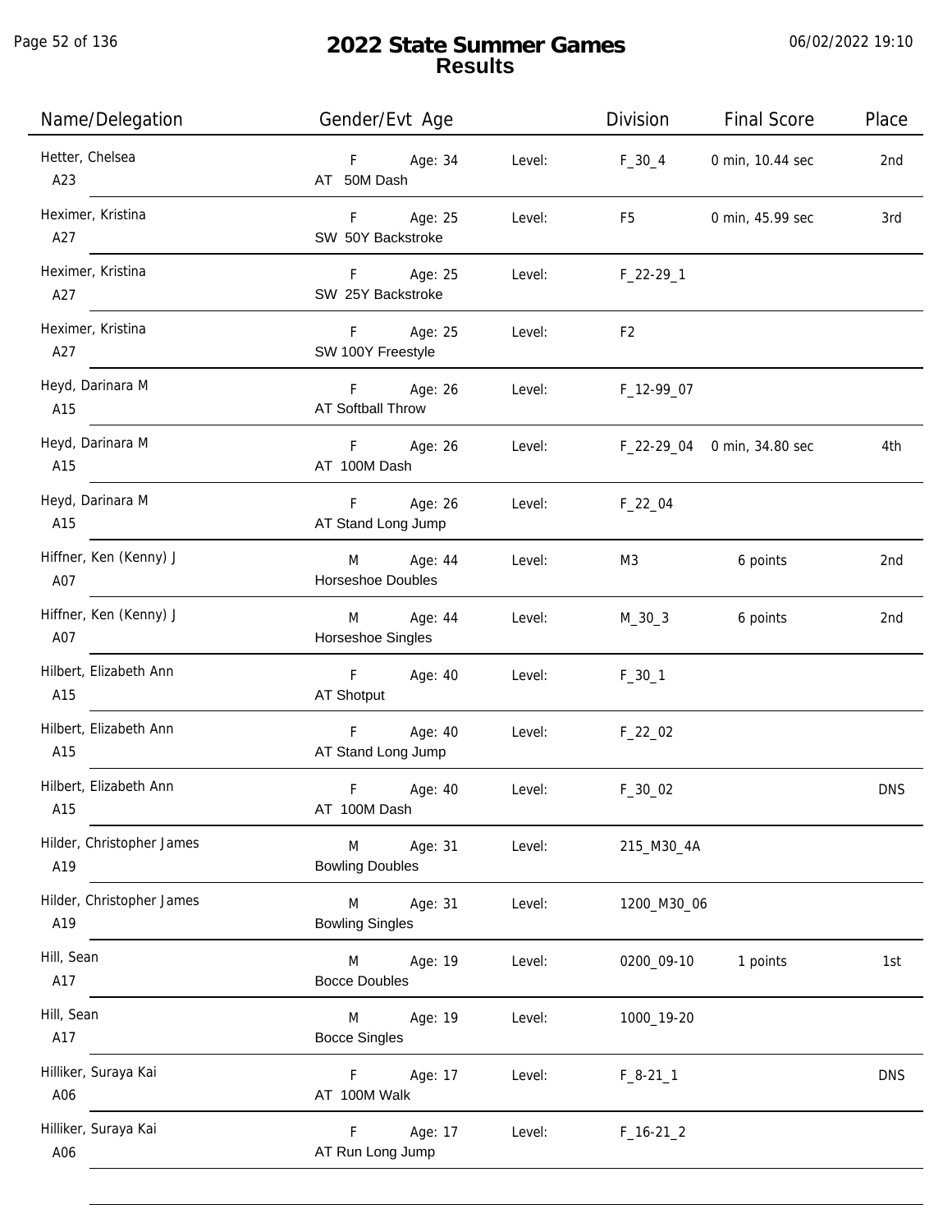# 2022 State Summer Games
## Results

| Name/Delegation | Gender/Evt Age | | Division | Final Score | Place |
|---|---|---|---|---|---|
| Hetter, Chelsea<br>A23 | F Age: 34<br>AT 50M Dash | Level: | F_30_4 | 0 min, 10.44 sec | 2nd |
| Heximer, Kristina<br>A27 | F Age: 25<br>SW 50Y Backstroke | Level: | F5 | 0 min, 45.99 sec | 3rd |
| Heximer, Kristina<br>A27 | F Age: 25<br>SW 25Y Backstroke | Level: | F_22-29_1 | | |
| Heximer, Kristina<br>A27 | F Age: 25<br>SW 100Y Freestyle | Level: | F2 | | |
| Heyd, Darinara M<br>A15 | F Age: 26<br>AT Softball Throw | Level: | F_12-99_07 | | |
| Heyd, Darinara M<br>A15 | F Age: 26<br>AT 100M Dash | Level: | F_22-29_04 | 0 min, 34.80 sec | 4th |
| Heyd, Darinara M<br>A15 | F Age: 26<br>AT Stand Long Jump | Level: | F_22_04 | | |
| Hiffner, Ken (Kenny) J<br>A07 | M Age: 44<br>Horseshoe Doubles | Level: | M3 | 6 points | 2nd |
| Hiffner, Ken (Kenny) J<br>A07 | M Age: 44<br>Horseshoe Singles | Level: | M_30_3 | 6 points | 2nd |
| Hilbert, Elizabeth Ann<br>A15 | F Age: 40<br>AT Shotput | Level: | F_30_1 | | |
| Hilbert, Elizabeth Ann<br>A15 | F Age: 40<br>AT Stand Long Jump | Level: | F_22_02 | | |
| Hilbert, Elizabeth Ann<br>A15 | F Age: 40<br>AT 100M Dash | Level: | F_30_02 | | DNS |
| Hilder, Christopher James<br>A19 | M Age: 31<br>Bowling Doubles | Level: | 215_M30_4A | | |
| Hilder, Christopher James<br>A19 | M Age: 31<br>Bowling Singles | Level: | 1200_M30_06 | | |
| Hill, Sean<br>A17 | M Age: 19<br>Bocce Doubles | Level: | 0200_09-10 | 1 points | 1st |
| Hill, Sean<br>A17 | M Age: 19<br>Bocce Singles | Level: | 1000_19-20 | | |
| Hilliker, Suraya Kai<br>A06 | F Age: 17<br>AT 100M Walk | Level: | F_8-21_1 | | DNS |
| Hilliker, Suraya Kai<br>A06 | F Age: 17<br>AT Run Long Jump | Level: | F_16-21_2 | | |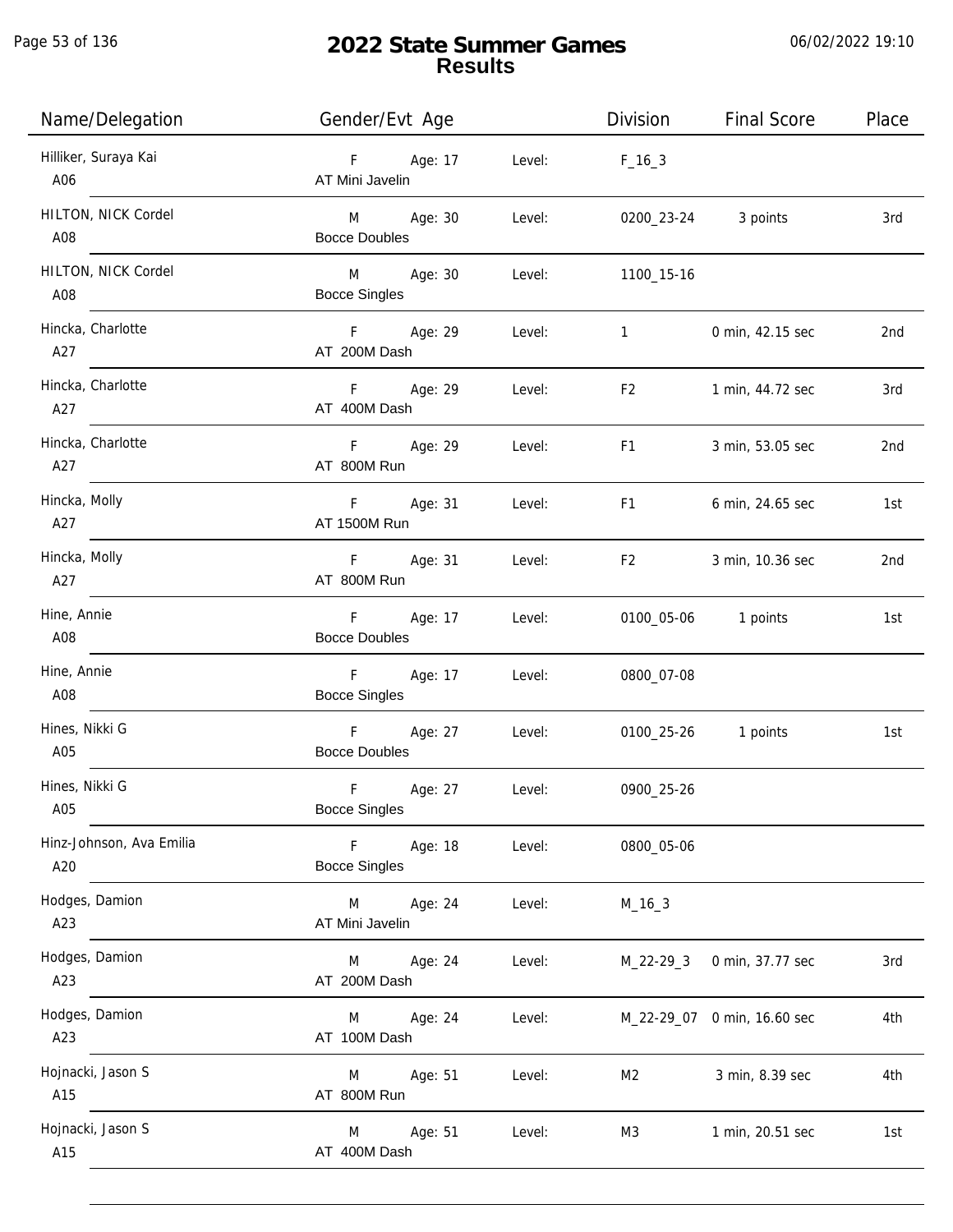# 2022 State Summer Games
## Results

06/02/2022 19:10

| Name/Delegation | Gender/Evt Age | | Level: | Division | Final Score | Place |
|---|---|---|---|---|---|---|
| Hilliker, Suraya Kai<br>A06 | F<br>AT Mini Javelin | Age: 17 | Level: | F_16_3 | | |
| HILTON, NICK Cordel<br>A08 | M<br>Bocce Doubles | Age: 30 | Level: | 0200_23-24 | 3 points | 3rd |
| HILTON, NICK Cordel<br>A08 | M<br>Bocce Singles | Age: 30 | Level: | 1100_15-16 | | |
| Hincka, Charlotte<br>A27 | F<br>AT 200M Dash | Age: 29 | Level: | 1 | 0 min, 42.15 sec | 2nd |
| Hincka, Charlotte<br>A27 | F<br>AT 400M Dash | Age: 29 | Level: | F2 | 1 min, 44.72 sec | 3rd |
| Hincka, Charlotte<br>A27 | F<br>AT 800M Run | Age: 29 | Level: | F1 | 3 min, 53.05 sec | 2nd |
| Hincka, Molly<br>A27 | F<br>AT 1500M Run | Age: 31 | Level: | F1 | 6 min, 24.65 sec | 1st |
| Hincka, Molly<br>A27 | F<br>AT 800M Run | Age: 31 | Level: | F2 | 3 min, 10.36 sec | 2nd |
| Hine, Annie<br>A08 | F<br>Bocce Doubles | Age: 17 | Level: | 0100_05-06 | 1 points | 1st |
| Hine, Annie<br>A08 | F<br>Bocce Singles | Age: 17 | Level: | 0800_07-08 | | |
| Hines, Nikki G<br>A05 | F<br>Bocce Doubles | Age: 27 | Level: | 0100_25-26 | 1 points | 1st |
| Hines, Nikki G<br>A05 | F<br>Bocce Singles | Age: 27 | Level: | 0900_25-26 | | |
| Hinz-Johnson, Ava Emilia<br>A20 | F<br>Bocce Singles | Age: 18 | Level: | 0800_05-06 | | |
| Hodges, Damion<br>A23 | M<br>AT Mini Javelin | Age: 24 | Level: | M_16_3 | | |
| Hodges, Damion<br>A23 | M<br>AT 200M Dash | Age: 24 | Level: | M_22-29_3 | 0 min, 37.77 sec | 3rd |
| Hodges, Damion<br>A23 | M<br>AT 100M Dash | Age: 24 | Level: | M_22-29_07 | 0 min, 16.60 sec | 4th |
| Hojnacki, Jason S<br>A15 | M<br>AT 800M Run | Age: 51 | Level: | M2 | 3 min, 8.39 sec | 4th |
| Hojnacki, Jason S<br>A15 | M<br>AT 400M Dash | Age: 51 | Level: | M3 | 1 min, 20.51 sec | 1st |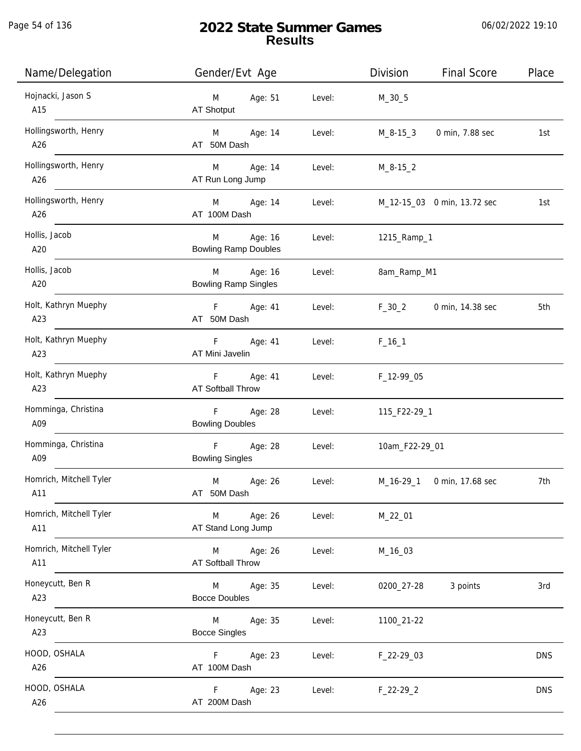# 2022 State Summer Games
## Results

| Name/Delegation | Gender/Evt Age | | Level: | Division | Final Score | Place |
|---|---|---|---|---|---|---|
| Hojnacki, Jason S<br>A15 | M<br>AT Shotput | Age: 51 | Level: | M_30_5 | | |
| Hollingsworth, Henry<br>A26 | M<br>AT 50M Dash | Age: 14 | Level: | M_8-15_3 | 0 min, 7.88 sec | 1st |
| Hollingsworth, Henry<br>A26 | M<br>AT Run Long Jump | Age: 14 | Level: | M_8-15_2 | | |
| Hollingsworth, Henry<br>A26 | M<br>AT 100M Dash | Age: 14 | Level: | M_12-15_03 | 0 min, 13.72 sec | 1st |
| Hollis, Jacob<br>A20 | M<br>Bowling Ramp Doubles | Age: 16 | Level: | 1215_Ramp_1 | | |
| Hollis, Jacob<br>A20 | M<br>Bowling Ramp Singles | Age: 16 | Level: | 8am_Ramp_M1 | | |
| Holt, Kathryn Muephy<br>A23 | F<br>AT 50M Dash | Age: 41 | Level: | F_30_2 | 0 min, 14.38 sec | 5th |
| Holt, Kathryn Muephy<br>A23 | F<br>AT Mini Javelin | Age: 41 | Level: | F_16_1 | | |
| Holt, Kathryn Muephy<br>A23 | F<br>AT Softball Throw | Age: 41 | Level: | F_12-99_05 | | |
| Homminga, Christina<br>A09 | F<br>Bowling Doubles | Age: 28 | Level: | 115_F22-29_1 | | |
| Homminga, Christina<br>A09 | F<br>Bowling Singles | Age: 28 | Level: | 10am_F22-29_01 | | |
| Homrich, Mitchell Tyler<br>A11 | M<br>AT 50M Dash | Age: 26 | Level: | M_16-29_1 | 0 min, 17.68 sec | 7th |
| Homrich, Mitchell Tyler<br>A11 | M<br>AT Stand Long Jump | Age: 26 | Level: | M_22_01 | | |
| Homrich, Mitchell Tyler<br>A11 | M<br>AT Softball Throw | Age: 26 | Level: | M_16_03 | | |
| Honeycutt, Ben R<br>A23 | M<br>Bocce Doubles | Age: 35 | Level: | 0200_27-28 | 3 points | 3rd |
| Honeycutt, Ben R<br>A23 | M<br>Bocce Singles | Age: 35 | Level: | 1100_21-22 | | |
| HOOD, OSHALA<br>A26 | F<br>AT 100M Dash | Age: 23 | Level: | F_22-29_03 | | DNS |
| HOOD, OSHALA<br>A26 | F<br>AT 200M Dash | Age: 23 | Level: | F_22-29_2 | | DNS |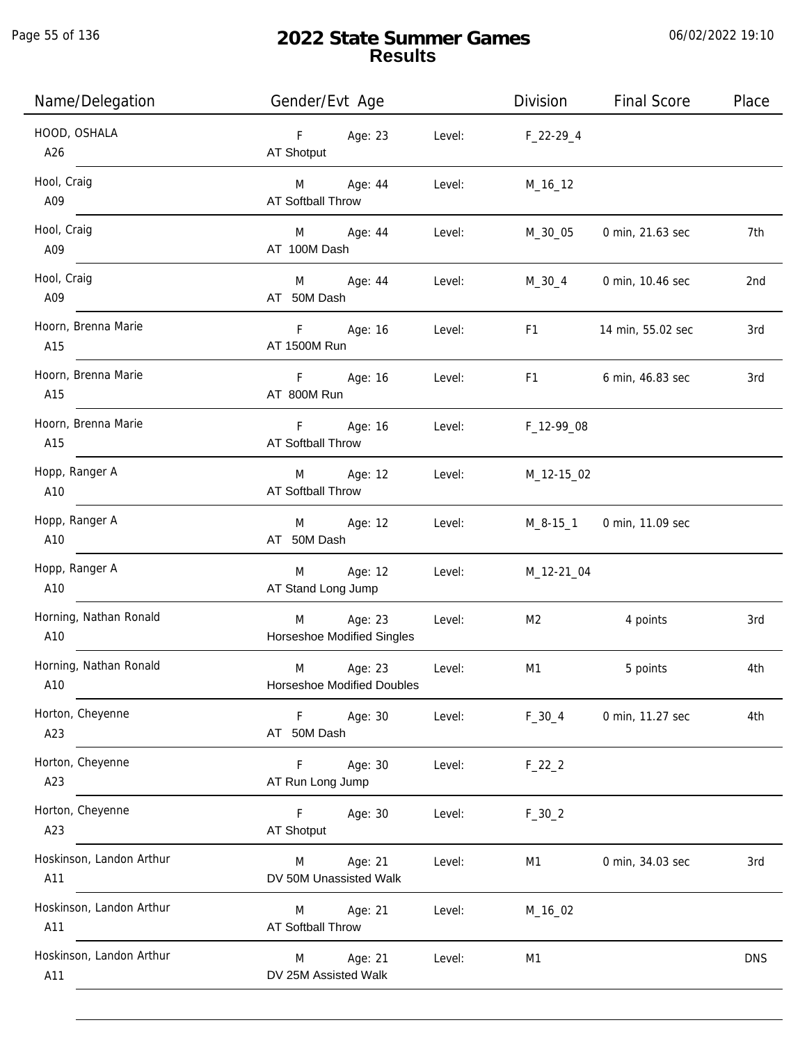# 2022 State Summer Games
## Results

| Name/Delegation | Gender/Evt Age | | Level: | Division | Final Score | Place |
|---|---|---|---|---|---|---|
| HOOD, OSHALA<br>A26 | F<br>AT Shotput | Age: 23 | Level: | F_22-29_4 | | |
| Hool, Craig<br>A09 | M<br>AT Softball Throw | Age: 44 | Level: | M_16_12 | | |
| Hool, Craig<br>A09 | M<br>AT 100M Dash | Age: 44 | Level: | M_30_05 | 0 min, 21.63 sec | 7th |
| Hool, Craig<br>A09 | M<br>AT 50M Dash | Age: 44 | Level: | M_30_4 | 0 min, 10.46 sec | 2nd |
| Hoorn, Brenna Marie<br>A15 | F<br>AT 1500M Run | Age: 16 | Level: | F1 | 14 min, 55.02 sec | 3rd |
| Hoorn, Brenna Marie<br>A15 | F<br>AT 800M Run | Age: 16 | Level: | F1 | 6 min, 46.83 sec | 3rd |
| Hoorn, Brenna Marie<br>A15 | F<br>AT Softball Throw | Age: 16 | Level: | F_12-99_08 | | |
| Hopp, Ranger A<br>A10 | M<br>AT Softball Throw | Age: 12 | Level: | M_12-15_02 | | |
| Hopp, Ranger A<br>A10 | M<br>AT 50M Dash | Age: 12 | Level: | M_8-15_1 | 0 min, 11.09 sec | |
| Hopp, Ranger A<br>A10 | M<br>AT Stand Long Jump | Age: 12 | Level: | M_12-21_04 | | |
| Horning, Nathan Ronald<br>A10 | M<br>Horseshoe Modified Singles | Age: 23 | Level: | M2 | 4 points | 3rd |
| Horning, Nathan Ronald<br>A10 | M<br>Horseshoe Modified Doubles | Age: 23 | Level: | M1 | 5 points | 4th |
| Horton, Cheyenne<br>A23 | F<br>AT 50M Dash | Age: 30 | Level: | F_30_4 | 0 min, 11.27 sec | 4th |
| Horton, Cheyenne<br>A23 | F<br>AT Run Long Jump | Age: 30 | Level: | F_22_2 | | |
| Horton, Cheyenne<br>A23 | F<br>AT Shotput | Age: 30 | Level: | F_30_2 | | |
| Hoskinson, Landon Arthur<br>A11 | M<br>DV 50M Unassisted Walk | Age: 21 | Level: | M1 | 0 min, 34.03 sec | 3rd |
| Hoskinson, Landon Arthur<br>A11 | M<br>AT Softball Throw | Age: 21 | Level: | M_16_02 | | |
| Hoskinson, Landon Arthur<br>A11 | M<br>DV 25M Assisted Walk | Age: 21 | Level: | M1 | | DNS |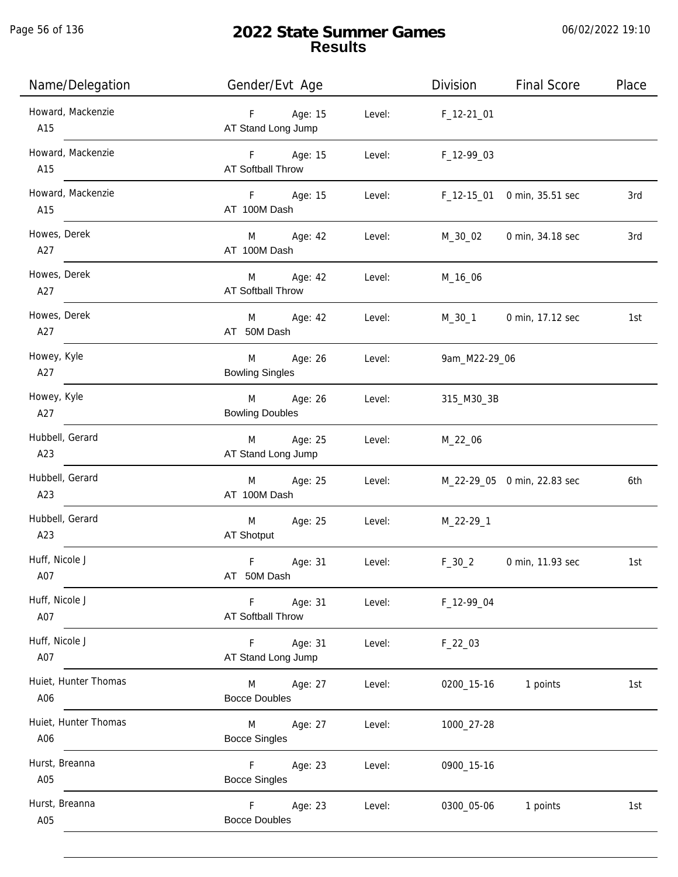# 2022 State Summer Games
## Results

06/02/2022 19:10

| Name/Delegation | Gender/Evt Age | Level: | Division | Final Score | Place |
|---|---|---|---|---|---|
| Howard, Mackenzie A15 | F Age: 15 AT Stand Long Jump | Level: | F_12-21_01 | | |
| Howard, Mackenzie A15 | F Age: 15 AT Softball Throw | Level: | F_12-99_03 | | |
| Howard, Mackenzie A15 | F Age: 15 AT 100M Dash | Level: | F_12-15_01 | 0 min, 35.51 sec | 3rd |
| Howes, Derek A27 | M Age: 42 AT 100M Dash | Level: | M_30_02 | 0 min, 34.18 sec | 3rd |
| Howes, Derek A27 | M Age: 42 AT Softball Throw | Level: | M_16_06 | | |
| Howes, Derek A27 | M Age: 42 AT 50M Dash | Level: | M_30_1 | 0 min, 17.12 sec | 1st |
| Howey, Kyle A27 | M Age: 26 Bowling Singles | Level: | 9am_M22-29_06 | | |
| Howey, Kyle A27 | M Age: 26 Bowling Doubles | Level: | 315_M30_3B | | |
| Hubbell, Gerard A23 | M Age: 25 AT Stand Long Jump | Level: | M_22_06 | | |
| Hubbell, Gerard A23 | M Age: 25 AT 100M Dash | Level: | M_22-29_05 | 0 min, 22.83 sec | 6th |
| Hubbell, Gerard A23 | M Age: 25 AT Shotput | Level: | M_22-29_1 | | |
| Huff, Nicole J A07 | F Age: 31 AT 50M Dash | Level: | F_30_2 | 0 min, 11.93 sec | 1st |
| Huff, Nicole J A07 | F Age: 31 AT Softball Throw | Level: | F_12-99_04 | | |
| Huff, Nicole J A07 | F Age: 31 AT Stand Long Jump | Level: | F_22_03 | | |
| Huiet, Hunter Thomas A06 | M Age: 27 Bocce Doubles | Level: | 0200_15-16 | 1 points | 1st |
| Huiet, Hunter Thomas A06 | M Age: 27 Bocce Singles | Level: | 1000_27-28 | | |
| Hurst, Breanna A05 | F Age: 23 Bocce Singles | Level: | 0900_15-16 | | |
| Hurst, Breanna A05 | F Age: 23 Bocce Doubles | Level: | 0300_05-06 | 1 points | 1st |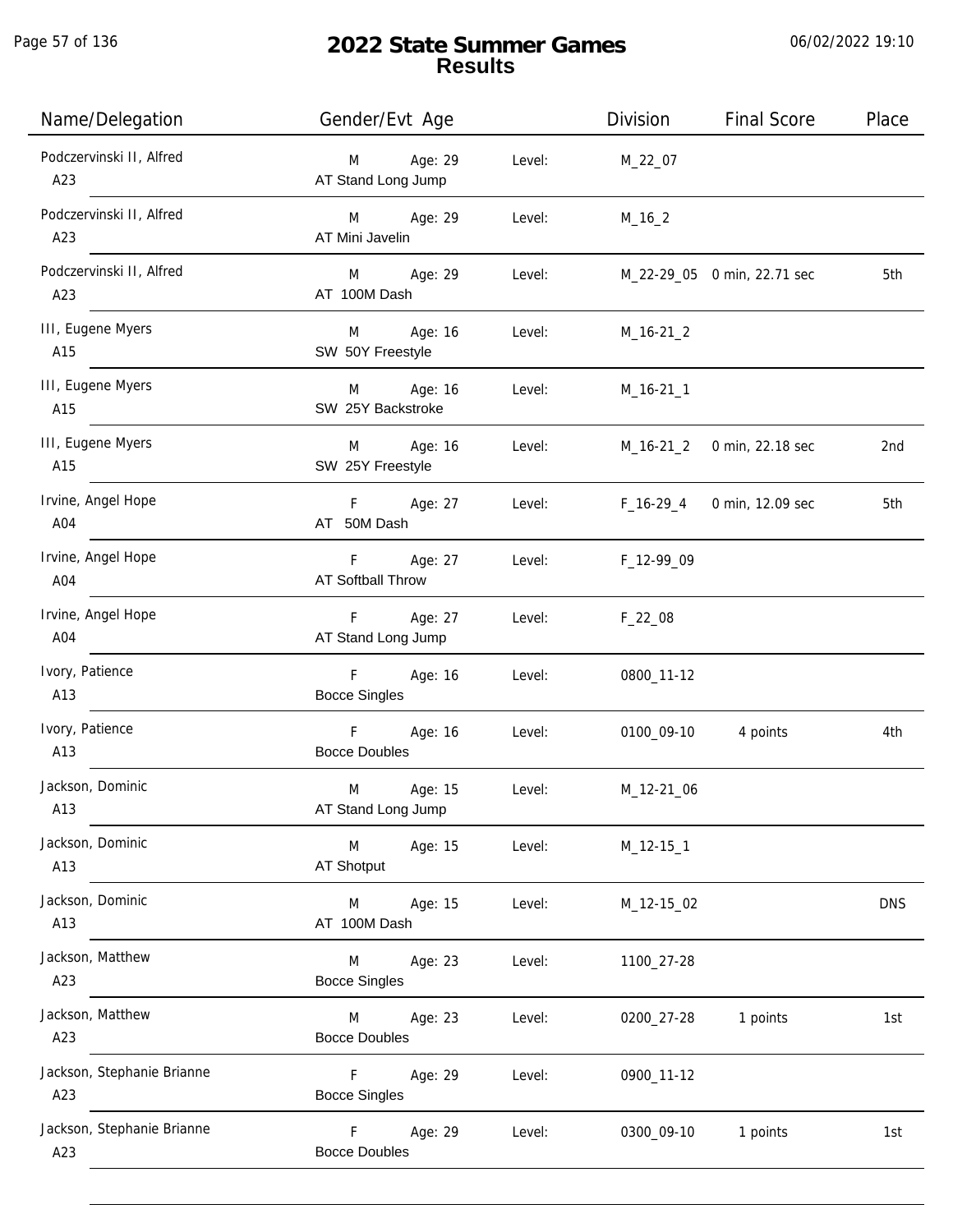# 2022 State Summer Games
## Results

06/02/2022 19:10

| Name/Delegation | Gender/Evt Age | | Level: | Division | Final Score | Place |
|---|---|---|---|---|---|---|
| Podczervinski II, Alfred<br>A23 | M<br>AT Stand Long Jump | Age: 29 | Level: | M_22_07 | | |
| Podczervinski II, Alfred<br>A23 | M<br>AT Mini Javelin | Age: 29 | Level: | M_16_2 | | |
| Podczervinski II, Alfred<br>A23 | M<br>AT 100M Dash | Age: 29 | Level: | M_22-29_05 | 0 min, 22.71 sec | 5th |
| III, Eugene Myers<br>A15 | M<br>SW 50Y Freestyle | Age: 16 | Level: | M_16-21_2 | | |
| III, Eugene Myers<br>A15 | M<br>SW 25Y Backstroke | Age: 16 | Level: | M_16-21_1 | | |
| III, Eugene Myers<br>A15 | M<br>SW 25Y Freestyle | Age: 16 | Level: | M_16-21_2 | 0 min, 22.18 sec | 2nd |
| Irvine, Angel Hope<br>A04 | F<br>AT 50M Dash | Age: 27 | Level: | F_16-29_4 | 0 min, 12.09 sec | 5th |
| Irvine, Angel Hope<br>A04 | F<br>AT Softball Throw | Age: 27 | Level: | F_12-99_09 | | |
| Irvine, Angel Hope<br>A04 | F<br>AT Stand Long Jump | Age: 27 | Level: | F_22_08 | | |
| Ivory, Patience<br>A13 | F<br>Bocce Singles | Age: 16 | Level: | 0800_11-12 | | |
| Ivory, Patience<br>A13 | F<br>Bocce Doubles | Age: 16 | Level: | 0100_09-10 | 4 points | 4th |
| Jackson, Dominic<br>A13 | M<br>AT Stand Long Jump | Age: 15 | Level: | M_12-21_06 | | |
| Jackson, Dominic<br>A13 | M<br>AT Shotput | Age: 15 | Level: | M_12-15_1 | | |
| Jackson, Dominic<br>A13 | M<br>AT 100M Dash | Age: 15 | Level: | M_12-15_02 | | DNS |
| Jackson, Matthew<br>A23 | M<br>Bocce Singles | Age: 23 | Level: | 1100_27-28 | | |
| Jackson, Matthew<br>A23 | M<br>Bocce Doubles | Age: 23 | Level: | 0200_27-28 | 1 points | 1st |
| Jackson, Stephanie Brianne<br>A23 | F<br>Bocce Singles | Age: 29 | Level: | 0900_11-12 | | |
| Jackson, Stephanie Brianne<br>A23 | F<br>Bocce Doubles | Age: 29 | Level: | 0300_09-10 | 1 points | 1st |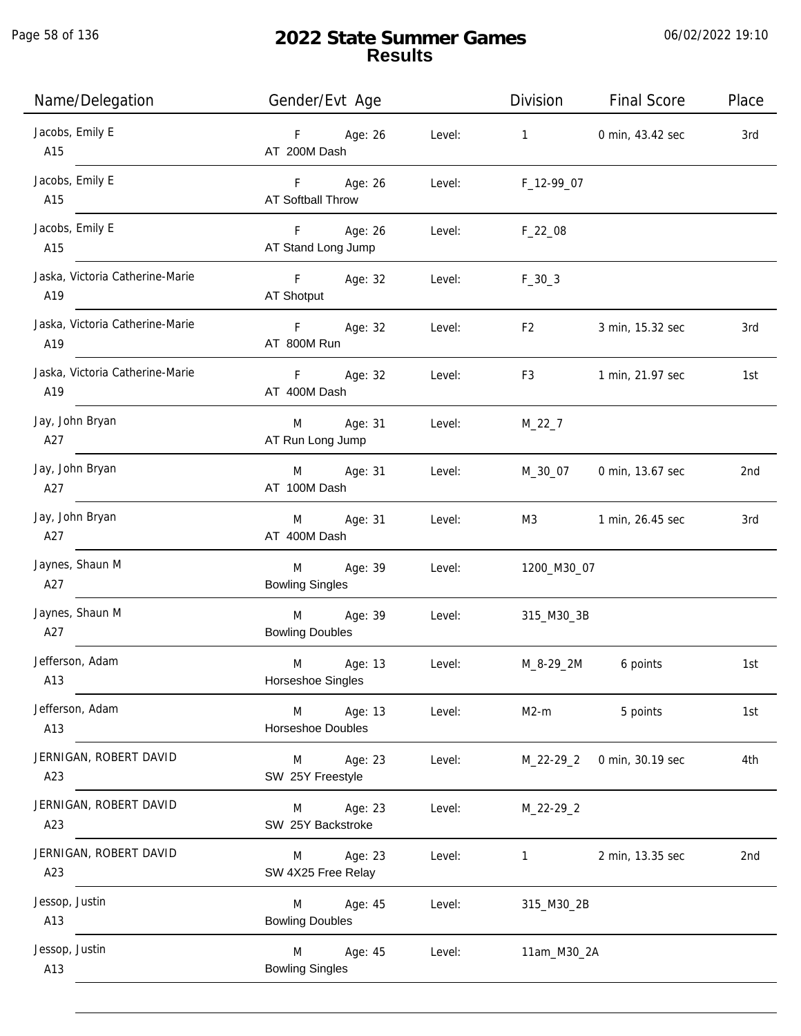# 2022 State Summer Games
## Results

| Name/Delegation | Gender/Evt Age | | Division | Final Score | Place |
|---|---|---|---|---|---|
| Jacobs, Emily E<br>A15 | F Age: 26<br>AT 200M Dash | Level: | 1 | 0 min, 43.42 sec | 3rd |
| Jacobs, Emily E<br>A15 | F Age: 26<br>AT Softball Throw | Level: | F_12-99_07 | | |
| Jacobs, Emily E<br>A15 | F Age: 26<br>AT Stand Long Jump | Level: | F_22_08 | | |
| Jaska, Victoria Catherine-Marie<br>A19 | F Age: 32<br>AT Shotput | Level: | F_30_3 | | |
| Jaska, Victoria Catherine-Marie<br>A19 | F Age: 32<br>AT 800M Run | Level: | F2 | 3 min, 15.32 sec | 3rd |
| Jaska, Victoria Catherine-Marie<br>A19 | F Age: 32<br>AT 400M Dash | Level: | F3 | 1 min, 21.97 sec | 1st |
| Jay, John Bryan<br>A27 | M Age: 31<br>AT Run Long Jump | Level: | M_22_7 | | |
| Jay, John Bryan<br>A27 | M Age: 31<br>AT 100M Dash | Level: | M_30_07 | 0 min, 13.67 sec | 2nd |
| Jay, John Bryan<br>A27 | M Age: 31<br>AT 400M Dash | Level: | M3 | 1 min, 26.45 sec | 3rd |
| Jaynes, Shaun M<br>A27 | M Age: 39<br>Bowling Singles | Level: | 1200_M30_07 | | |
| Jaynes, Shaun M<br>A27 | M Age: 39<br>Bowling Doubles | Level: | 315_M30_3B | | |
| Jefferson, Adam<br>A13 | M Age: 13<br>Horseshoe Singles | Level: | M_8-29_2M | 6 points | 1st |
| Jefferson, Adam<br>A13 | M Age: 13<br>Horseshoe Doubles | Level: | M2-m | 5 points | 1st |
| JERNIGAN, ROBERT DAVID<br>A23 | M Age: 23<br>SW 25Y Freestyle | Level: | M_22-29_2 | 0 min, 30.19 sec | 4th |
| JERNIGAN, ROBERT DAVID<br>A23 | M Age: 23<br>SW 25Y Backstroke | Level: | M_22-29_2 | | |
| JERNIGAN, ROBERT DAVID<br>A23 | M Age: 23<br>SW 4X25 Free Relay | Level: | 1 | 2 min, 13.35 sec | 2nd |
| Jessop, Justin<br>A13 | M Age: 45<br>Bowling Doubles | Level: | 315_M30_2B | | |
| Jessop, Justin<br>A13 | M Age: 45<br>Bowling Singles | Level: | 11am_M30_2A | | |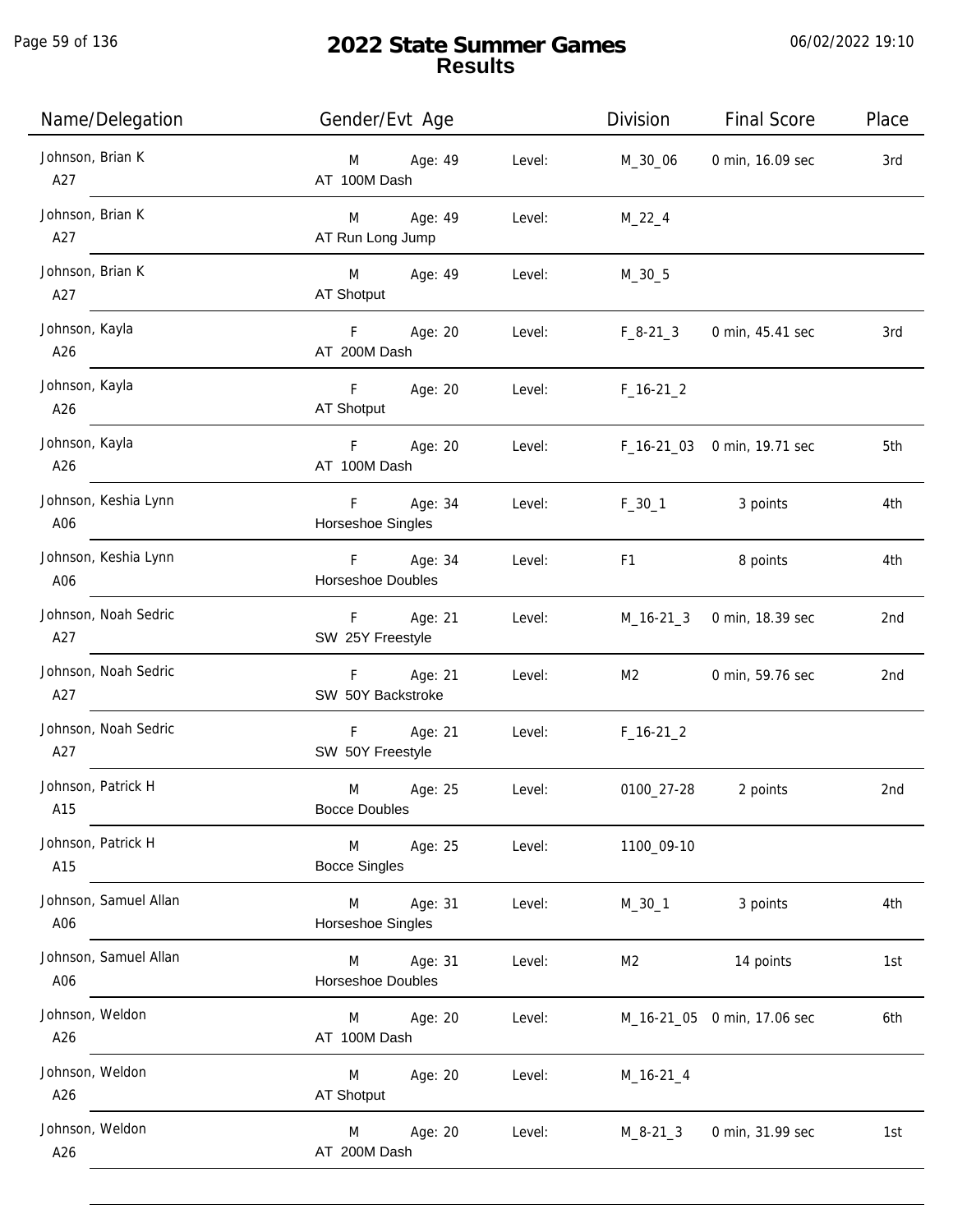# 2022 State Summer Games
## Results

06/02/2022 19:10

| Name/Delegation | Gender/Evt Age | | Division | Final Score | Place |
|---|---|---|---|---|---|
| Johnson, Brian K<br>A27 | M Age: 49<br>AT 100M Dash | Level: | M_30_06 | 0 min, 16.09 sec | 3rd |
| Johnson, Brian K<br>A27 | M Age: 49<br>AT Run Long Jump | Level: | M_22_4 | | |
| Johnson, Brian K<br>A27 | M Age: 49<br>AT Shotput | Level: | M_30_5 | | |
| Johnson, Kayla<br>A26 | F Age: 20<br>AT 200M Dash | Level: | F_8-21_3 | 0 min, 45.41 sec | 3rd |
| Johnson, Kayla<br>A26 | F Age: 20<br>AT Shotput | Level: | F_16-21_2 | | |
| Johnson, Kayla<br>A26 | F Age: 20<br>AT 100M Dash | Level: | F_16-21_03 | 0 min, 19.71 sec | 5th |
| Johnson, Keshia Lynn<br>A06 | F Age: 34<br>Horseshoe Singles | Level: | F_30_1 | 3 points | 4th |
| Johnson, Keshia Lynn<br>A06 | F Age: 34<br>Horseshoe Doubles | Level: | F1 | 8 points | 4th |
| Johnson, Noah Sedric<br>A27 | F Age: 21<br>SW 25Y Freestyle | Level: | M_16-21_3 | 0 min, 18.39 sec | 2nd |
| Johnson, Noah Sedric<br>A27 | F Age: 21<br>SW 50Y Backstroke | Level: | M2 | 0 min, 59.76 sec | 2nd |
| Johnson, Noah Sedric<br>A27 | F Age: 21<br>SW 50Y Freestyle | Level: | F_16-21_2 | | |
| Johnson, Patrick H<br>A15 | M Age: 25<br>Bocce Doubles | Level: | 0100_27-28 | 2 points | 2nd |
| Johnson, Patrick H<br>A15 | M Age: 25<br>Bocce Singles | Level: | 1100_09-10 | | |
| Johnson, Samuel Allan<br>A06 | M Age: 31<br>Horseshoe Singles | Level: | M_30_1 | 3 points | 4th |
| Johnson, Samuel Allan<br>A06 | M Age: 31<br>Horseshoe Doubles | Level: | M2 | 14 points | 1st |
| Johnson, Weldon<br>A26 | M Age: 20<br>AT 100M Dash | Level: | M_16-21_05 | 0 min, 17.06 sec | 6th |
| Johnson, Weldon<br>A26 | M Age: 20<br>AT Shotput | Level: | M_16-21_4 | | |
| Johnson, Weldon<br>A26 | M Age: 20<br>AT 200M Dash | Level: | M_8-21_3 | 0 min, 31.99 sec | 1st |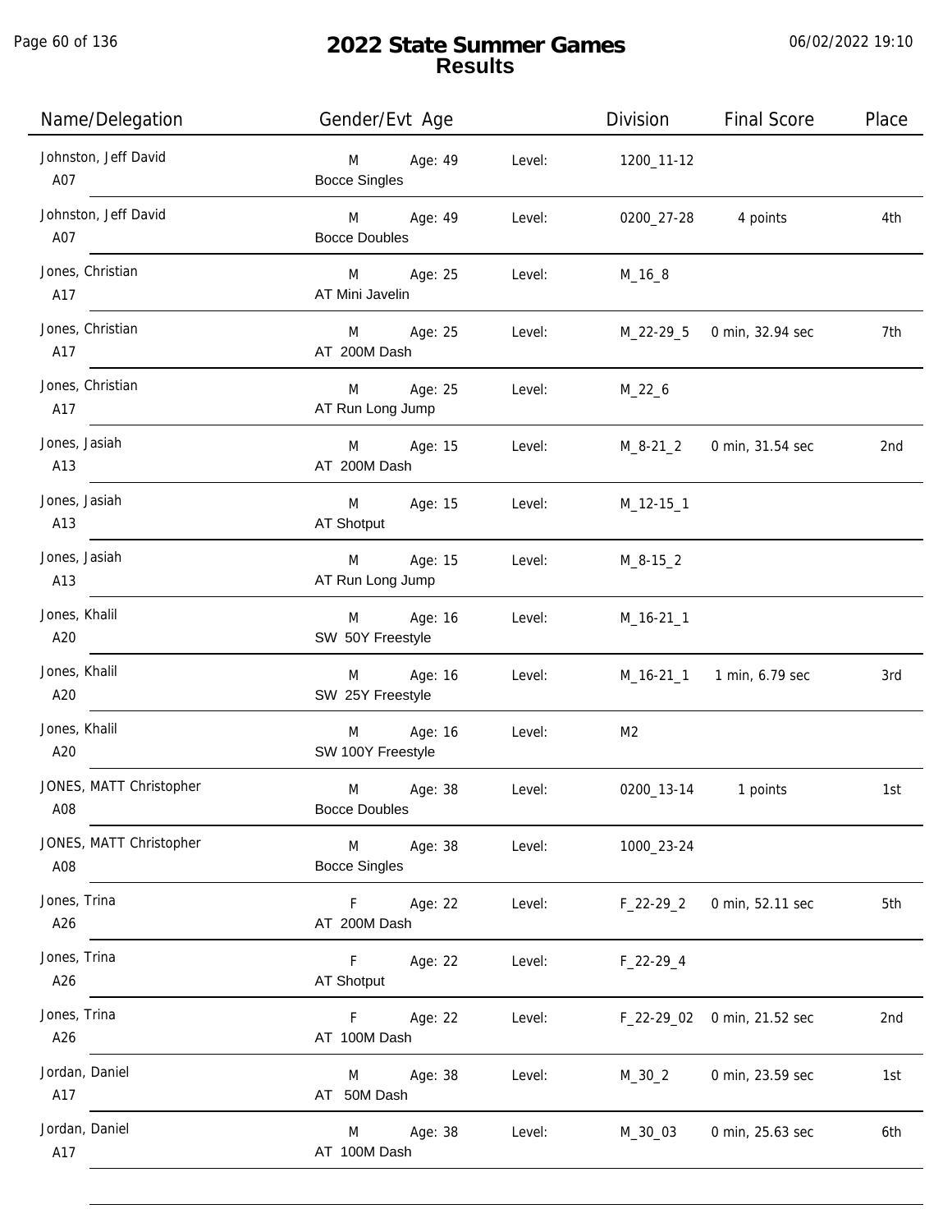# 2022 State Summer Games
## Results

06/02/2022 19:10

| Name/Delegation | Gender/Evt Age | | Level: | Division | Final Score | Place |
|---|---|---|---|---|---|---|
| Johnston, Jeff David<br>A07 | M<br>Bocce Singles | Age: 49 | Level: | 1200_11-12 | | |
| Johnston, Jeff David<br>A07 | M<br>Bocce Doubles | Age: 49 | Level: | 0200_27-28 | 4 points | 4th |
| Jones, Christian<br>A17 | M<br>AT Mini Javelin | Age: 25 | Level: | M_16_8 | | |
| Jones, Christian<br>A17 | M<br>AT 200M Dash | Age: 25 | Level: | M_22-29_5 | 0 min, 32.94 sec | 7th |
| Jones, Christian<br>A17 | M<br>AT Run Long Jump | Age: 25 | Level: | M_22_6 | | |
| Jones, Jasiah<br>A13 | M<br>AT 200M Dash | Age: 15 | Level: | M_8-21_2 | 0 min, 31.54 sec | 2nd |
| Jones, Jasiah<br>A13 | M<br>AT Shotput | Age: 15 | Level: | M_12-15_1 | | |
| Jones, Jasiah<br>A13 | M<br>AT Run Long Jump | Age: 15 | Level: | M_8-15_2 | | |
| Jones, Khalil<br>A20 | M<br>SW 50Y Freestyle | Age: 16 | Level: | M_16-21_1 | | |
| Jones, Khalil<br>A20 | M<br>SW 25Y Freestyle | Age: 16 | Level: | M_16-21_1 | 1 min, 6.79 sec | 3rd |
| Jones, Khalil<br>A20 | M<br>SW 100Y Freestyle | Age: 16 | Level: | M2 | | |
| JONES, MATT Christopher<br>A08 | M<br>Bocce Doubles | Age: 38 | Level: | 0200_13-14 | 1 points | 1st |
| JONES, MATT Christopher<br>A08 | M<br>Bocce Singles | Age: 38 | Level: | 1000_23-24 | | |
| Jones, Trina<br>A26 | F<br>AT 200M Dash | Age: 22 | Level: | F_22-29_2 | 0 min, 52.11 sec | 5th |
| Jones, Trina<br>A26 | F<br>AT Shotput | Age: 22 | Level: | F_22-29_4 | | |
| Jones, Trina<br>A26 | F<br>AT 100M Dash | Age: 22 | Level: | F_22-29_02 | 0 min, 21.52 sec | 2nd |
| Jordan, Daniel<br>A17 | M<br>AT 50M Dash | Age: 38 | Level: | M_30_2 | 0 min, 23.59 sec | 1st |
| Jordan, Daniel<br>A17 | M<br>AT 100M Dash | Age: 38 | Level: | M_30_03 | 0 min, 25.63 sec | 6th |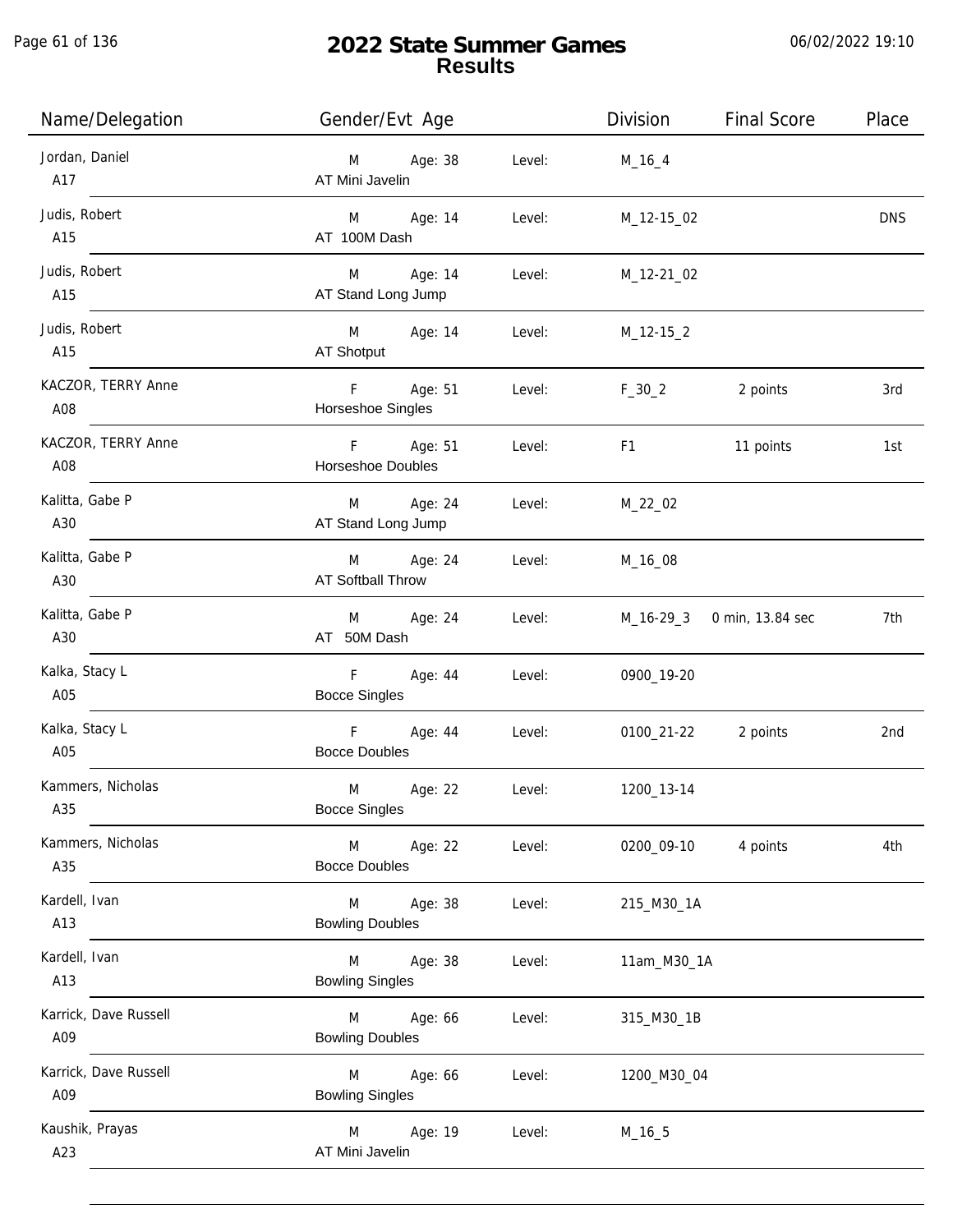# 2022 State Summer Games
## Results

06/02/2022 19:10

| Name/Delegation | Gender/Evt Age | | Level: | Division | Final Score | Place |
|---|---|---|---|---|---|---|
| Jordan, Daniel<br>A17 | M<br>AT Mini Javelin | Age: 38 | Level: | M_16_4 | | |
| Judis, Robert<br>A15 | M<br>AT 100M Dash | Age: 14 | Level: | M_12-15_02 | | DNS |
| Judis, Robert<br>A15 | M<br>AT Stand Long Jump | Age: 14 | Level: | M_12-21_02 | | |
| Judis, Robert<br>A15 | M<br>AT Shotput | Age: 14 | Level: | M_12-15_2 | | |
| KACZOR, TERRY Anne<br>A08 | F<br>Horseshoe Singles | Age: 51 | Level: | F_30_2 | 2 points | 3rd |
| KACZOR, TERRY Anne<br>A08 | F<br>Horseshoe Doubles | Age: 51 | Level: | F1 | 11 points | 1st |
| Kalitta, Gabe P<br>A30 | M<br>AT Stand Long Jump | Age: 24 | Level: | M_22_02 | | |
| Kalitta, Gabe P<br>A30 | M<br>AT Softball Throw | Age: 24 | Level: | M_16_08 | | |
| Kalitta, Gabe P<br>A30 | M<br>AT 50M Dash | Age: 24 | Level: | M_16-29_3 | 0 min, 13.84 sec | 7th |
| Kalka, Stacy L<br>A05 | F<br>Bocce Singles | Age: 44 | Level: | 0900_19-20 | | |
| Kalka, Stacy L<br>A05 | F<br>Bocce Doubles | Age: 44 | Level: | 0100_21-22 | 2 points | 2nd |
| Kammers, Nicholas<br>A35 | M<br>Bocce Singles | Age: 22 | Level: | 1200_13-14 | | |
| Kammers, Nicholas<br>A35 | M<br>Bocce Doubles | Age: 22 | Level: | 0200_09-10 | 4 points | 4th |
| Kardell, Ivan<br>A13 | M<br>Bowling Doubles | Age: 38 | Level: | 215_M30_1A | | |
| Kardell, Ivan<br>A13 | M<br>Bowling Singles | Age: 38 | Level: | 11am_M30_1A | | |
| Karrick, Dave Russell<br>A09 | M<br>Bowling Doubles | Age: 66 | Level: | 315_M30_1B | | |
| Karrick, Dave Russell<br>A09 | M<br>Bowling Singles | Age: 66 | Level: | 1200_M30_04 | | |
| Kaushik, Prayas<br>A23 | M<br>AT Mini Javelin | Age: 19 | Level: | M_16_5 | | |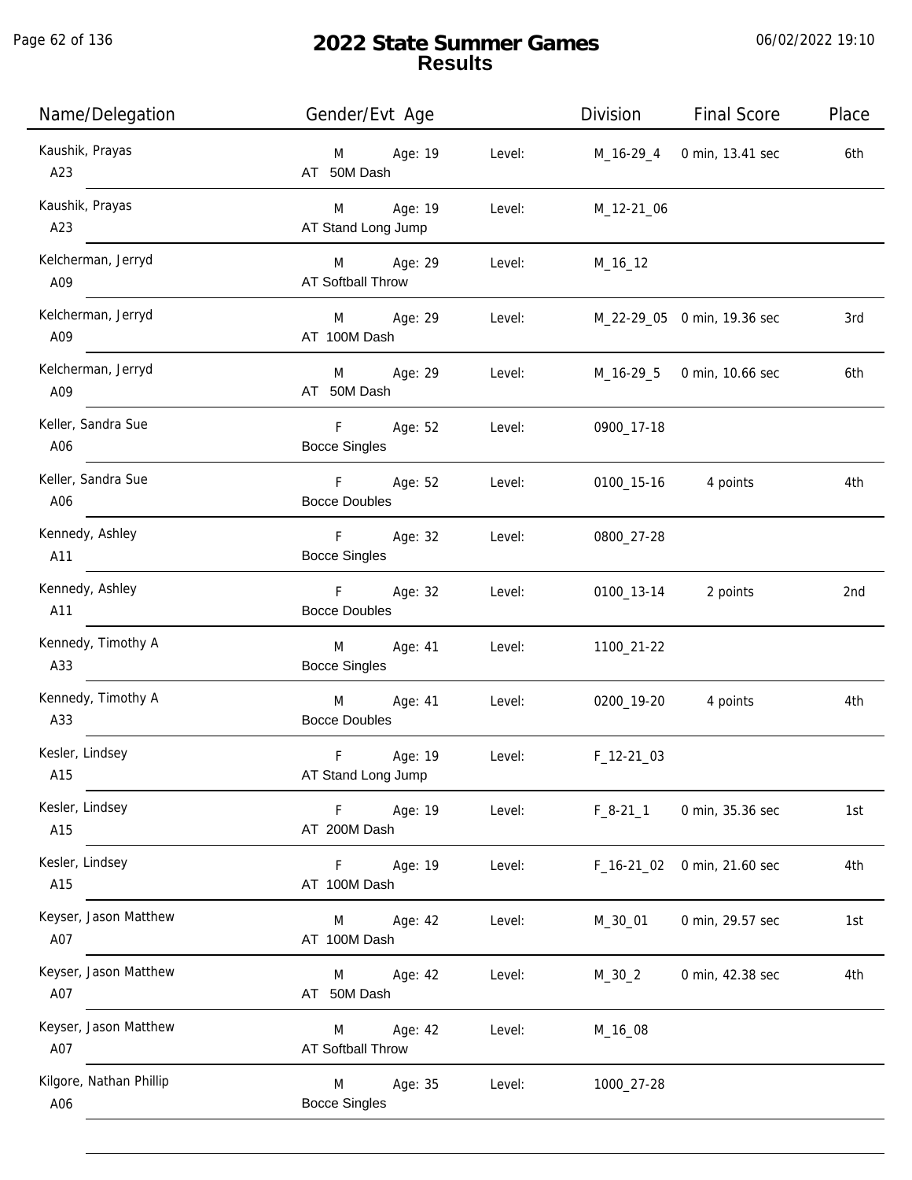# 2022 State Summer Games
## Results

06/02/2022 19:10

| Name/Delegation | Gender/Evt Age | | Level | Division | Final Score | Place |
|---|---|---|---|---|---|---|
| Kaushik, Prayas<br>A23 | M<br>AT 50M Dash | Age: 19 | Level: | M_16-29_4 | 0 min, 13.41 sec | 6th |
| Kaushik, Prayas<br>A23 | M<br>AT Stand Long Jump | Age: 19 | Level: | M_12-21_06 | | |
| Kelcherman, Jerryd<br>A09 | M<br>AT Softball Throw | Age: 29 | Level: | M_16_12 | | |
| Kelcherman, Jerryd<br>A09 | M<br>AT 100M Dash | Age: 29 | Level: | M_22-29_05 | 0 min, 19.36 sec | 3rd |
| Kelcherman, Jerryd<br>A09 | M<br>AT 50M Dash | Age: 29 | Level: | M_16-29_5 | 0 min, 10.66 sec | 6th |
| Keller, Sandra Sue<br>A06 | F<br>Bocce Singles | Age: 52 | Level: | 0900_17-18 | | |
| Keller, Sandra Sue<br>A06 | F<br>Bocce Doubles | Age: 52 | Level: | 0100_15-16 | 4 points | 4th |
| Kennedy, Ashley<br>A11 | F<br>Bocce Singles | Age: 32 | Level: | 0800_27-28 | | |
| Kennedy, Ashley<br>A11 | F<br>Bocce Doubles | Age: 32 | Level: | 0100_13-14 | 2 points | 2nd |
| Kennedy, Timothy A<br>A33 | M<br>Bocce Singles | Age: 41 | Level: | 1100_21-22 | | |
| Kennedy, Timothy A<br>A33 | M<br>Bocce Doubles | Age: 41 | Level: | 0200_19-20 | 4 points | 4th |
| Kesler, Lindsey<br>A15 | F<br>AT Stand Long Jump | Age: 19 | Level: | F_12-21_03 | | |
| Kesler, Lindsey<br>A15 | F<br>AT 200M Dash | Age: 19 | Level: | F_8-21_1 | 0 min, 35.36 sec | 1st |
| Kesler, Lindsey<br>A15 | F<br>AT 100M Dash | Age: 19 | Level: | F_16-21_02 | 0 min, 21.60 sec | 4th |
| Keyser, Jason Matthew<br>A07 | M<br>AT 100M Dash | Age: 42 | Level: | M_30_01 | 0 min, 29.57 sec | 1st |
| Keyser, Jason Matthew<br>A07 | M<br>AT 50M Dash | Age: 42 | Level: | M_30_2 | 0 min, 42.38 sec | 4th |
| Keyser, Jason Matthew<br>A07 | M<br>AT Softball Throw | Age: 42 | Level: | M_16_08 | | |
| Kilgore, Nathan Phillip<br>A06 | M<br>Bocce Singles | Age: 35 | Level: | 1000_27-28 | | |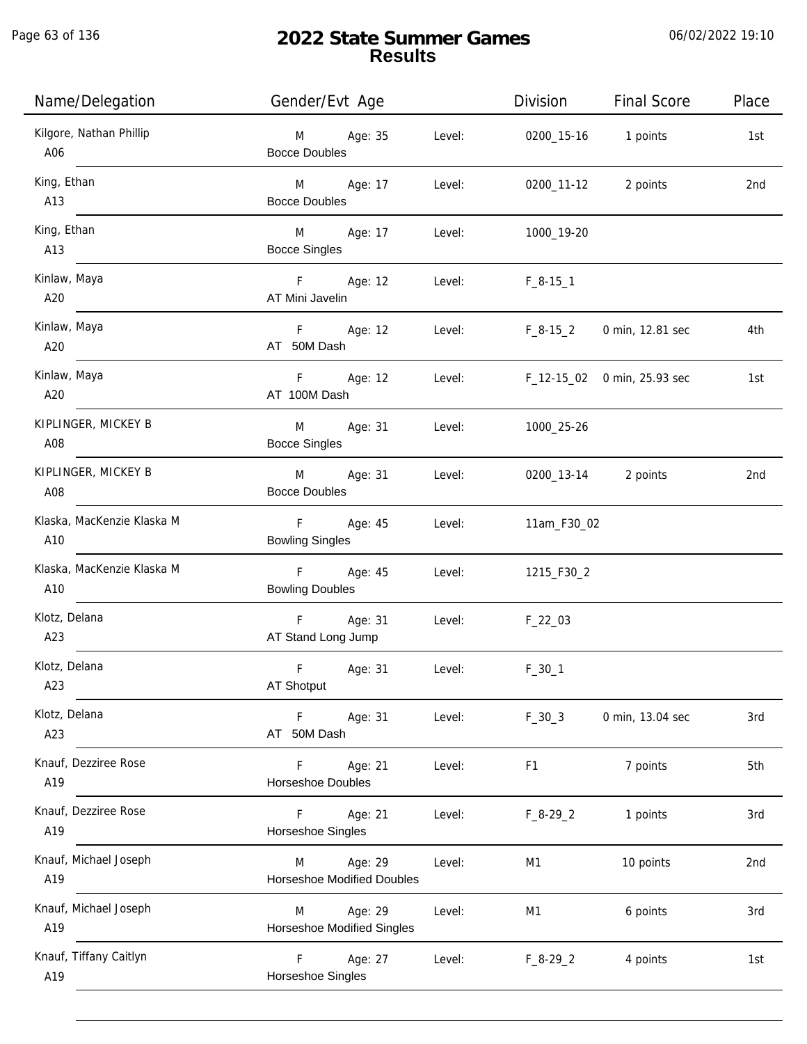# 2022 State Summer Games
## Results

| Name/Delegation | Gender/Evt Age | | Level: | Division | Final Score | Place |
|---|---|---|---|---|---|---|
| Kilgore, Nathan Phillip<br>A06 | M<br>Bocce Doubles | Age: 35 | Level: | 0200_15-16 | 1 points | 1st |
| King, Ethan<br>A13 | M<br>Bocce Doubles | Age: 17 | Level: | 0200_11-12 | 2 points | 2nd |
| King, Ethan<br>A13 | M<br>Bocce Singles | Age: 17 | Level: | 1000_19-20 | | |
| Kinlaw, Maya<br>A20 | F<br>AT Mini Javelin | Age: 12 | Level: | F_8-15_1 | | |
| Kinlaw, Maya<br>A20 | F<br>AT 50M Dash | Age: 12 | Level: | F_8-15_2 | 0 min, 12.81 sec | 4th |
| Kinlaw, Maya<br>A20 | F<br>AT 100M Dash | Age: 12 | Level: | F_12-15_02 | 0 min, 25.93 sec | 1st |
| KIPLINGER, MICKEY B<br>A08 | M<br>Bocce Singles | Age: 31 | Level: | 1000_25-26 | | |
| KIPLINGER, MICKEY B<br>A08 | M<br>Bocce Doubles | Age: 31 | Level: | 0200_13-14 | 2 points | 2nd |
| Klaska, MacKenzie Klaska M<br>A10 | F<br>Bowling Singles | Age: 45 | Level: | 11am_F30_02 | | |
| Klaska, MacKenzie Klaska M<br>A10 | F<br>Bowling Doubles | Age: 45 | Level: | 1215_F30_2 | | |
| Klotz, Delana<br>A23 | F<br>AT Stand Long Jump | Age: 31 | Level: | F_22_03 | | |
| Klotz, Delana<br>A23 | F<br>AT Shotput | Age: 31 | Level: | F_30_1 | | |
| Klotz, Delana<br>A23 | F<br>AT 50M Dash | Age: 31 | Level: | F_30_3 | 0 min, 13.04 sec | 3rd |
| Knauf, Dezziree Rose<br>A19 | F<br>Horseshoe Doubles | Age: 21 | Level: | F1 | 7 points | 5th |
| Knauf, Dezziree Rose<br>A19 | F<br>Horseshoe Singles | Age: 21 | Level: | F_8-29_2 | 1 points | 3rd |
| Knauf, Michael Joseph<br>A19 | M<br>Horseshoe Modified Doubles | Age: 29 | Level: | M1 | 10 points | 2nd |
| Knauf, Michael Joseph<br>A19 | M<br>Horseshoe Modified Singles | Age: 29 | Level: | M1 | 6 points | 3rd |
| Knauf, Tiffany Caitlyn<br>A19 | F<br>Horseshoe Singles | Age: 27 | Level: | F_8-29_2 | 4 points | 1st |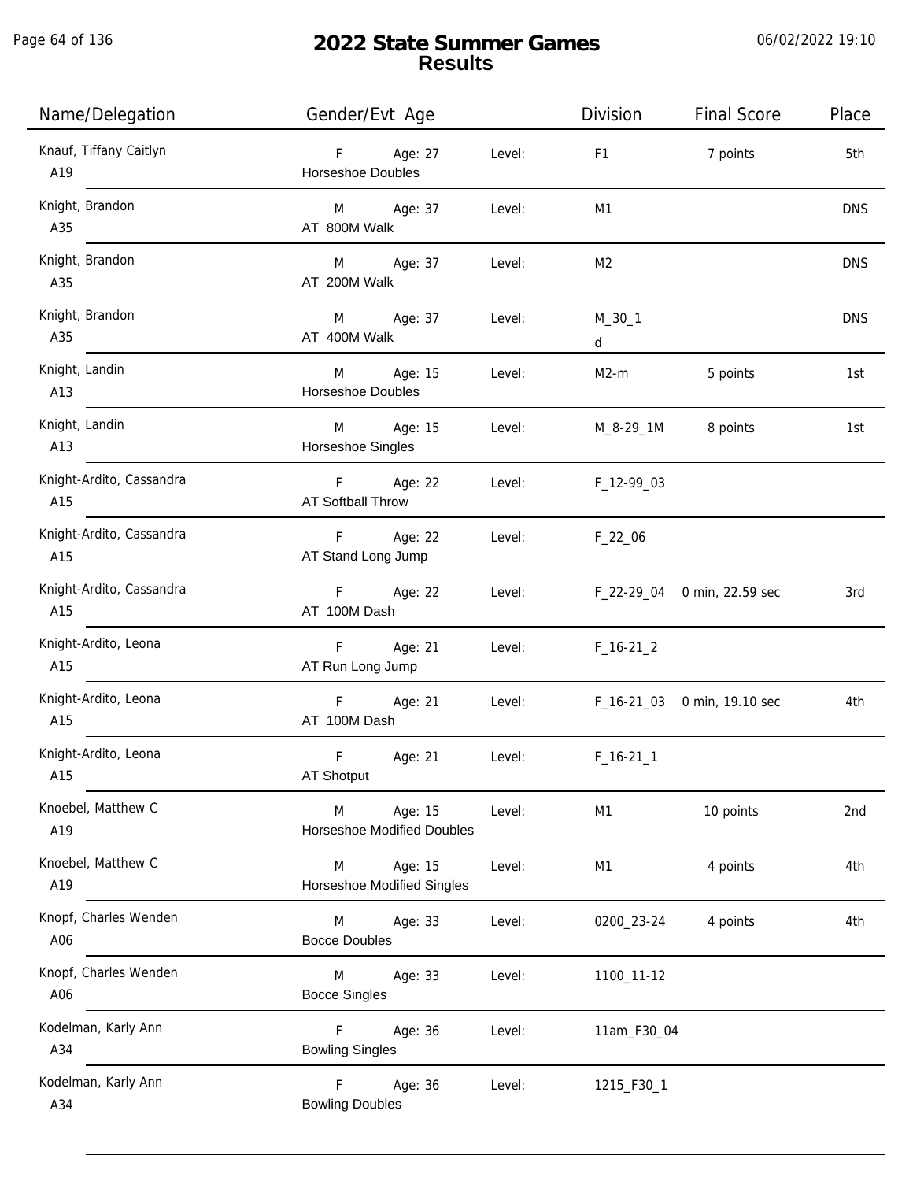# 2022 State Summer Games
## Results

06/02/2022 19:10

| Name/Delegation | Gender/Evt Age | | Division | Final Score | Place |
|---|---|---|---|---|---|
| Knauf, Tiffany Caitlyn A19 | F Age: 27 Horseshoe Doubles | Level: | F1 | 7 points | 5th |
| Knight, Brandon A35 | M Age: 37 AT 800M Walk | Level: | M1 | | DNS |
| Knight, Brandon A35 | M Age: 37 AT 200M Walk | Level: | M2 | | DNS |
| Knight, Brandon A35 | M Age: 37 AT 400M Walk | Level: | M_30_1 d | | DNS |
| Knight, Landin A13 | M Age: 15 Horseshoe Doubles | Level: | M2-m | 5 points | 1st |
| Knight, Landin A13 | M Age: 15 Horseshoe Singles | Level: | M_8-29_1M | 8 points | 1st |
| Knight-Ardito, Cassandra A15 | F Age: 22 AT Softball Throw | Level: | F_12-99_03 | | |
| Knight-Ardito, Cassandra A15 | F Age: 22 AT Stand Long Jump | Level: | F_22_06 | | |
| Knight-Ardito, Cassandra A15 | F Age: 22 AT 100M Dash | Level: | F_22-29_04 | 0 min, 22.59 sec | 3rd |
| Knight-Ardito, Leona A15 | F Age: 21 AT Run Long Jump | Level: | F_16-21_2 | | |
| Knight-Ardito, Leona A15 | F Age: 21 AT 100M Dash | Level: | F_16-21_03 | 0 min, 19.10 sec | 4th |
| Knight-Ardito, Leona A15 | F Age: 21 AT Shotput | Level: | F_16-21_1 | | |
| Knoebel, Matthew C A19 | M Age: 15 Horseshoe Modified Doubles | Level: | M1 | 10 points | 2nd |
| Knoebel, Matthew C A19 | M Age: 15 Horseshoe Modified Singles | Level: | M1 | 4 points | 4th |
| Knopf, Charles Wenden A06 | M Age: 33 Bocce Doubles | Level: | 0200_23-24 | 4 points | 4th |
| Knopf, Charles Wenden A06 | M Age: 33 Bocce Singles | Level: | 1100_11-12 | | |
| Kodelman, Karly Ann A34 | F Age: 36 Bowling Singles | Level: | 11am_F30_04 | | |
| Kodelman, Karly Ann A34 | F Age: 36 Bowling Doubles | Level: | 1215_F30_1 | | |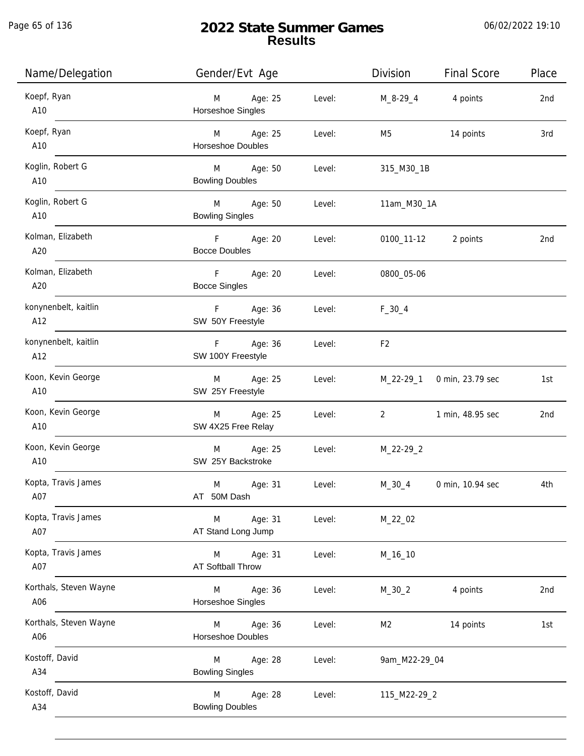# 2022 State Summer Games
## Results

06/02/2022 19:10

| Name/Delegation | Gender/Evt Age | | Division | Final Score | Place |
|---|---|---|---|---|---|
| Koepf, Ryan<br>A10 | M Age: 25<br>Horseshoe Singles | Level: | M_8-29_4 | 4 points | 2nd |
| Koepf, Ryan<br>A10 | M Age: 25<br>Horseshoe Doubles | Level: | M5 | 14 points | 3rd |
| Koglin, Robert G<br>A10 | M Age: 50<br>Bowling Doubles | Level: | 315_M30_1B | | |
| Koglin, Robert G<br>A10 | M Age: 50<br>Bowling Singles | Level: | 11am_M30_1A | | |
| Kolman, Elizabeth<br>A20 | F Age: 20<br>Bocce Doubles | Level: | 0100_11-12 | 2 points | 2nd |
| Kolman, Elizabeth<br>A20 | F Age: 20<br>Bocce Singles | Level: | 0800_05-06 | | |
| konynenbelt, kaitlin<br>A12 | F Age: 36<br>SW 50Y Freestyle | Level: | F_30_4 | | |
| konynenbelt, kaitlin<br>A12 | F Age: 36<br>SW 100Y Freestyle | Level: | F2 | | |
| Koon, Kevin George<br>A10 | M Age: 25<br>SW 25Y Freestyle | Level: | M_22-29_1 | 0 min, 23.79 sec | 1st |
| Koon, Kevin George<br>A10 | M Age: 25<br>SW 4X25 Free Relay | Level: | 2 | 1 min, 48.95 sec | 2nd |
| Koon, Kevin George<br>A10 | M Age: 25<br>SW 25Y Backstroke | Level: | M_22-29_2 | | |
| Kopta, Travis James<br>A07 | M Age: 31<br>AT 50M Dash | Level: | M_30_4 | 0 min, 10.94 sec | 4th |
| Kopta, Travis James<br>A07 | M Age: 31<br>AT Stand Long Jump | Level: | M_22_02 | | |
| Kopta, Travis James<br>A07 | M Age: 31<br>AT Softball Throw | Level: | M_16_10 | | |
| Korthals, Steven Wayne<br>A06 | M Age: 36<br>Horseshoe Singles | Level: | M_30_2 | 4 points | 2nd |
| Korthals, Steven Wayne<br>A06 | M Age: 36<br>Horseshoe Doubles | Level: | M2 | 14 points | 1st |
| Kostoff, David<br>A34 | M Age: 28<br>Bowling Singles | Level: | 9am_M22-29_04 | | |
| Kostoff, David<br>A34 | M Age: 28<br>Bowling Doubles | Level: | 115_M22-29_2 | | |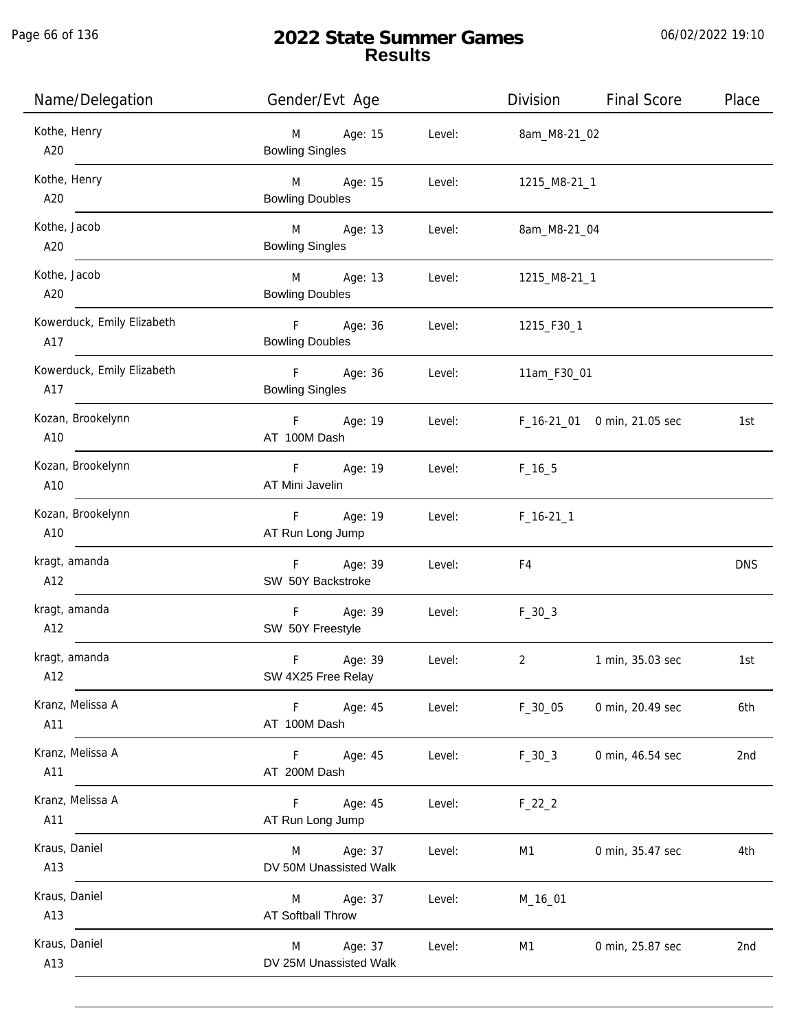# 2022 State Summer Games
## Results

06/02/2022 19:10

| Name/Delegation | Gender/Evt Age | | Level: | Division | Final Score | Place |
|---|---|---|---|---|---|---|
| Kothe, Henry<br>A20 | M<br>Bowling Singles | Age: 15 | Level: | 8am_M8-21_02 | | |
| Kothe, Henry<br>A20 | M<br>Bowling Doubles | Age: 15 | Level: | 1215_M8-21_1 | | |
| Kothe, Jacob<br>A20 | M<br>Bowling Singles | Age: 13 | Level: | 8am_M8-21_04 | | |
| Kothe, Jacob<br>A20 | M<br>Bowling Doubles | Age: 13 | Level: | 1215_M8-21_1 | | |
| Kowerduck, Emily Elizabeth<br>A17 | F<br>Bowling Doubles | Age: 36 | Level: | 1215_F30_1 | | |
| Kowerduck, Emily Elizabeth<br>A17 | F<br>Bowling Singles | Age: 36 | Level: | 11am_F30_01 | | |
| Kozan, Brookelynn<br>A10 | F<br>AT 100M Dash | Age: 19 | Level: | F_16-21_01 | 0 min, 21.05 sec | 1st |
| Kozan, Brookelynn<br>A10 | F<br>AT Mini Javelin | Age: 19 | Level: | F_16_5 | | |
| Kozan, Brookelynn<br>A10 | F<br>AT Run Long Jump | Age: 19 | Level: | F_16-21_1 | | |
| kragt, amanda<br>A12 | F<br>SW 50Y Backstroke | Age: 39 | Level: | F4 | | DNS |
| kragt, amanda<br>A12 | F<br>SW 50Y Freestyle | Age: 39 | Level: | F_30_3 | | |
| kragt, amanda<br>A12 | F<br>SW 4X25 Free Relay | Age: 39 | Level: | 2 | 1 min, 35.03 sec | 1st |
| Kranz, Melissa A<br>A11 | F<br>AT 100M Dash | Age: 45 | Level: | F_30_05 | 0 min, 20.49 sec | 6th |
| Kranz, Melissa A<br>A11 | F<br>AT 200M Dash | Age: 45 | Level: | F_30_3 | 0 min, 46.54 sec | 2nd |
| Kranz, Melissa A<br>A11 | F<br>AT Run Long Jump | Age: 45 | Level: | F_22_2 | | |
| Kraus, Daniel<br>A13 | M<br>DV 50M Unassisted Walk | Age: 37 | Level: | M1 | 0 min, 35.47 sec | 4th |
| Kraus, Daniel<br>A13 | M<br>AT Softball Throw | Age: 37 | Level: | M_16_01 | | |
| Kraus, Daniel<br>A13 | M<br>DV 25M Unassisted Walk | Age: 37 | Level: | M1 | 0 min, 25.87 sec | 2nd |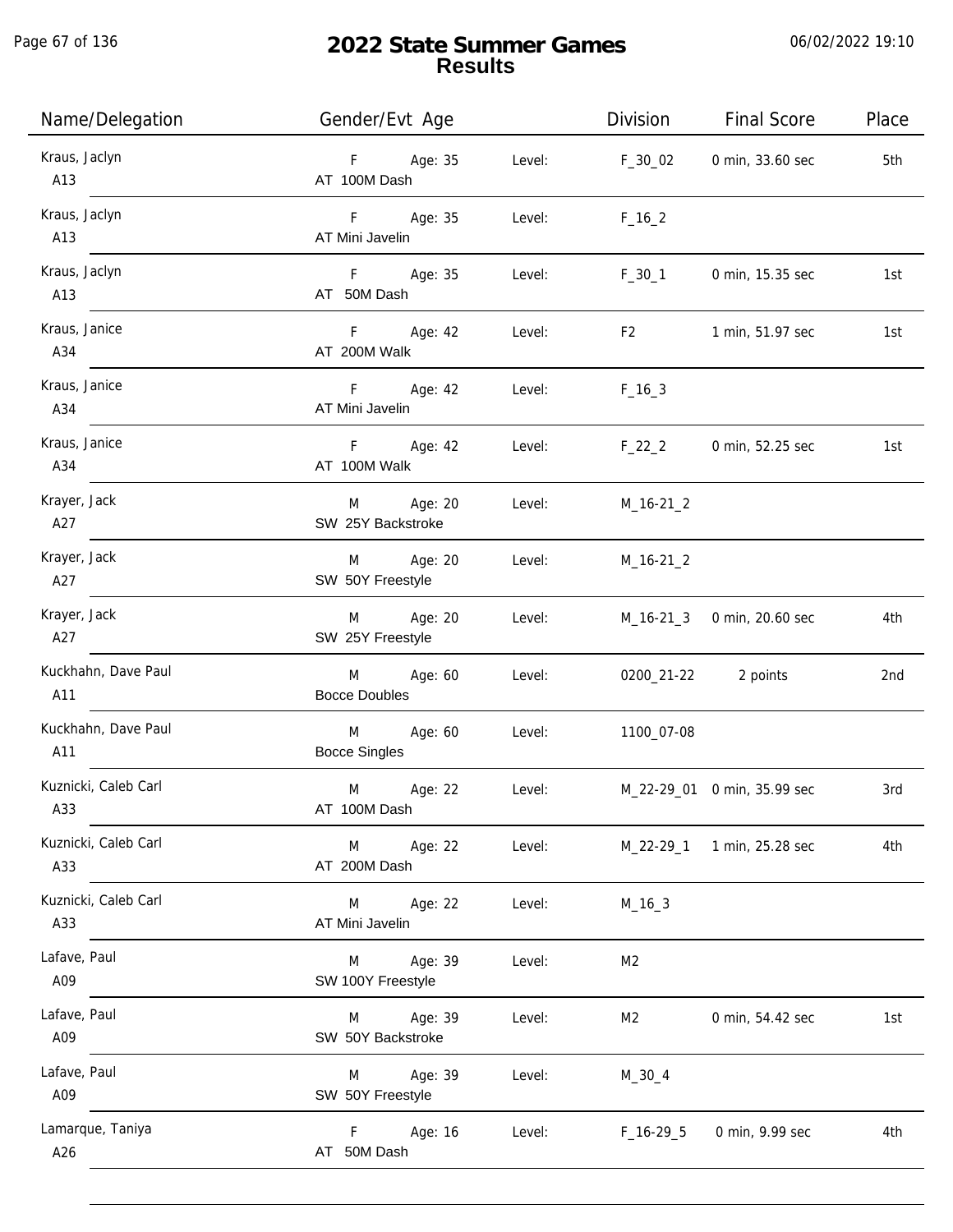# 2022 State Summer Games
## Results

| Name/Delegation | Gender/Evt Age | | Division | Final Score | Place |
|---|---|---|---|---|---|
| Kraus, Jaclyn<br>A13 | F Age: 35<br>AT 100M Dash | Level: | F_30_02 | 0 min, 33.60 sec | 5th |
| Kraus, Jaclyn<br>A13 | F Age: 35<br>AT Mini Javelin | Level: | F_16_2 | | |
| Kraus, Jaclyn<br>A13 | F Age: 35<br>AT 50M Dash | Level: | F_30_1 | 0 min, 15.35 sec | 1st |
| Kraus, Janice<br>A34 | F Age: 42<br>AT 200M Walk | Level: | F2 | 1 min, 51.97 sec | 1st |
| Kraus, Janice<br>A34 | F Age: 42<br>AT Mini Javelin | Level: | F_16_3 | | |
| Kraus, Janice<br>A34 | F Age: 42<br>AT 100M Walk | Level: | F_22_2 | 0 min, 52.25 sec | 1st |
| Krayer, Jack<br>A27 | M Age: 20<br>SW 25Y Backstroke | Level: | M_16-21_2 | | |
| Krayer, Jack<br>A27 | M Age: 20<br>SW 50Y Freestyle | Level: | M_16-21_2 | | |
| Krayer, Jack<br>A27 | M Age: 20<br>SW 25Y Freestyle | Level: | M_16-21_3 | 0 min, 20.60 sec | 4th |
| Kuckhahn, Dave Paul<br>A11 | M Age: 60<br>Bocce Doubles | Level: | 0200_21-22 | 2 points | 2nd |
| Kuckhahn, Dave Paul<br>A11 | M Age: 60<br>Bocce Singles | Level: | 1100_07-08 | | |
| Kuznicki, Caleb Carl<br>A33 | M Age: 22<br>AT 100M Dash | Level: | M_22-29_01 | 0 min, 35.99 sec | 3rd |
| Kuznicki, Caleb Carl<br>A33 | M Age: 22<br>AT 200M Dash | Level: | M_22-29_1 | 1 min, 25.28 sec | 4th |
| Kuznicki, Caleb Carl<br>A33 | M Age: 22<br>AT Mini Javelin | Level: | M_16_3 | | |
| Lafave, Paul<br>A09 | M Age: 39<br>SW 100Y Freestyle | Level: | M2 | | |
| Lafave, Paul<br>A09 | M Age: 39<br>SW 50Y Backstroke | Level: | M2 | 0 min, 54.42 sec | 1st |
| Lafave, Paul<br>A09 | M Age: 39<br>SW 50Y Freestyle | Level: | M_30_4 | | |
| Lamarque, Taniya<br>A26 | F Age: 16<br>AT 50M Dash | Level: | F_16-29_5 | 0 min, 9.99 sec | 4th |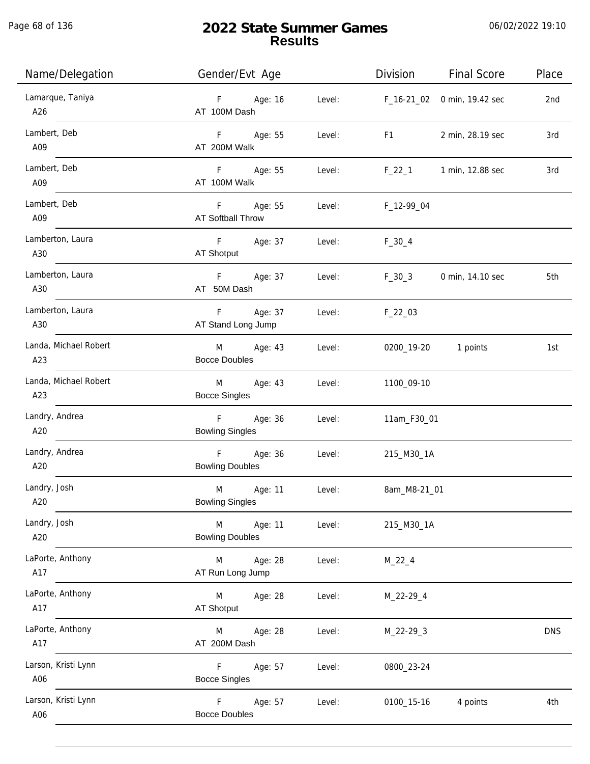# 2022 State Summer Games
## Results

| Name/Delegation | Gender/Evt Age | | Division | Final Score | Place |
|---|---|---|---|---|---|
| Lamarque, Taniya<br>A26 | F Age: 16<br>AT 100M Dash | Level: | F_16-21_02 | 0 min, 19.42 sec | 2nd |
| Lambert, Deb<br>A09 | F Age: 55<br>AT 200M Walk | Level: | F1 | 2 min, 28.19 sec | 3rd |
| Lambert, Deb<br>A09 | F Age: 55<br>AT 100M Walk | Level: | F_22_1 | 1 min, 12.88 sec | 3rd |
| Lambert, Deb<br>A09 | F Age: 55<br>AT Softball Throw | Level: | F_12-99_04 | | |
| Lamberton, Laura<br>A30 | F Age: 37<br>AT Shotput | Level: | F_30_4 | | |
| Lamberton, Laura<br>A30 | F Age: 37<br>AT 50M Dash | Level: | F_30_3 | 0 min, 14.10 sec | 5th |
| Lamberton, Laura<br>A30 | F Age: 37<br>AT Stand Long Jump | Level: | F_22_03 | | |
| Landa, Michael Robert<br>A23 | M Age: 43<br>Bocce Doubles | Level: | 0200_19-20 | 1 points | 1st |
| Landa, Michael Robert<br>A23 | M Age: 43<br>Bocce Singles | Level: | 1100_09-10 | | |
| Landry, Andrea<br>A20 | F Age: 36<br>Bowling Singles | Level: | 11am_F30_01 | | |
| Landry, Andrea<br>A20 | F Age: 36<br>Bowling Doubles | Level: | 215_M30_1A | | |
| Landry, Josh<br>A20 | M Age: 11<br>Bowling Singles | Level: | 8am_M8-21_01 | | |
| Landry, Josh<br>A20 | M Age: 11<br>Bowling Doubles | Level: | 215_M30_1A | | |
| LaPorte, Anthony<br>A17 | M Age: 28<br>AT Run Long Jump | Level: | M_22_4 | | |
| LaPorte, Anthony<br>A17 | M Age: 28<br>AT Shotput | Level: | M_22-29_4 | | |
| LaPorte, Anthony<br>A17 | M Age: 28<br>AT 200M Dash | Level: | M_22-29_3 | | DNS |
| Larson, Kristi Lynn<br>A06 | F Age: 57<br>Bocce Singles | Level: | 0800_23-24 | | |
| Larson, Kristi Lynn<br>A06 | F Age: 57<br>Bocce Doubles | Level: | 0100_15-16 | 4 points | 4th |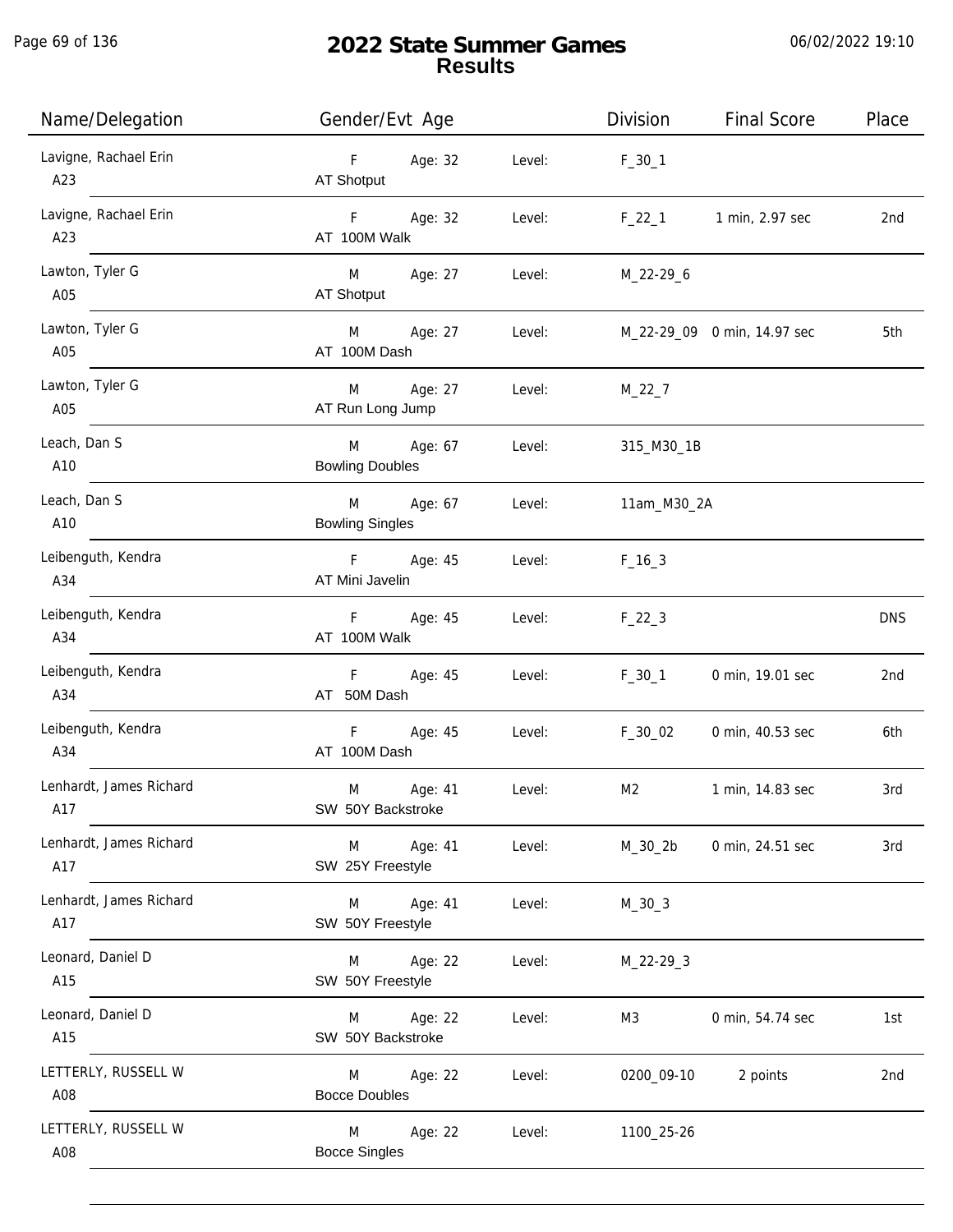# 2022 State Summer Games
## Results

| Name/Delegation | Gender/Evt Age | | Level: | Division | Final Score | Place |
|---|---|---|---|---|---|---|
| Lavigne, Rachael Erin A23 | F AT Shotput | Age: 32 | Level: | F_30_1 | | |
| Lavigne, Rachael Erin A23 | F AT 100M Walk | Age: 32 | Level: | F_22_1 | 1 min, 2.97 sec | 2nd |
| Lawton, Tyler G A05 | M AT Shotput | Age: 27 | Level: | M_22-29_6 | | |
| Lawton, Tyler G A05 | M AT 100M Dash | Age: 27 | Level: | M_22-29_09 | 0 min, 14.97 sec | 5th |
| Lawton, Tyler G A05 | M AT Run Long Jump | Age: 27 | Level: | M_22_7 | | |
| Leach, Dan S A10 | M Bowling Doubles | Age: 67 | Level: | 315_M30_1B | | |
| Leach, Dan S A10 | M Bowling Singles | Age: 67 | Level: | 11am_M30_2A | | |
| Leibenguth, Kendra A34 | F AT Mini Javelin | Age: 45 | Level: | F_16_3 | | |
| Leibenguth, Kendra A34 | F AT 100M Walk | Age: 45 | Level: | F_22_3 | | DNS |
| Leibenguth, Kendra A34 | F AT 50M Dash | Age: 45 | Level: | F_30_1 | 0 min, 19.01 sec | 2nd |
| Leibenguth, Kendra A34 | F AT 100M Dash | Age: 45 | Level: | F_30_02 | 0 min, 40.53 sec | 6th |
| Lenhardt, James Richard A17 | M SW 50Y Backstroke | Age: 41 | Level: | M2 | 1 min, 14.83 sec | 3rd |
| Lenhardt, James Richard A17 | M SW 25Y Freestyle | Age: 41 | Level: | M_30_2b | 0 min, 24.51 sec | 3rd |
| Lenhardt, James Richard A17 | M SW 50Y Freestyle | Age: 41 | Level: | M_30_3 | | |
| Leonard, Daniel D A15 | M SW 50Y Freestyle | Age: 22 | Level: | M_22-29_3 | | |
| Leonard, Daniel D A15 | M SW 50Y Backstroke | Age: 22 | Level: | M3 | 0 min, 54.74 sec | 1st |
| LETTERLY, RUSSELL W A08 | M Bocce Doubles | Age: 22 | Level: | 0200_09-10 | 2 points | 2nd |
| LETTERLY, RUSSELL W A08 | M Bocce Singles | Age: 22 | Level: | 1100_25-26 | | |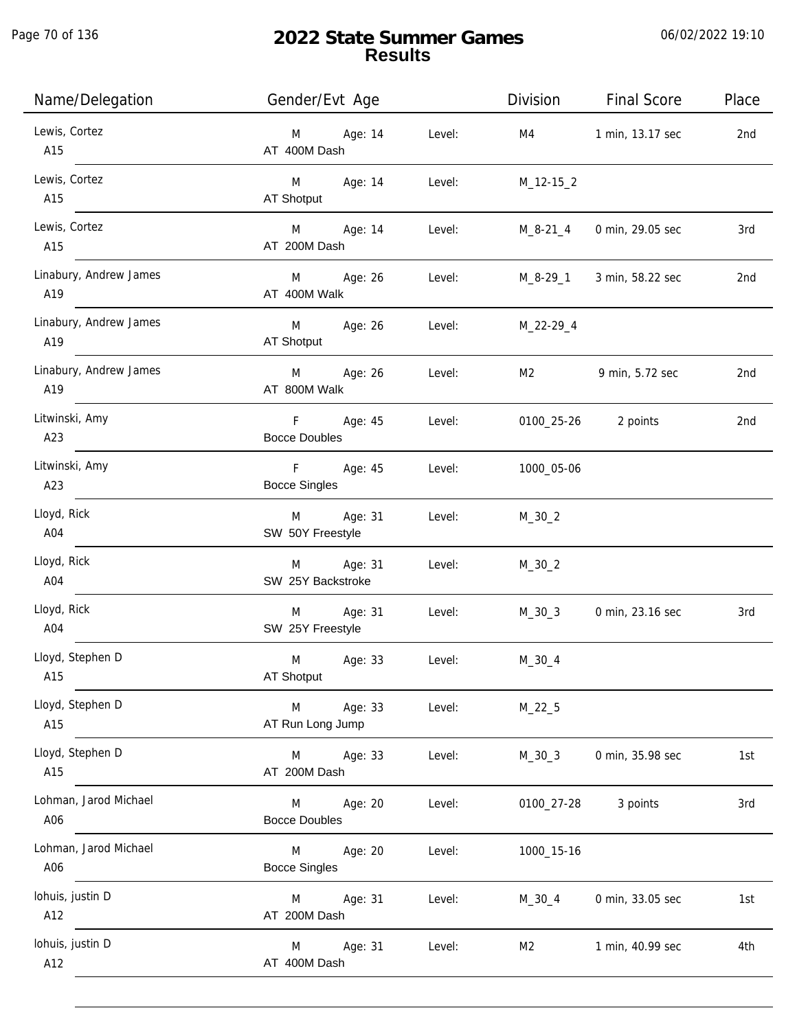# 2022 State Summer Games
## Results

06/02/2022 19:10

| Name/Delegation | Gender/Evt Age | | Level: | Division | Final Score | Place |
|---|---|---|---|---|---|---|
| Lewis, Cortez<br>A15 | M<br>AT 400M Dash | Age: 14 | Level: | M4 | 1 min, 13.17 sec | 2nd |
| Lewis, Cortez<br>A15 | M<br>AT Shotput | Age: 14 | Level: | M_12-15_2 | | |
| Lewis, Cortez<br>A15 | M<br>AT 200M Dash | Age: 14 | Level: | M_8-21_4 | 0 min, 29.05 sec | 3rd |
| Linabury, Andrew James<br>A19 | M<br>AT 400M Walk | Age: 26 | Level: | M_8-29_1 | 3 min, 58.22 sec | 2nd |
| Linabury, Andrew James<br>A19 | M<br>AT Shotput | Age: 26 | Level: | M_22-29_4 | | |
| Linabury, Andrew James<br>A19 | M<br>AT 800M Walk | Age: 26 | Level: | M2 | 9 min, 5.72 sec | 2nd |
| Litwinski, Amy<br>A23 | F<br>Bocce Doubles | Age: 45 | Level: | 0100_25-26 | 2 points | 2nd |
| Litwinski, Amy<br>A23 | F<br>Bocce Singles | Age: 45 | Level: | 1000_05-06 | | |
| Lloyd, Rick<br>A04 | M<br>SW 50Y Freestyle | Age: 31 | Level: | M_30_2 | | |
| Lloyd, Rick<br>A04 | M<br>SW 25Y Backstroke | Age: 31 | Level: | M_30_2 | | |
| Lloyd, Rick<br>A04 | M<br>SW 25Y Freestyle | Age: 31 | Level: | M_30_3 | 0 min, 23.16 sec | 3rd |
| Lloyd, Stephen D<br>A15 | M<br>AT Shotput | Age: 33 | Level: | M_30_4 | | |
| Lloyd, Stephen D<br>A15 | M<br>AT Run Long Jump | Age: 33 | Level: | M_22_5 | | |
| Lloyd, Stephen D<br>A15 | M<br>AT 200M Dash | Age: 33 | Level: | M_30_3 | 0 min, 35.98 sec | 1st |
| Lohman, Jarod Michael<br>A06 | M<br>Bocce Doubles | Age: 20 | Level: | 0100_27-28 | 3 points | 3rd |
| Lohman, Jarod Michael<br>A06 | M<br>Bocce Singles | Age: 20 | Level: | 1000_15-16 | | |
| lohuis, justin D<br>A12 | M<br>AT 200M Dash | Age: 31 | Level: | M_30_4 | 0 min, 33.05 sec | 1st |
| lohuis, justin D<br>A12 | M<br>AT 400M Dash | Age: 31 | Level: | M2 | 1 min, 40.99 sec | 4th |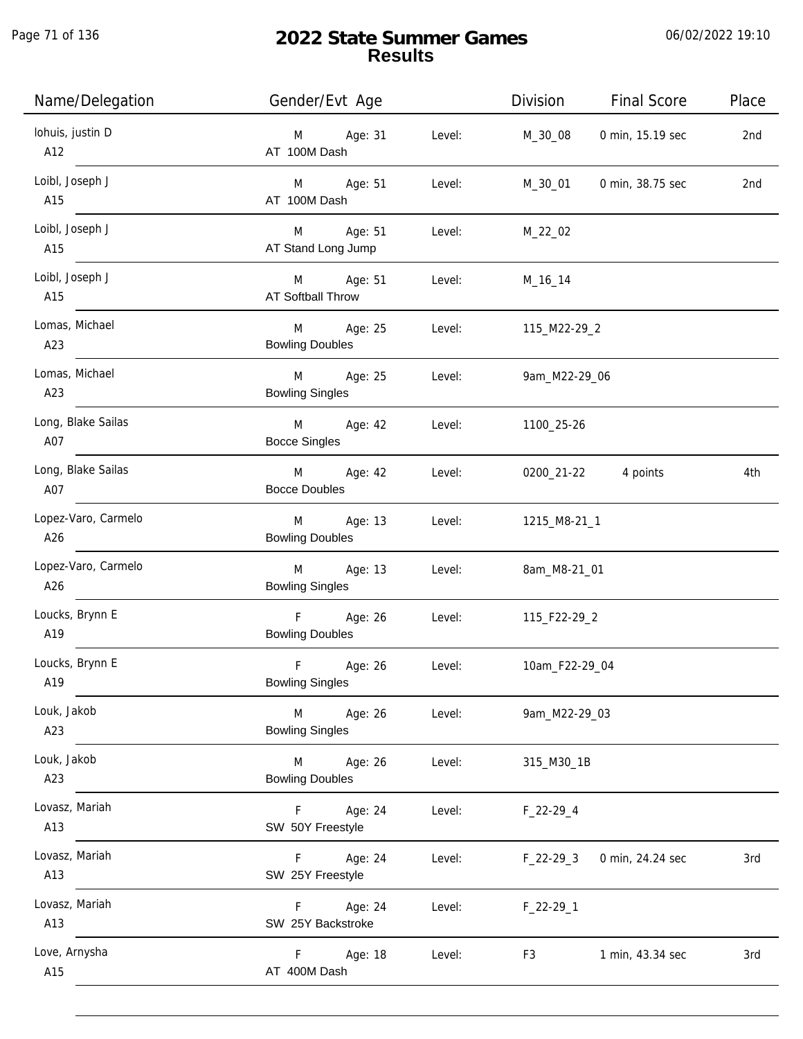# 2022 State Summer Games
## Results

06/02/2022 19:10

| Name/Delegation | Gender/Evt Age | | Level: | Division | Final Score | Place |
|---|---|---|---|---|---|---|
| lohuis, justin D<br>A12 | M<br>AT 100M Dash | Age: 31 | Level: | M_30_08 | 0 min, 15.19 sec | 2nd |
| Loibl, Joseph J<br>A15 | M<br>AT 100M Dash | Age: 51 | Level: | M_30_01 | 0 min, 38.75 sec | 2nd |
| Loibl, Joseph J<br>A15 | M<br>AT Stand Long Jump | Age: 51 | Level: | M_22_02 | | |
| Loibl, Joseph J<br>A15 | M<br>AT Softball Throw | Age: 51 | Level: | M_16_14 | | |
| Lomas, Michael<br>A23 | M<br>Bowling Doubles | Age: 25 | Level: | 115_M22-29_2 | | |
| Lomas, Michael<br>A23 | M<br>Bowling Singles | Age: 25 | Level: | 9am_M22-29_06 | | |
| Long, Blake Sailas<br>A07 | M<br>Bocce Singles | Age: 42 | Level: | 1100_25-26 | | |
| Long, Blake Sailas<br>A07 | M<br>Bocce Doubles | Age: 42 | Level: | 0200_21-22 | 4 points | 4th |
| Lopez-Varo, Carmelo<br>A26 | M<br>Bowling Doubles | Age: 13 | Level: | 1215_M8-21_1 | | |
| Lopez-Varo, Carmelo<br>A26 | M<br>Bowling Singles | Age: 13 | Level: | 8am_M8-21_01 | | |
| Loucks, Brynn E<br>A19 | F<br>Bowling Doubles | Age: 26 | Level: | 115_F22-29_2 | | |
| Loucks, Brynn E<br>A19 | F<br>Bowling Singles | Age: 26 | Level: | 10am_F22-29_04 | | |
| Louk, Jakob<br>A23 | M<br>Bowling Singles | Age: 26 | Level: | 9am_M22-29_03 | | |
| Louk, Jakob<br>A23 | M<br>Bowling Doubles | Age: 26 | Level: | 315_M30_1B | | |
| Lovasz, Mariah<br>A13 | F<br>SW 50Y Freestyle | Age: 24 | Level: | F_22-29_4 | | |
| Lovasz, Mariah<br>A13 | F<br>SW 25Y Freestyle | Age: 24 | Level: | F_22-29_3 | 0 min, 24.24 sec | 3rd |
| Lovasz, Mariah<br>A13 | F<br>SW 25Y Backstroke | Age: 24 | Level: | F_22-29_1 | | |
| Love, Arnysha<br>A15 | F<br>AT 400M Dash | Age: 18 | Level: | F3 | 1 min, 43.34 sec | 3rd |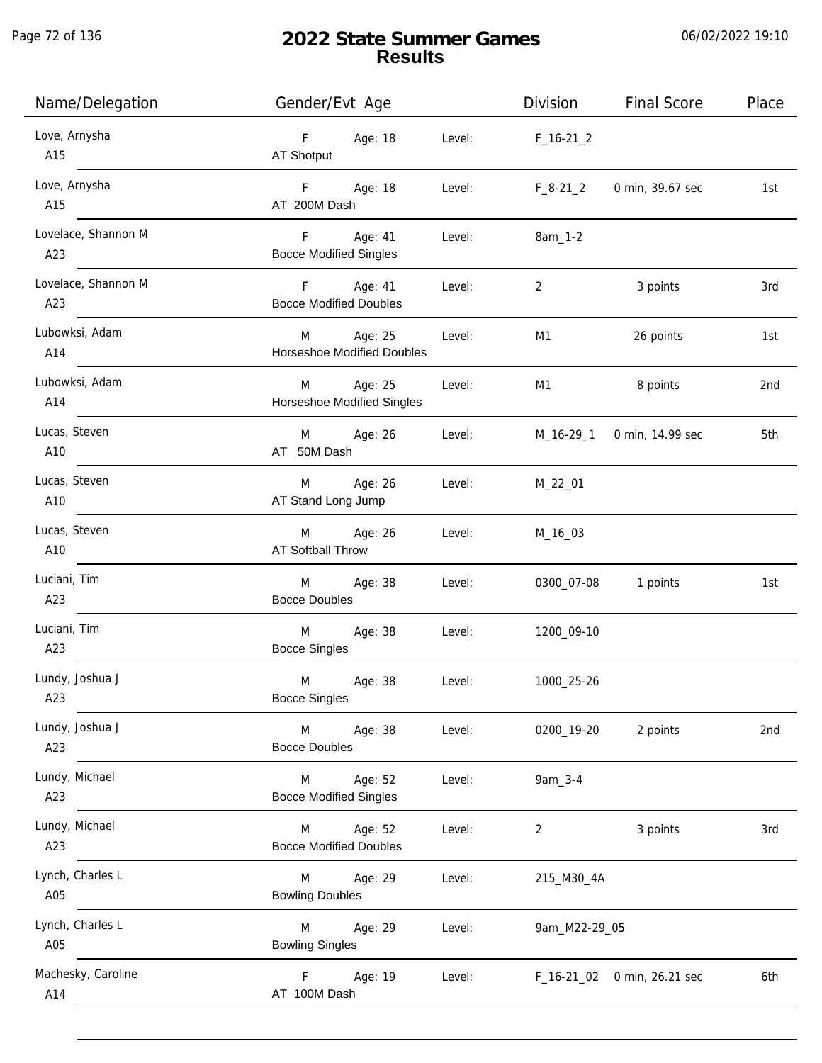# 2022 State Summer Games
## Results

06/02/2022 19:10

| Name/Delegation | Gender/Evt Age | | Level: | Division | Final Score | Place |
|---|---|---|---|---|---|---|
| Love, Arnysha<br>A15 | F<br>AT Shotput | Age: 18 | Level: | F_16-21_2 | | |
| Love, Arnysha<br>A15 | F<br>AT 200M Dash | Age: 18 | Level: | F_8-21_2 | 0 min, 39.67 sec | 1st |
| Lovelace, Shannon M<br>A23 | F<br>Bocce Modified Singles | Age: 41 | Level: | 8am_1-2 | | |
| Lovelace, Shannon M<br>A23 | F<br>Bocce Modified Doubles | Age: 41 | Level: | 2 | 3 points | 3rd |
| Lubowksi, Adam<br>A14 | M<br>Horseshoe Modified Doubles | Age: 25 | Level: | M1 | 26 points | 1st |
| Lubowksi, Adam<br>A14 | M<br>Horseshoe Modified Singles | Age: 25 | Level: | M1 | 8 points | 2nd |
| Lucas, Steven<br>A10 | M<br>AT 50M Dash | Age: 26 | Level: | M_16-29_1 | 0 min, 14.99 sec | 5th |
| Lucas, Steven<br>A10 | M<br>AT Stand Long Jump | Age: 26 | Level: | M_22_01 | | |
| Lucas, Steven<br>A10 | M<br>AT Softball Throw | Age: 26 | Level: | M_16_03 | | |
| Luciani, Tim<br>A23 | M<br>Bocce Doubles | Age: 38 | Level: | 0300_07-08 | 1 points | 1st |
| Luciani, Tim<br>A23 | M<br>Bocce Singles | Age: 38 | Level: | 1200_09-10 | | |
| Lundy, Joshua J<br>A23 | M<br>Bocce Singles | Age: 38 | Level: | 1000_25-26 | | |
| Lundy, Joshua J<br>A23 | M<br>Bocce Doubles | Age: 38 | Level: | 0200_19-20 | 2 points | 2nd |
| Lundy, Michael<br>A23 | M<br>Bocce Modified Singles | Age: 52 | Level: | 9am_3-4 | | |
| Lundy, Michael<br>A23 | M<br>Bocce Modified Doubles | Age: 52 | Level: | 2 | 3 points | 3rd |
| Lynch, Charles L<br>A05 | M<br>Bowling Doubles | Age: 29 | Level: | 215_M30_4A | | |
| Lynch, Charles L<br>A05 | M<br>Bowling Singles | Age: 29 | Level: | 9am_M22-29_05 | | |
| Machesky, Caroline<br>A14 | F<br>AT 100M Dash | Age: 19 | Level: | F_16-21_02 | 0 min, 26.21 sec | 6th |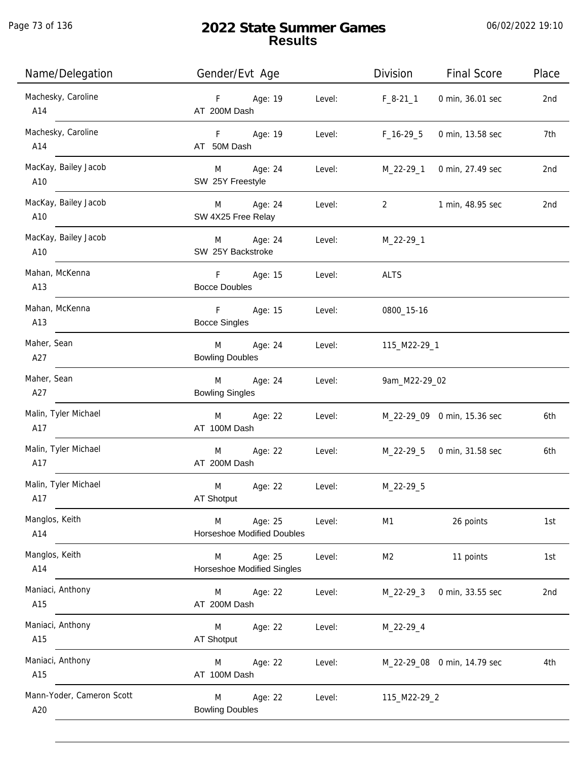# 2022 State Summer Games
## Results

| Name/Delegation | Gender/Evt Age | | Level: | Division | Final Score | Place |
|---|---|---|---|---|---|---|
| Machesky, Caroline<br>A14 | F<br>AT 200M Dash | Age: 19 | Level: | F_8-21_1 | 0 min, 36.01 sec | 2nd |
| Machesky, Caroline<br>A14 | F<br>AT 50M Dash | Age: 19 | Level: | F_16-29_5 | 0 min, 13.58 sec | 7th |
| MacKay, Bailey Jacob<br>A10 | M<br>SW 25Y Freestyle | Age: 24 | Level: | M_22-29_1 | 0 min, 27.49 sec | 2nd |
| MacKay, Bailey Jacob<br>A10 | M<br>SW 4X25 Free Relay | Age: 24 | Level: | 2 | 1 min, 48.95 sec | 2nd |
| MacKay, Bailey Jacob<br>A10 | M<br>SW 25Y Backstroke | Age: 24 | Level: | M_22-29_1 | | |
| Mahan, McKenna<br>A13 | F<br>Bocce Doubles | Age: 15 | Level: | ALTS | | |
| Mahan, McKenna<br>A13 | F<br>Bocce Singles | Age: 15 | Level: | 0800_15-16 | | |
| Maher, Sean<br>A27 | M<br>Bowling Doubles | Age: 24 | Level: | 115_M22-29_1 | | |
| Maher, Sean<br>A27 | M<br>Bowling Singles | Age: 24 | Level: | 9am_M22-29_02 | | |
| Malin, Tyler Michael<br>A17 | M<br>AT 100M Dash | Age: 22 | Level: | M_22-29_09 | 0 min, 15.36 sec | 6th |
| Malin, Tyler Michael<br>A17 | M<br>AT 200M Dash | Age: 22 | Level: | M_22-29_5 | 0 min, 31.58 sec | 6th |
| Malin, Tyler Michael<br>A17 | M<br>AT Shotput | Age: 22 | Level: | M_22-29_5 | | |
| Manglos, Keith<br>A14 | M<br>Horseshoe Modified Doubles | Age: 25 | Level: | M1 | 26 points | 1st |
| Manglos, Keith<br>A14 | M<br>Horseshoe Modified Singles | Age: 25 | Level: | M2 | 11 points | 1st |
| Maniaci, Anthony<br>A15 | M<br>AT 200M Dash | Age: 22 | Level: | M_22-29_3 | 0 min, 33.55 sec | 2nd |
| Maniaci, Anthony<br>A15 | M<br>AT Shotput | Age: 22 | Level: | M_22-29_4 | | |
| Maniaci, Anthony<br>A15 | M<br>AT 100M Dash | Age: 22 | Level: | M_22-29_08 | 0 min, 14.79 sec | 4th |
| Mann-Yoder, Cameron Scott<br>A20 | M<br>Bowling Doubles | Age: 22 | Level: | 115_M22-29_2 | | |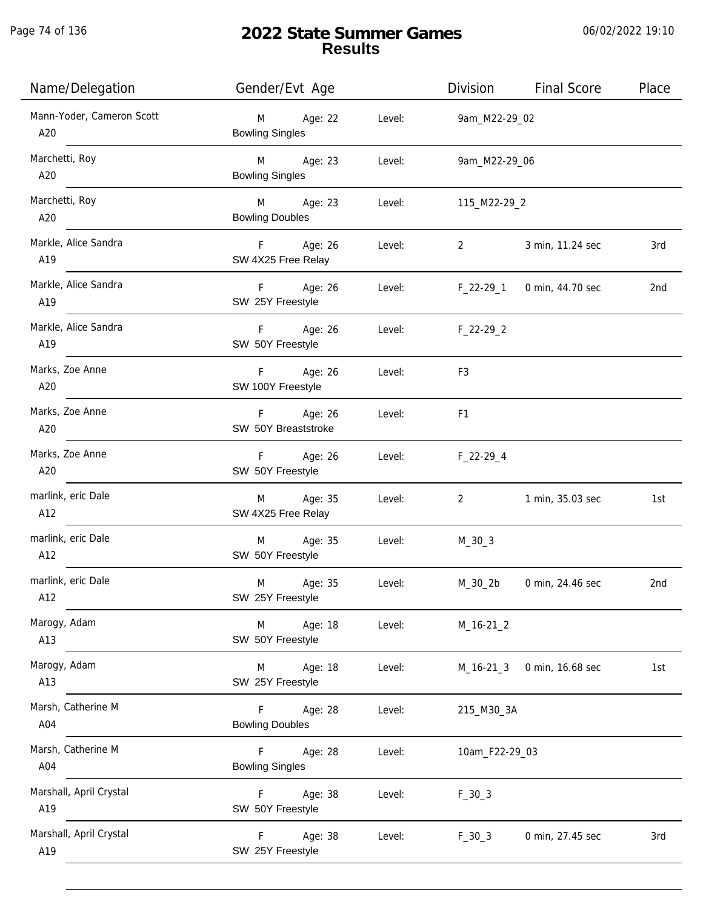# 2022 State Summer Games
## Results

| Name/Delegation | Gender/Evt Age | | Level: | Division | Final Score | Place |
|---|---|---|---|---|---|---|
| Mann-Yoder, Cameron Scott<br>A20 | M<br>Bowling Singles | Age: 22 | Level: | 9am_M22-29_02 | | |
| Marchetti, Roy<br>A20 | M<br>Bowling Singles | Age: 23 | Level: | 9am_M22-29_06 | | |
| Marchetti, Roy<br>A20 | M<br>Bowling Doubles | Age: 23 | Level: | 115_M22-29_2 | | |
| Markle, Alice Sandra<br>A19 | F<br>SW 4X25 Free Relay | Age: 26 | Level: | 2 | 3 min, 11.24 sec | 3rd |
| Markle, Alice Sandra<br>A19 | F<br>SW 25Y Freestyle | Age: 26 | Level: | F_22-29_1 | 0 min, 44.70 sec | 2nd |
| Markle, Alice Sandra<br>A19 | F<br>SW 50Y Freestyle | Age: 26 | Level: | F_22-29_2 | | |
| Marks, Zoe Anne<br>A20 | F<br>SW 100Y Freestyle | Age: 26 | Level: | F3 | | |
| Marks, Zoe Anne<br>A20 | F<br>SW 50Y Breaststroke | Age: 26 | Level: | F1 | | |
| Marks, Zoe Anne<br>A20 | F<br>SW 50Y Freestyle | Age: 26 | Level: | F_22-29_4 | | |
| marlink, eric Dale<br>A12 | M<br>SW 4X25 Free Relay | Age: 35 | Level: | 2 | 1 min, 35.03 sec | 1st |
| marlink, eric Dale<br>A12 | M<br>SW 50Y Freestyle | Age: 35 | Level: | M_30_3 | | |
| marlink, eric Dale<br>A12 | M<br>SW 25Y Freestyle | Age: 35 | Level: | M_30_2b | 0 min, 24.46 sec | 2nd |
| Marogy, Adam<br>A13 | M<br>SW 50Y Freestyle | Age: 18 | Level: | M_16-21_2 | | |
| Marogy, Adam<br>A13 | M<br>SW 25Y Freestyle | Age: 18 | Level: | M_16-21_3 | 0 min, 16.68 sec | 1st |
| Marsh, Catherine M<br>A04 | F<br>Bowling Doubles | Age: 28 | Level: | 215_M30_3A | | |
| Marsh, Catherine M<br>A04 | F<br>Bowling Singles | Age: 28 | Level: | 10am_F22-29_03 | | |
| Marshall, April Crystal<br>A19 | F<br>SW 50Y Freestyle | Age: 38 | Level: | F_30_3 | | |
| Marshall, April Crystal<br>A19 | F<br>SW 25Y Freestyle | Age: 38 | Level: | F_30_3 | 0 min, 27.45 sec | 3rd |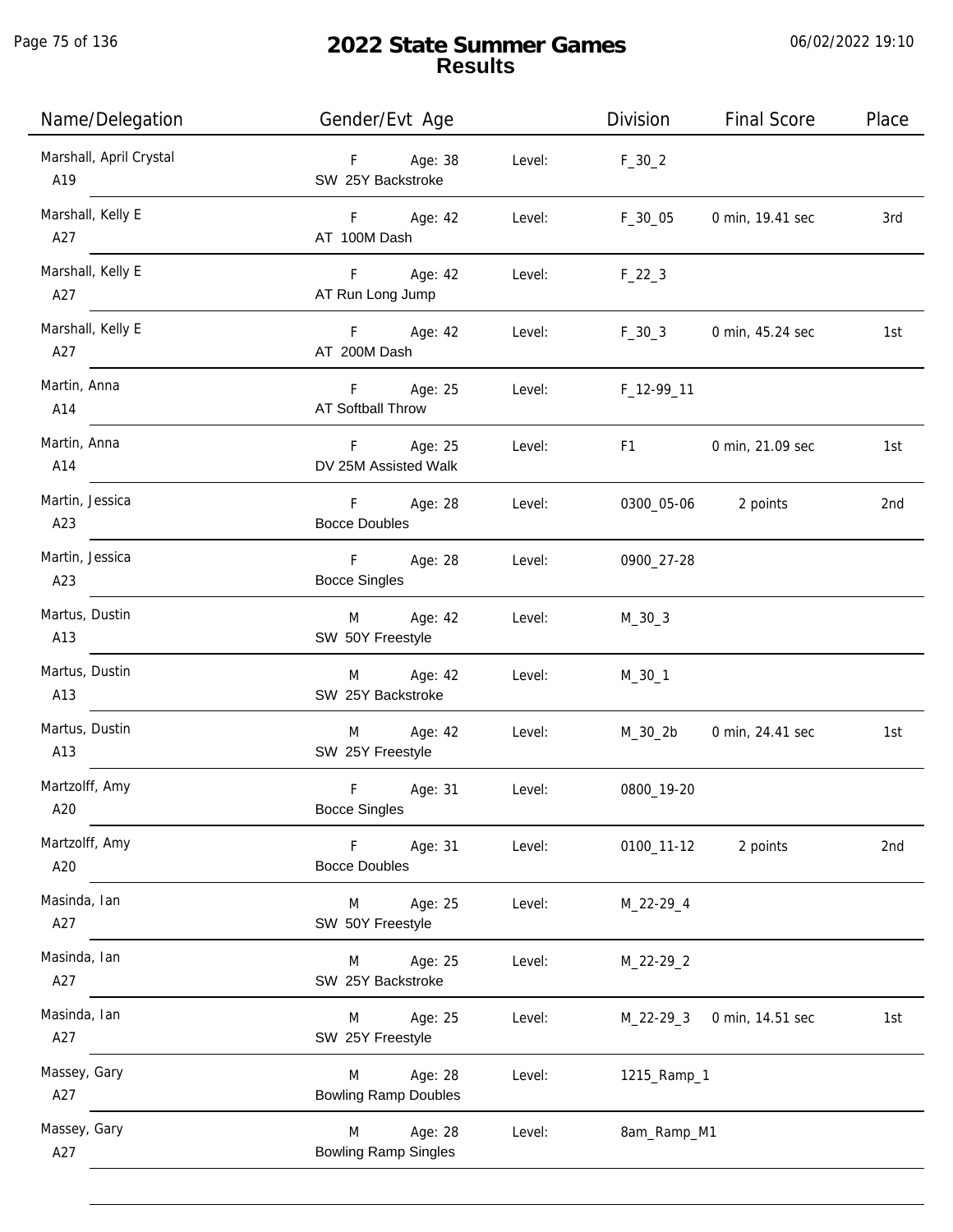# 2022 State Summer Games
## Results

06/02/2022 19:10

| Name/Delegation | Gender/Evt Age | | Division | Final Score | Place |
|---|---|---|---|---|---|
| Marshall, April Crystal<br>A19 | F Age: 38<br>SW 25Y Backstroke | Level: | F_30_2 | | |
| Marshall, Kelly E<br>A27 | F Age: 42<br>AT 100M Dash | Level: | F_30_05 | 0 min, 19.41 sec | 3rd |
| Marshall, Kelly E<br>A27 | F Age: 42<br>AT Run Long Jump | Level: | F_22_3 | | |
| Marshall, Kelly E<br>A27 | F Age: 42<br>AT 200M Dash | Level: | F_30_3 | 0 min, 45.24 sec | 1st |
| Martin, Anna<br>A14 | F Age: 25<br>AT Softball Throw | Level: | F_12-99_11 | | |
| Martin, Anna<br>A14 | F Age: 25<br>DV 25M Assisted Walk | Level: | F1 | 0 min, 21.09 sec | 1st |
| Martin, Jessica<br>A23 | F Age: 28<br>Bocce Doubles | Level: | 0300_05-06 | 2 points | 2nd |
| Martin, Jessica<br>A23 | F Age: 28<br>Bocce Singles | Level: | 0900_27-28 | | |
| Martus, Dustin<br>A13 | M Age: 42<br>SW 50Y Freestyle | Level: | M_30_3 | | |
| Martus, Dustin<br>A13 | M Age: 42<br>SW 25Y Backstroke | Level: | M_30_1 | | |
| Martus, Dustin<br>A13 | M Age: 42<br>SW 25Y Freestyle | Level: | M_30_2b | 0 min, 24.41 sec | 1st |
| Martzolff, Amy<br>A20 | F Age: 31<br>Bocce Singles | Level: | 0800_19-20 | | |
| Martzolff, Amy<br>A20 | F Age: 31<br>Bocce Doubles | Level: | 0100_11-12 | 2 points | 2nd |
| Masinda, Ian<br>A27 | M Age: 25<br>SW 50Y Freestyle | Level: | M_22-29_4 | | |
| Masinda, Ian<br>A27 | M Age: 25<br>SW 25Y Backstroke | Level: | M_22-29_2 | | |
| Masinda, Ian<br>A27 | M Age: 25<br>SW 25Y Freestyle | Level: | M_22-29_3 | 0 min, 14.51 sec | 1st |
| Massey, Gary<br>A27 | M Age: 28<br>Bowling Ramp Doubles | Level: | 1215_Ramp_1 | | |
| Massey, Gary<br>A27 | M Age: 28<br>Bowling Ramp Singles | Level: | 8am_Ramp_M1 | | |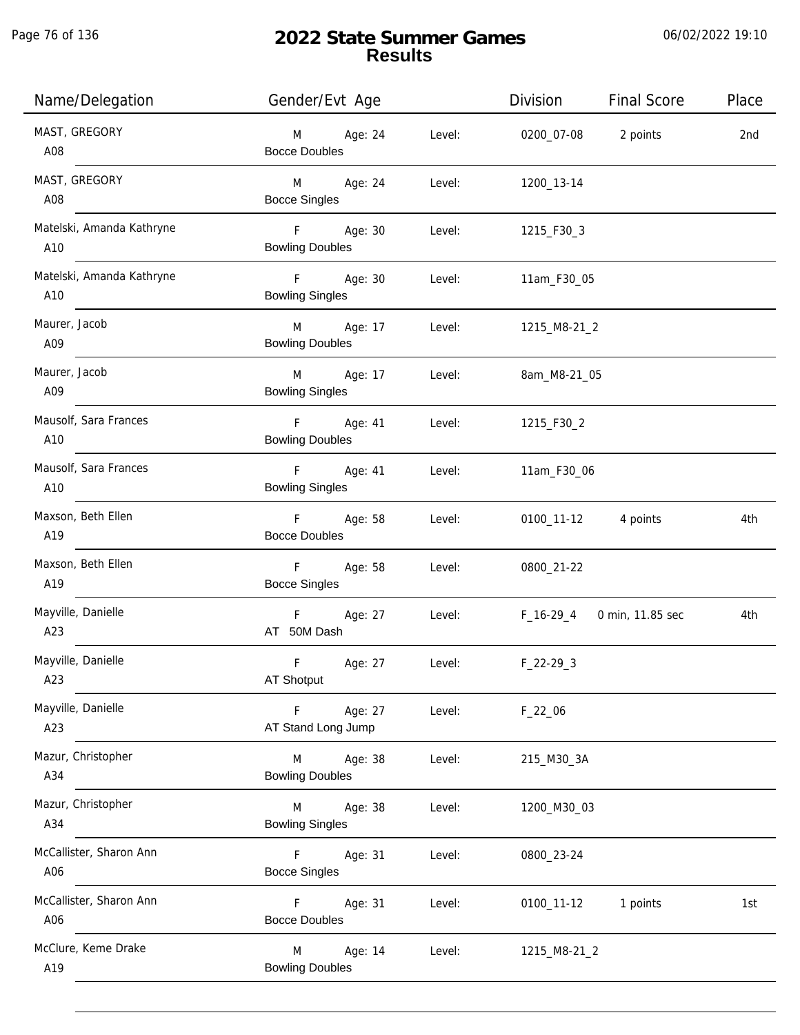# 2022 State Summer Games
## Results

| Name/Delegation | Gender/Evt | Age | Level: | Division | Final Score | Place |
|---|---|---|---|---|---|---|
| MAST, GREGORY A08 | M Bocce Doubles | Age: 24 | Level: | 0200_07-08 | 2 points | 2nd |
| MAST, GREGORY A08 | M Bocce Singles | Age: 24 | Level: | 1200_13-14 | | |
| Matelski, Amanda Kathryne A10 | F Bowling Doubles | Age: 30 | Level: | 1215_F30_3 | | |
| Matelski, Amanda Kathryne A10 | F Bowling Singles | Age: 30 | Level: | 11am_F30_05 | | |
| Maurer, Jacob A09 | M Bowling Doubles | Age: 17 | Level: | 1215_M8-21_2 | | |
| Maurer, Jacob A09 | M Bowling Singles | Age: 17 | Level: | 8am_M8-21_05 | | |
| Mausolf, Sara Frances A10 | F Bowling Doubles | Age: 41 | Level: | 1215_F30_2 | | |
| Mausolf, Sara Frances A10 | F Bowling Singles | Age: 41 | Level: | 11am_F30_06 | | |
| Maxson, Beth Ellen A19 | F Bocce Doubles | Age: 58 | Level: | 0100_11-12 | 4 points | 4th |
| Maxson, Beth Ellen A19 | F Bocce Singles | Age: 58 | Level: | 0800_21-22 | | |
| Mayville, Danielle A23 | F AT 50M Dash | Age: 27 | Level: | F_16-29_4 | 0 min, 11.85 sec | 4th |
| Mayville, Danielle A23 | F AT Shotput | Age: 27 | Level: | F_22-29_3 | | |
| Mayville, Danielle A23 | F AT Stand Long Jump | Age: 27 | Level: | F_22_06 | | |
| Mazur, Christopher A34 | M Bowling Doubles | Age: 38 | Level: | 215_M30_3A | | |
| Mazur, Christopher A34 | M Bowling Singles | Age: 38 | Level: | 1200_M30_03 | | |
| McCallister, Sharon Ann A06 | F Bocce Singles | Age: 31 | Level: | 0800_23-24 | | |
| McCallister, Sharon Ann A06 | F Bocce Doubles | Age: 31 | Level: | 0100_11-12 | 1 points | 1st |
| McClure, Keme Drake A19 | M Bowling Doubles | Age: 14 | Level: | 1215_M8-21_2 | | |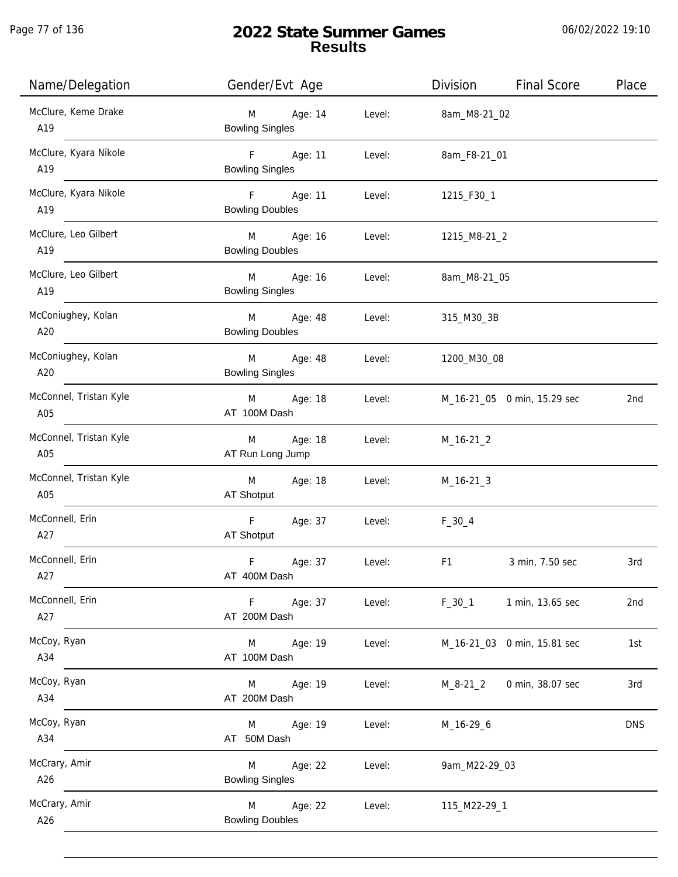# 2022 State Summer Games
## Results

06/02/2022 19:10

| Name/Delegation | Gender/Evt Age | | Level: | Division | Final Score | Place |
|---|---|---|---|---|---|---|
| McClure, Keme Drake<br>A19 | M<br>Bowling Singles | Age: 14 | Level: | 8am_M8-21_02 | | |
| McClure, Kyara Nikole<br>A19 | F<br>Bowling Singles | Age: 11 | Level: | 8am_F8-21_01 | | |
| McClure, Kyara Nikole<br>A19 | F<br>Bowling Doubles | Age: 11 | Level: | 1215_F30_1 | | |
| McClure, Leo Gilbert<br>A19 | M<br>Bowling Doubles | Age: 16 | Level: | 1215_M8-21_2 | | |
| McClure, Leo Gilbert<br>A19 | M<br>Bowling Singles | Age: 16 | Level: | 8am_M8-21_05 | | |
| McConiughey, Kolan<br>A20 | M<br>Bowling Doubles | Age: 48 | Level: | 315_M30_3B | | |
| McConiughey, Kolan<br>A20 | M<br>Bowling Singles | Age: 48 | Level: | 1200_M30_08 | | |
| McConnel, Tristan Kyle<br>A05 | M<br>AT 100M Dash | Age: 18 | Level: | M_16-21_05 | 0 min, 15.29 sec | 2nd |
| McConnel, Tristan Kyle<br>A05 | M<br>AT Run Long Jump | Age: 18 | Level: | M_16-21_2 | | |
| McConnel, Tristan Kyle<br>A05 | M<br>AT Shotput | Age: 18 | Level: | M_16-21_3 | | |
| McConnell, Erin<br>A27 | F<br>AT Shotput | Age: 37 | Level: | F_30_4 | | |
| McConnell, Erin<br>A27 | F<br>AT 400M Dash | Age: 37 | Level: | F1 | 3 min, 7.50 sec | 3rd |
| McConnell, Erin<br>A27 | F<br>AT 200M Dash | Age: 37 | Level: | F_30_1 | 1 min, 13.65 sec | 2nd |
| McCoy, Ryan<br>A34 | M<br>AT 100M Dash | Age: 19 | Level: | M_16-21_03 | 0 min, 15.81 sec | 1st |
| McCoy, Ryan<br>A34 | M<br>AT 200M Dash | Age: 19 | Level: | M_8-21_2 | 0 min, 38.07 sec | 3rd |
| McCoy, Ryan<br>A34 | M<br>AT 50M Dash | Age: 19 | Level: | M_16-29_6 | | DNS |
| McCrary, Amir<br>A26 | M<br>Bowling Singles | Age: 22 | Level: | 9am_M22-29_03 | | |
| McCrary, Amir<br>A26 | M<br>Bowling Doubles | Age: 22 | Level: | 115_M22-29_1 | | |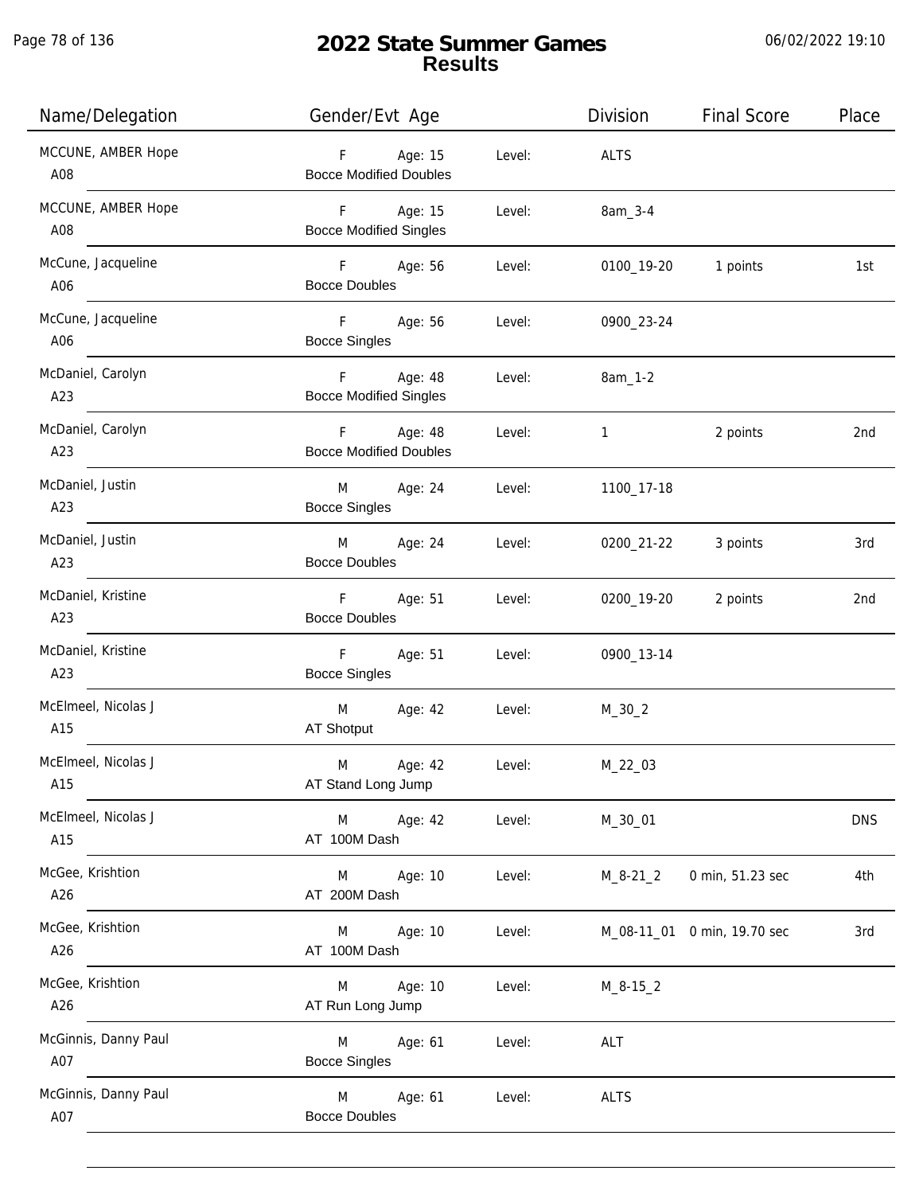# 2022 State Summer Games
## Results

06/02/2022 19:10

| Name/Delegation | Gender/Evt Age | | Division | Final Score | Place |
|---|---|---|---|---|---|
| MCCUNE, AMBER Hope<br>A08 | F Age: 15<br>Bocce Modified Doubles | Level: | ALTS | | |
| MCCUNE, AMBER Hope<br>A08 | F Age: 15<br>Bocce Modified Singles | Level: | 8am_3-4 | | |
| McCune, Jacqueline<br>A06 | F Age: 56<br>Bocce Doubles | Level: | 0100_19-20 | 1 points | 1st |
| McCune, Jacqueline<br>A06 | F Age: 56<br>Bocce Singles | Level: | 0900_23-24 | | |
| McDaniel, Carolyn<br>A23 | F Age: 48<br>Bocce Modified Singles | Level: | 8am_1-2 | | |
| McDaniel, Carolyn<br>A23 | F Age: 48<br>Bocce Modified Doubles | Level: | 1 | 2 points | 2nd |
| McDaniel, Justin<br>A23 | M Age: 24<br>Bocce Singles | Level: | 1100_17-18 | | |
| McDaniel, Justin<br>A23 | M Age: 24<br>Bocce Doubles | Level: | 0200_21-22 | 3 points | 3rd |
| McDaniel, Kristine<br>A23 | F Age: 51<br>Bocce Doubles | Level: | 0200_19-20 | 2 points | 2nd |
| McDaniel, Kristine<br>A23 | F Age: 51<br>Bocce Singles | Level: | 0900_13-14 | | |
| McElmeel, Nicolas J<br>A15 | M Age: 42<br>AT Shotput | Level: | M_30_2 | | |
| McElmeel, Nicolas J<br>A15 | M Age: 42<br>AT Stand Long Jump | Level: | M_22_03 | | |
| McElmeel, Nicolas J<br>A15 | M Age: 42<br>AT 100M Dash | Level: | M_30_01 | | DNS |
| McGee, Krishtion<br>A26 | M Age: 10<br>AT 200M Dash | Level: | M_8-21_2 | 0 min, 51.23 sec | 4th |
| McGee, Krishtion<br>A26 | M Age: 10<br>AT 100M Dash | Level: | M_08-11_01 | 0 min, 19.70 sec | 3rd |
| McGee, Krishtion<br>A26 | M Age: 10<br>AT Run Long Jump | Level: | M_8-15_2 | | |
| McGinnis, Danny Paul<br>A07 | M Age: 61<br>Bocce Singles | Level: | ALT | | |
| McGinnis, Danny Paul<br>A07 | M Age: 61<br>Bocce Doubles | Level: | ALTS | | |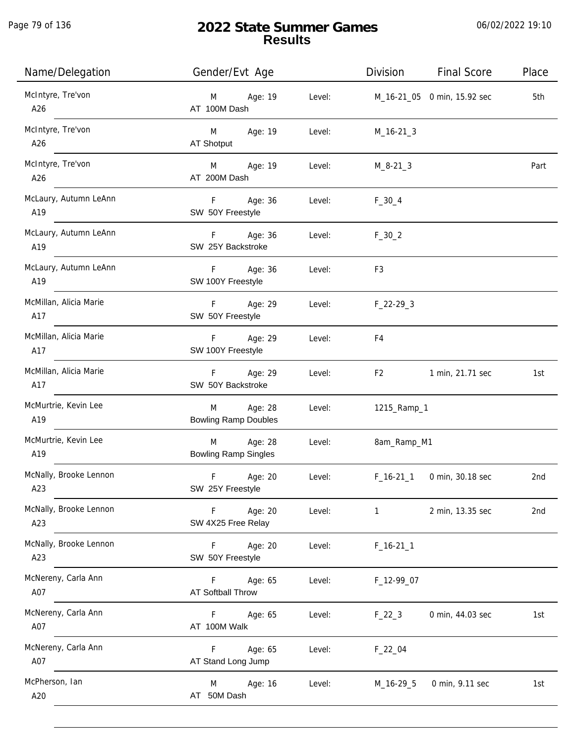# 2022 State Summer Games
## Results

| Name/Delegation | Gender/Evt Age | | Level: | Division | Final Score | Place |
|---|---|---|---|---|---|---|
| McIntyre, Tre'von A26 | M AT 100M Dash | Age: 19 | Level: | M_16-21_05 | 0 min, 15.92 sec | 5th |
| McIntyre, Tre'von A26 | M AT Shotput | Age: 19 | Level: | M_16-21_3 | | |
| McIntyre, Tre'von A26 | M AT 200M Dash | Age: 19 | Level: | M_8-21_3 | | Part |
| McLaury, Autumn LeAnn A19 | F SW 50Y Freestyle | Age: 36 | Level: | F_30_4 | | |
| McLaury, Autumn LeAnn A19 | F SW 25Y Backstroke | Age: 36 | Level: | F_30_2 | | |
| McLaury, Autumn LeAnn A19 | F SW 100Y Freestyle | Age: 36 | Level: | F3 | | |
| McMillan, Alicia Marie A17 | F SW 50Y Freestyle | Age: 29 | Level: | F_22-29_3 | | |
| McMillan, Alicia Marie A17 | F SW 100Y Freestyle | Age: 29 | Level: | F4 | | |
| McMillan, Alicia Marie A17 | F SW 50Y Backstroke | Age: 29 | Level: | F2 | 1 min, 21.71 sec | 1st |
| McMurtrie, Kevin Lee A19 | M Bowling Ramp Doubles | Age: 28 | Level: | 1215_Ramp_1 | | |
| McMurtrie, Kevin Lee A19 | M Bowling Ramp Singles | Age: 28 | Level: | 8am_Ramp_M1 | | |
| McNally, Brooke Lennon A23 | F SW 25Y Freestyle | Age: 20 | Level: | F_16-21_1 | 0 min, 30.18 sec | 2nd |
| McNally, Brooke Lennon A23 | F SW 4X25 Free Relay | Age: 20 | Level: | 1 | 2 min, 13.35 sec | 2nd |
| McNally, Brooke Lennon A23 | F SW 50Y Freestyle | Age: 20 | Level: | F_16-21_1 | | |
| McNereny, Carla Ann A07 | F AT Softball Throw | Age: 65 | Level: | F_12-99_07 | | |
| McNereny, Carla Ann A07 | F AT 100M Walk | Age: 65 | Level: | F_22_3 | 0 min, 44.03 sec | 1st |
| McNereny, Carla Ann A07 | F AT Stand Long Jump | Age: 65 | Level: | F_22_04 | | |
| McPherson, Ian A20 | M AT 50M Dash | Age: 16 | Level: | M_16-29_5 | 0 min, 9.11 sec | 1st |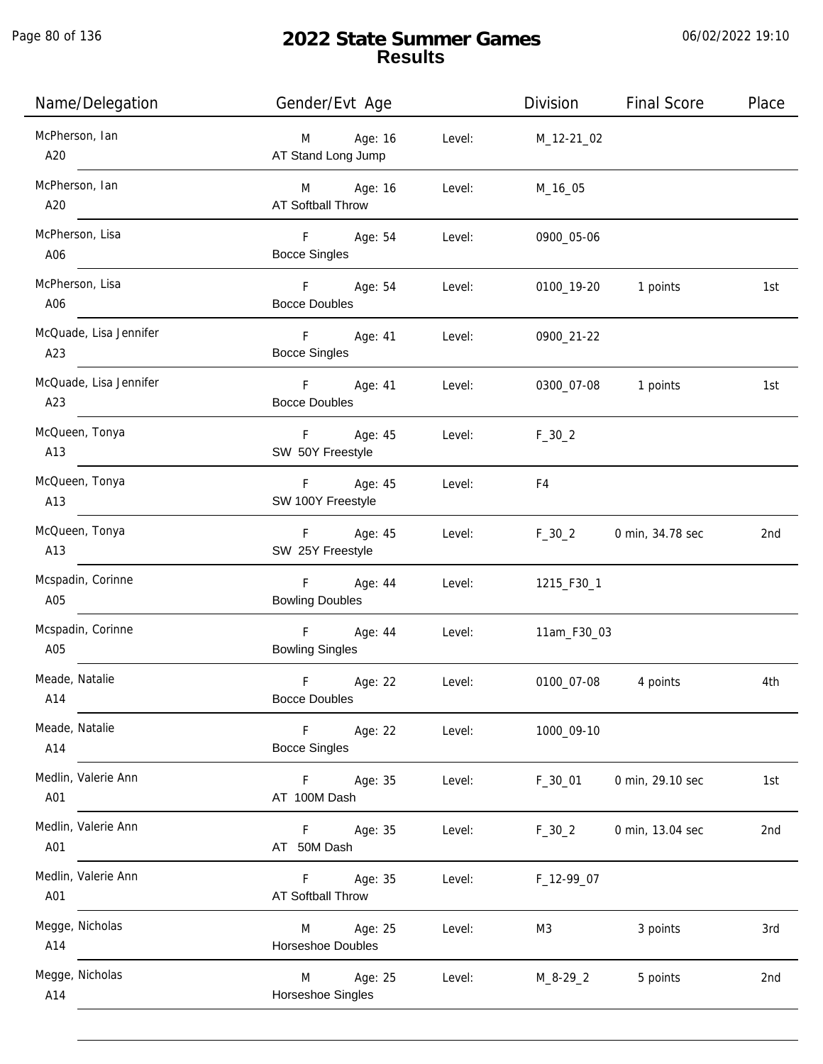# 2022 State Summer Games
## Results

| Name/Delegation | Gender/Evt Age | | Level: | Division | Final Score | Place |
|---|---|---|---|---|---|---|
| McPherson, Ian<br>A20 | M<br>AT Stand Long Jump | Age: 16 | Level: | M_12-21_02 | | |
| McPherson, Ian<br>A20 | M<br>AT Softball Throw | Age: 16 | Level: | M_16_05 | | |
| McPherson, Lisa<br>A06 | F<br>Bocce Singles | Age: 54 | Level: | 0900_05-06 | | |
| McPherson, Lisa<br>A06 | F<br>Bocce Doubles | Age: 54 | Level: | 0100_19-20 | 1 points | 1st |
| McQuade, Lisa Jennifer<br>A23 | F<br>Bocce Singles | Age: 41 | Level: | 0900_21-22 | | |
| McQuade, Lisa Jennifer<br>A23 | F<br>Bocce Doubles | Age: 41 | Level: | 0300_07-08 | 1 points | 1st |
| McQueen, Tonya<br>A13 | F<br>SW 50Y Freestyle | Age: 45 | Level: | F_30_2 | | |
| McQueen, Tonya<br>A13 | F<br>SW 100Y Freestyle | Age: 45 | Level: | F4 | | |
| McQueen, Tonya<br>A13 | F<br>SW 25Y Freestyle | Age: 45 | Level: | F_30_2 | 0 min, 34.78 sec | 2nd |
| Mcspadin, Corinne<br>A05 | F<br>Bowling Doubles | Age: 44 | Level: | 1215_F30_1 | | |
| Mcspadin, Corinne<br>A05 | F<br>Bowling Singles | Age: 44 | Level: | 11am_F30_03 | | |
| Meade, Natalie<br>A14 | F<br>Bocce Doubles | Age: 22 | Level: | 0100_07-08 | 4 points | 4th |
| Meade, Natalie<br>A14 | F<br>Bocce Singles | Age: 22 | Level: | 1000_09-10 | | |
| Medlin, Valerie Ann<br>A01 | F<br>AT 100M Dash | Age: 35 | Level: | F_30_01 | 0 min, 29.10 sec | 1st |
| Medlin, Valerie Ann<br>A01 | F<br>AT 50M Dash | Age: 35 | Level: | F_30_2 | 0 min, 13.04 sec | 2nd |
| Medlin, Valerie Ann<br>A01 | F<br>AT Softball Throw | Age: 35 | Level: | F_12-99_07 | | |
| Megge, Nicholas<br>A14 | M<br>Horseshoe Doubles | Age: 25 | Level: | M3 | 3 points | 3rd |
| Megge, Nicholas<br>A14 | M<br>Horseshoe Singles | Age: 25 | Level: | M_8-29_2 | 5 points | 2nd |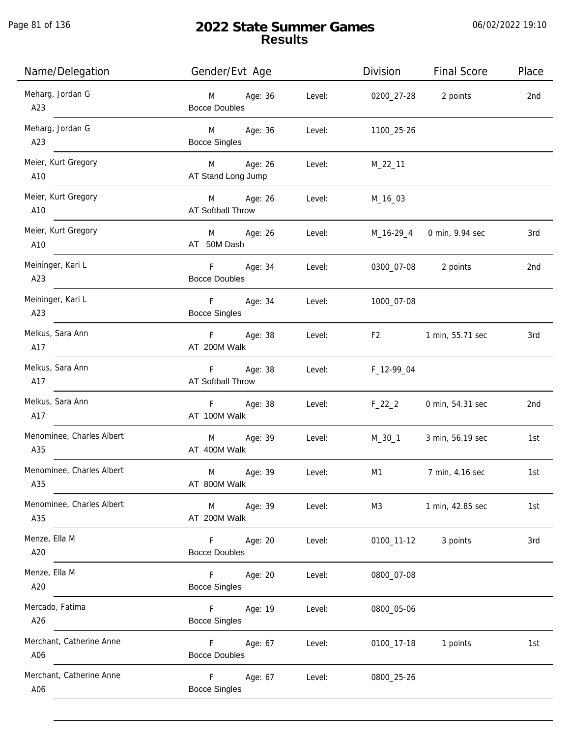# 2022 State Summer Games
## Results

| Name/Delegation | Gender/Evt Age | | Level | Division | Final Score | Place |
|---|---|---|---|---|---|---|
| Meharg, Jordan G<br>A23 | M<br>Bocce Doubles | Age: 36 | Level: | 0200_27-28 | 2 points | 2nd |
| Meharg, Jordan G<br>A23 | M<br>Bocce Singles | Age: 36 | Level: | 1100_25-26 | | |
| Meier, Kurt Gregory<br>A10 | M<br>AT Stand Long Jump | Age: 26 | Level: | M_22_11 | | |
| Meier, Kurt Gregory<br>A10 | M<br>AT Softball Throw | Age: 26 | Level: | M_16_03 | | |
| Meier, Kurt Gregory<br>A10 | M<br>AT 50M Dash | Age: 26 | Level: | M_16-29_4 | 0 min, 9.94 sec | 3rd |
| Meininger, Kari L<br>A23 | F<br>Bocce Doubles | Age: 34 | Level: | 0300_07-08 | 2 points | 2nd |
| Meininger, Kari L<br>A23 | F<br>Bocce Singles | Age: 34 | Level: | 1000_07-08 | | |
| Melkus, Sara Ann<br>A17 | F<br>AT 200M Walk | Age: 38 | Level: | F2 | 1 min, 55.71 sec | 3rd |
| Melkus, Sara Ann<br>A17 | F<br>AT Softball Throw | Age: 38 | Level: | F_12-99_04 | | |
| Melkus, Sara Ann<br>A17 | F<br>AT 100M Walk | Age: 38 | Level: | F_22_2 | 0 min, 54.31 sec | 2nd |
| Menominee, Charles Albert<br>A35 | M<br>AT 400M Walk | Age: 39 | Level: | M_30_1 | 3 min, 56.19 sec | 1st |
| Menominee, Charles Albert<br>A35 | M<br>AT 800M Walk | Age: 39 | Level: | M1 | 7 min, 4.16 sec | 1st |
| Menominee, Charles Albert<br>A35 | M<br>AT 200M Walk | Age: 39 | Level: | M3 | 1 min, 42.85 sec | 1st |
| Menze, Ella M<br>A20 | F<br>Bocce Doubles | Age: 20 | Level: | 0100_11-12 | 3 points | 3rd |
| Menze, Ella M<br>A20 | F<br>Bocce Singles | Age: 20 | Level: | 0800_07-08 | | |
| Mercado, Fatima<br>A26 | F<br>Bocce Singles | Age: 19 | Level: | 0800_05-06 | | |
| Merchant, Catherine Anne<br>A06 | F<br>Bocce Doubles | Age: 67 | Level: | 0100_17-18 | 1 points | 1st |
| Merchant, Catherine Anne<br>A06 | F<br>Bocce Singles | Age: 67 | Level: | 0800_25-26 | | |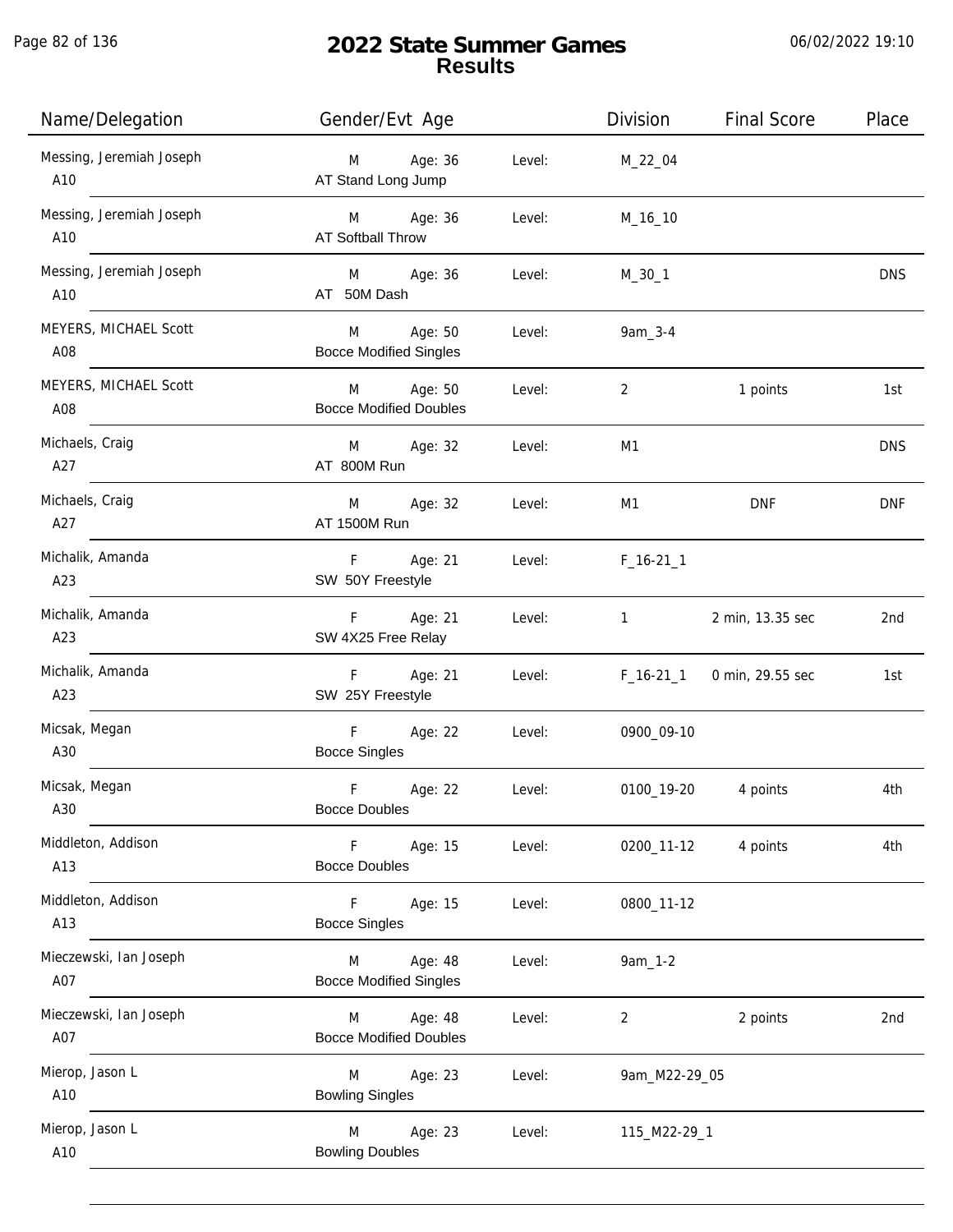# 2022 State Summer Games
## Results

06/02/2022 19:10

| Name/Delegation | Gender/Evt Age | | Level: | Division | Final Score | Place |
|---|---|---|---|---|---|---|
| Messing, Jeremiah Joseph<br>A10 | M<br>AT Stand Long Jump | Age: 36 | Level: | M_22_04 | | |
| Messing, Jeremiah Joseph<br>A10 | M<br>AT Softball Throw | Age: 36 | Level: | M_16_10 | | |
| Messing, Jeremiah Joseph<br>A10 | M<br>AT 50M Dash | Age: 36 | Level: | M_30_1 | | DNS |
| MEYERS, MICHAEL Scott<br>A08 | M<br>Bocce Modified Singles | Age: 50 | Level: | 9am_3-4 | | |
| MEYERS, MICHAEL Scott<br>A08 | M<br>Bocce Modified Doubles | Age: 50 | Level: | 2 | 1 points | 1st |
| Michaels, Craig<br>A27 | M<br>AT 800M Run | Age: 32 | Level: | M1 | | DNS |
| Michaels, Craig<br>A27 | M<br>AT 1500M Run | Age: 32 | Level: | M1 | DNF | DNF |
| Michalik, Amanda<br>A23 | F<br>SW 50Y Freestyle | Age: 21 | Level: | F_16-21_1 | | |
| Michalik, Amanda<br>A23 | F<br>SW 4X25 Free Relay | Age: 21 | Level: | 1 | 2 min, 13.35 sec | 2nd |
| Michalik, Amanda<br>A23 | F<br>SW 25Y Freestyle | Age: 21 | Level: | F_16-21_1 | 0 min, 29.55 sec | 1st |
| Micsak, Megan<br>A30 | F<br>Bocce Singles | Age: 22 | Level: | 0900_09-10 | | |
| Micsak, Megan<br>A30 | F<br>Bocce Doubles | Age: 22 | Level: | 0100_19-20 | 4 points | 4th |
| Middleton, Addison<br>A13 | F<br>Bocce Doubles | Age: 15 | Level: | 0200_11-12 | 4 points | 4th |
| Middleton, Addison<br>A13 | F<br>Bocce Singles | Age: 15 | Level: | 0800_11-12 | | |
| Mieczewski, Ian Joseph<br>A07 | M<br>Bocce Modified Singles | Age: 48 | Level: | 9am_1-2 | | |
| Mieczewski, Ian Joseph<br>A07 | M<br>Bocce Modified Doubles | Age: 48 | Level: | 2 | 2 points | 2nd |
| Mierop, Jason L<br>A10 | M<br>Bowling Singles | Age: 23 | Level: | 9am_M22-29_05 | | |
| Mierop, Jason L<br>A10 | M<br>Bowling Doubles | Age: 23 | Level: | 115_M22-29_1 | | |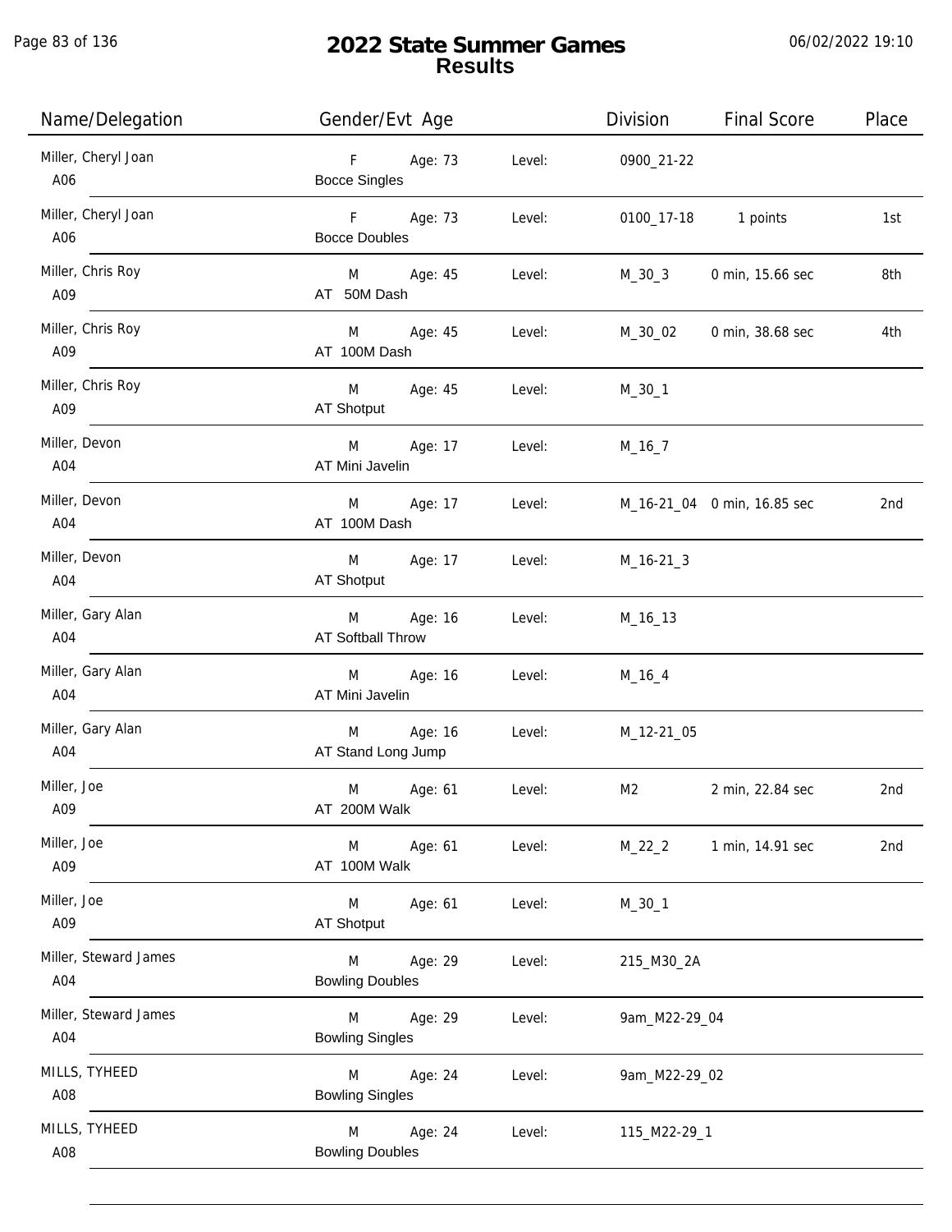# 2022 State Summer Games
## Results

| Name/Delegation | Gender/Evt Age | | Division | Final Score | Place |
|---|---|---|---|---|---|
| Miller, Cheryl Joan<br>A06 | F Age: 73<br>Bocce Singles | Level: | 0900_21-22 | | |
| Miller, Cheryl Joan<br>A06 | F Age: 73<br>Bocce Doubles | Level: | 0100_17-18 | 1 points | 1st |
| Miller, Chris Roy<br>A09 | M Age: 45<br>AT 50M Dash | Level: | M_30_3 | 0 min, 15.66 sec | 8th |
| Miller, Chris Roy<br>A09 | M Age: 45<br>AT 100M Dash | Level: | M_30_02 | 0 min, 38.68 sec | 4th |
| Miller, Chris Roy<br>A09 | M Age: 45<br>AT Shotput | Level: | M_30_1 | | |
| Miller, Devon<br>A04 | M Age: 17<br>AT Mini Javelin | Level: | M_16_7 | | |
| Miller, Devon<br>A04 | M Age: 17<br>AT 100M Dash | Level: | M_16-21_04 | 0 min, 16.85 sec | 2nd |
| Miller, Devon<br>A04 | M Age: 17<br>AT Shotput | Level: | M_16-21_3 | | |
| Miller, Gary Alan<br>A04 | M Age: 16<br>AT Softball Throw | Level: | M_16_13 | | |
| Miller, Gary Alan<br>A04 | M Age: 16<br>AT Mini Javelin | Level: | M_16_4 | | |
| Miller, Gary Alan<br>A04 | M Age: 16<br>AT Stand Long Jump | Level: | M_12-21_05 | | |
| Miller, Joe<br>A09 | M Age: 61<br>AT 200M Walk | Level: | M2 | 2 min, 22.84 sec | 2nd |
| Miller, Joe<br>A09 | M Age: 61<br>AT 100M Walk | Level: | M_22_2 | 1 min, 14.91 sec | 2nd |
| Miller, Joe<br>A09 | M Age: 61<br>AT Shotput | Level: | M_30_1 | | |
| Miller, Steward James<br>A04 | M Age: 29<br>Bowling Doubles | Level: | 215_M30_2A | | |
| Miller, Steward James<br>A04 | M Age: 29<br>Bowling Singles | Level: | 9am_M22-29_04 | | |
| MILLS, TYHEED<br>A08 | M Age: 24<br>Bowling Singles | Level: | 9am_M22-29_02 | | |
| MILLS, TYHEED<br>A08 | M Age: 24<br>Bowling Doubles | Level: | 115_M22-29_1 | | |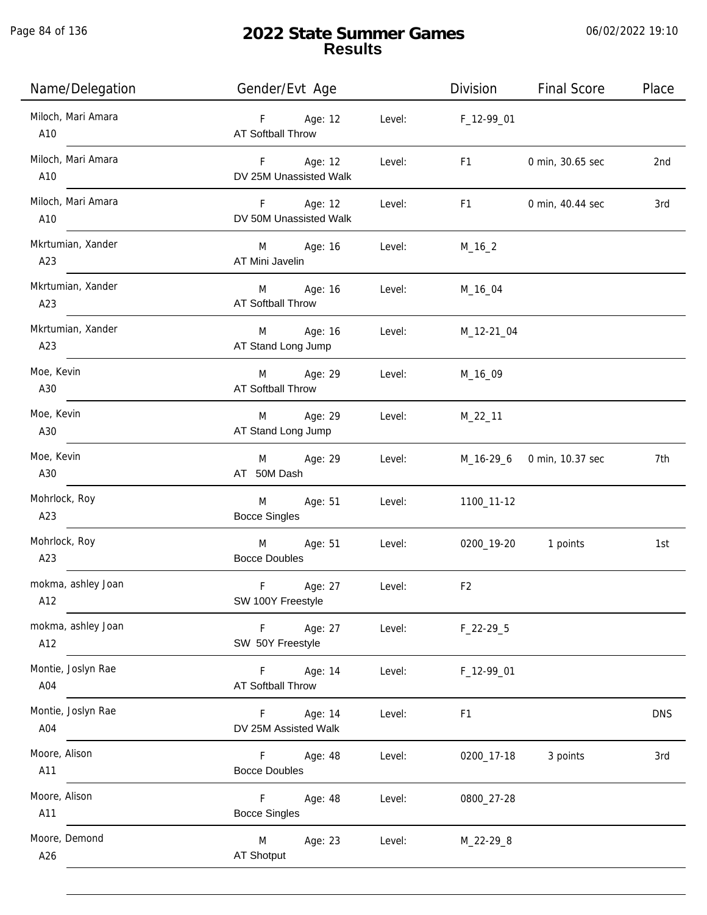# 2022 State Summer Games
## Results

06/02/2022 19:10

| Name/Delegation | Gender/Evt Age | | Level: | Division | Final Score | Place |
|---|---|---|---|---|---|---|
| Miloch, Mari Amara<br>A10 | F<br>AT Softball Throw | Age: 12 | Level: | F_12-99_01 | | |
| Miloch, Mari Amara<br>A10 | F<br>DV 25M Unassisted Walk | Age: 12 | Level: | F1 | 0 min, 30.65 sec | 2nd |
| Miloch, Mari Amara<br>A10 | F<br>DV 50M Unassisted Walk | Age: 12 | Level: | F1 | 0 min, 40.44 sec | 3rd |
| Mkrtumian, Xander<br>A23 | M<br>AT Mini Javelin | Age: 16 | Level: | M_16_2 | | |
| Mkrtumian, Xander<br>A23 | M<br>AT Softball Throw | Age: 16 | Level: | M_16_04 | | |
| Mkrtumian, Xander<br>A23 | M<br>AT Stand Long Jump | Age: 16 | Level: | M_12-21_04 | | |
| Moe, Kevin<br>A30 | M<br>AT Softball Throw | Age: 29 | Level: | M_16_09 | | |
| Moe, Kevin<br>A30 | M<br>AT Stand Long Jump | Age: 29 | Level: | M_22_11 | | |
| Moe, Kevin<br>A30 | M<br>AT 50M Dash | Age: 29 | Level: | M_16-29_6 | 0 min, 10.37 sec | 7th |
| Mohrlock, Roy<br>A23 | M<br>Bocce Singles | Age: 51 | Level: | 1100_11-12 | | |
| Mohrlock, Roy<br>A23 | M<br>Bocce Doubles | Age: 51 | Level: | 0200_19-20 | 1 points | 1st |
| mokma, ashley Joan<br>A12 | F<br>SW 100Y Freestyle | Age: 27 | Level: | F2 | | |
| mokma, ashley Joan<br>A12 | F<br>SW 50Y Freestyle | Age: 27 | Level: | F_22-29_5 | | |
| Montie, Joslyn Rae<br>A04 | F<br>AT Softball Throw | Age: 14 | Level: | F_12-99_01 | | |
| Montie, Joslyn Rae<br>A04 | F<br>DV 25M Assisted Walk | Age: 14 | Level: | F1 | | DNS |
| Moore, Alison<br>A11 | F<br>Bocce Doubles | Age: 48 | Level: | 0200_17-18 | 3 points | 3rd |
| Moore, Alison<br>A11 | F<br>Bocce Singles | Age: 48 | Level: | 0800_27-28 | | |
| Moore, Demond<br>A26 | M<br>AT Shotput | Age: 23 | Level: | M_22-29_8 | | |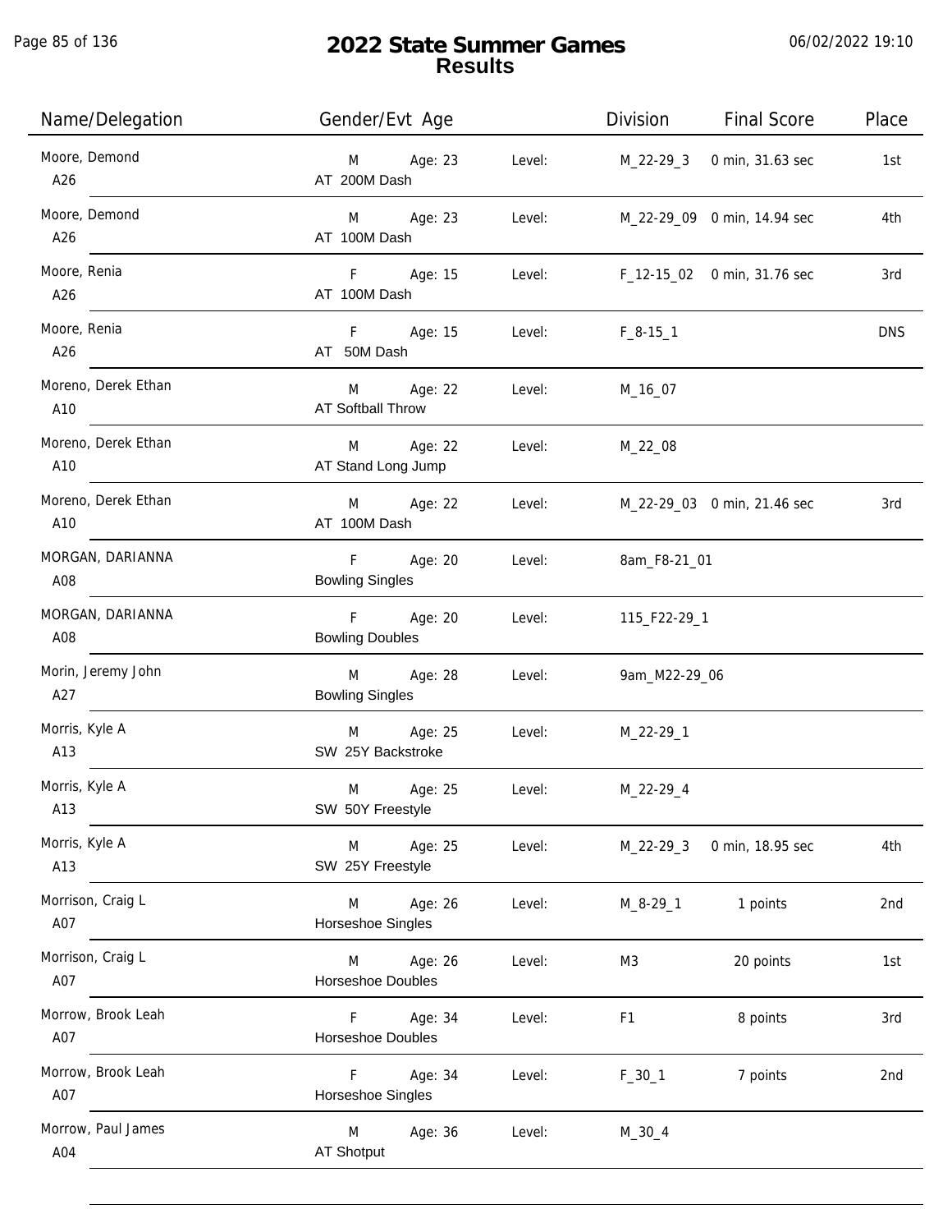# 2022 State Summer Games
## Results

| Name/Delegation | Gender/Evt Age | | Level: | Division | Final Score | Place |
|---|---|---|---|---|---|---|
| Moore, Demond<br>A26 | M<br>AT 200M Dash | Age: 23 | Level: | M_22-29_3 | 0 min, 31.63 sec | 1st |
| Moore, Demond<br>A26 | M<br>AT 100M Dash | Age: 23 | Level: | M_22-29_09 | 0 min, 14.94 sec | 4th |
| Moore, Renia<br>A26 | F<br>AT 100M Dash | Age: 15 | Level: | F_12-15_02 | 0 min, 31.76 sec | 3rd |
| Moore, Renia<br>A26 | F<br>AT 50M Dash | Age: 15 | Level: | F_8-15_1 | | DNS |
| Moreno, Derek Ethan<br>A10 | M<br>AT Softball Throw | Age: 22 | Level: | M_16_07 | | |
| Moreno, Derek Ethan<br>A10 | M<br>AT Stand Long Jump | Age: 22 | Level: | M_22_08 | | |
| Moreno, Derek Ethan<br>A10 | M<br>AT 100M Dash | Age: 22 | Level: | M_22-29_03 | 0 min, 21.46 sec | 3rd |
| MORGAN, DARIANNA<br>A08 | F<br>Bowling Singles | Age: 20 | Level: | 8am_F8-21_01 | | |
| MORGAN, DARIANNA<br>A08 | F<br>Bowling Doubles | Age: 20 | Level: | 115_F22-29_1 | | |
| Morin, Jeremy John<br>A27 | M<br>Bowling Singles | Age: 28 | Level: | 9am_M22-29_06 | | |
| Morris, Kyle A<br>A13 | M<br>SW 25Y Backstroke | Age: 25 | Level: | M_22-29_1 | | |
| Morris, Kyle A<br>A13 | M<br>SW 50Y Freestyle | Age: 25 | Level: | M_22-29_4 | | |
| Morris, Kyle A<br>A13 | M<br>SW 25Y Freestyle | Age: 25 | Level: | M_22-29_3 | 0 min, 18.95 sec | 4th |
| Morrison, Craig L<br>A07 | M<br>Horseshoe Singles | Age: 26 | Level: | M_8-29_1 | 1 points | 2nd |
| Morrison, Craig L<br>A07 | M<br>Horseshoe Doubles | Age: 26 | Level: | M3 | 20 points | 1st |
| Morrow, Brook Leah<br>A07 | F<br>Horseshoe Doubles | Age: 34 | Level: | F1 | 8 points | 3rd |
| Morrow, Brook Leah<br>A07 | F<br>Horseshoe Singles | Age: 34 | Level: | F_30_1 | 7 points | 2nd |
| Morrow, Paul James<br>A04 | M<br>AT Shotput | Age: 36 | Level: | M_30_4 | | |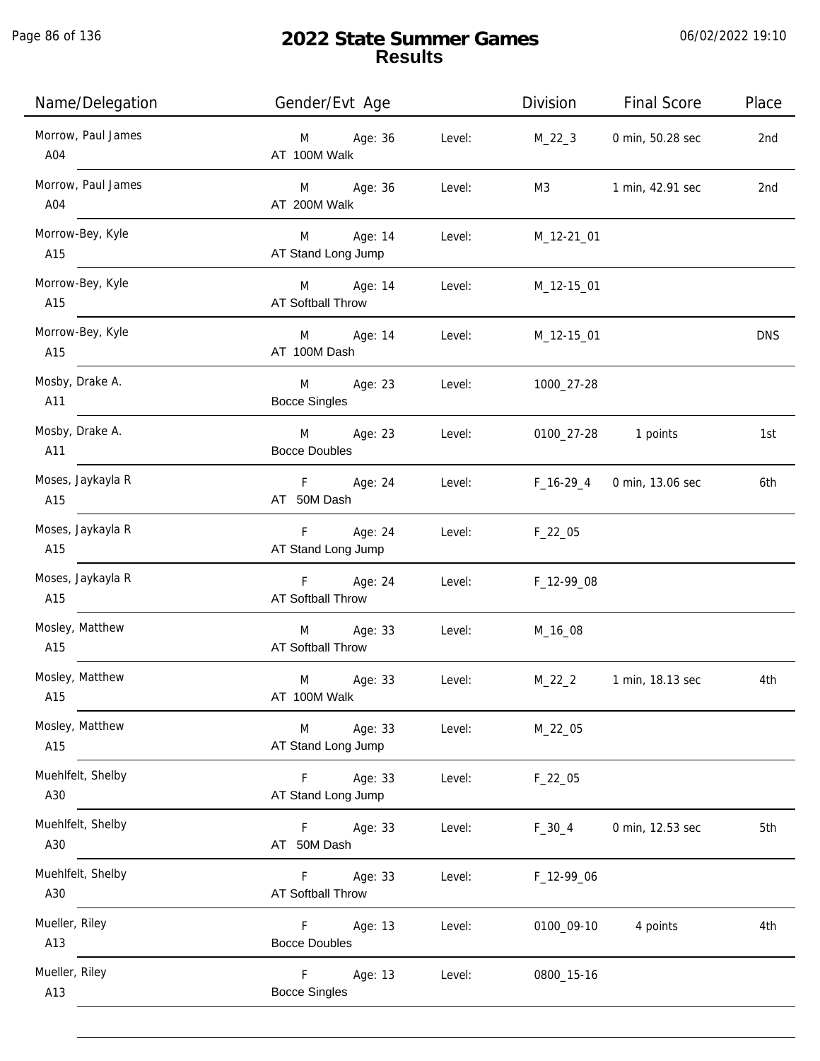# 2022 State Summer Games
## Results

06/02/2022 19:10

| Name/Delegation | Gender/Evt Age | | Level: | Division | Final Score | Place |
|---|---|---|---|---|---|---|
| Morrow, Paul James<br>A04 | M<br>AT 100M Walk | Age: 36 | Level: | M_22_3 | 0 min, 50.28 sec | 2nd |
| Morrow, Paul James<br>A04 | M<br>AT 200M Walk | Age: 36 | Level: | M3 | 1 min, 42.91 sec | 2nd |
| Morrow-Bey, Kyle<br>A15 | M<br>AT Stand Long Jump | Age: 14 | Level: | M_12-21_01 | | |
| Morrow-Bey, Kyle<br>A15 | M<br>AT Softball Throw | Age: 14 | Level: | M_12-15_01 | | |
| Morrow-Bey, Kyle<br>A15 | M<br>AT 100M Dash | Age: 14 | Level: | M_12-15_01 | | DNS |
| Mosby, Drake A.<br>A11 | M<br>Bocce Singles | Age: 23 | Level: | 1000_27-28 | | |
| Mosby, Drake A.<br>A11 | M<br>Bocce Doubles | Age: 23 | Level: | 0100_27-28 | 1 points | 1st |
| Moses, Jaykayla R<br>A15 | F<br>AT 50M Dash | Age: 24 | Level: | F_16-29_4 | 0 min, 13.06 sec | 6th |
| Moses, Jaykayla R<br>A15 | F<br>AT Stand Long Jump | Age: 24 | Level: | F_22_05 | | |
| Moses, Jaykayla R<br>A15 | F<br>AT Softball Throw | Age: 24 | Level: | F_12-99_08 | | |
| Mosley, Matthew<br>A15 | M<br>AT Softball Throw | Age: 33 | Level: | M_16_08 | | |
| Mosley, Matthew<br>A15 | M<br>AT 100M Walk | Age: 33 | Level: | M_22_2 | 1 min, 18.13 sec | 4th |
| Mosley, Matthew<br>A15 | M<br>AT Stand Long Jump | Age: 33 | Level: | M_22_05 | | |
| Muehlfelt, Shelby<br>A30 | F<br>AT Stand Long Jump | Age: 33 | Level: | F_22_05 | | |
| Muehlfelt, Shelby<br>A30 | F<br>AT 50M Dash | Age: 33 | Level: | F_30_4 | 0 min, 12.53 sec | 5th |
| Muehlfelt, Shelby<br>A30 | F<br>AT Softball Throw | Age: 33 | Level: | F_12-99_06 | | |
| Mueller, Riley<br>A13 | F<br>Bocce Doubles | Age: 13 | Level: | 0100_09-10 | 4 points | 4th |
| Mueller, Riley<br>A13 | F<br>Bocce Singles | Age: 13 | Level: | 0800_15-16 | | |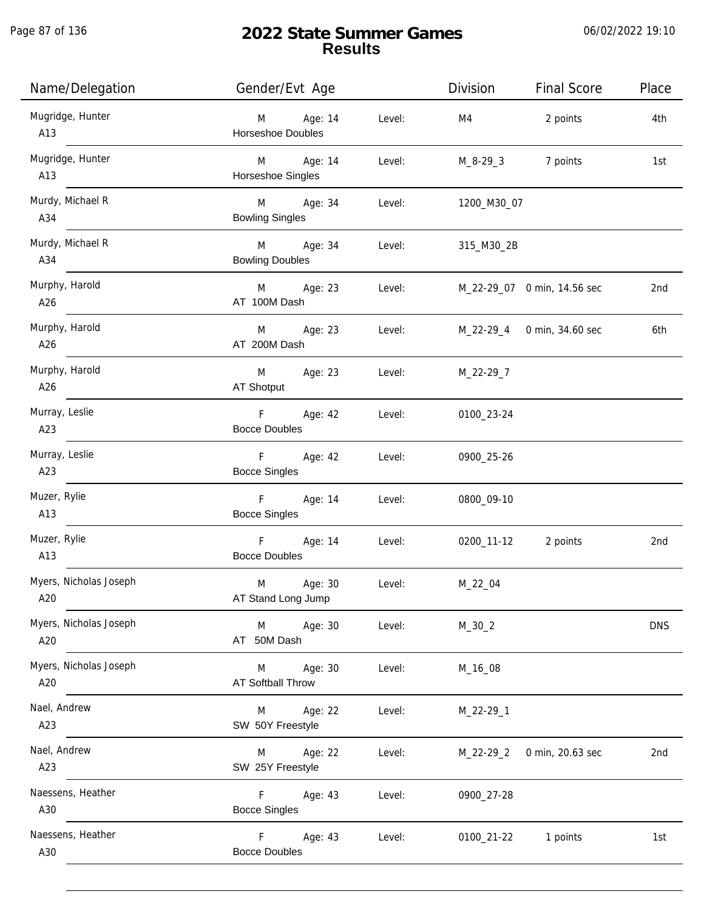# 2022 State Summer Games
## Results

| Name/Delegation | Gender/Evt Age | | Level: | Division | Final Score | Place |
|---|---|---|---|---|---|---|
| Mugridge, Hunter<br>A13 | M<br>Horseshoe Doubles | Age: 14 | Level: | M4 | 2 points | 4th |
| Mugridge, Hunter<br>A13 | M<br>Horseshoe Singles | Age: 14 | Level: | M_8-29_3 | 7 points | 1st |
| Murdy, Michael R<br>A34 | M<br>Bowling Singles | Age: 34 | Level: | 1200_M30_07 | | |
| Murdy, Michael R<br>A34 | M<br>Bowling Doubles | Age: 34 | Level: | 315_M30_2B | | |
| Murphy, Harold<br>A26 | M<br>AT 100M Dash | Age: 23 | Level: | M_22-29_07 | 0 min, 14.56 sec | 2nd |
| Murphy, Harold<br>A26 | M<br>AT 200M Dash | Age: 23 | Level: | M_22-29_4 | 0 min, 34.60 sec | 6th |
| Murphy, Harold<br>A26 | M<br>AT Shotput | Age: 23 | Level: | M_22-29_7 | | |
| Murray, Leslie<br>A23 | F<br>Bocce Doubles | Age: 42 | Level: | 0100_23-24 | | |
| Murray, Leslie<br>A23 | F<br>Bocce Singles | Age: 42 | Level: | 0900_25-26 | | |
| Muzer, Rylie<br>A13 | F<br>Bocce Singles | Age: 14 | Level: | 0800_09-10 | | |
| Muzer, Rylie<br>A13 | F<br>Bocce Doubles | Age: 14 | Level: | 0200_11-12 | 2 points | 2nd |
| Myers, Nicholas Joseph<br>A20 | M<br>AT Stand Long Jump | Age: 30 | Level: | M_22_04 | | |
| Myers, Nicholas Joseph<br>A20 | M<br>AT 50M Dash | Age: 30 | Level: | M_30_2 | | DNS |
| Myers, Nicholas Joseph<br>A20 | M<br>AT Softball Throw | Age: 30 | Level: | M_16_08 | | |
| Nael, Andrew<br>A23 | M<br>SW 50Y Freestyle | Age: 22 | Level: | M_22-29_1 | | |
| Nael, Andrew<br>A23 | M<br>SW 25Y Freestyle | Age: 22 | Level: | M_22-29_2 | 0 min, 20.63 sec | 2nd |
| Naessens, Heather<br>A30 | F<br>Bocce Singles | Age: 43 | Level: | 0900_27-28 | | |
| Naessens, Heather<br>A30 | F<br>Bocce Doubles | Age: 43 | Level: | 0100_21-22 | 1 points | 1st |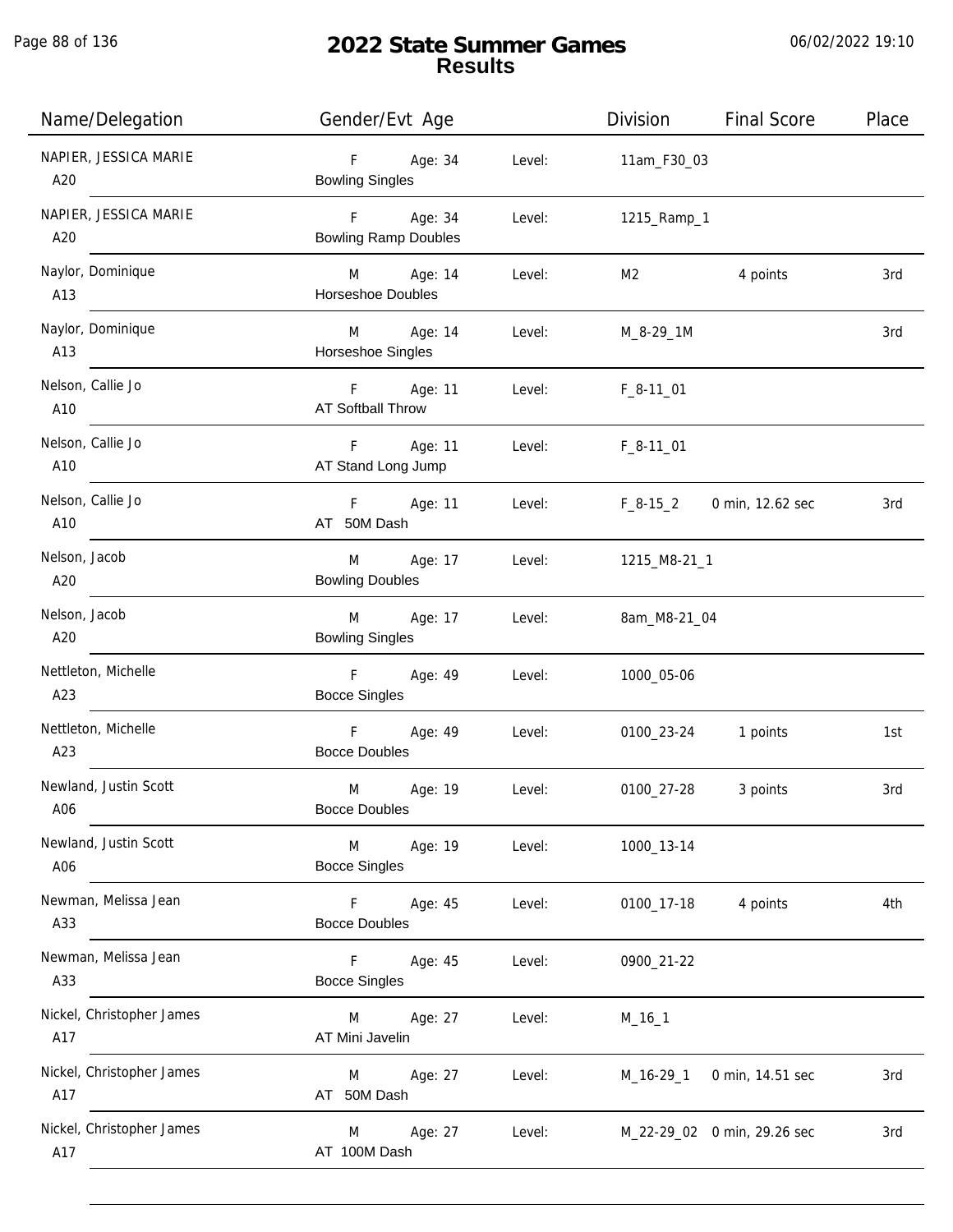# 2022 State Summer Games
## Results

| Name/Delegation | Gender/Evt Age | | Division | Final Score | Place |
|---|---|---|---|---|---|
| NAPIER, JESSICA MARIE<br>A20 | F Age: 34<br>Bowling Singles | Level: | 11am_F30_03 | | |
| NAPIER, JESSICA MARIE<br>A20 | F Age: 34<br>Bowling Ramp Doubles | Level: | 1215_Ramp_1 | | |
| Naylor, Dominique<br>A13 | M Age: 14<br>Horseshoe Doubles | Level: | M2 | 4 points | 3rd |
| Naylor, Dominique<br>A13 | M Age: 14<br>Horseshoe Singles | Level: | M_8-29_1M | | 3rd |
| Nelson, Callie Jo<br>A10 | F Age: 11<br>AT Softball Throw | Level: | F_8-11_01 | | |
| Nelson, Callie Jo<br>A10 | F Age: 11<br>AT Stand Long Jump | Level: | F_8-11_01 | | |
| Nelson, Callie Jo<br>A10 | F Age: 11<br>AT 50M Dash | Level: | F_8-15_2 | 0 min, 12.62 sec | 3rd |
| Nelson, Jacob<br>A20 | M Age: 17<br>Bowling Doubles | Level: | 1215_M8-21_1 | | |
| Nelson, Jacob<br>A20 | M Age: 17<br>Bowling Singles | Level: | 8am_M8-21_04 | | |
| Nettleton, Michelle<br>A23 | F Age: 49<br>Bocce Singles | Level: | 1000_05-06 | | |
| Nettleton, Michelle<br>A23 | F Age: 49<br>Bocce Doubles | Level: | 0100_23-24 | 1 points | 1st |
| Newland, Justin Scott<br>A06 | M Age: 19<br>Bocce Doubles | Level: | 0100_27-28 | 3 points | 3rd |
| Newland, Justin Scott<br>A06 | M Age: 19<br>Bocce Singles | Level: | 1000_13-14 | | |
| Newman, Melissa Jean<br>A33 | F Age: 45<br>Bocce Doubles | Level: | 0100_17-18 | 4 points | 4th |
| Newman, Melissa Jean<br>A33 | F Age: 45<br>Bocce Singles | Level: | 0900_21-22 | | |
| Nickel, Christopher James<br>A17 | M Age: 27<br>AT Mini Javelin | Level: | M_16_1 | | |
| Nickel, Christopher James<br>A17 | M Age: 27<br>AT 50M Dash | Level: | M_16-29_1 | 0 min, 14.51 sec | 3rd |
| Nickel, Christopher James<br>A17 | M Age: 27<br>AT 100M Dash | Level: | M_22-29_02 | 0 min, 29.26 sec | 3rd |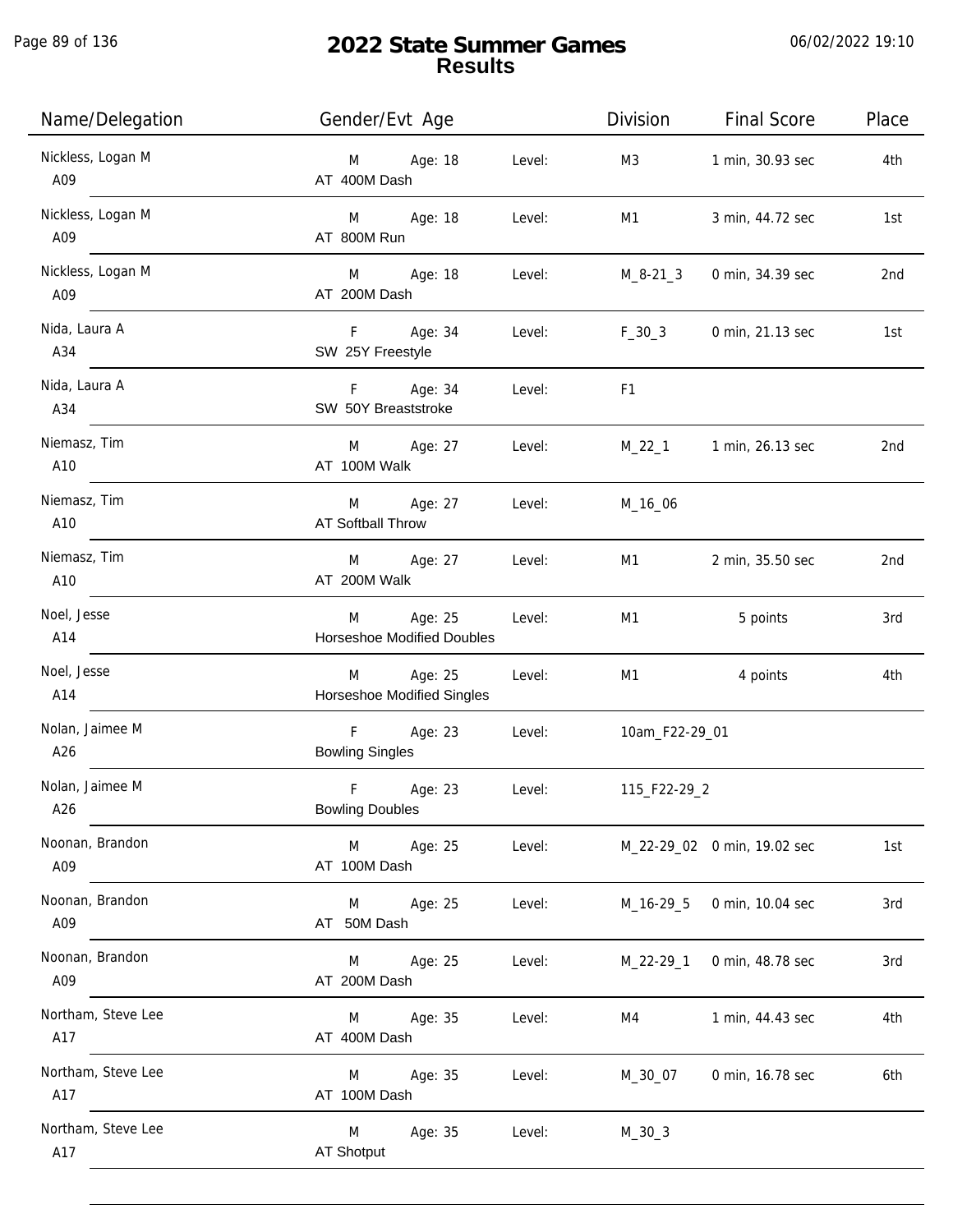# 2022 State Summer Games
## Results

06/02/2022 19:10

| Name/Delegation | Gender/Evt Age | | Division | Final Score | Place |
|---|---|---|---|---|---|
| Nickless, Logan M<br>A09 | M Age: 18<br>AT 400M Dash | Level: | M3 | 1 min, 30.93 sec | 4th |
| Nickless, Logan M<br>A09 | M Age: 18<br>AT 800M Run | Level: | M1 | 3 min, 44.72 sec | 1st |
| Nickless, Logan M<br>A09 | M Age: 18<br>AT 200M Dash | Level: | M_8-21_3 | 0 min, 34.39 sec | 2nd |
| Nida, Laura A<br>A34 | F Age: 34<br>SW 25Y Freestyle | Level: | F_30_3 | 0 min, 21.13 sec | 1st |
| Nida, Laura A<br>A34 | F Age: 34<br>SW 50Y Breaststroke | Level: | F1 | | |
| Niemasz, Tim<br>A10 | M Age: 27<br>AT 100M Walk | Level: | M_22_1 | 1 min, 26.13 sec | 2nd |
| Niemasz, Tim<br>A10 | M Age: 27<br>AT Softball Throw | Level: | M_16_06 | | |
| Niemasz, Tim<br>A10 | M Age: 27<br>AT 200M Walk | Level: | M1 | 2 min, 35.50 sec | 2nd |
| Noel, Jesse<br>A14 | M Age: 25<br>Horseshoe Modified Doubles | Level: | M1 | 5 points | 3rd |
| Noel, Jesse<br>A14 | M Age: 25<br>Horseshoe Modified Singles | Level: | M1 | 4 points | 4th |
| Nolan, Jaimee M<br>A26 | F Age: 23<br>Bowling Singles | Level: | 10am_F22-29_01 | | |
| Nolan, Jaimee M<br>A26 | F Age: 23<br>Bowling Doubles | Level: | 115_F22-29_2 | | |
| Noonan, Brandon<br>A09 | M Age: 25<br>AT 100M Dash | Level: | M_22-29_02 | 0 min, 19.02 sec | 1st |
| Noonan, Brandon<br>A09 | M Age: 25<br>AT 50M Dash | Level: | M_16-29_5 | 0 min, 10.04 sec | 3rd |
| Noonan, Brandon<br>A09 | M Age: 25<br>AT 200M Dash | Level: | M_22-29_1 | 0 min, 48.78 sec | 3rd |
| Northam, Steve Lee<br>A17 | M Age: 35<br>AT 400M Dash | Level: | M4 | 1 min, 44.43 sec | 4th |
| Northam, Steve Lee<br>A17 | M Age: 35<br>AT 100M Dash | Level: | M_30_07 | 0 min, 16.78 sec | 6th |
| Northam, Steve Lee<br>A17 | M Age: 35<br>AT Shotput | Level: | M_30_3 | | |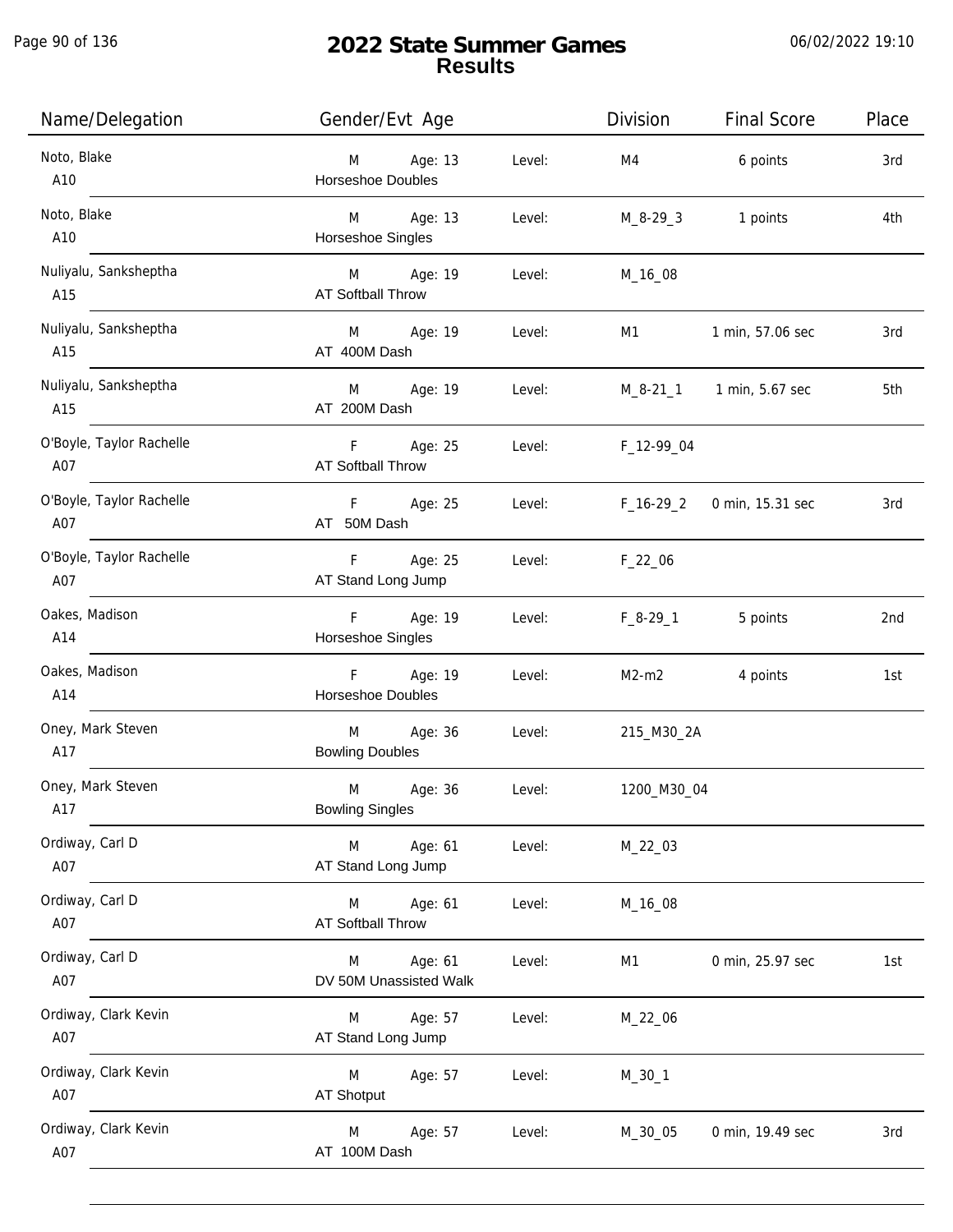# 2022 State Summer Games
## Results

| Name/Delegation | Gender/Evt Age | | Division | Final Score | Place |
|---|---|---|---|---|---|
| Noto, Blake<br>A10 | M Age: 13<br>Horseshoe Doubles | Level: | M4 | 6 points | 3rd |
| Noto, Blake<br>A10 | M Age: 13<br>Horseshoe Singles | Level: | M_8-29_3 | 1 points | 4th |
| Nuliyalu, Sanksheptha<br>A15 | M Age: 19<br>AT Softball Throw | Level: | M_16_08 | | |
| Nuliyalu, Sanksheptha<br>A15 | M Age: 19<br>AT 400M Dash | Level: | M1 | 1 min, 57.06 sec | 3rd |
| Nuliyalu, Sanksheptha<br>A15 | M Age: 19<br>AT 200M Dash | Level: | M_8-21_1 | 1 min, 5.67 sec | 5th |
| O'Boyle, Taylor Rachelle<br>A07 | F Age: 25<br>AT Softball Throw | Level: | F_12-99_04 | | |
| O'Boyle, Taylor Rachelle<br>A07 | F Age: 25<br>AT 50M Dash | Level: | F_16-29_2 | 0 min, 15.31 sec | 3rd |
| O'Boyle, Taylor Rachelle<br>A07 | F Age: 25<br>AT Stand Long Jump | Level: | F_22_06 | | |
| Oakes, Madison<br>A14 | F Age: 19<br>Horseshoe Singles | Level: | F_8-29_1 | 5 points | 2nd |
| Oakes, Madison<br>A14 | F Age: 19<br>Horseshoe Doubles | Level: | M2-m2 | 4 points | 1st |
| Oney, Mark Steven<br>A17 | M Age: 36<br>Bowling Doubles | Level: | 215_M30_2A | | |
| Oney, Mark Steven<br>A17 | M Age: 36<br>Bowling Singles | Level: | 1200_M30_04 | | |
| Ordiway, Carl D<br>A07 | M Age: 61<br>AT Stand Long Jump | Level: | M_22_03 | | |
| Ordiway, Carl D<br>A07 | M Age: 61<br>AT Softball Throw | Level: | M_16_08 | | |
| Ordiway, Carl D<br>A07 | M Age: 61<br>DV 50M Unassisted Walk | Level: | M1 | 0 min, 25.97 sec | 1st |
| Ordiway, Clark Kevin<br>A07 | M Age: 57<br>AT Stand Long Jump | Level: | M_22_06 | | |
| Ordiway, Clark Kevin<br>A07 | M Age: 57<br>AT Shotput | Level: | M_30_1 | | |
| Ordiway, Clark Kevin<br>A07 | M Age: 57<br>AT 100M Dash | Level: | M_30_05 | 0 min, 19.49 sec | 3rd |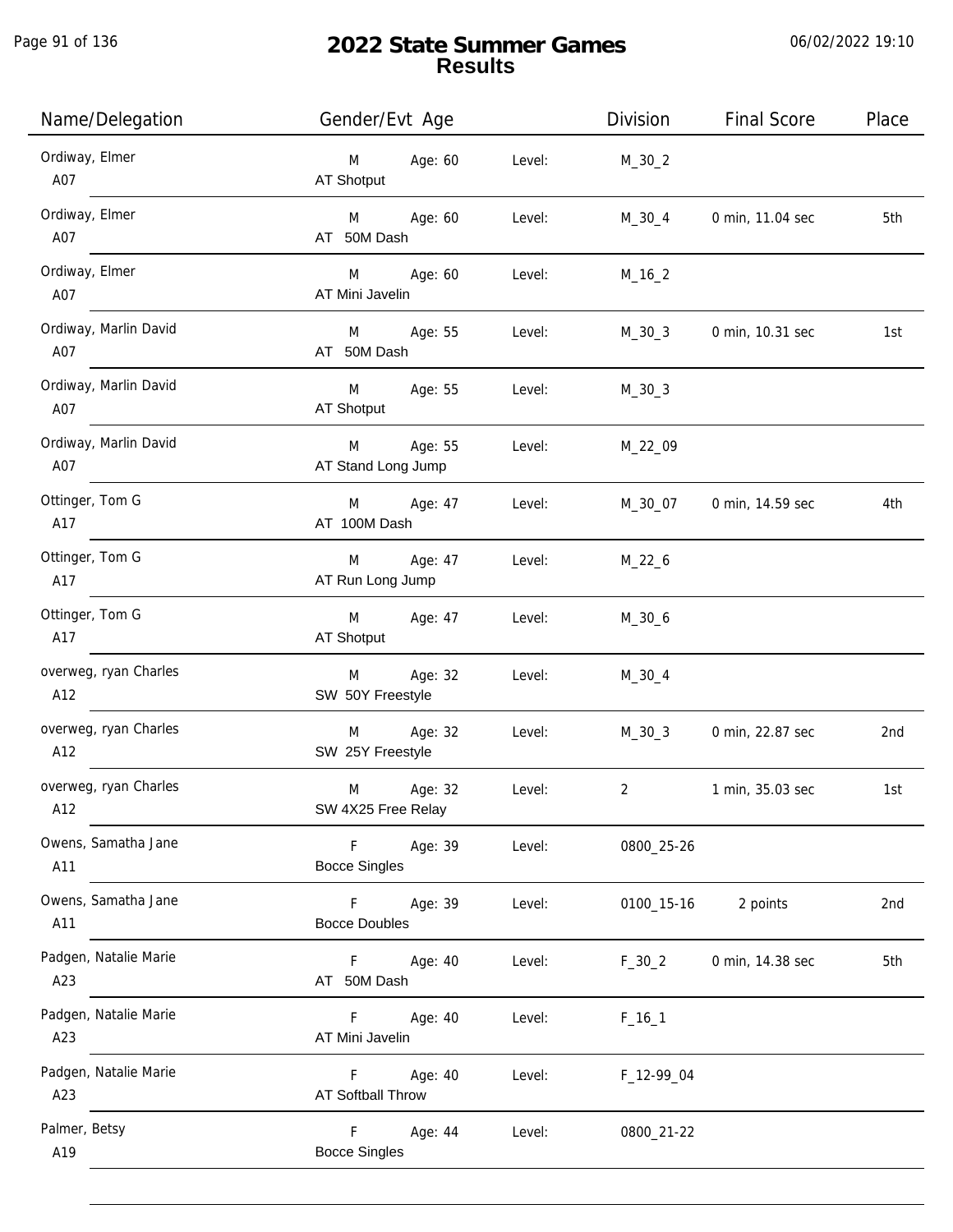# 2022 State Summer Games
## Results

06/02/2022 19:10

| Name/Delegation | Gender/Evt Age | | Level: | Division | Final Score | Place |
|---|---|---|---|---|---|---|
| Ordiway, Elmer<br>A07 | M<br>AT Shotput | Age: 60 | Level: | M_30_2 | | |
| Ordiway, Elmer<br>A07 | M<br>AT 50M Dash | Age: 60 | Level: | M_30_4 | 0 min, 11.04 sec | 5th |
| Ordiway, Elmer<br>A07 | M<br>AT Mini Javelin | Age: 60 | Level: | M_16_2 | | |
| Ordiway, Marlin David<br>A07 | M<br>AT 50M Dash | Age: 55 | Level: | M_30_3 | 0 min, 10.31 sec | 1st |
| Ordiway, Marlin David<br>A07 | M<br>AT Shotput | Age: 55 | Level: | M_30_3 | | |
| Ordiway, Marlin David<br>A07 | M<br>AT Stand Long Jump | Age: 55 | Level: | M_22_09 | | |
| Ottinger, Tom G<br>A17 | M<br>AT 100M Dash | Age: 47 | Level: | M_30_07 | 0 min, 14.59 sec | 4th |
| Ottinger, Tom G<br>A17 | M<br>AT Run Long Jump | Age: 47 | Level: | M_22_6 | | |
| Ottinger, Tom G<br>A17 | M<br>AT Shotput | Age: 47 | Level: | M_30_6 | | |
| overweg, ryan Charles<br>A12 | M<br>SW 50Y Freestyle | Age: 32 | Level: | M_30_4 | | |
| overweg, ryan Charles<br>A12 | M<br>SW 25Y Freestyle | Age: 32 | Level: | M_30_3 | 0 min, 22.87 sec | 2nd |
| overweg, ryan Charles<br>A12 | M<br>SW 4X25 Free Relay | Age: 32 | Level: | 2 | 1 min, 35.03 sec | 1st |
| Owens, Samatha Jane<br>A11 | F<br>Bocce Singles | Age: 39 | Level: | 0800_25-26 | | |
| Owens, Samatha Jane<br>A11 | F<br>Bocce Doubles | Age: 39 | Level: | 0100_15-16 | 2 points | 2nd |
| Padgen, Natalie Marie<br>A23 | F<br>AT 50M Dash | Age: 40 | Level: | F_30_2 | 0 min, 14.38 sec | 5th |
| Padgen, Natalie Marie<br>A23 | F<br>AT Mini Javelin | Age: 40 | Level: | F_16_1 | | |
| Padgen, Natalie Marie<br>A23 | F<br>AT Softball Throw | Age: 40 | Level: | F_12-99_04 | | |
| Palmer, Betsy<br>A19 | F<br>Bocce Singles | Age: 44 | Level: | 0800_21-22 | | |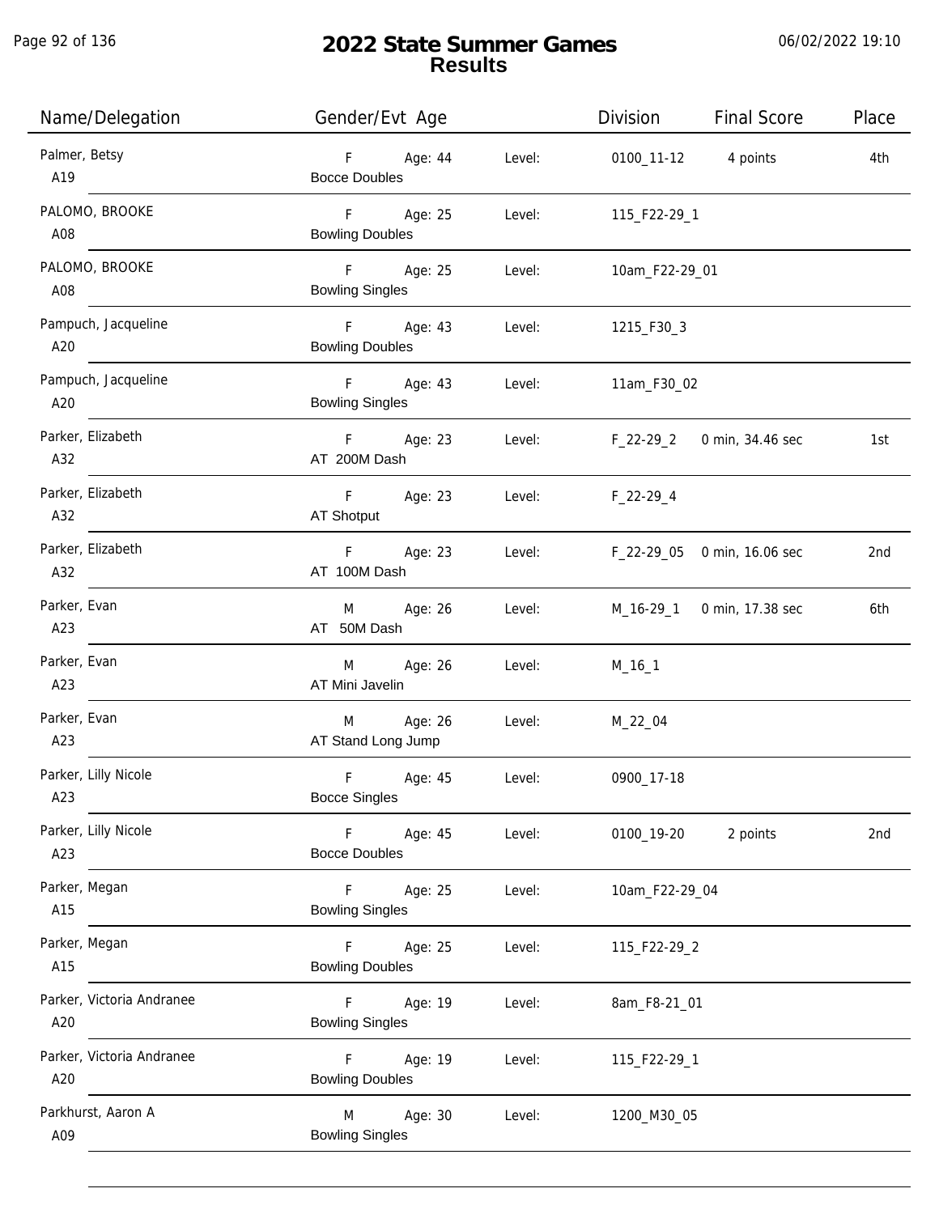# 2022 State Summer Games
## Results

| Name/Delegation | Gender/Evt Age | | Level: | Division | Final Score | Place |
|---|---|---|---|---|---|---|
| Palmer, Betsy A19 | F Bocce Doubles | Age: 44 | Level: | 0100_11-12 | 4 points | 4th |
| PALOMO, BROOKE A08 | F Bowling Doubles | Age: 25 | Level: | 115_F22-29_1 | | |
| PALOMO, BROOKE A08 | F Bowling Singles | Age: 25 | Level: | 10am_F22-29_01 | | |
| Pampuch, Jacqueline A20 | F Bowling Doubles | Age: 43 | Level: | 1215_F30_3 | | |
| Pampuch, Jacqueline A20 | F Bowling Singles | Age: 43 | Level: | 11am_F30_02 | | |
| Parker, Elizabeth A32 | F AT 200M Dash | Age: 23 | Level: | F_22-29_2 | 0 min, 34.46 sec | 1st |
| Parker, Elizabeth A32 | F AT Shotput | Age: 23 | Level: | F_22-29_4 | | |
| Parker, Elizabeth A32 | F AT 100M Dash | Age: 23 | Level: | F_22-29_05 | 0 min, 16.06 sec | 2nd |
| Parker, Evan A23 | M AT 50M Dash | Age: 26 | Level: | M_16-29_1 | 0 min, 17.38 sec | 6th |
| Parker, Evan A23 | M AT Mini Javelin | Age: 26 | Level: | M_16_1 | | |
| Parker, Evan A23 | M AT Stand Long Jump | Age: 26 | Level: | M_22_04 | | |
| Parker, Lilly Nicole A23 | F Bocce Singles | Age: 45 | Level: | 0900_17-18 | | |
| Parker, Lilly Nicole A23 | F Bocce Doubles | Age: 45 | Level: | 0100_19-20 | 2 points | 2nd |
| Parker, Megan A15 | F Bowling Singles | Age: 25 | Level: | 10am_F22-29_04 | | |
| Parker, Megan A15 | F Bowling Doubles | Age: 25 | Level: | 115_F22-29_2 | | |
| Parker, Victoria Andranee A20 | F Bowling Singles | Age: 19 | Level: | 8am_F8-21_01 | | |
| Parker, Victoria Andranee A20 | F Bowling Doubles | Age: 19 | Level: | 115_F22-29_1 | | |
| Parkhurst, Aaron A A09 | M Bowling Singles | Age: 30 | Level: | 1200_M30_05 | | |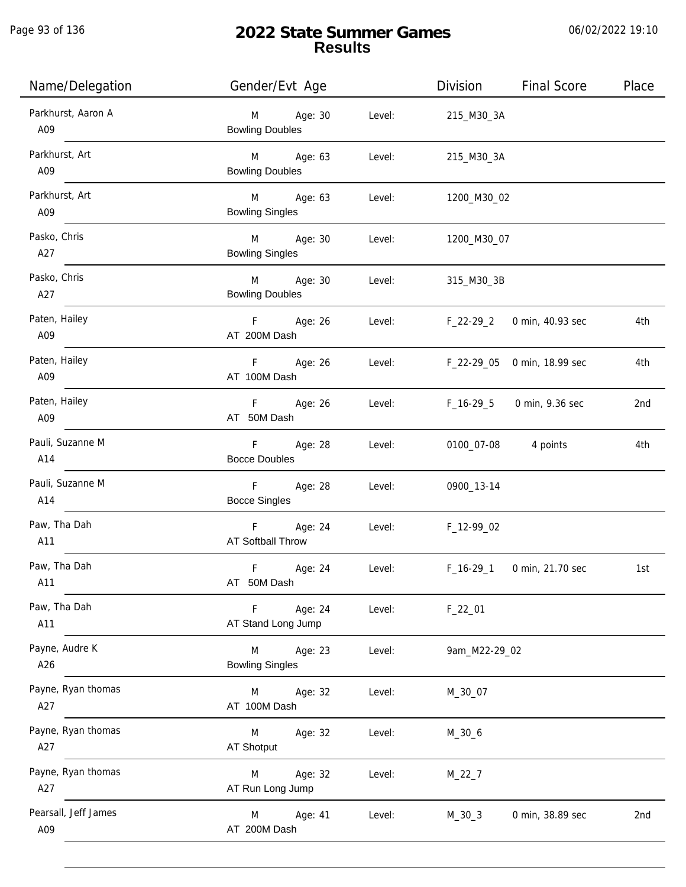# 2022 State Summer Games
## Results

| Name/Delegation | Gender/Evt Age | | Division | Final Score | Place |
|---|---|---|---|---|---|
| Parkhurst, Aaron A<br>A09 | M Age: 30<br>Bowling Doubles | Level: | 215_M30_3A | | |
| Parkhurst, Art<br>A09 | M Age: 63<br>Bowling Doubles | Level: | 215_M30_3A | | |
| Parkhurst, Art<br>A09 | M Age: 63<br>Bowling Singles | Level: | 1200_M30_02 | | |
| Pasko, Chris<br>A27 | M Age: 30<br>Bowling Singles | Level: | 1200_M30_07 | | |
| Pasko, Chris<br>A27 | M Age: 30<br>Bowling Doubles | Level: | 315_M30_3B | | |
| Paten, Hailey<br>A09 | F Age: 26<br>AT 200M Dash | Level: | F_22-29_2 | 0 min, 40.93 sec | 4th |
| Paten, Hailey<br>A09 | F Age: 26<br>AT 100M Dash | Level: | F_22-29_05 | 0 min, 18.99 sec | 4th |
| Paten, Hailey<br>A09 | F Age: 26<br>AT 50M Dash | Level: | F_16-29_5 | 0 min, 9.36 sec | 2nd |
| Pauli, Suzanne M<br>A14 | F Age: 28<br>Bocce Doubles | Level: | 0100_07-08 | 4 points | 4th |
| Pauli, Suzanne M<br>A14 | F Age: 28<br>Bocce Singles | Level: | 0900_13-14 | | |
| Paw, Tha Dah<br>A11 | F Age: 24<br>AT Softball Throw | Level: | F_12-99_02 | | |
| Paw, Tha Dah<br>A11 | F Age: 24<br>AT 50M Dash | Level: | F_16-29_1 | 0 min, 21.70 sec | 1st |
| Paw, Tha Dah<br>A11 | F Age: 24<br>AT Stand Long Jump | Level: | F_22_01 | | |
| Payne, Audre K<br>A26 | M Age: 23<br>Bowling Singles | Level: | 9am_M22-29_02 | | |
| Payne, Ryan thomas<br>A27 | M Age: 32<br>AT 100M Dash | Level: | M_30_07 | | |
| Payne, Ryan thomas<br>A27 | M Age: 32<br>AT Shotput | Level: | M_30_6 | | |
| Payne, Ryan thomas<br>A27 | M Age: 32<br>AT Run Long Jump | Level: | M_22_7 | | |
| Pearsall, Jeff James<br>A09 | M Age: 41<br>AT 200M Dash | Level: | M_30_3 | 0 min, 38.89 sec | 2nd |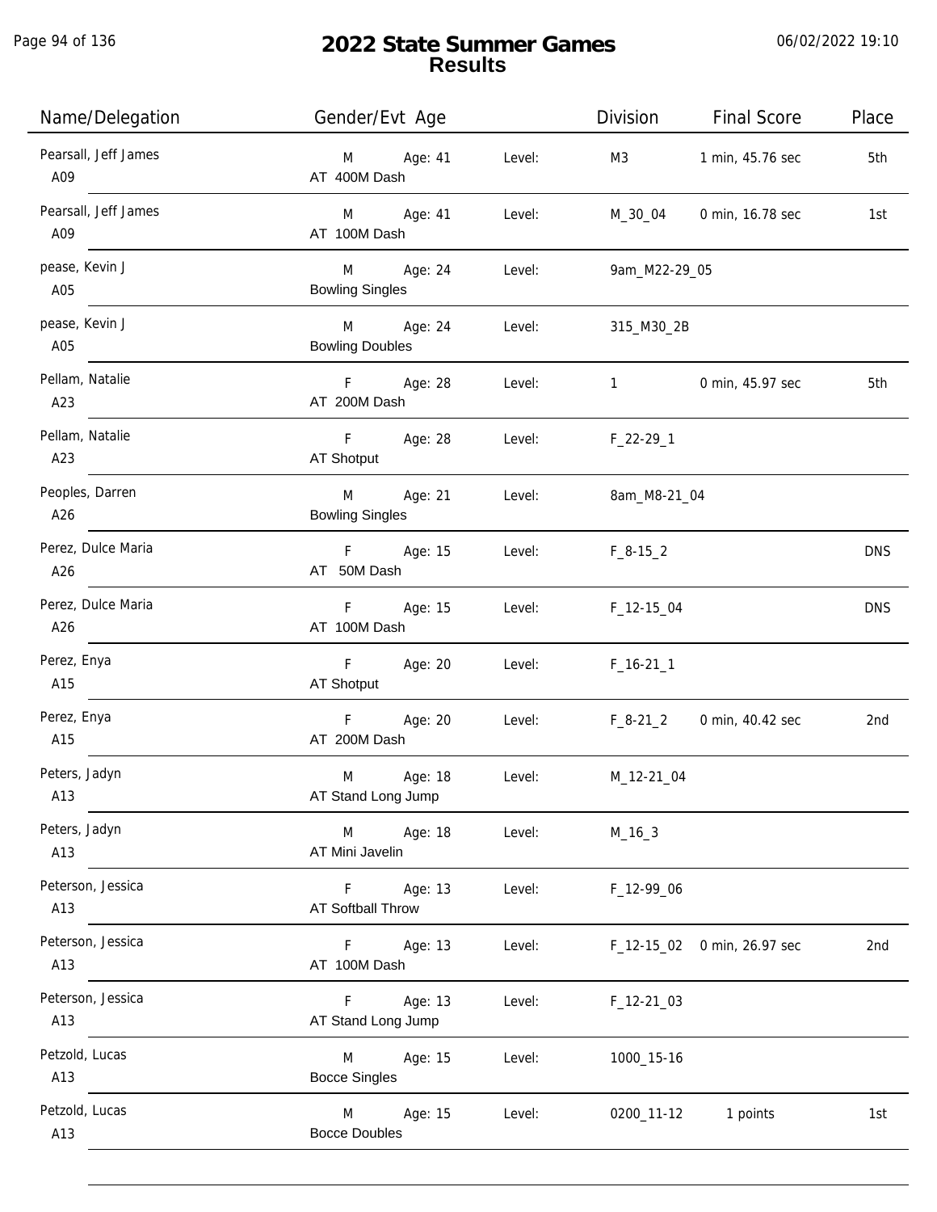# 2022 State Summer Games
## Results

06/02/2022 19:10

| Name/Delegation | Gender/Evt Age | | Level: | Division | Final Score | Place |
|---|---|---|---|---|---|---|
| Pearsall, Jeff James<br>A09 | M<br>AT 400M Dash | Age: 41 | Level: | M3 | 1 min, 45.76 sec | 5th |
| Pearsall, Jeff James<br>A09 | M<br>AT 100M Dash | Age: 41 | Level: | M_30_04 | 0 min, 16.78 sec | 1st |
| pease, Kevin J<br>A05 | M<br>Bowling Singles | Age: 24 | Level: | 9am_M22-29_05 | | |
| pease, Kevin J<br>A05 | M<br>Bowling Doubles | Age: 24 | Level: | 315_M30_2B | | |
| Pellam, Natalie<br>A23 | F<br>AT 200M Dash | Age: 28 | Level: | 1 | 0 min, 45.97 sec | 5th |
| Pellam, Natalie<br>A23 | F<br>AT Shotput | Age: 28 | Level: | F_22-29_1 | | |
| Peoples, Darren<br>A26 | M<br>Bowling Singles | Age: 21 | Level: | 8am_M8-21_04 | | |
| Perez, Dulce Maria<br>A26 | F<br>AT 50M Dash | Age: 15 | Level: | F_8-15_2 | | DNS |
| Perez, Dulce Maria<br>A26 | F<br>AT 100M Dash | Age: 15 | Level: | F_12-15_04 | | DNS |
| Perez, Enya<br>A15 | F<br>AT Shotput | Age: 20 | Level: | F_16-21_1 | | |
| Perez, Enya<br>A15 | F<br>AT 200M Dash | Age: 20 | Level: | F_8-21_2 | 0 min, 40.42 sec | 2nd |
| Peters, Jadyn<br>A13 | M<br>AT Stand Long Jump | Age: 18 | Level: | M_12-21_04 | | |
| Peters, Jadyn<br>A13 | M<br>AT Mini Javelin | Age: 18 | Level: | M_16_3 | | |
| Peterson, Jessica<br>A13 | F<br>AT Softball Throw | Age: 13 | Level: | F_12-99_06 | | |
| Peterson, Jessica<br>A13 | F<br>AT 100M Dash | Age: 13 | Level: | F_12-15_02 | 0 min, 26.97 sec | 2nd |
| Peterson, Jessica<br>A13 | F<br>AT Stand Long Jump | Age: 13 | Level: | F_12-21_03 | | |
| Petzold, Lucas<br>A13 | M<br>Bocce Singles | Age: 15 | Level: | 1000_15-16 | | |
| Petzold, Lucas<br>A13 | M<br>Bocce Doubles | Age: 15 | Level: | 0200_11-12 | 1 points | 1st |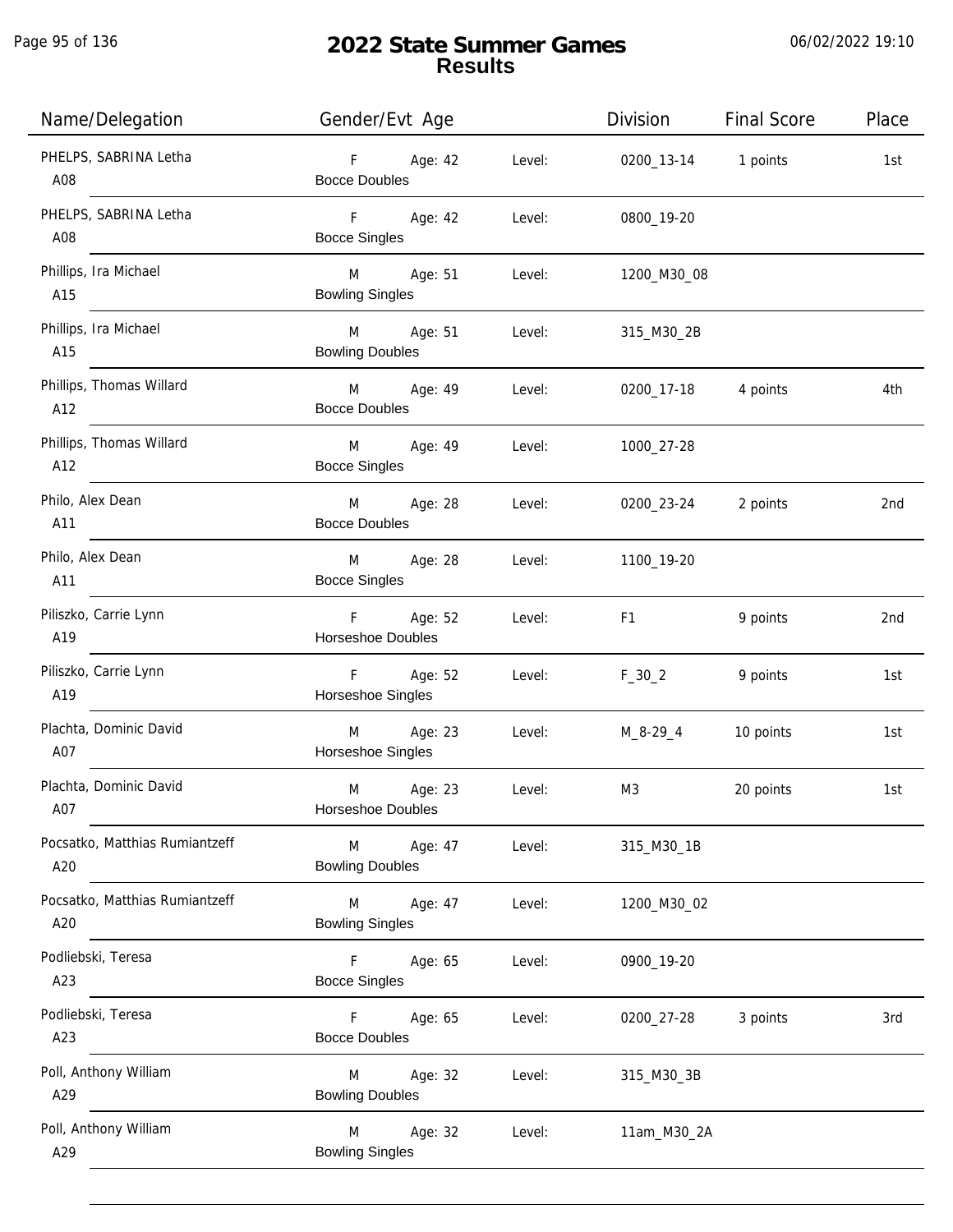# 2022 State Summer Games
## Results

| Name/Delegation | Gender/Evt Age | | Division | Final Score | Place |
|---|---|---|---|---|---|
| PHELPS, SABRINA Letha<br>A08 | F Age: 42<br>Bocce Doubles | Level: | 0200_13-14 | 1 points | 1st |
| PHELPS, SABRINA Letha<br>A08 | F Age: 42<br>Bocce Singles | Level: | 0800_19-20 | | |
| Phillips, Ira Michael<br>A15 | M Age: 51<br>Bowling Singles | Level: | 1200_M30_08 | | |
| Phillips, Ira Michael<br>A15 | M Age: 51<br>Bowling Doubles | Level: | 315_M30_2B | | |
| Phillips, Thomas Willard<br>A12 | M Age: 49<br>Bocce Doubles | Level: | 0200_17-18 | 4 points | 4th |
| Phillips, Thomas Willard<br>A12 | M Age: 49<br>Bocce Singles | Level: | 1000_27-28 | | |
| Philo, Alex Dean<br>A11 | M Age: 28<br>Bocce Doubles | Level: | 0200_23-24 | 2 points | 2nd |
| Philo, Alex Dean<br>A11 | M Age: 28<br>Bocce Singles | Level: | 1100_19-20 | | |
| Piliszko, Carrie Lynn<br>A19 | F Age: 52<br>Horseshoe Doubles | Level: | F1 | 9 points | 2nd |
| Piliszko, Carrie Lynn<br>A19 | F Age: 52<br>Horseshoe Singles | Level: | F_30_2 | 9 points | 1st |
| Plachta, Dominic David<br>A07 | M Age: 23<br>Horseshoe Singles | Level: | M_8-29_4 | 10 points | 1st |
| Plachta, Dominic David<br>A07 | M Age: 23<br>Horseshoe Doubles | Level: | M3 | 20 points | 1st |
| Pocsatko, Matthias Rumiantzeff<br>A20 | M Age: 47<br>Bowling Doubles | Level: | 315_M30_1B | | |
| Pocsatko, Matthias Rumiantzeff<br>A20 | M Age: 47<br>Bowling Singles | Level: | 1200_M30_02 | | |
| Podliebski, Teresa<br>A23 | F Age: 65<br>Bocce Singles | Level: | 0900_19-20 | | |
| Podliebski, Teresa<br>A23 | F Age: 65<br>Bocce Doubles | Level: | 0200_27-28 | 3 points | 3rd |
| Poll, Anthony William<br>A29 | M Age: 32<br>Bowling Doubles | Level: | 315_M30_3B | | |
| Poll, Anthony William<br>A29 | M Age: 32<br>Bowling Singles | Level: | 11am_M30_2A | | |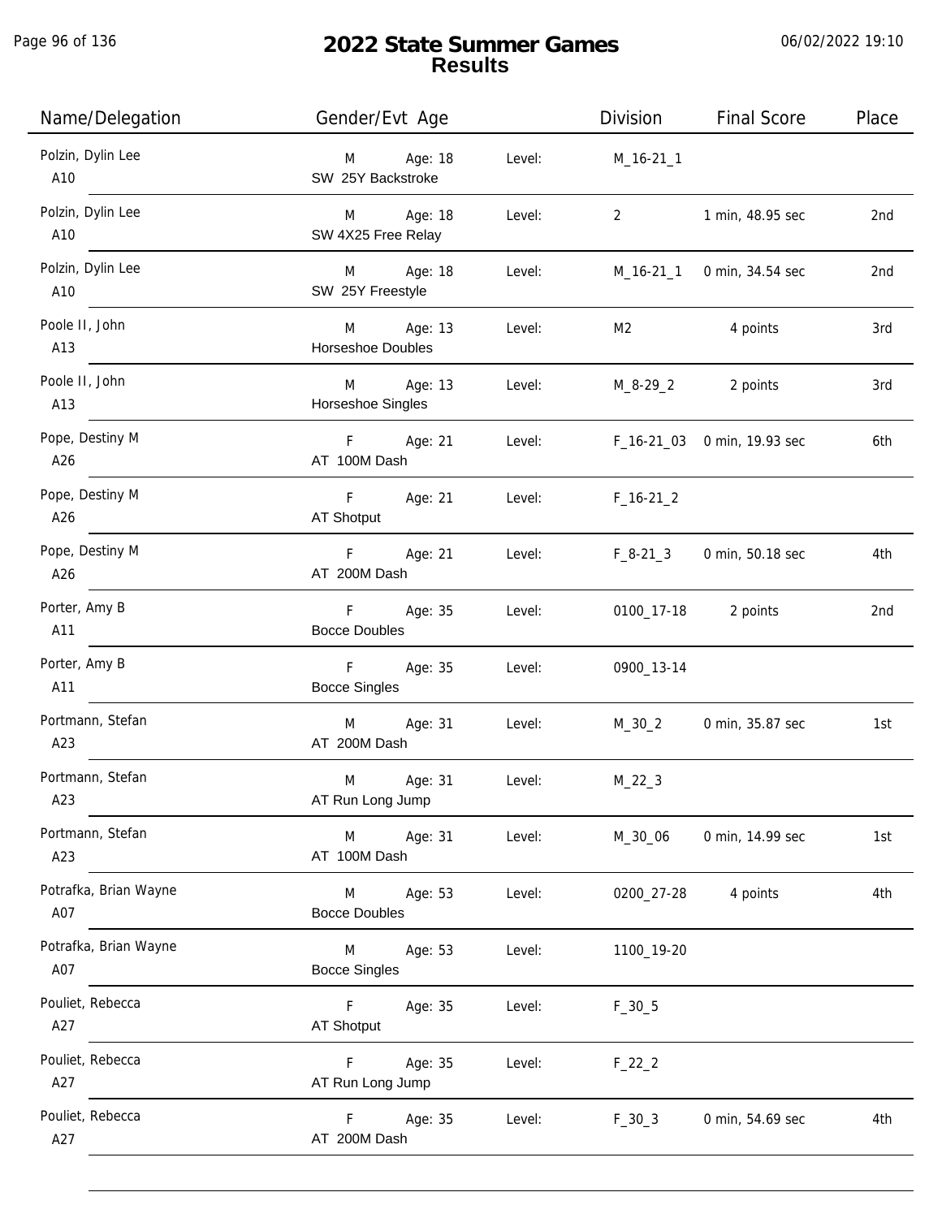# 2022 State Summer Games
## Results

| Name/Delegation | Gender/Evt Age | | Level: | Division | Final Score | Place |
|---|---|---|---|---|---|---|
| Polzin, Dylin Lee<br>A10 | M<br>SW 25Y Backstroke | Age: 18 | Level: | M_16-21_1 | | |
| Polzin, Dylin Lee<br>A10 | M<br>SW 4X25 Free Relay | Age: 18 | Level: | 2 | 1 min, 48.95 sec | 2nd |
| Polzin, Dylin Lee<br>A10 | M<br>SW 25Y Freestyle | Age: 18 | Level: | M_16-21_1 | 0 min, 34.54 sec | 2nd |
| Poole II, John<br>A13 | M<br>Horseshoe Doubles | Age: 13 | Level: | M2 | 4 points | 3rd |
| Poole II, John<br>A13 | M<br>Horseshoe Singles | Age: 13 | Level: | M_8-29_2 | 2 points | 3rd |
| Pope, Destiny M<br>A26 | F<br>AT 100M Dash | Age: 21 | Level: | F_16-21_03 | 0 min, 19.93 sec | 6th |
| Pope, Destiny M<br>A26 | F<br>AT Shotput | Age: 21 | Level: | F_16-21_2 | | |
| Pope, Destiny M<br>A26 | F<br>AT 200M Dash | Age: 21 | Level: | F_8-21_3 | 0 min, 50.18 sec | 4th |
| Porter, Amy B<br>A11 | F<br>Bocce Doubles | Age: 35 | Level: | 0100_17-18 | 2 points | 2nd |
| Porter, Amy B<br>A11 | F<br>Bocce Singles | Age: 35 | Level: | 0900_13-14 | | |
| Portmann, Stefan<br>A23 | M<br>AT 200M Dash | Age: 31 | Level: | M_30_2 | 0 min, 35.87 sec | 1st |
| Portmann, Stefan<br>A23 | M<br>AT Run Long Jump | Age: 31 | Level: | M_22_3 | | |
| Portmann, Stefan<br>A23 | M<br>AT 100M Dash | Age: 31 | Level: | M_30_06 | 0 min, 14.99 sec | 1st |
| Potrafka, Brian Wayne<br>A07 | M<br>Bocce Doubles | Age: 53 | Level: | 0200_27-28 | 4 points | 4th |
| Potrafka, Brian Wayne<br>A07 | M<br>Bocce Singles | Age: 53 | Level: | 1100_19-20 | | |
| Pouliet, Rebecca<br>A27 | F<br>AT Shotput | Age: 35 | Level: | F_30_5 | | |
| Pouliet, Rebecca<br>A27 | F<br>AT Run Long Jump | Age: 35 | Level: | F_22_2 | | |
| Pouliet, Rebecca<br>A27 | F<br>AT 200M Dash | Age: 35 | Level: | F_30_3 | 0 min, 54.69 sec | 4th |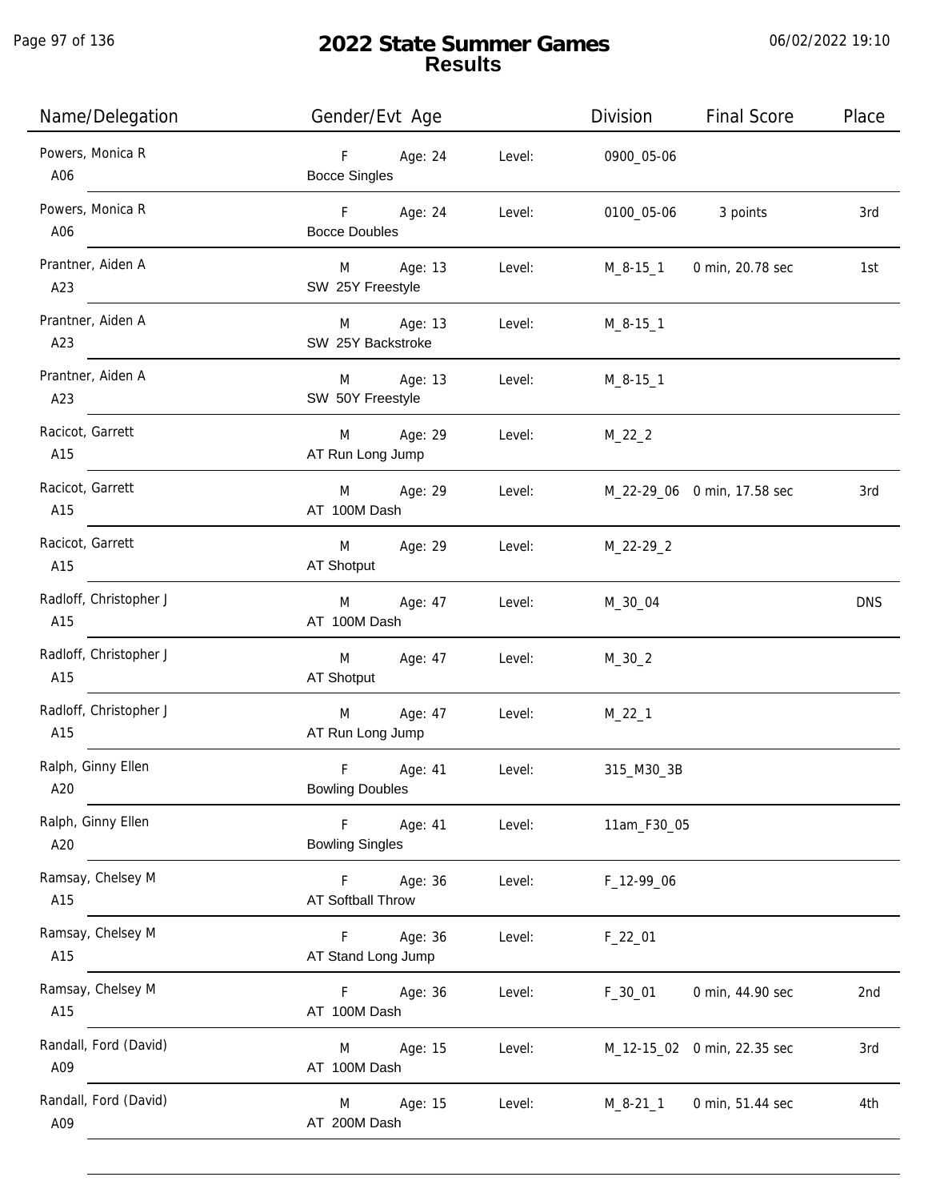# 2022 State Summer Games
## Results

| Name/Delegation | Gender/Evt | Age | Level: | Division | Final Score | Place |
|---|---|---|---|---|---|---|
| Powers, Monica R<br>A06 | F<br>Bocce Singles | Age: 24 | Level: | 0900_05-06 | | |
| Powers, Monica R<br>A06 | F<br>Bocce Doubles | Age: 24 | Level: | 0100_05-06 | 3 points | 3rd |
| Prantner, Aiden A<br>A23 | M<br>SW 25Y Freestyle | Age: 13 | Level: | M_8-15_1 | 0 min, 20.78 sec | 1st |
| Prantner, Aiden A<br>A23 | M<br>SW 25Y Backstroke | Age: 13 | Level: | M_8-15_1 | | |
| Prantner, Aiden A<br>A23 | M<br>SW 50Y Freestyle | Age: 13 | Level: | M_8-15_1 | | |
| Racicot, Garrett<br>A15 | M<br>AT Run Long Jump | Age: 29 | Level: | M_22_2 | | |
| Racicot, Garrett<br>A15 | M<br>AT 100M Dash | Age: 29 | Level: | M_22-29_06 | 0 min, 17.58 sec | 3rd |
| Racicot, Garrett<br>A15 | M<br>AT Shotput | Age: 29 | Level: | M_22-29_2 | | |
| Radloff, Christopher J<br>A15 | M<br>AT 100M Dash | Age: 47 | Level: | M_30_04 | | DNS |
| Radloff, Christopher J<br>A15 | M<br>AT Shotput | Age: 47 | Level: | M_30_2 | | |
| Radloff, Christopher J<br>A15 | M<br>AT Run Long Jump | Age: 47 | Level: | M_22_1 | | |
| Ralph, Ginny Ellen<br>A20 | F<br>Bowling Doubles | Age: 41 | Level: | 315_M30_3B | | |
| Ralph, Ginny Ellen<br>A20 | F<br>Bowling Singles | Age: 41 | Level: | 11am_F30_05 | | |
| Ramsay, Chelsey M<br>A15 | F<br>AT Softball Throw | Age: 36 | Level: | F_12-99_06 | | |
| Ramsay, Chelsey M<br>A15 | F<br>AT Stand Long Jump | Age: 36 | Level: | F_22_01 | | |
| Ramsay, Chelsey M<br>A15 | F<br>AT 100M Dash | Age: 36 | Level: | F_30_01 | 0 min, 44.90 sec | 2nd |
| Randall, Ford (David)<br>A09 | M<br>AT 100M Dash | Age: 15 | Level: | M_12-15_02 | 0 min, 22.35 sec | 3rd |
| Randall, Ford (David)<br>A09 | M<br>AT 200M Dash | Age: 15 | Level: | M_8-21_1 | 0 min, 51.44 sec | 4th |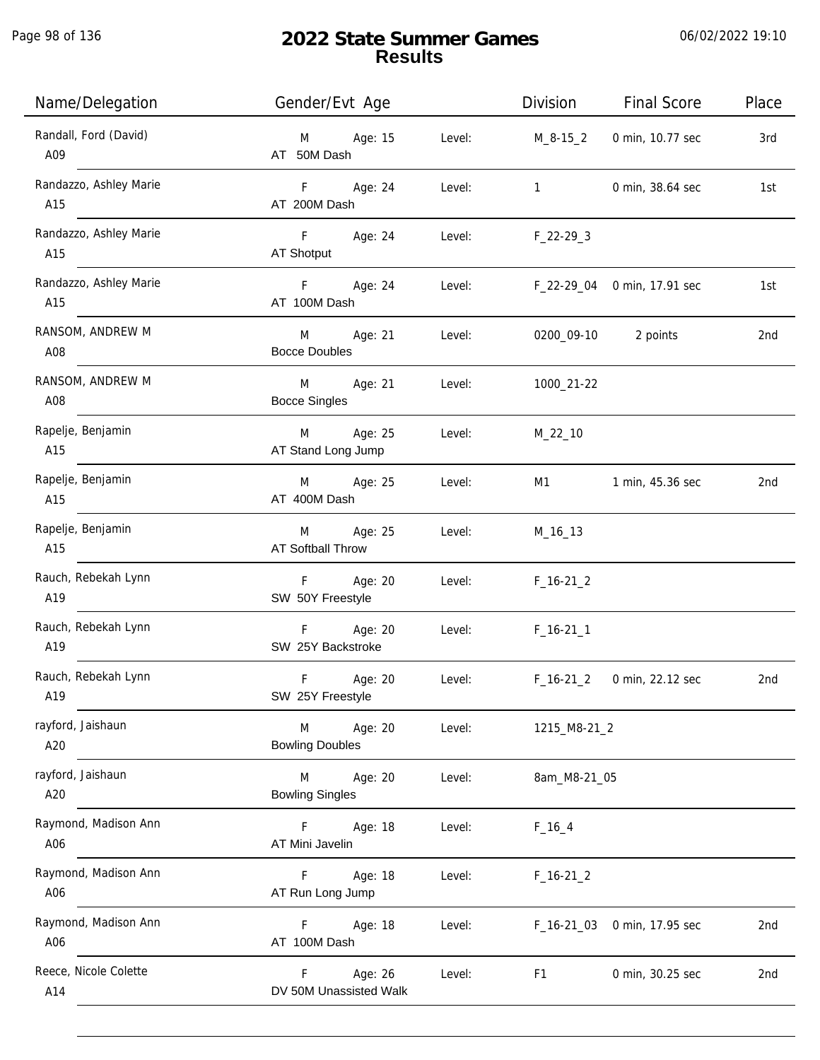# 2022 State Summer Games
## Results

06/02/2022 19:10

| Name/Delegation | Gender/Evt Age | | Level: | Division | Final Score | Place |
|---|---|---|---|---|---|---|
| Randall, Ford (David) A09 | M AT 50M Dash | Age: 15 | Level: | M_8-15_2 | 0 min, 10.77 sec | 3rd |
| Randazzo, Ashley Marie A15 | F AT 200M Dash | Age: 24 | Level: | 1 | 0 min, 38.64 sec | 1st |
| Randazzo, Ashley Marie A15 | F AT Shotput | Age: 24 | Level: | F_22-29_3 | | |
| Randazzo, Ashley Marie A15 | F AT 100M Dash | Age: 24 | Level: | F_22-29_04 | 0 min, 17.91 sec | 1st |
| RANSOM, ANDREW M A08 | M Bocce Doubles | Age: 21 | Level: | 0200_09-10 | 2 points | 2nd |
| RANSOM, ANDREW M A08 | M Bocce Singles | Age: 21 | Level: | 1000_21-22 | | |
| Rapelje, Benjamin A15 | M AT Stand Long Jump | Age: 25 | Level: | M_22_10 | | |
| Rapelje, Benjamin A15 | M AT 400M Dash | Age: 25 | Level: | M1 | 1 min, 45.36 sec | 2nd |
| Rapelje, Benjamin A15 | M AT Softball Throw | Age: 25 | Level: | M_16_13 | | |
| Rauch, Rebekah Lynn A19 | F SW 50Y Freestyle | Age: 20 | Level: | F_16-21_2 | | |
| Rauch, Rebekah Lynn A19 | F SW 25Y Backstroke | Age: 20 | Level: | F_16-21_1 | | |
| Rauch, Rebekah Lynn A19 | F SW 25Y Freestyle | Age: 20 | Level: | F_16-21_2 | 0 min, 22.12 sec | 2nd |
| rayford, Jaishaun A20 | M Bowling Doubles | Age: 20 | Level: | 1215_M8-21_2 | | |
| rayford, Jaishaun A20 | M Bowling Singles | Age: 20 | Level: | 8am_M8-21_05 | | |
| Raymond, Madison Ann A06 | F AT Mini Javelin | Age: 18 | Level: | F_16_4 | | |
| Raymond, Madison Ann A06 | F AT Run Long Jump | Age: 18 | Level: | F_16-21_2 | | |
| Raymond, Madison Ann A06 | F AT 100M Dash | Age: 18 | Level: | F_16-21_03 | 0 min, 17.95 sec | 2nd |
| Reece, Nicole Colette A14 | F DV 50M Unassisted Walk | Age: 26 | Level: | F1 | 0 min, 30.25 sec | 2nd |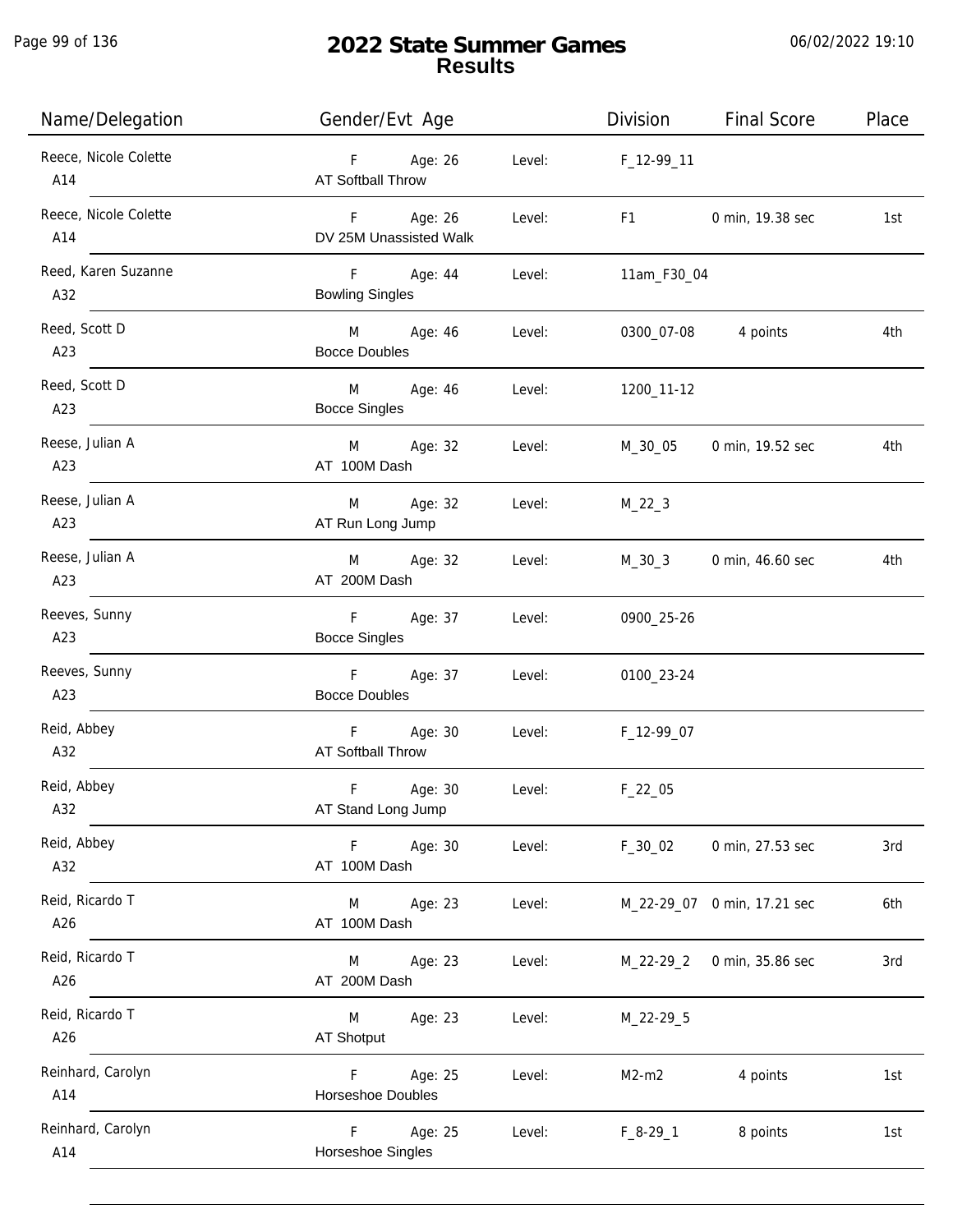# 2022 State Summer Games
## Results

| Name/Delegation | Gender/Evt Age | | Division | Final Score | Place |
|---|---|---|---|---|---|
| Reece, Nicole Colette<br>A14 | F Age: 26<br>AT Softball Throw | Level: | F_12-99_11 | | |
| Reece, Nicole Colette<br>A14 | F Age: 26<br>DV 25M Unassisted Walk | Level: | F1 | 0 min, 19.38 sec | 1st |
| Reed, Karen Suzanne<br>A32 | F Age: 44<br>Bowling Singles | Level: | 11am_F30_04 | | |
| Reed, Scott D<br>A23 | M Age: 46<br>Bocce Doubles | Level: | 0300_07-08 | 4 points | 4th |
| Reed, Scott D<br>A23 | M Age: 46<br>Bocce Singles | Level: | 1200_11-12 | | |
| Reese, Julian A<br>A23 | M Age: 32<br>AT 100M Dash | Level: | M_30_05 | 0 min, 19.52 sec | 4th |
| Reese, Julian A<br>A23 | M Age: 32<br>AT Run Long Jump | Level: | M_22_3 | | |
| Reese, Julian A<br>A23 | M Age: 32<br>AT 200M Dash | Level: | M_30_3 | 0 min, 46.60 sec | 4th |
| Reeves, Sunny<br>A23 | F Age: 37<br>Bocce Singles | Level: | 0900_25-26 | | |
| Reeves, Sunny<br>A23 | F Age: 37<br>Bocce Doubles | Level: | 0100_23-24 | | |
| Reid, Abbey<br>A32 | F Age: 30<br>AT Softball Throw | Level: | F_12-99_07 | | |
| Reid, Abbey<br>A32 | F Age: 30<br>AT Stand Long Jump | Level: | F_22_05 | | |
| Reid, Abbey<br>A32 | F Age: 30<br>AT 100M Dash | Level: | F_30_02 | 0 min, 27.53 sec | 3rd |
| Reid, Ricardo T<br>A26 | M Age: 23<br>AT 100M Dash | Level: | M_22-29_07 | 0 min, 17.21 sec | 6th |
| Reid, Ricardo T<br>A26 | M Age: 23<br>AT 200M Dash | Level: | M_22-29_2 | 0 min, 35.86 sec | 3rd |
| Reid, Ricardo T<br>A26 | M Age: 23<br>AT Shotput | Level: | M_22-29_5 | | |
| Reinhard, Carolyn<br>A14 | F Age: 25<br>Horseshoe Doubles | Level: | M2-m2 | 4 points | 1st |
| Reinhard, Carolyn<br>A14 | F Age: 25<br>Horseshoe Singles | Level: | F_8-29_1 | 8 points | 1st |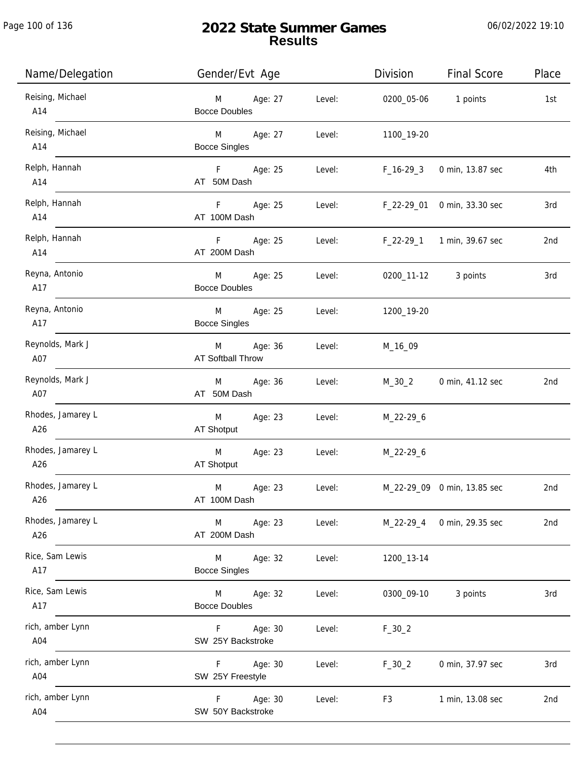# 2022 State Summer Games
## Results

06/02/2022 19:10

| Name/Delegation | Gender/Evt | Age | Level: | Division | Final Score | Place |
|---|---|---|---|---|---|---|
| Reising, Michael A14 | M Bocce Doubles | Age: 27 | Level: | 0200_05-06 | 1 points | 1st |
| Reising, Michael A14 | M Bocce Singles | Age: 27 | Level: | 1100_19-20 | | |
| Relph, Hannah A14 | F AT 50M Dash | Age: 25 | Level: | F_16-29_3 | 0 min, 13.87 sec | 4th |
| Relph, Hannah A14 | F AT 100M Dash | Age: 25 | Level: | F_22-29_01 | 0 min, 33.30 sec | 3rd |
| Relph, Hannah A14 | F AT 200M Dash | Age: 25 | Level: | F_22-29_1 | 1 min, 39.67 sec | 2nd |
| Reyna, Antonio A17 | M Bocce Doubles | Age: 25 | Level: | 0200_11-12 | 3 points | 3rd |
| Reyna, Antonio A17 | M Bocce Singles | Age: 25 | Level: | 1200_19-20 | | |
| Reynolds, Mark J A07 | M AT Softball Throw | Age: 36 | Level: | M_16_09 | | |
| Reynolds, Mark J A07 | M AT 50M Dash | Age: 36 | Level: | M_30_2 | 0 min, 41.12 sec | 2nd |
| Rhodes, Jamarey L A26 | M AT Shotput | Age: 23 | Level: | M_22-29_6 | | |
| Rhodes, Jamarey L A26 | M AT Shotput | Age: 23 | Level: | M_22-29_6 | | |
| Rhodes, Jamarey L A26 | M AT 100M Dash | Age: 23 | Level: | M_22-29_09 | 0 min, 13.85 sec | 2nd |
| Rhodes, Jamarey L A26 | M AT 200M Dash | Age: 23 | Level: | M_22-29_4 | 0 min, 29.35 sec | 2nd |
| Rice, Sam Lewis A17 | M Bocce Singles | Age: 32 | Level: | 1200_13-14 | | |
| Rice, Sam Lewis A17 | M Bocce Doubles | Age: 32 | Level: | 0300_09-10 | 3 points | 3rd |
| rich, amber Lynn A04 | F SW 25Y Backstroke | Age: 30 | Level: | F_30_2 | | |
| rich, amber Lynn A04 | F SW 25Y Freestyle | Age: 30 | Level: | F_30_2 | 0 min, 37.97 sec | 3rd |
| rich, amber Lynn A04 | F SW 50Y Backstroke | Age: 30 | Level: | F3 | 1 min, 13.08 sec | 2nd |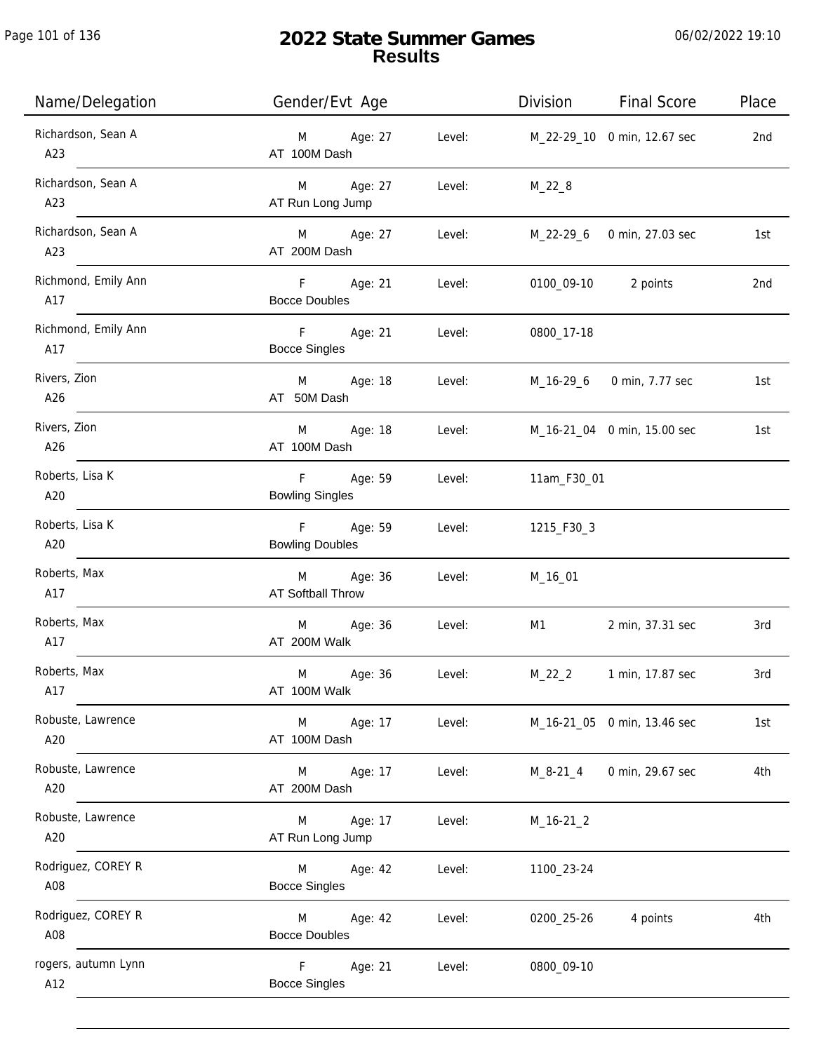# 2022 State Summer Games
## Results

06/02/2022 19:10

| Name/Delegation | Gender/Evt Age | | Division | Final Score | Place |
|---|---|---|---|---|---|
| Richardson, Sean A<br>A23 | M Age: 27<br>AT 100M Dash | Level: | M_22-29_10 | 0 min, 12.67 sec | 2nd |
| Richardson, Sean A<br>A23 | M Age: 27<br>AT Run Long Jump | Level: | M_22_8 | | |
| Richardson, Sean A<br>A23 | M Age: 27<br>AT 200M Dash | Level: | M_22-29_6 | 0 min, 27.03 sec | 1st |
| Richmond, Emily Ann<br>A17 | F Age: 21<br>Bocce Doubles | Level: | 0100_09-10 | 2 points | 2nd |
| Richmond, Emily Ann<br>A17 | F Age: 21<br>Bocce Singles | Level: | 0800_17-18 | | |
| Rivers, Zion<br>A26 | M Age: 18<br>AT 50M Dash | Level: | M_16-29_6 | 0 min, 7.77 sec | 1st |
| Rivers, Zion<br>A26 | M Age: 18<br>AT 100M Dash | Level: | M_16-21_04 | 0 min, 15.00 sec | 1st |
| Roberts, Lisa K<br>A20 | F Age: 59<br>Bowling Singles | Level: | 11am_F30_01 | | |
| Roberts, Lisa K<br>A20 | F Age: 59<br>Bowling Doubles | Level: | 1215_F30_3 | | |
| Roberts, Max<br>A17 | M Age: 36<br>AT Softball Throw | Level: | M_16_01 | | |
| Roberts, Max<br>A17 | M Age: 36<br>AT 200M Walk | Level: | M1 | 2 min, 37.31 sec | 3rd |
| Roberts, Max<br>A17 | M Age: 36<br>AT 100M Walk | Level: | M_22_2 | 1 min, 17.87 sec | 3rd |
| Robuste, Lawrence<br>A20 | M Age: 17<br>AT 100M Dash | Level: | M_16-21_05 | 0 min, 13.46 sec | 1st |
| Robuste, Lawrence<br>A20 | M Age: 17<br>AT 200M Dash | Level: | M_8-21_4 | 0 min, 29.67 sec | 4th |
| Robuste, Lawrence<br>A20 | M Age: 17<br>AT Run Long Jump | Level: | M_16-21_2 | | |
| Rodriguez, COREY R<br>A08 | M Age: 42<br>Bocce Singles | Level: | 1100_23-24 | | |
| Rodriguez, COREY R<br>A08 | M Age: 42<br>Bocce Doubles | Level: | 0200_25-26 | 4 points | 4th |
| rogers, autumn Lynn<br>A12 | F Age: 21<br>Bocce Singles | Level: | 0800_09-10 | | |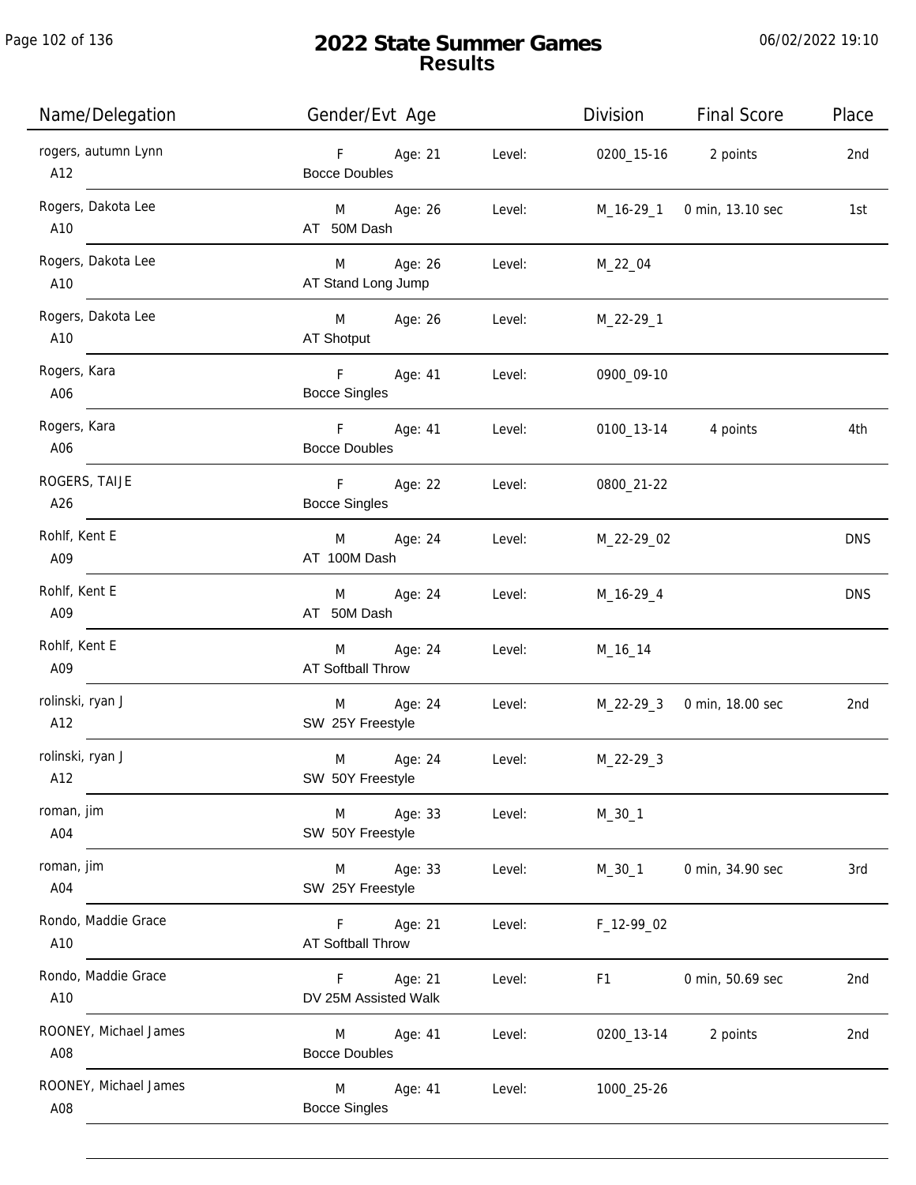# 2022 State Summer Games
## Results

| Name/Delegation | Gender/Evt | Age | Level: | Division | Final Score | Place |
|---|---|---|---|---|---|---|
| rogers, autumn Lynn<br>A12 | F<br>Bocce Doubles | Age: 21 | Level: | 0200_15-16 | 2 points | 2nd |
| Rogers, Dakota Lee<br>A10 | M<br>AT 50M Dash | Age: 26 | Level: | M_16-29_1 | 0 min, 13.10 sec | 1st |
| Rogers, Dakota Lee<br>A10 | M<br>AT Stand Long Jump | Age: 26 | Level: | M_22_04 | | |
| Rogers, Dakota Lee<br>A10 | M<br>AT Shotput | Age: 26 | Level: | M_22-29_1 | | |
| Rogers, Kara<br>A06 | F<br>Bocce Singles | Age: 41 | Level: | 0900_09-10 | | |
| Rogers, Kara<br>A06 | F<br>Bocce Doubles | Age: 41 | Level: | 0100_13-14 | 4 points | 4th |
| ROGERS, TAIJE<br>A26 | F<br>Bocce Singles | Age: 22 | Level: | 0800_21-22 | | |
| Rohlf, Kent E<br>A09 | M<br>AT 100M Dash | Age: 24 | Level: | M_22-29_02 | | DNS |
| Rohlf, Kent E<br>A09 | M<br>AT 50M Dash | Age: 24 | Level: | M_16-29_4 | | DNS |
| Rohlf, Kent E<br>A09 | M<br>AT Softball Throw | Age: 24 | Level: | M_16_14 | | |
| rolinski, ryan J<br>A12 | M<br>SW 25Y Freestyle | Age: 24 | Level: | M_22-29_3 | 0 min, 18.00 sec | 2nd |
| rolinski, ryan J<br>A12 | M<br>SW 50Y Freestyle | Age: 24 | Level: | M_22-29_3 | | |
| roman, jim<br>A04 | M<br>SW 50Y Freestyle | Age: 33 | Level: | M_30_1 | | |
| roman, jim<br>A04 | M<br>SW 25Y Freestyle | Age: 33 | Level: | M_30_1 | 0 min, 34.90 sec | 3rd |
| Rondo, Maddie Grace<br>A10 | F<br>AT Softball Throw | Age: 21 | Level: | F_12-99_02 | | |
| Rondo, Maddie Grace<br>A10 | F<br>DV 25M Assisted Walk | Age: 21 | Level: | F1 | 0 min, 50.69 sec | 2nd |
| ROONEY, Michael James<br>A08 | M<br>Bocce Doubles | Age: 41 | Level: | 0200_13-14 | 2 points | 2nd |
| ROONEY, Michael James<br>A08 | M<br>Bocce Singles | Age: 41 | Level: | 1000_25-26 | | |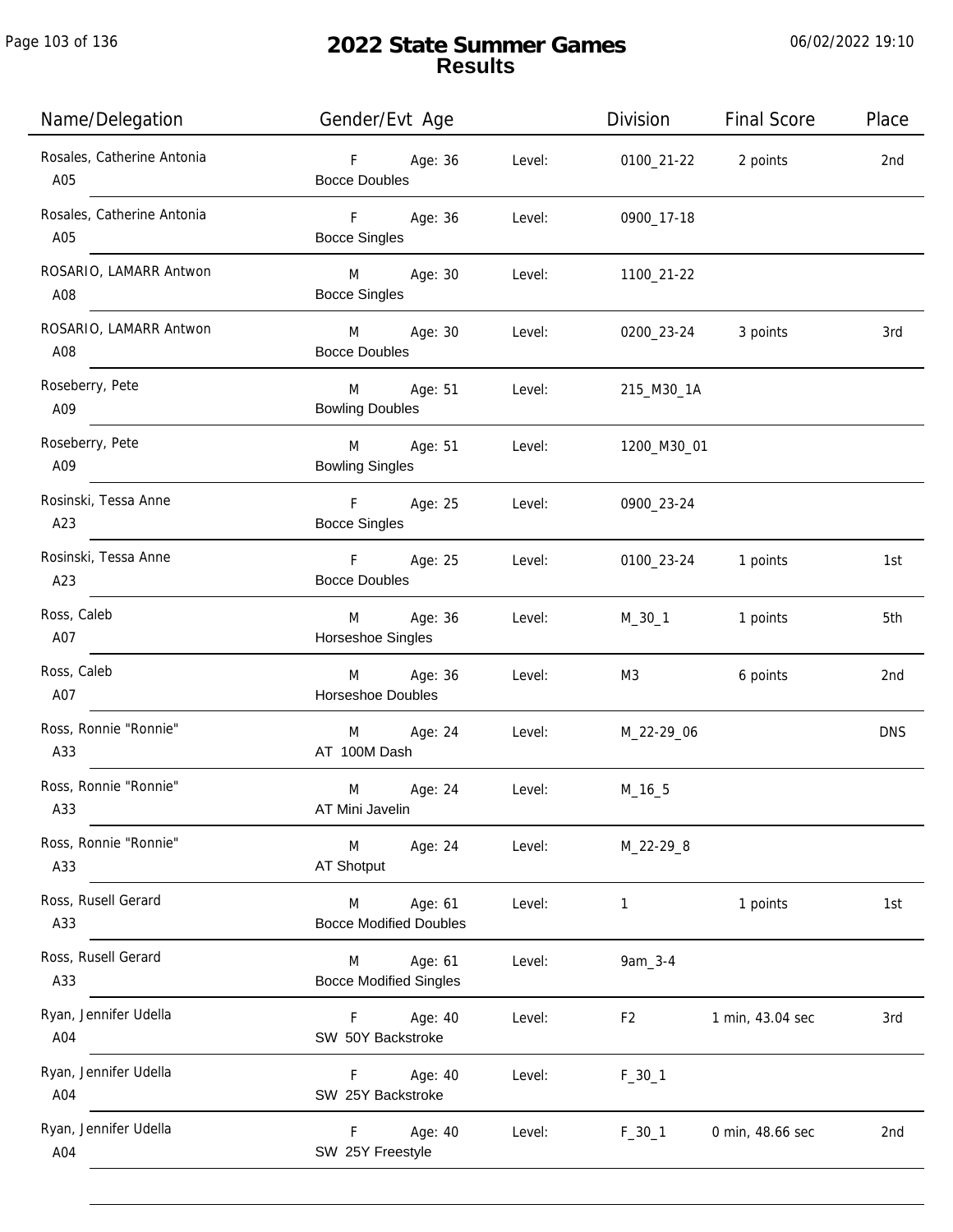# 2022 State Summer Games
## Results

| Name/Delegation | Gender/Evt Age | | Division | Final Score | Place |
|---|---|---|---|---|---|
| Rosales, Catherine Antonia<br>A05 | F Age: 36<br>Bocce Doubles | Level: | 0100_21-22 | 2 points | 2nd |
| Rosales, Catherine Antonia<br>A05 | F Age: 36<br>Bocce Singles | Level: | 0900_17-18 | | |
| ROSARIO, LAMARR Antwon<br>A08 | M Age: 30<br>Bocce Singles | Level: | 1100_21-22 | | |
| ROSARIO, LAMARR Antwon<br>A08 | M Age: 30<br>Bocce Doubles | Level: | 0200_23-24 | 3 points | 3rd |
| Roseberry, Pete<br>A09 | M Age: 51<br>Bowling Doubles | Level: | 215_M30_1A | | |
| Roseberry, Pete<br>A09 | M Age: 51<br>Bowling Singles | Level: | 1200_M30_01 | | |
| Rosinski, Tessa Anne<br>A23 | F Age: 25<br>Bocce Singles | Level: | 0900_23-24 | | |
| Rosinski, Tessa Anne<br>A23 | F Age: 25<br>Bocce Doubles | Level: | 0100_23-24 | 1 points | 1st |
| Ross, Caleb<br>A07 | M Age: 36<br>Horseshoe Singles | Level: | M_30_1 | 1 points | 5th |
| Ross, Caleb<br>A07 | M Age: 36<br>Horseshoe Doubles | Level: | M3 | 6 points | 2nd |
| Ross, Ronnie "Ronnie"<br>A33 | M Age: 24<br>AT 100M Dash | Level: | M_22-29_06 | | DNS |
| Ross, Ronnie "Ronnie"<br>A33 | M Age: 24<br>AT Mini Javelin | Level: | M_16_5 | | |
| Ross, Ronnie "Ronnie"<br>A33 | M Age: 24<br>AT Shotput | Level: | M_22-29_8 | | |
| Ross, Rusell Gerard<br>A33 | M Age: 61<br>Bocce Modified Doubles | Level: | 1 | 1 points | 1st |
| Ross, Rusell Gerard<br>A33 | M Age: 61<br>Bocce Modified Singles | Level: | 9am_3-4 | | |
| Ryan, Jennifer Udella<br>A04 | F Age: 40<br>SW 50Y Backstroke | Level: | F2 | 1 min, 43.04 sec | 3rd |
| Ryan, Jennifer Udella<br>A04 | F Age: 40<br>SW 25Y Backstroke | Level: | F_30_1 | | |
| Ryan, Jennifer Udella<br>A04 | F Age: 40<br>SW 25Y Freestyle | Level: | F_30_1 | 0 min, 48.66 sec | 2nd |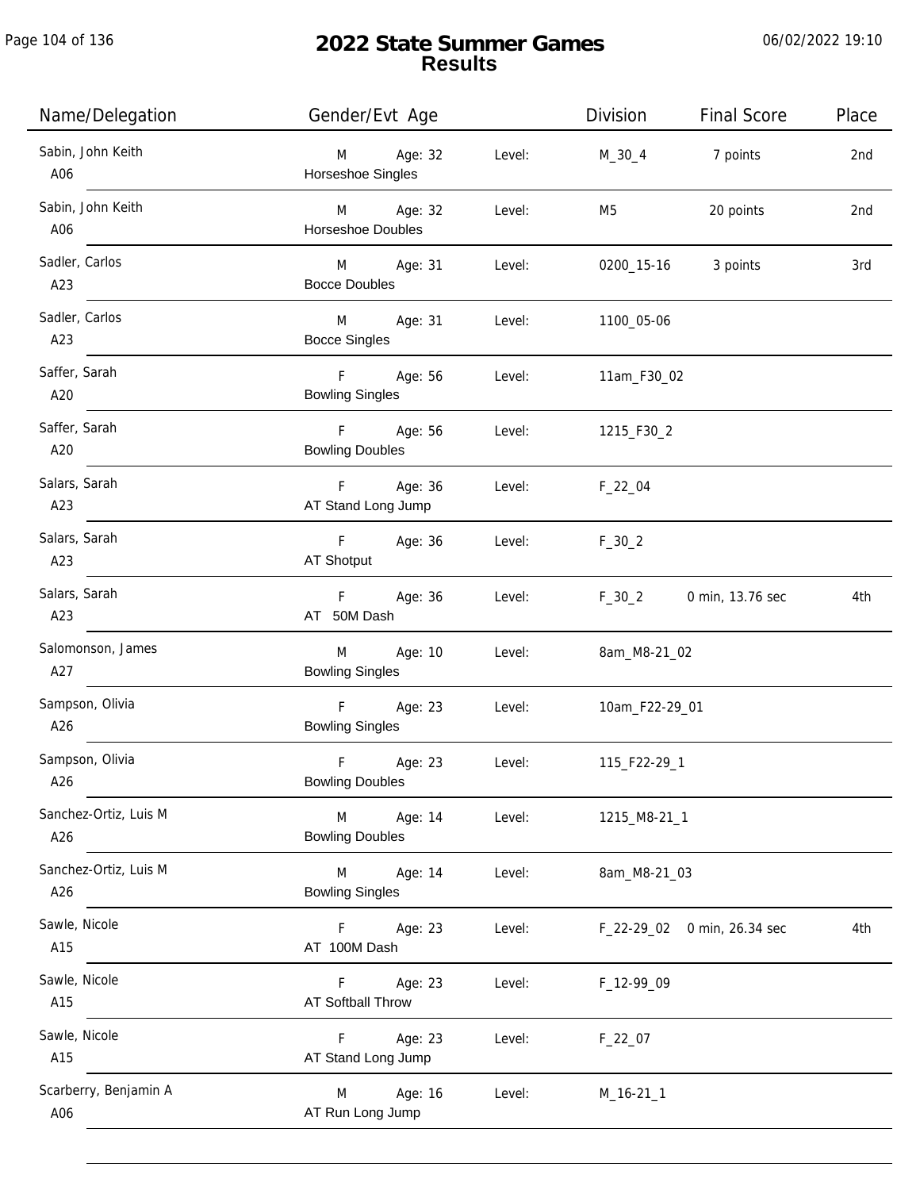# 2022 State Summer Games
## Results

06/02/2022 19:10

| Name/Delegation | Gender/Evt Age | | Level: | Division | Final Score | Place |
|---|---|---|---|---|---|---|
| Sabin, John Keith<br>A06 | M<br>Horseshoe Singles | Age: 32 | Level: | M_30_4 | 7 points | 2nd |
| Sabin, John Keith<br>A06 | M<br>Horseshoe Doubles | Age: 32 | Level: | M5 | 20 points | 2nd |
| Sadler, Carlos<br>A23 | M<br>Bocce Doubles | Age: 31 | Level: | 0200_15-16 | 3 points | 3rd |
| Sadler, Carlos<br>A23 | M<br>Bocce Singles | Age: 31 | Level: | 1100_05-06 | | |
| Saffer, Sarah<br>A20 | F<br>Bowling Singles | Age: 56 | Level: | 11am_F30_02 | | |
| Saffer, Sarah<br>A20 | F<br>Bowling Doubles | Age: 56 | Level: | 1215_F30_2 | | |
| Salars, Sarah<br>A23 | F<br>AT Stand Long Jump | Age: 36 | Level: | F_22_04 | | |
| Salars, Sarah<br>A23 | F<br>AT Shotput | Age: 36 | Level: | F_30_2 | | |
| Salars, Sarah<br>A23 | F<br>AT 50M Dash | Age: 36 | Level: | F_30_2 | 0 min, 13.76 sec | 4th |
| Salomonson, James<br>A27 | M<br>Bowling Singles | Age: 10 | Level: | 8am_M8-21_02 | | |
| Sampson, Olivia<br>A26 | F<br>Bowling Singles | Age: 23 | Level: | 10am_F22-29_01 | | |
| Sampson, Olivia<br>A26 | F<br>Bowling Doubles | Age: 23 | Level: | 115_F22-29_1 | | |
| Sanchez-Ortiz, Luis M<br>A26 | M<br>Bowling Doubles | Age: 14 | Level: | 1215_M8-21_1 | | |
| Sanchez-Ortiz, Luis M<br>A26 | M<br>Bowling Singles | Age: 14 | Level: | 8am_M8-21_03 | | |
| Sawle, Nicole<br>A15 | F<br>AT 100M Dash | Age: 23 | Level: | F_22-29_02 | 0 min, 26.34 sec | 4th |
| Sawle, Nicole<br>A15 | F<br>AT Softball Throw | Age: 23 | Level: | F_12-99_09 | | |
| Sawle, Nicole<br>A15 | F<br>AT Stand Long Jump | Age: 23 | Level: | F_22_07 | | |
| Scarberry, Benjamin A<br>A06 | M<br>AT Run Long Jump | Age: 16 | Level: | M_16-21_1 | | |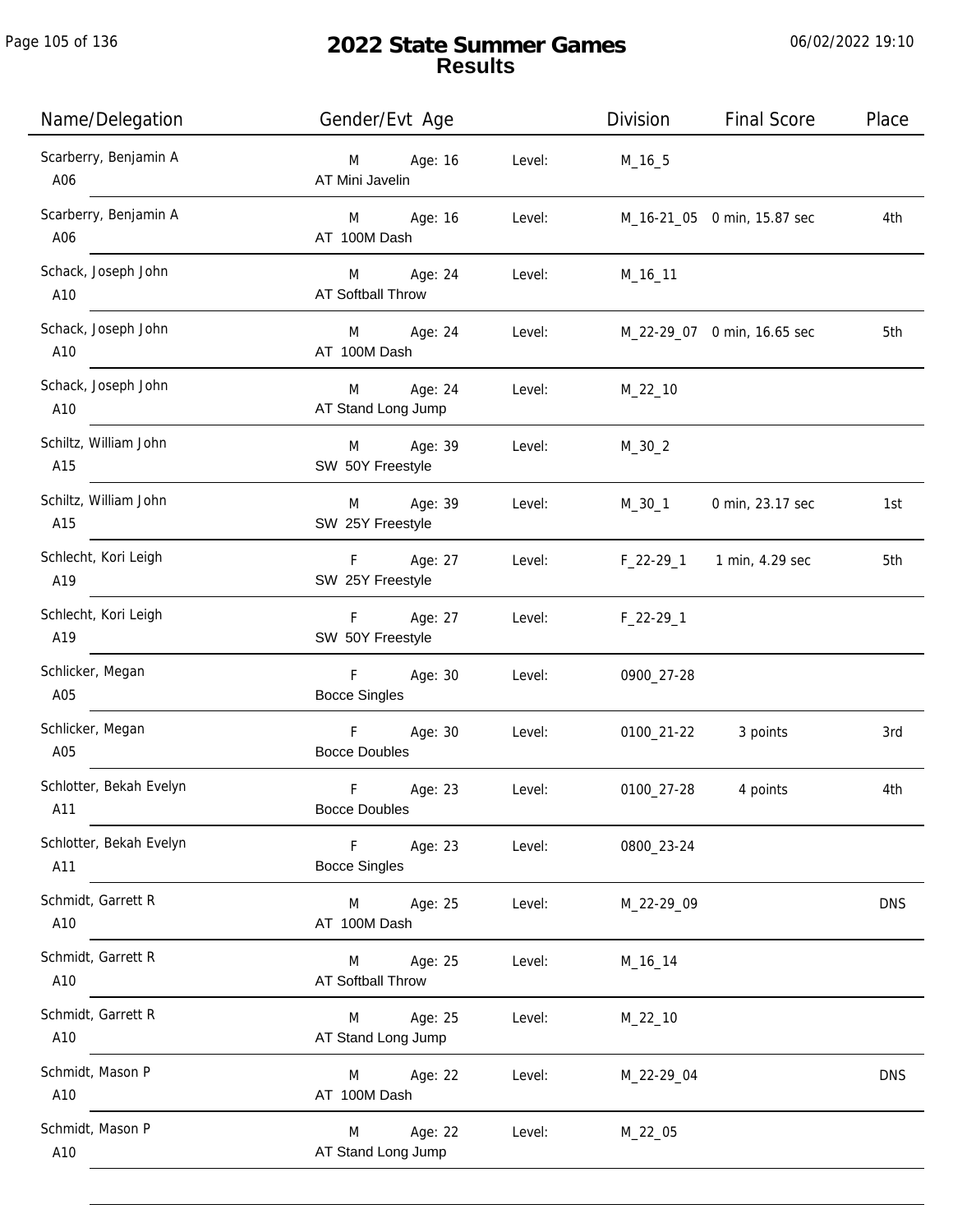# 2022 State Summer Games
## Results

06/02/2022 19:10

| Name/Delegation | Gender/Evt Age | | Level: | Division | Final Score | Place |
|---|---|---|---|---|---|---|
| Scarberry, Benjamin A<br>A06 | M<br>AT Mini Javelin | Age: 16 | Level: | M_16_5 | | |
| Scarberry, Benjamin A<br>A06 | M<br>AT 100M Dash | Age: 16 | Level: | M_16-21_05 | 0 min, 15.87 sec | 4th |
| Schack, Joseph John<br>A10 | M<br>AT Softball Throw | Age: 24 | Level: | M_16_11 | | |
| Schack, Joseph John<br>A10 | M<br>AT 100M Dash | Age: 24 | Level: | M_22-29_07 | 0 min, 16.65 sec | 5th |
| Schack, Joseph John<br>A10 | M<br>AT Stand Long Jump | Age: 24 | Level: | M_22_10 | | |
| Schiltz, William John<br>A15 | M<br>SW 50Y Freestyle | Age: 39 | Level: | M_30_2 | | |
| Schiltz, William John<br>A15 | M<br>SW 25Y Freestyle | Age: 39 | Level: | M_30_1 | 0 min, 23.17 sec | 1st |
| Schlecht, Kori Leigh<br>A19 | F<br>SW 25Y Freestyle | Age: 27 | Level: | F_22-29_1 | 1 min, 4.29 sec | 5th |
| Schlecht, Kori Leigh<br>A19 | F<br>SW 50Y Freestyle | Age: 27 | Level: | F_22-29_1 | | |
| Schlicker, Megan<br>A05 | F<br>Bocce Singles | Age: 30 | Level: | 0900_27-28 | | |
| Schlicker, Megan<br>A05 | F<br>Bocce Doubles | Age: 30 | Level: | 0100_21-22 | 3 points | 3rd |
| Schlotter, Bekah Evelyn<br>A11 | F<br>Bocce Doubles | Age: 23 | Level: | 0100_27-28 | 4 points | 4th |
| Schlotter, Bekah Evelyn<br>A11 | F<br>Bocce Singles | Age: 23 | Level: | 0800_23-24 | | |
| Schmidt, Garrett R<br>A10 | M<br>AT 100M Dash | Age: 25 | Level: | M_22-29_09 | | DNS |
| Schmidt, Garrett R<br>A10 | M<br>AT Softball Throw | Age: 25 | Level: | M_16_14 | | |
| Schmidt, Garrett R<br>A10 | M<br>AT Stand Long Jump | Age: 25 | Level: | M_22_10 | | |
| Schmidt, Mason P<br>A10 | M<br>AT 100M Dash | Age: 22 | Level: | M_22-29_04 | | DNS |
| Schmidt, Mason P<br>A10 | M<br>AT Stand Long Jump | Age: 22 | Level: | M_22_05 | | |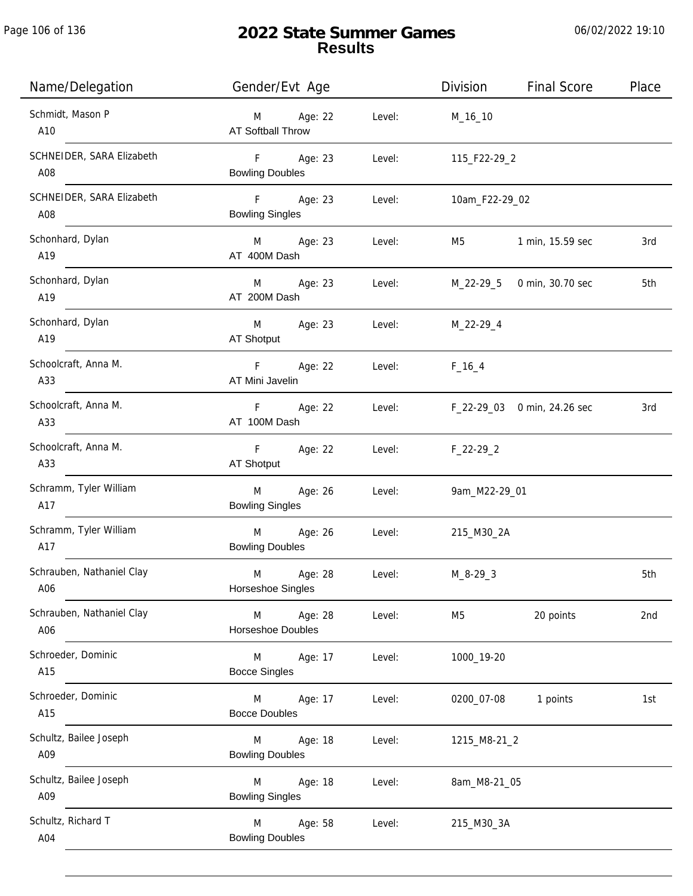# 2022 State Summer Games
## Results

06/02/2022 19:10

| Name/Delegation | Gender/Evt Age | | Level: | Division | Final Score | Place |
|---|---|---|---|---|---|---|
| Schmidt, Mason P<br>A10 | M<br>AT Softball Throw | Age: 22 | Level: | M_16_10 | | |
| SCHNEIDER, SARA Elizabeth<br>A08 | F<br>Bowling Doubles | Age: 23 | Level: | 115_F22-29_2 | | |
| SCHNEIDER, SARA Elizabeth<br>A08 | F<br>Bowling Singles | Age: 23 | Level: | 10am_F22-29_02 | | |
| Schonhard, Dylan<br>A19 | M<br>AT 400M Dash | Age: 23 | Level: | M5 | 1 min, 15.59 sec | 3rd |
| Schonhard, Dylan<br>A19 | M<br>AT 200M Dash | Age: 23 | Level: | M_22-29_5 | 0 min, 30.70 sec | 5th |
| Schonhard, Dylan<br>A19 | M<br>AT Shotput | Age: 23 | Level: | M_22-29_4 | | |
| Schoolcraft, Anna M.<br>A33 | F<br>AT Mini Javelin | Age: 22 | Level: | F_16_4 | | |
| Schoolcraft, Anna M.<br>A33 | F<br>AT 100M Dash | Age: 22 | Level: | F_22-29_03 | 0 min, 24.26 sec | 3rd |
| Schoolcraft, Anna M.<br>A33 | F<br>AT Shotput | Age: 22 | Level: | F_22-29_2 | | |
| Schramm, Tyler William<br>A17 | M<br>Bowling Singles | Age: 26 | Level: | 9am_M22-29_01 | | |
| Schramm, Tyler William<br>A17 | M<br>Bowling Doubles | Age: 26 | Level: | 215_M30_2A | | |
| Schrauben, Nathaniel Clay<br>A06 | M<br>Horseshoe Singles | Age: 28 | Level: | M_8-29_3 | | 5th |
| Schrauben, Nathaniel Clay<br>A06 | M<br>Horseshoe Doubles | Age: 28 | Level: | M5 | 20 points | 2nd |
| Schroeder, Dominic<br>A15 | M<br>Bocce Singles | Age: 17 | Level: | 1000_19-20 | | |
| Schroeder, Dominic<br>A15 | M<br>Bocce Doubles | Age: 17 | Level: | 0200_07-08 | 1 points | 1st |
| Schultz, Bailee Joseph<br>A09 | M<br>Bowling Doubles | Age: 18 | Level: | 1215_M8-21_2 | | |
| Schultz, Bailee Joseph<br>A09 | M<br>Bowling Singles | Age: 18 | Level: | 8am_M8-21_05 | | |
| Schultz, Richard T<br>A04 | M<br>Bowling Doubles | Age: 58 | Level: | 215_M30_3A | | |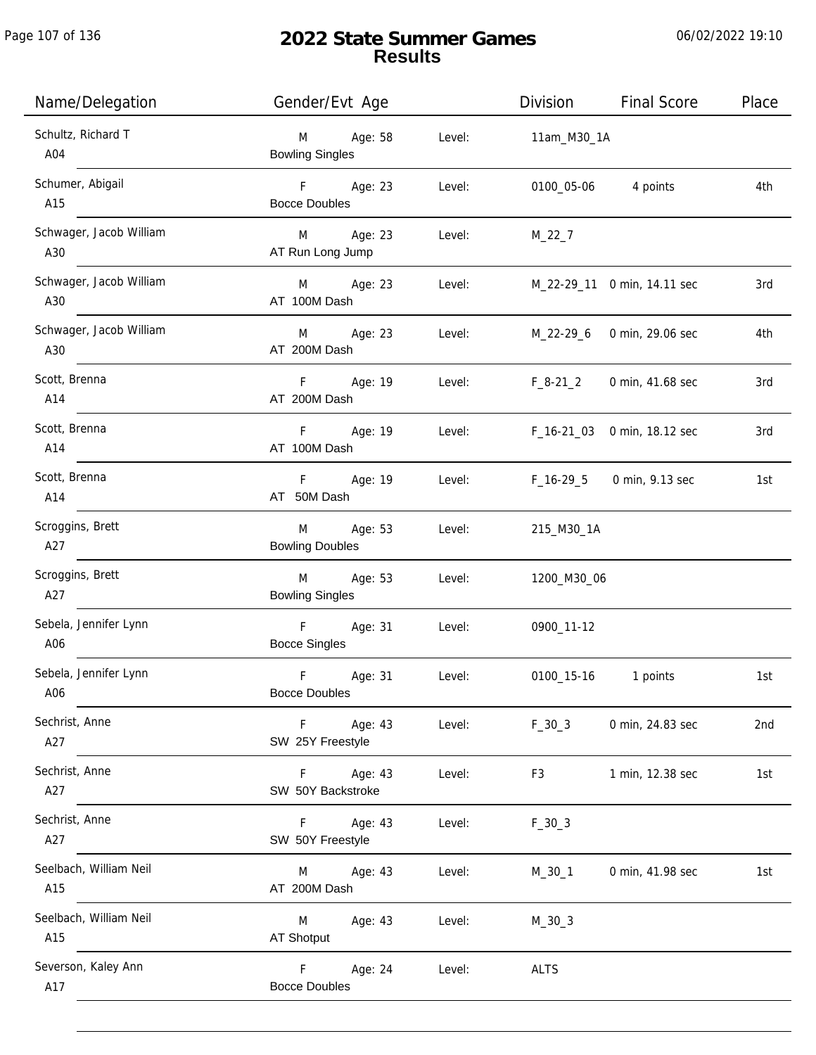# 2022 State Summer Games
## Results

06/02/2022 19:10

| Name/Delegation | Gender/Evt Age | | Division | Final Score | Place |
|---|---|---|---|---|---|
| Schultz, Richard T<br>A04 | M Age: 58<br>Bowling Singles | Level: | 11am_M30_1A | | |
| Schumer, Abigail<br>A15 | F Age: 23<br>Bocce Doubles | Level: | 0100_05-06 | 4 points | 4th |
| Schwager, Jacob William<br>A30 | M Age: 23<br>AT Run Long Jump | Level: | M_22_7 | | |
| Schwager, Jacob William<br>A30 | M Age: 23<br>AT 100M Dash | Level: | M_22-29_11 | 0 min, 14.11 sec | 3rd |
| Schwager, Jacob William<br>A30 | M Age: 23<br>AT 200M Dash | Level: | M_22-29_6 | 0 min, 29.06 sec | 4th |
| Scott, Brenna<br>A14 | F Age: 19<br>AT 200M Dash | Level: | F_8-21_2 | 0 min, 41.68 sec | 3rd |
| Scott, Brenna<br>A14 | F Age: 19<br>AT 100M Dash | Level: | F_16-21_03 | 0 min, 18.12 sec | 3rd |
| Scott, Brenna<br>A14 | F Age: 19<br>AT 50M Dash | Level: | F_16-29_5 | 0 min, 9.13 sec | 1st |
| Scroggins, Brett<br>A27 | M Age: 53<br>Bowling Doubles | Level: | 215_M30_1A | | |
| Scroggins, Brett<br>A27 | M Age: 53<br>Bowling Singles | Level: | 1200_M30_06 | | |
| Sebela, Jennifer Lynn<br>A06 | F Age: 31<br>Bocce Singles | Level: | 0900_11-12 | | |
| Sebela, Jennifer Lynn<br>A06 | F Age: 31<br>Bocce Doubles | Level: | 0100_15-16 | 1 points | 1st |
| Sechrist, Anne<br>A27 | F Age: 43<br>SW 25Y Freestyle | Level: | F_30_3 | 0 min, 24.83 sec | 2nd |
| Sechrist, Anne<br>A27 | F Age: 43<br>SW 50Y Backstroke | Level: | F3 | 1 min, 12.38 sec | 1st |
| Sechrist, Anne<br>A27 | F Age: 43<br>SW 50Y Freestyle | Level: | F_30_3 | | |
| Seelbach, William Neil<br>A15 | M Age: 43<br>AT 200M Dash | Level: | M_30_1 | 0 min, 41.98 sec | 1st |
| Seelbach, William Neil<br>A15 | M Age: 43<br>AT Shotput | Level: | M_30_3 | | |
| Severson, Kaley Ann<br>A17 | F Age: 24<br>Bocce Doubles | Level: | ALTS | | |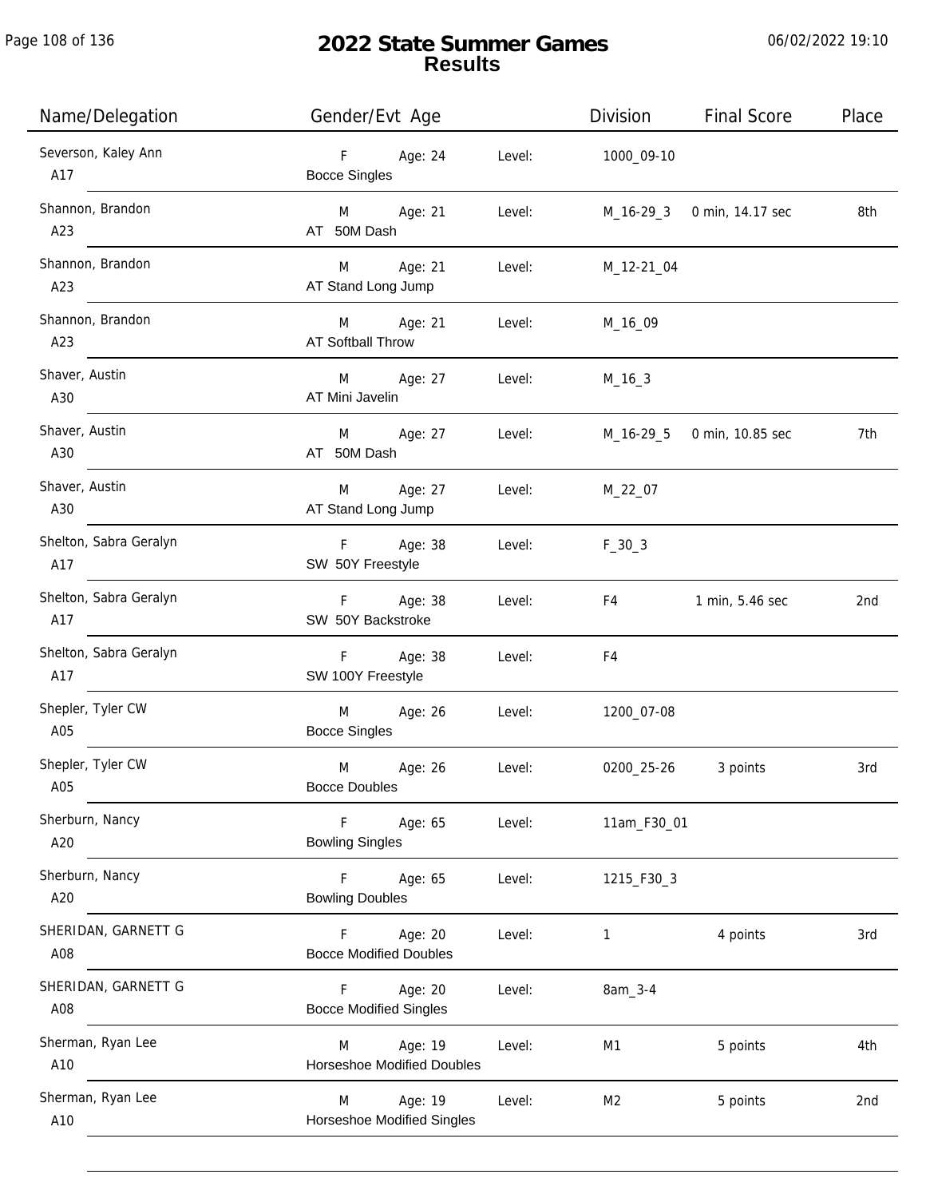# 2022 State Summer Games
## Results

| Name/Delegation | Gender/Evt Age | Level: | Division | Final Score | Place |
|---|---|---|---|---|---|
| Severson, Kaley Ann<br>A17 | F Age: 24<br>Bocce Singles | Level: | 1000_09-10 | | |
| Shannon, Brandon<br>A23 | M Age: 21<br>AT 50M Dash | Level: | M_16-29_3 | 0 min, 14.17 sec | 8th |
| Shannon, Brandon<br>A23 | M Age: 21<br>AT Stand Long Jump | Level: | M_12-21_04 | | |
| Shannon, Brandon<br>A23 | M Age: 21<br>AT Softball Throw | Level: | M_16_09 | | |
| Shaver, Austin<br>A30 | M Age: 27<br>AT Mini Javelin | Level: | M_16_3 | | |
| Shaver, Austin<br>A30 | M Age: 27<br>AT 50M Dash | Level: | M_16-29_5 | 0 min, 10.85 sec | 7th |
| Shaver, Austin<br>A30 | M Age: 27<br>AT Stand Long Jump | Level: | M_22_07 | | |
| Shelton, Sabra Geralyn<br>A17 | F Age: 38<br>SW 50Y Freestyle | Level: | F_30_3 | | |
| Shelton, Sabra Geralyn<br>A17 | F Age: 38<br>SW 50Y Backstroke | Level: | F4 | 1 min, 5.46 sec | 2nd |
| Shelton, Sabra Geralyn<br>A17 | F Age: 38<br>SW 100Y Freestyle | Level: | F4 | | |
| Shepler, Tyler CW<br>A05 | M Age: 26<br>Bocce Singles | Level: | 1200_07-08 | | |
| Shepler, Tyler CW<br>A05 | M Age: 26<br>Bocce Doubles | Level: | 0200_25-26 | 3 points | 3rd |
| Sherburn, Nancy<br>A20 | F Age: 65<br>Bowling Singles | Level: | 11am_F30_01 | | |
| Sherburn, Nancy<br>A20 | F Age: 65<br>Bowling Doubles | Level: | 1215_F30_3 | | |
| SHERIDAN, GARNETT G<br>A08 | F Age: 20<br>Bocce Modified Doubles | Level: | 1 | 4 points | 3rd |
| SHERIDAN, GARNETT G<br>A08 | F Age: 20<br>Bocce Modified Singles | Level: | 8am_3-4 | | |
| Sherman, Ryan Lee<br>A10 | M Age: 19<br>Horseshoe Modified Doubles | Level: | M1 | 5 points | 4th |
| Sherman, Ryan Lee<br>A10 | M Age: 19<br>Horseshoe Modified Singles | Level: | M2 | 5 points | 2nd |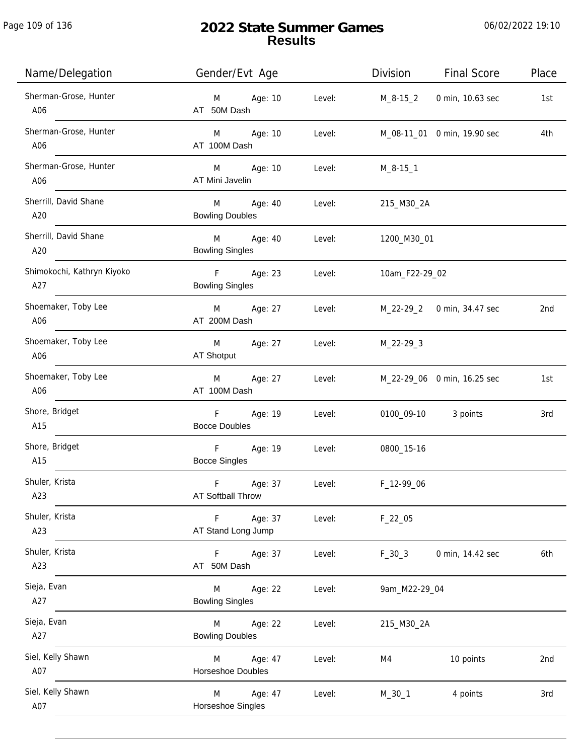# 2022 State Summer Games
## Results

06/02/2022 19:10

| Name/Delegation | Gender/Evt Age | | Level | Division | Final Score | Place |
|---|---|---|---|---|---|---|
| Sherman-Grose, Hunter<br>A06 | M<br>AT 50M Dash | Age: 10 | Level: | M_8-15_2 | 0 min, 10.63 sec | 1st |
| Sherman-Grose, Hunter<br>A06 | M<br>AT 100M Dash | Age: 10 | Level: | M_08-11_01 | 0 min, 19.90 sec | 4th |
| Sherman-Grose, Hunter<br>A06 | M<br>AT Mini Javelin | Age: 10 | Level: | M_8-15_1 | | |
| Sherrill, David Shane<br>A20 | M<br>Bowling Doubles | Age: 40 | Level: | 215_M30_2A | | |
| Sherrill, David Shane<br>A20 | M<br>Bowling Singles | Age: 40 | Level: | 1200_M30_01 | | |
| Shimokochi, Kathryn Kiyoko<br>A27 | F<br>Bowling Singles | Age: 23 | Level: | 10am_F22-29_02 | | |
| Shoemaker, Toby Lee<br>A06 | M<br>AT 200M Dash | Age: 27 | Level: | M_22-29_2 | 0 min, 34.47 sec | 2nd |
| Shoemaker, Toby Lee<br>A06 | M<br>AT Shotput | Age: 27 | Level: | M_22-29_3 | | |
| Shoemaker, Toby Lee<br>A06 | M<br>AT 100M Dash | Age: 27 | Level: | M_22-29_06 | 0 min, 16.25 sec | 1st |
| Shore, Bridget<br>A15 | F<br>Bocce Doubles | Age: 19 | Level: | 0100_09-10 | 3 points | 3rd |
| Shore, Bridget<br>A15 | F<br>Bocce Singles | Age: 19 | Level: | 0800_15-16 | | |
| Shuler, Krista<br>A23 | F<br>AT Softball Throw | Age: 37 | Level: | F_12-99_06 | | |
| Shuler, Krista<br>A23 | F<br>AT Stand Long Jump | Age: 37 | Level: | F_22_05 | | |
| Shuler, Krista<br>A23 | F<br>AT 50M Dash | Age: 37 | Level: | F_30_3 | 0 min, 14.42 sec | 6th |
| Sieja, Evan<br>A27 | M<br>Bowling Singles | Age: 22 | Level: | 9am_M22-29_04 | | |
| Sieja, Evan<br>A27 | M<br>Bowling Doubles | Age: 22 | Level: | 215_M30_2A | | |
| Siel, Kelly Shawn<br>A07 | M<br>Horseshoe Doubles | Age: 47 | Level: | M4 | 10 points | 2nd |
| Siel, Kelly Shawn<br>A07 | M<br>Horseshoe Singles | Age: 47 | Level: | M_30_1 | 4 points | 3rd |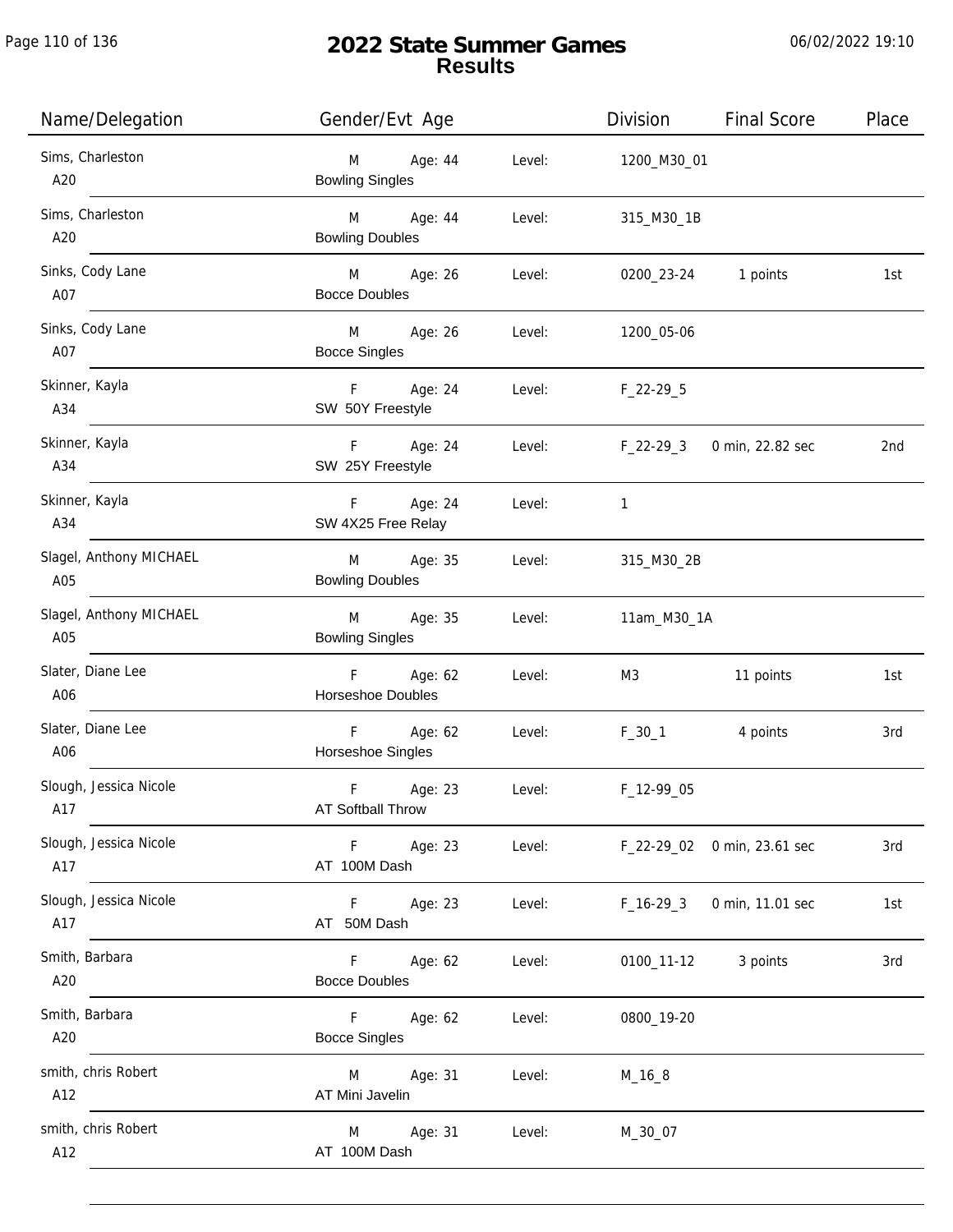# 2022 State Summer Games
## Results

06/02/2022 19:10

| Name/Delegation | Gender/Evt Age | | Level: | Division | Final Score | Place |
|---|---|---|---|---|---|---|
| Sims, Charleston<br>A20 | M<br>Bowling Singles | Age: 44 | Level: | 1200_M30_01 | | |
| Sims, Charleston<br>A20 | M<br>Bowling Doubles | Age: 44 | Level: | 315_M30_1B | | |
| Sinks, Cody Lane<br>A07 | M<br>Bocce Doubles | Age: 26 | Level: | 0200_23-24 | 1 points | 1st |
| Sinks, Cody Lane<br>A07 | M<br>Bocce Singles | Age: 26 | Level: | 1200_05-06 | | |
| Skinner, Kayla<br>A34 | F<br>SW 50Y Freestyle | Age: 24 | Level: | F_22-29_5 | | |
| Skinner, Kayla<br>A34 | F<br>SW 25Y Freestyle | Age: 24 | Level: | F_22-29_3 | 0 min, 22.82 sec | 2nd |
| Skinner, Kayla<br>A34 | F<br>SW 4X25 Free Relay | Age: 24 | Level: | 1 | | |
| Slagel, Anthony MICHAEL<br>A05 | M<br>Bowling Doubles | Age: 35 | Level: | 315_M30_2B | | |
| Slagel, Anthony MICHAEL<br>A05 | M<br>Bowling Singles | Age: 35 | Level: | 11am_M30_1A | | |
| Slater, Diane Lee<br>A06 | F<br>Horseshoe Doubles | Age: 62 | Level: | M3 | 11 points | 1st |
| Slater, Diane Lee<br>A06 | F<br>Horseshoe Singles | Age: 62 | Level: | F_30_1 | 4 points | 3rd |
| Slough, Jessica Nicole<br>A17 | F<br>AT Softball Throw | Age: 23 | Level: | F_12-99_05 | | |
| Slough, Jessica Nicole<br>A17 | F<br>AT 100M Dash | Age: 23 | Level: | F_22-29_02 | 0 min, 23.61 sec | 3rd |
| Slough, Jessica Nicole<br>A17 | F<br>AT 50M Dash | Age: 23 | Level: | F_16-29_3 | 0 min, 11.01 sec | 1st |
| Smith, Barbara<br>A20 | F<br>Bocce Doubles | Age: 62 | Level: | 0100_11-12 | 3 points | 3rd |
| Smith, Barbara<br>A20 | F<br>Bocce Singles | Age: 62 | Level: | 0800_19-20 | | |
| smith, chris Robert<br>A12 | M<br>AT Mini Javelin | Age: 31 | Level: | M_16_8 | | |
| smith, chris Robert<br>A12 | M<br>AT 100M Dash | Age: 31 | Level: | M_30_07 | | |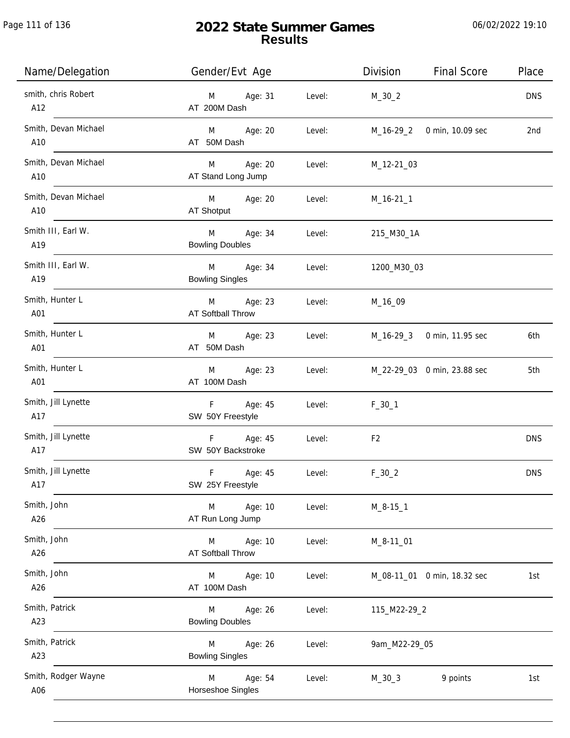# 2022 State Summer Games
## Results

| Name/Delegation | Gender/Evt | Age | Level: | Division | Final Score | Place |
|---|---|---|---|---|---|---|
| smith, chris Robert<br>A12 | M<br>AT 200M Dash | Age: 31 | Level: | M_30_2 | | DNS |
| Smith, Devan Michael<br>A10 | M<br>AT 50M Dash | Age: 20 | Level: | M_16-29_2 | 0 min, 10.09 sec | 2nd |
| Smith, Devan Michael<br>A10 | M<br>AT Stand Long Jump | Age: 20 | Level: | M_12-21_03 | | |
| Smith, Devan Michael<br>A10 | M<br>AT Shotput | Age: 20 | Level: | M_16-21_1 | | |
| Smith III, Earl W.<br>A19 | M<br>Bowling Doubles | Age: 34 | Level: | 215_M30_1A | | |
| Smith III, Earl W.<br>A19 | M<br>Bowling Singles | Age: 34 | Level: | 1200_M30_03 | | |
| Smith, Hunter L<br>A01 | M<br>AT Softball Throw | Age: 23 | Level: | M_16_09 | | |
| Smith, Hunter L<br>A01 | M<br>AT 50M Dash | Age: 23 | Level: | M_16-29_3 | 0 min, 11.95 sec | 6th |
| Smith, Hunter L<br>A01 | M<br>AT 100M Dash | Age: 23 | Level: | M_22-29_03 | 0 min, 23.88 sec | 5th |
| Smith, Jill Lynette<br>A17 | F<br>SW 50Y Freestyle | Age: 45 | Level: | F_30_1 | | |
| Smith, Jill Lynette<br>A17 | F<br>SW 50Y Backstroke | Age: 45 | Level: | F2 | | DNS |
| Smith, Jill Lynette<br>A17 | F<br>SW 25Y Freestyle | Age: 45 | Level: | F_30_2 | | DNS |
| Smith, John<br>A26 | M<br>AT Run Long Jump | Age: 10 | Level: | M_8-15_1 | | |
| Smith, John<br>A26 | M<br>AT Softball Throw | Age: 10 | Level: | M_8-11_01 | | |
| Smith, John<br>A26 | M<br>AT 100M Dash | Age: 10 | Level: | M_08-11_01 | 0 min, 18.32 sec | 1st |
| Smith, Patrick<br>A23 | M<br>Bowling Doubles | Age: 26 | Level: | 115_M22-29_2 | | |
| Smith, Patrick<br>A23 | M<br>Bowling Singles | Age: 26 | Level: | 9am_M22-29_05 | | |
| Smith, Rodger Wayne<br>A06 | M<br>Horseshoe Singles | Age: 54 | Level: | M_30_3 | 9 points | 1st |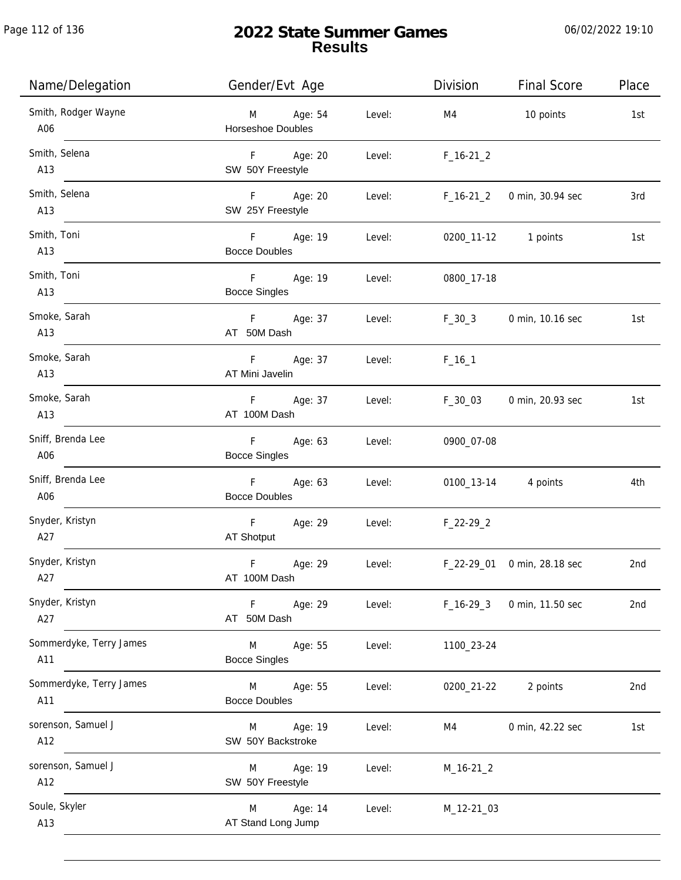# 2022 State Summer Games
## Results

06/02/2022 19:10

| Name/Delegation | Gender/Evt Age | | Level: | Division | Final Score | Place |
|---|---|---|---|---|---|---|
| Smith, Rodger Wayne<br>A06 | M<br>Horseshoe Doubles | Age: 54 | Level: | M4 | 10 points | 1st |
| Smith, Selena<br>A13 | F<br>SW 50Y Freestyle | Age: 20 | Level: | F_16-21_2 | | |
| Smith, Selena<br>A13 | F<br>SW 25Y Freestyle | Age: 20 | Level: | F_16-21_2 | 0 min, 30.94 sec | 3rd |
| Smith, Toni<br>A13 | F<br>Bocce Doubles | Age: 19 | Level: | 0200_11-12 | 1 points | 1st |
| Smith, Toni<br>A13 | F<br>Bocce Singles | Age: 19 | Level: | 0800_17-18 | | |
| Smoke, Sarah<br>A13 | F<br>AT 50M Dash | Age: 37 | Level: | F_30_3 | 0 min, 10.16 sec | 1st |
| Smoke, Sarah<br>A13 | F<br>AT Mini Javelin | Age: 37 | Level: | F_16_1 | | |
| Smoke, Sarah<br>A13 | F<br>AT 100M Dash | Age: 37 | Level: | F_30_03 | 0 min, 20.93 sec | 1st |
| Sniff, Brenda Lee<br>A06 | F<br>Bocce Singles | Age: 63 | Level: | 0900_07-08 | | |
| Sniff, Brenda Lee<br>A06 | F<br>Bocce Doubles | Age: 63 | Level: | 0100_13-14 | 4 points | 4th |
| Snyder, Kristyn<br>A27 | F<br>AT Shotput | Age: 29 | Level: | F_22-29_2 | | |
| Snyder, Kristyn<br>A27 | F<br>AT 100M Dash | Age: 29 | Level: | F_22-29_01 | 0 min, 28.18 sec | 2nd |
| Snyder, Kristyn<br>A27 | F<br>AT 50M Dash | Age: 29 | Level: | F_16-29_3 | 0 min, 11.50 sec | 2nd |
| Sommerdyke, Terry James<br>A11 | M<br>Bocce Singles | Age: 55 | Level: | 1100_23-24 | | |
| Sommerdyke, Terry James<br>A11 | M<br>Bocce Doubles | Age: 55 | Level: | 0200_21-22 | 2 points | 2nd |
| sorenson, Samuel J<br>A12 | M<br>SW 50Y Backstroke | Age: 19 | Level: | M4 | 0 min, 42.22 sec | 1st |
| sorenson, Samuel J<br>A12 | M<br>SW 50Y Freestyle | Age: 19 | Level: | M_16-21_2 | | |
| Soule, Skyler<br>A13 | M<br>AT Stand Long Jump | Age: 14 | Level: | M_12-21_03 | | |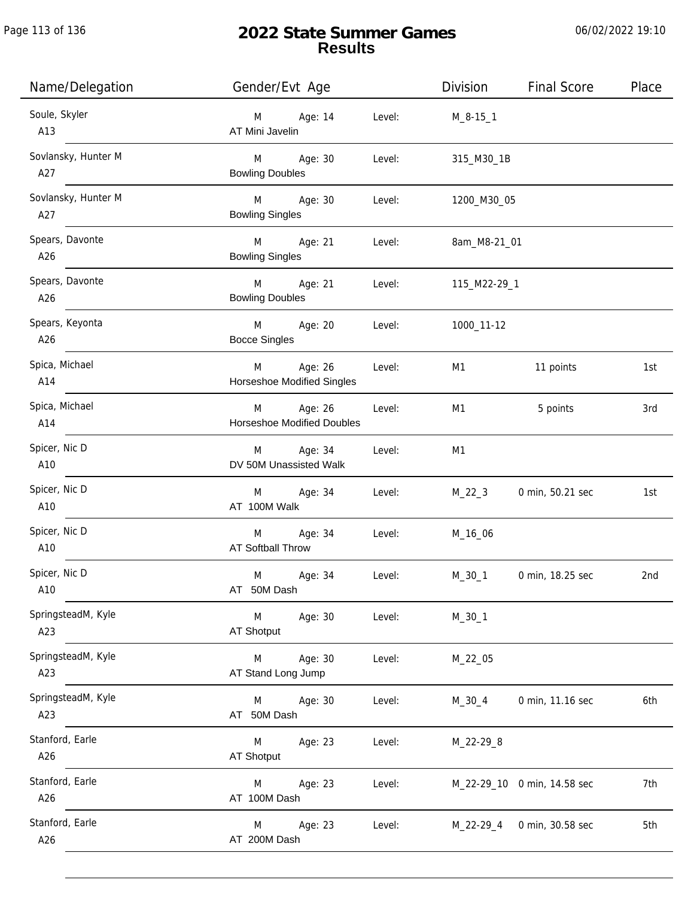# 2022 State Summer Games
## Results

| Name/Delegation | Gender/Evt Age | | Level: | Division | Final Score | Place |
|---|---|---|---|---|---|---|
| Soule, Skyler<br>A13 | M<br>AT Mini Javelin | Age: 14 | Level: | M_8-15_1 | | |
| Sovlansky, Hunter M<br>A27 | M<br>Bowling Doubles | Age: 30 | Level: | 315_M30_1B | | |
| Sovlansky, Hunter M<br>A27 | M<br>Bowling Singles | Age: 30 | Level: | 1200_M30_05 | | |
| Spears, Davonte<br>A26 | M<br>Bowling Singles | Age: 21 | Level: | 8am_M8-21_01 | | |
| Spears, Davonte<br>A26 | M<br>Bowling Doubles | Age: 21 | Level: | 115_M22-29_1 | | |
| Spears, Keyonta<br>A26 | M<br>Bocce Singles | Age: 20 | Level: | 1000_11-12 | | |
| Spica, Michael<br>A14 | M<br>Horseshoe Modified Singles | Age: 26 | Level: | M1 | 11 points | 1st |
| Spica, Michael<br>A14 | M<br>Horseshoe Modified Doubles | Age: 26 | Level: | M1 | 5 points | 3rd |
| Spicer, Nic D<br>A10 | M<br>DV 50M Unassisted Walk | Age: 34 | Level: | M1 | | |
| Spicer, Nic D<br>A10 | M<br>AT 100M Walk | Age: 34 | Level: | M_22_3 | 0 min, 50.21 sec | 1st |
| Spicer, Nic D<br>A10 | M<br>AT Softball Throw | Age: 34 | Level: | M_16_06 | | |
| Spicer, Nic D<br>A10 | M<br>AT 50M Dash | Age: 34 | Level: | M_30_1 | 0 min, 18.25 sec | 2nd |
| SpringsteadM, Kyle<br>A23 | M<br>AT Shotput | Age: 30 | Level: | M_30_1 | | |
| SpringsteadM, Kyle<br>A23 | M<br>AT Stand Long Jump | Age: 30 | Level: | M_22_05 | | |
| SpringsteadM, Kyle<br>A23 | M<br>AT 50M Dash | Age: 30 | Level: | M_30_4 | 0 min, 11.16 sec | 6th |
| Stanford, Earle<br>A26 | M<br>AT Shotput | Age: 23 | Level: | M_22-29_8 | | |
| Stanford, Earle<br>A26 | M<br>AT 100M Dash | Age: 23 | Level: | M_22-29_10 | 0 min, 14.58 sec | 7th |
| Stanford, Earle<br>A26 | M<br>AT 200M Dash | Age: 23 | Level: | M_22-29_4 | 0 min, 30.58 sec | 5th |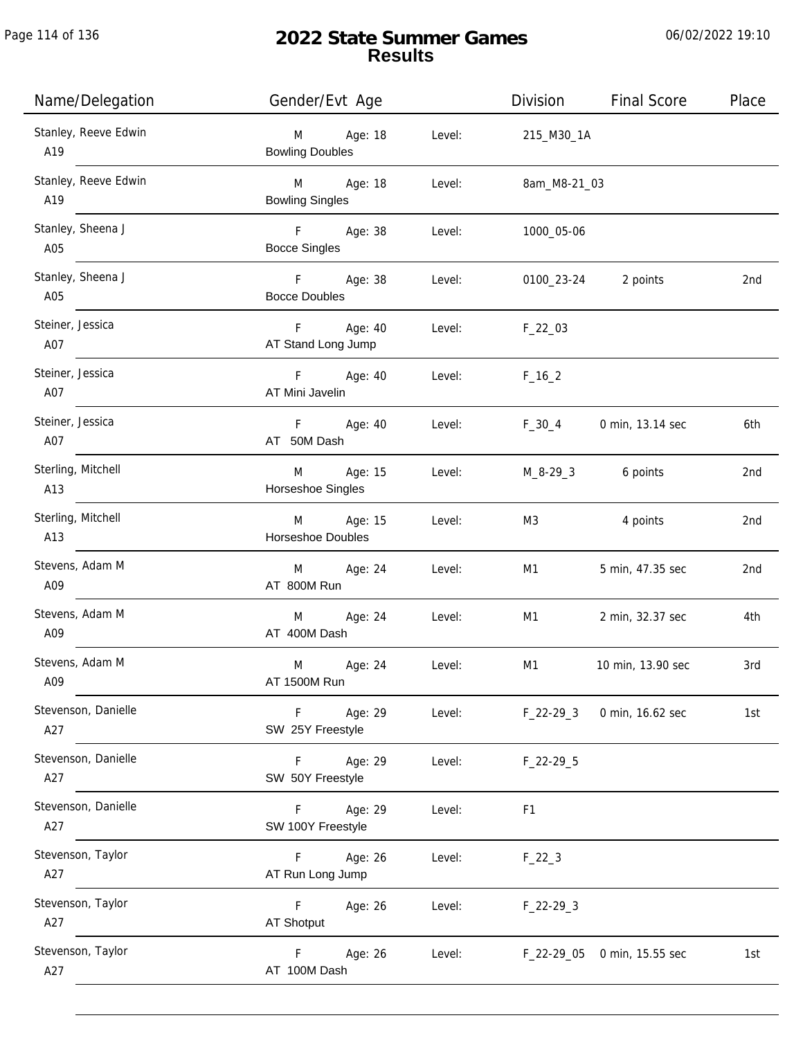# 2022 State Summer Games
## Results

| Name/Delegation | Gender/Evt Age | | Division | Final Score | Place |
|---|---|---|---|---|---|
| Stanley, Reeve Edwin<br>A19 | M Age: 18<br>Bowling Doubles | Level: | 215_M30_1A | | |
| Stanley, Reeve Edwin<br>A19 | M Age: 18<br>Bowling Singles | Level: | 8am_M8-21_03 | | |
| Stanley, Sheena J<br>A05 | F Age: 38<br>Bocce Singles | Level: | 1000_05-06 | | |
| Stanley, Sheena J<br>A05 | F Age: 38<br>Bocce Doubles | Level: | 0100_23-24 | 2 points | 2nd |
| Steiner, Jessica<br>A07 | F Age: 40<br>AT Stand Long Jump | Level: | F_22_03 | | |
| Steiner, Jessica<br>A07 | F Age: 40<br>AT Mini Javelin | Level: | F_16_2 | | |
| Steiner, Jessica<br>A07 | F Age: 40<br>AT 50M Dash | Level: | F_30_4 | 0 min, 13.14 sec | 6th |
| Sterling, Mitchell<br>A13 | M Age: 15<br>Horseshoe Singles | Level: | M_8-29_3 | 6 points | 2nd |
| Sterling, Mitchell<br>A13 | M Age: 15<br>Horseshoe Doubles | Level: | M3 | 4 points | 2nd |
| Stevens, Adam M<br>A09 | M Age: 24<br>AT 800M Run | Level: | M1 | 5 min, 47.35 sec | 2nd |
| Stevens, Adam M<br>A09 | M Age: 24<br>AT 400M Dash | Level: | M1 | 2 min, 32.37 sec | 4th |
| Stevens, Adam M<br>A09 | M Age: 24<br>AT 1500M Run | Level: | M1 | 10 min, 13.90 sec | 3rd |
| Stevenson, Danielle<br>A27 | F Age: 29<br>SW 25Y Freestyle | Level: | F_22-29_3 | 0 min, 16.62 sec | 1st |
| Stevenson, Danielle<br>A27 | F Age: 29<br>SW 50Y Freestyle | Level: | F_22-29_5 | | |
| Stevenson, Danielle<br>A27 | F Age: 29<br>SW 100Y Freestyle | Level: | F1 | | |
| Stevenson, Taylor<br>A27 | F Age: 26<br>AT Run Long Jump | Level: | F_22_3 | | |
| Stevenson, Taylor<br>A27 | F Age: 26<br>AT Shotput | Level: | F_22-29_3 | | |
| Stevenson, Taylor<br>A27 | F Age: 26<br>AT 100M Dash | Level: | F_22-29_05 | 0 min, 15.55 sec | 1st |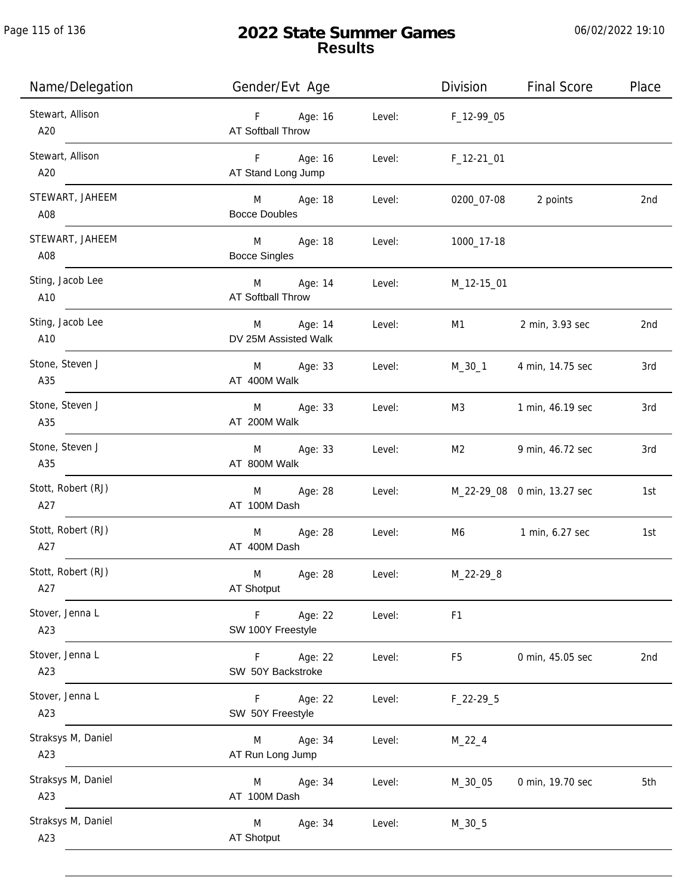# 2022 State Summer Games
## Results

06/02/2022 19:10

| Name/Delegation | Gender/Evt Age | | Division | Final Score | Place |
|---|---|---|---|---|---|
| Stewart, Allison<br>A20 | F Age: 16<br>AT Softball Throw | Level: | F_12-99_05 | | |
| Stewart, Allison<br>A20 | F Age: 16<br>AT Stand Long Jump | Level: | F_12-21_01 | | |
| STEWART, JAHEEM<br>A08 | M Age: 18<br>Bocce Doubles | Level: | 0200_07-08 | 2 points | 2nd |
| STEWART, JAHEEM<br>A08 | M Age: 18<br>Bocce Singles | Level: | 1000_17-18 | | |
| Sting, Jacob Lee<br>A10 | M Age: 14<br>AT Softball Throw | Level: | M_12-15_01 | | |
| Sting, Jacob Lee<br>A10 | M Age: 14<br>DV 25M Assisted Walk | Level: | M1 | 2 min, 3.93 sec | 2nd |
| Stone, Steven J<br>A35 | M Age: 33<br>AT 400M Walk | Level: | M_30_1 | 4 min, 14.75 sec | 3rd |
| Stone, Steven J<br>A35 | M Age: 33<br>AT 200M Walk | Level: | M3 | 1 min, 46.19 sec | 3rd |
| Stone, Steven J<br>A35 | M Age: 33<br>AT 800M Walk | Level: | M2 | 9 min, 46.72 sec | 3rd |
| Stott, Robert (RJ)<br>A27 | M Age: 28<br>AT 100M Dash | Level: | M_22-29_08 | 0 min, 13.27 sec | 1st |
| Stott, Robert (RJ)<br>A27 | M Age: 28<br>AT 400M Dash | Level: | M6 | 1 min, 6.27 sec | 1st |
| Stott, Robert (RJ)<br>A27 | M Age: 28<br>AT Shotput | Level: | M_22-29_8 | | |
| Stover, Jenna L<br>A23 | F Age: 22<br>SW 100Y Freestyle | Level: | F1 | | |
| Stover, Jenna L<br>A23 | F Age: 22<br>SW 50Y Backstroke | Level: | F5 | 0 min, 45.05 sec | 2nd |
| Stover, Jenna L<br>A23 | F Age: 22<br>SW 50Y Freestyle | Level: | F_22-29_5 | | |
| Straksys M, Daniel<br>A23 | M Age: 34<br>AT Run Long Jump | Level: | M_22_4 | | |
| Straksys M, Daniel<br>A23 | M Age: 34<br>AT 100M Dash | Level: | M_30_05 | 0 min, 19.70 sec | 5th |
| Straksys M, Daniel<br>A23 | M Age: 34<br>AT Shotput | Level: | M_30_5 | | |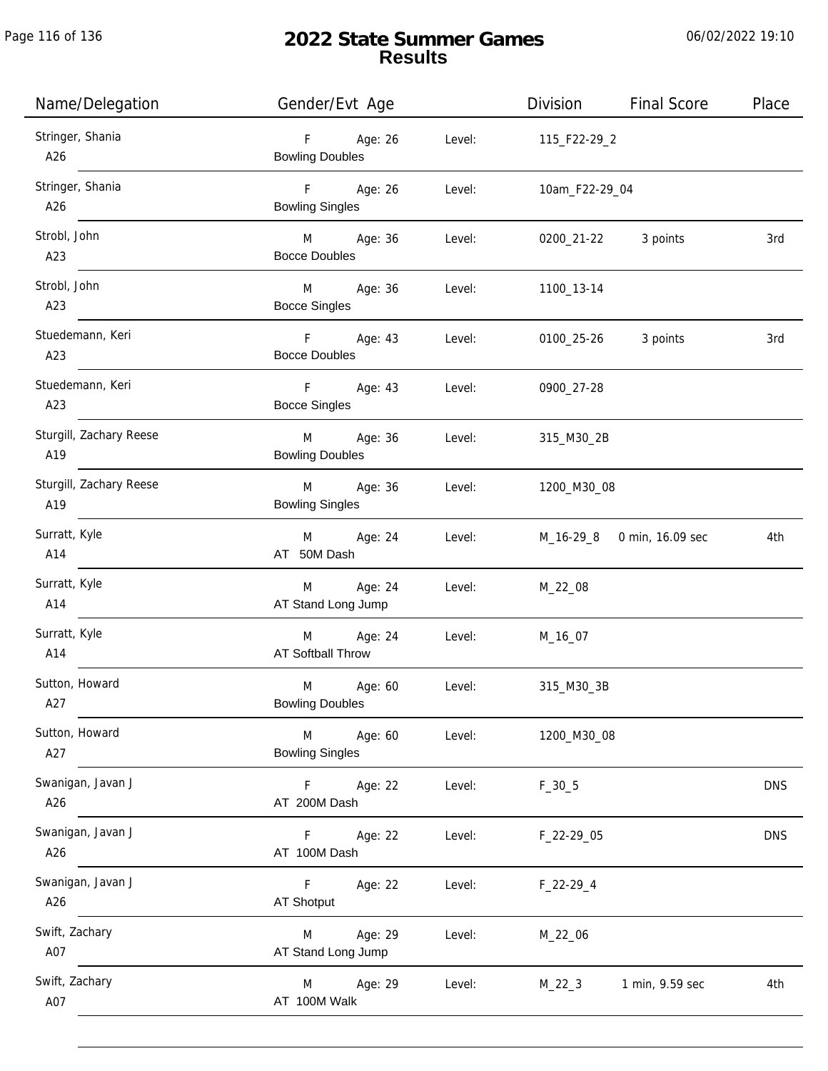# 2022 State Summer Games
## Results

| Name/Delegation | Gender/Evt Age | | Level: | Division | Final Score | Place |
|---|---|---|---|---|---|---|
| Stringer, Shania<br>A26 | F<br>Bowling Doubles | Age: 26 | Level: | 115_F22-29_2 | | |
| Stringer, Shania<br>A26 | F<br>Bowling Singles | Age: 26 | Level: | 10am_F22-29_04 | | |
| Strobl, John<br>A23 | M<br>Bocce Doubles | Age: 36 | Level: | 0200_21-22 | 3 points | 3rd |
| Strobl, John<br>A23 | M<br>Bocce Singles | Age: 36 | Level: | 1100_13-14 | | |
| Stuedemann, Keri<br>A23 | F<br>Bocce Doubles | Age: 43 | Level: | 0100_25-26 | 3 points | 3rd |
| Stuedemann, Keri<br>A23 | F<br>Bocce Singles | Age: 43 | Level: | 0900_27-28 | | |
| Sturgill, Zachary Reese<br>A19 | M<br>Bowling Doubles | Age: 36 | Level: | 315_M30_2B | | |
| Sturgill, Zachary Reese<br>A19 | M<br>Bowling Singles | Age: 36 | Level: | 1200_M30_08 | | |
| Surratt, Kyle<br>A14 | M<br>AT 50M Dash | Age: 24 | Level: | M_16-29_8 | 0 min, 16.09 sec | 4th |
| Surratt, Kyle<br>A14 | M<br>AT Stand Long Jump | Age: 24 | Level: | M_22_08 | | |
| Surratt, Kyle<br>A14 | M<br>AT Softball Throw | Age: 24 | Level: | M_16_07 | | |
| Sutton, Howard<br>A27 | M<br>Bowling Doubles | Age: 60 | Level: | 315_M30_3B | | |
| Sutton, Howard<br>A27 | M<br>Bowling Singles | Age: 60 | Level: | 1200_M30_08 | | |
| Swanigan, Javan J<br>A26 | F<br>AT 200M Dash | Age: 22 | Level: | F_30_5 | | DNS |
| Swanigan, Javan J<br>A26 | F<br>AT 100M Dash | Age: 22 | Level: | F_22-29_05 | | DNS |
| Swanigan, Javan J<br>A26 | F<br>AT Shotput | Age: 22 | Level: | F_22-29_4 | | |
| Swift, Zachary<br>A07 | M<br>AT Stand Long Jump | Age: 29 | Level: | M_22_06 | | |
| Swift, Zachary<br>A07 | M<br>AT 100M Walk | Age: 29 | Level: | M_22_3 | 1 min, 9.59 sec | 4th |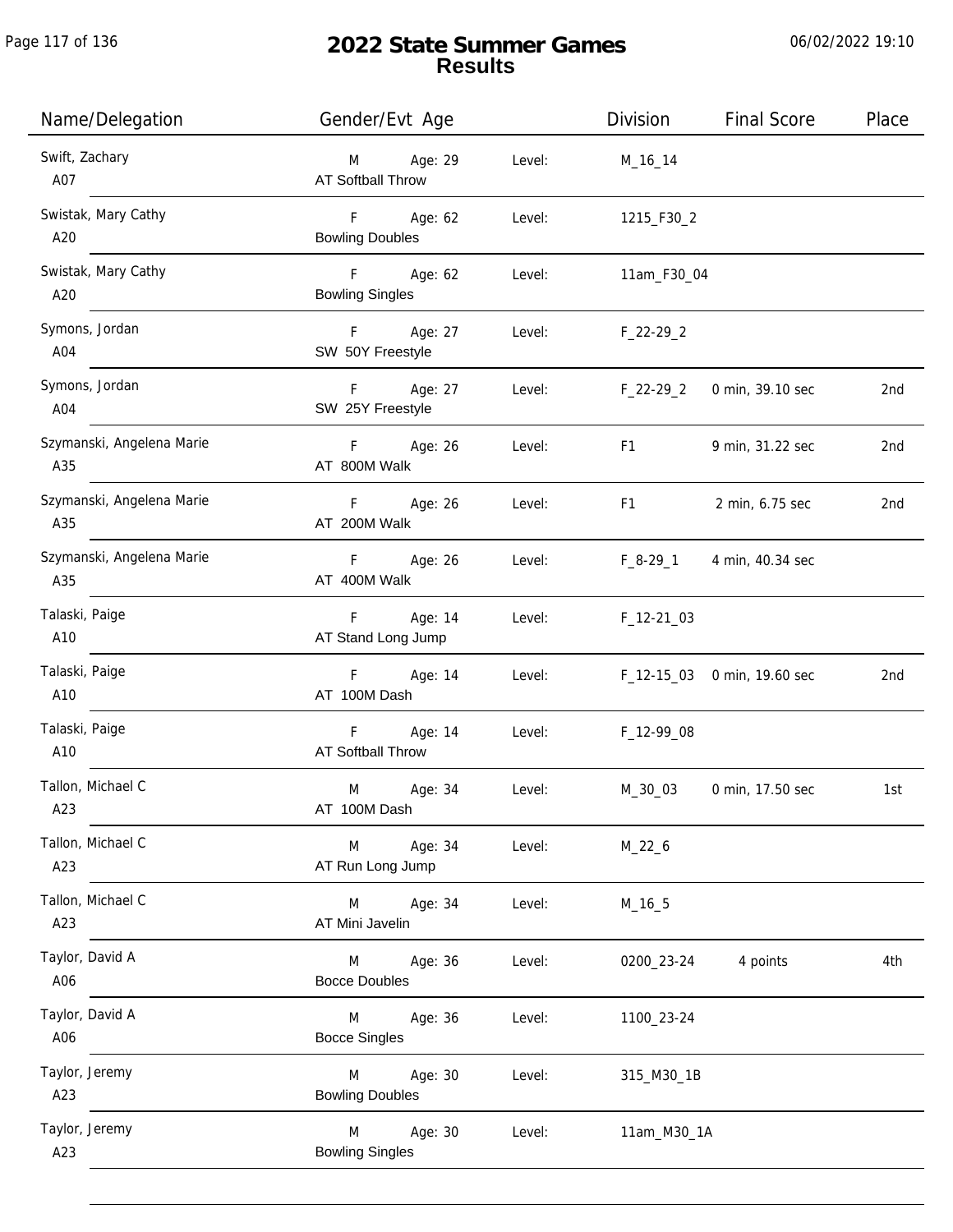# 2022 State Summer Games
## Results

| Name/Delegation | Gender/Evt Age | | Level: | Division | Final Score | Place |
|---|---|---|---|---|---|---|
| Swift, Zachary<br>A07 | M<br>AT Softball Throw | Age: 29 | Level: | M_16_14 | | |
| Swistak, Mary Cathy<br>A20 | F<br>Bowling Doubles | Age: 62 | Level: | 1215_F30_2 | | |
| Swistak, Mary Cathy<br>A20 | F<br>Bowling Singles | Age: 62 | Level: | 11am_F30_04 | | |
| Symons, Jordan<br>A04 | F<br>SW 50Y Freestyle | Age: 27 | Level: | F_22-29_2 | | |
| Symons, Jordan<br>A04 | F<br>SW 25Y Freestyle | Age: 27 | Level: | F_22-29_2 | 0 min, 39.10 sec | 2nd |
| Szymanski, Angelena Marie<br>A35 | F<br>AT 800M Walk | Age: 26 | Level: | F1 | 9 min, 31.22 sec | 2nd |
| Szymanski, Angelena Marie<br>A35 | F<br>AT 200M Walk | Age: 26 | Level: | F1 | 2 min, 6.75 sec | 2nd |
| Szymanski, Angelena Marie<br>A35 | F<br>AT 400M Walk | Age: 26 | Level: | F_8-29_1 | 4 min, 40.34 sec | |
| Talaski, Paige<br>A10 | F<br>AT Stand Long Jump | Age: 14 | Level: | F_12-21_03 | | |
| Talaski, Paige<br>A10 | F<br>AT 100M Dash | Age: 14 | Level: | F_12-15_03 | 0 min, 19.60 sec | 2nd |
| Talaski, Paige<br>A10 | F<br>AT Softball Throw | Age: 14 | Level: | F_12-99_08 | | |
| Tallon, Michael C<br>A23 | M<br>AT 100M Dash | Age: 34 | Level: | M_30_03 | 0 min, 17.50 sec | 1st |
| Tallon, Michael C<br>A23 | M<br>AT Run Long Jump | Age: 34 | Level: | M_22_6 | | |
| Tallon, Michael C<br>A23 | M<br>AT Mini Javelin | Age: 34 | Level: | M_16_5 | | |
| Taylor, David A<br>A06 | M<br>Bocce Doubles | Age: 36 | Level: | 0200_23-24 | 4 points | 4th |
| Taylor, David A<br>A06 | M<br>Bocce Singles | Age: 36 | Level: | 1100_23-24 | | |
| Taylor, Jeremy<br>A23 | M<br>Bowling Doubles | Age: 30 | Level: | 315_M30_1B | | |
| Taylor, Jeremy<br>A23 | M<br>Bowling Singles | Age: 30 | Level: | 11am_M30_1A | | |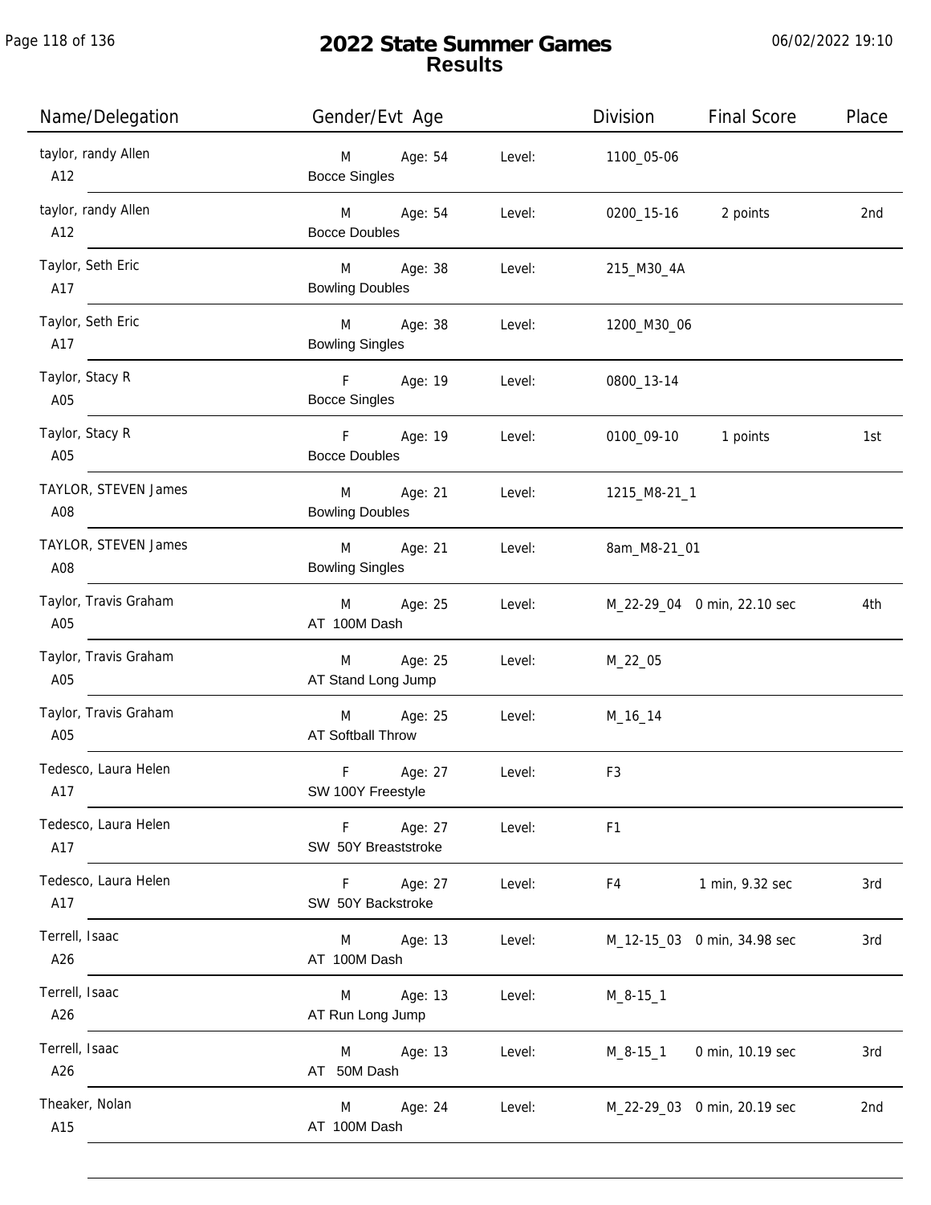# 2022 State Summer Games
## Results

06/02/2022 19:10

| Name/Delegation | Gender/Evt Age | | Level: | Division | Final Score | Place |
|---|---|---|---|---|---|---|
| taylor, randy Allen<br>A12 | M<br>Bocce Singles | Age: 54 | Level: | 1100_05-06 | | |
| taylor, randy Allen<br>A12 | M<br>Bocce Doubles | Age: 54 | Level: | 0200_15-16 | 2 points | 2nd |
| Taylor, Seth Eric<br>A17 | M<br>Bowling Doubles | Age: 38 | Level: | 215_M30_4A | | |
| Taylor, Seth Eric<br>A17 | M<br>Bowling Singles | Age: 38 | Level: | 1200_M30_06 | | |
| Taylor, Stacy R<br>A05 | F<br>Bocce Singles | Age: 19 | Level: | 0800_13-14 | | |
| Taylor, Stacy R<br>A05 | F<br>Bocce Doubles | Age: 19 | Level: | 0100_09-10 | 1 points | 1st |
| TAYLOR, STEVEN James<br>A08 | M<br>Bowling Doubles | Age: 21 | Level: | 1215_M8-21_1 | | |
| TAYLOR, STEVEN James<br>A08 | M<br>Bowling Singles | Age: 21 | Level: | 8am_M8-21_01 | | |
| Taylor, Travis Graham<br>A05 | M<br>AT 100M Dash | Age: 25 | Level: | M_22-29_04 | 0 min, 22.10 sec | 4th |
| Taylor, Travis Graham<br>A05 | M<br>AT Stand Long Jump | Age: 25 | Level: | M_22_05 | | |
| Taylor, Travis Graham<br>A05 | M<br>AT Softball Throw | Age: 25 | Level: | M_16_14 | | |
| Tedesco, Laura Helen<br>A17 | F<br>SW 100Y Freestyle | Age: 27 | Level: | F3 | | |
| Tedesco, Laura Helen<br>A17 | F<br>SW 50Y Breaststroke | Age: 27 | Level: | F1 | | |
| Tedesco, Laura Helen<br>A17 | F<br>SW 50Y Backstroke | Age: 27 | Level: | F4 | 1 min, 9.32 sec | 3rd |
| Terrell, Isaac<br>A26 | M<br>AT 100M Dash | Age: 13 | Level: | M_12-15_03 | 0 min, 34.98 sec | 3rd |
| Terrell, Isaac<br>A26 | M<br>AT Run Long Jump | Age: 13 | Level: | M_8-15_1 | | |
| Terrell, Isaac<br>A26 | M<br>AT 50M Dash | Age: 13 | Level: | M_8-15_1 | 0 min, 10.19 sec | 3rd |
| Theaker, Nolan<br>A15 | M<br>AT 100M Dash | Age: 24 | Level: | M_22-29_03 | 0 min, 20.19 sec | 2nd |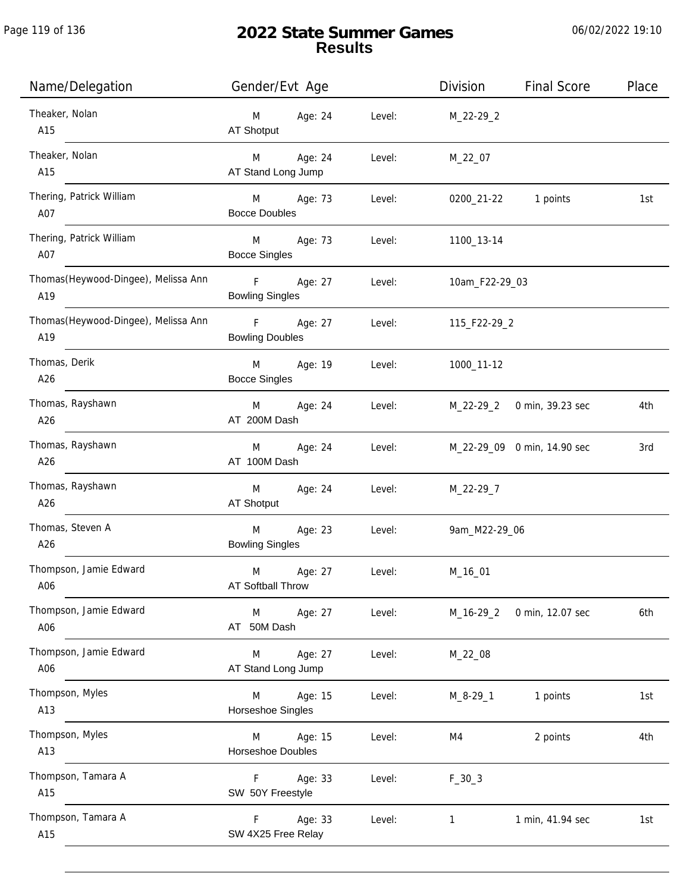# 2022 State Summer Games
## Results

| Name/Delegation | Gender/Evt Age | | Level: | Division | Final Score | Place |
|---|---|---|---|---|---|---|
| Theaker, Nolan<br>A15 | M<br>AT Shotput | Age: 24 | Level: | M_22-29_2 | | |
| Theaker, Nolan<br>A15 | M<br>AT Stand Long Jump | Age: 24 | Level: | M_22_07 | | |
| Thering, Patrick William<br>A07 | M<br>Bocce Doubles | Age: 73 | Level: | 0200_21-22 | 1 points | 1st |
| Thering, Patrick William<br>A07 | M<br>Bocce Singles | Age: 73 | Level: | 1100_13-14 | | |
| Thomas(Heywood-Dingee), Melissa Ann<br>A19 | F<br>Bowling Singles | Age: 27 | Level: | 10am_F22-29_03 | | |
| Thomas(Heywood-Dingee), Melissa Ann<br>A19 | F<br>Bowling Doubles | Age: 27 | Level: | 115_F22-29_2 | | |
| Thomas, Derik<br>A26 | M<br>Bocce Singles | Age: 19 | Level: | 1000_11-12 | | |
| Thomas, Rayshawn<br>A26 | M<br>AT 200M Dash | Age: 24 | Level: | M_22-29_2 | 0 min, 39.23 sec | 4th |
| Thomas, Rayshawn<br>A26 | M<br>AT 100M Dash | Age: 24 | Level: | M_22-29_09 | 0 min, 14.90 sec | 3rd |
| Thomas, Rayshawn<br>A26 | M<br>AT Shotput | Age: 24 | Level: | M_22-29_7 | | |
| Thomas, Steven A<br>A26 | M<br>Bowling Singles | Age: 23 | Level: | 9am_M22-29_06 | | |
| Thompson, Jamie Edward<br>A06 | M<br>AT Softball Throw | Age: 27 | Level: | M_16_01 | | |
| Thompson, Jamie Edward<br>A06 | M<br>AT 50M Dash | Age: 27 | Level: | M_16-29_2 | 0 min, 12.07 sec | 6th |
| Thompson, Jamie Edward<br>A06 | M<br>AT Stand Long Jump | Age: 27 | Level: | M_22_08 | | |
| Thompson, Myles<br>A13 | M<br>Horseshoe Singles | Age: 15 | Level: | M_8-29_1 | 1 points | 1st |
| Thompson, Myles<br>A13 | M<br>Horseshoe Doubles | Age: 15 | Level: | M4 | 2 points | 4th |
| Thompson, Tamara A<br>A15 | F<br>SW 50Y Freestyle | Age: 33 | Level: | F_30_3 | | |
| Thompson, Tamara A<br>A15 | F<br>SW 4X25 Free Relay | Age: 33 | Level: | 1 | 1 min, 41.94 sec | 1st |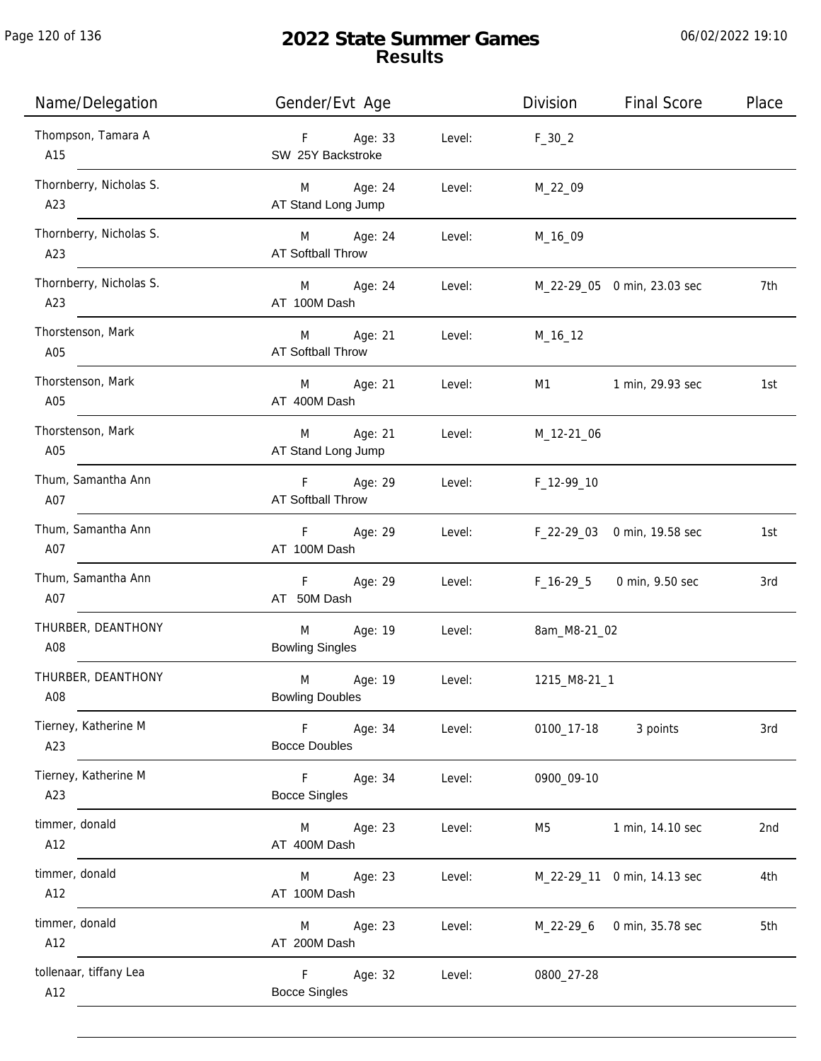# 2022 State Summer Games
## Results

| Name/Delegation | Gender/Evt Age | | Level: | Division | Final Score | Place |
|---|---|---|---|---|---|---|
| Thompson, Tamara A<br>A15 | F<br>SW 25Y Backstroke | Age: 33 | Level: | F_30_2 | | |
| Thornberry, Nicholas S.<br>A23 | M<br>AT Stand Long Jump | Age: 24 | Level: | M_22_09 | | |
| Thornberry, Nicholas S.<br>A23 | M<br>AT Softball Throw | Age: 24 | Level: | M_16_09 | | |
| Thornberry, Nicholas S.<br>A23 | M<br>AT 100M Dash | Age: 24 | Level: | M_22-29_05 | 0 min, 23.03 sec | 7th |
| Thorstenson, Mark<br>A05 | M<br>AT Softball Throw | Age: 21 | Level: | M_16_12 | | |
| Thorstenson, Mark<br>A05 | M<br>AT 400M Dash | Age: 21 | Level: | M1 | 1 min, 29.93 sec | 1st |
| Thorstenson, Mark<br>A05 | M<br>AT Stand Long Jump | Age: 21 | Level: | M_12-21_06 | | |
| Thum, Samantha Ann<br>A07 | F<br>AT Softball Throw | Age: 29 | Level: | F_12-99_10 | | |
| Thum, Samantha Ann<br>A07 | F<br>AT 100M Dash | Age: 29 | Level: | F_22-29_03 | 0 min, 19.58 sec | 1st |
| Thum, Samantha Ann<br>A07 | F<br>AT 50M Dash | Age: 29 | Level: | F_16-29_5 | 0 min, 9.50 sec | 3rd |
| THURBER, DEANTHONY<br>A08 | M<br>Bowling Singles | Age: 19 | Level: | 8am_M8-21_02 | | |
| THURBER, DEANTHONY<br>A08 | M<br>Bowling Doubles | Age: 19 | Level: | 1215_M8-21_1 | | |
| Tierney, Katherine M<br>A23 | F<br>Bocce Doubles | Age: 34 | Level: | 0100_17-18 | 3 points | 3rd |
| Tierney, Katherine M<br>A23 | F<br>Bocce Singles | Age: 34 | Level: | 0900_09-10 | | |
| timmer, donald<br>A12 | M<br>AT 400M Dash | Age: 23 | Level: | M5 | 1 min, 14.10 sec | 2nd |
| timmer, donald<br>A12 | M<br>AT 100M Dash | Age: 23 | Level: | M_22-29_11 | 0 min, 14.13 sec | 4th |
| timmer, donald<br>A12 | M<br>AT 200M Dash | Age: 23 | Level: | M_22-29_6 | 0 min, 35.78 sec | 5th |
| tollenaar, tiffany Lea<br>A12 | F<br>Bocce Singles | Age: 32 | Level: | 0800_27-28 | | |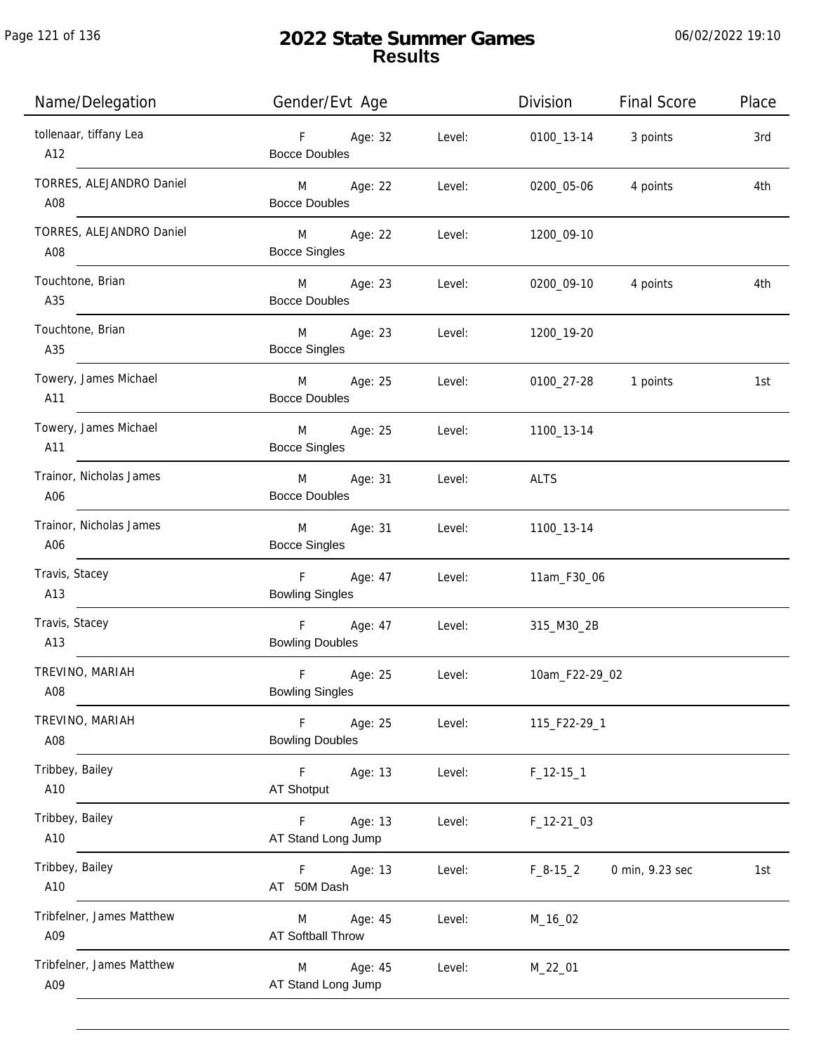# 2022 State Summer Games
## Results

06/02/2022 19:10

| Name/Delegation | Gender/Evt Age | | Level: | Division | Final Score | Place |
|---|---|---|---|---|---|---|
| tollenaar, tiffany Lea<br>A12 | F<br>Bocce Doubles | Age: 32 | Level: | 0100_13-14 | 3 points | 3rd |
| TORRES, ALEJANDRO Daniel<br>A08 | M<br>Bocce Doubles | Age: 22 | Level: | 0200_05-06 | 4 points | 4th |
| TORRES, ALEJANDRO Daniel<br>A08 | M<br>Bocce Singles | Age: 22 | Level: | 1200_09-10 | | |
| Touchtone, Brian<br>A35 | M<br>Bocce Doubles | Age: 23 | Level: | 0200_09-10 | 4 points | 4th |
| Touchtone, Brian<br>A35 | M<br>Bocce Singles | Age: 23 | Level: | 1200_19-20 | | |
| Towery, James Michael<br>A11 | M<br>Bocce Doubles | Age: 25 | Level: | 0100_27-28 | 1 points | 1st |
| Towery, James Michael<br>A11 | M<br>Bocce Singles | Age: 25 | Level: | 1100_13-14 | | |
| Trainor, Nicholas James<br>A06 | M<br>Bocce Doubles | Age: 31 | Level: | ALTS | | |
| Trainor, Nicholas James<br>A06 | M<br>Bocce Singles | Age: 31 | Level: | 1100_13-14 | | |
| Travis, Stacey<br>A13 | F<br>Bowling Singles | Age: 47 | Level: | 11am_F30_06 | | |
| Travis, Stacey<br>A13 | F<br>Bowling Doubles | Age: 47 | Level: | 315_M30_2B | | |
| TREVINO, MARIAH<br>A08 | F<br>Bowling Singles | Age: 25 | Level: | 10am_F22-29_02 | | |
| TREVINO, MARIAH<br>A08 | F<br>Bowling Doubles | Age: 25 | Level: | 115_F22-29_1 | | |
| Tribbey, Bailey<br>A10 | F<br>AT Shotput | Age: 13 | Level: | F_12-15_1 | | |
| Tribbey, Bailey<br>A10 | F<br>AT Stand Long Jump | Age: 13 | Level: | F_12-21_03 | | |
| Tribbey, Bailey<br>A10 | F<br>AT 50M Dash | Age: 13 | Level: | F_8-15_2 | 0 min, 9.23 sec | 1st |
| Tribfelner, James Matthew<br>A09 | M<br>AT Softball Throw | Age: 45 | Level: | M_16_02 | | |
| Tribfelner, James Matthew<br>A09 | M<br>AT Stand Long Jump | Age: 45 | Level: | M_22_01 | | |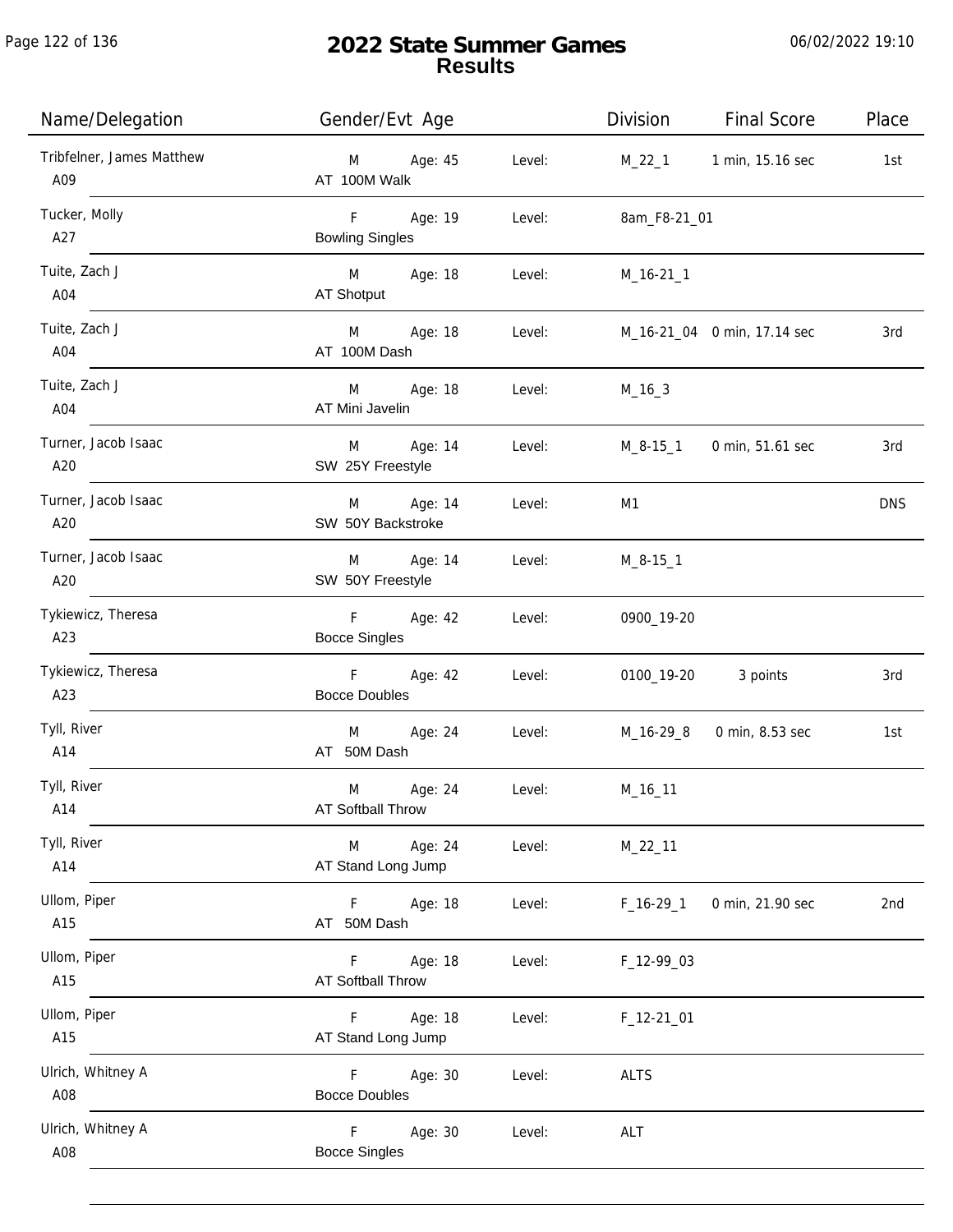# 2022 State Summer Games
## Results

06/02/2022 19:10

| Name/Delegation | Gender/Evt Age | | Level: | Division | Final Score | Place |
|---|---|---|---|---|---|---|
| Tribfelner, James Matthew<br>A09 | M<br>AT 100M Walk | Age: 45 | Level: | M_22_1 | 1 min, 15.16 sec | 1st |
| Tucker, Molly<br>A27 | F<br>Bowling Singles | Age: 19 | Level: | 8am_F8-21_01 | | |
| Tuite, Zach J<br>A04 | M<br>AT Shotput | Age: 18 | Level: | M_16-21_1 | | |
| Tuite, Zach J<br>A04 | M<br>AT 100M Dash | Age: 18 | Level: | M_16-21_04 | 0 min, 17.14 sec | 3rd |
| Tuite, Zach J<br>A04 | M<br>AT Mini Javelin | Age: 18 | Level: | M_16_3 | | |
| Turner, Jacob Isaac<br>A20 | M<br>SW 25Y Freestyle | Age: 14 | Level: | M_8-15_1 | 0 min, 51.61 sec | 3rd |
| Turner, Jacob Isaac<br>A20 | M<br>SW 50Y Backstroke | Age: 14 | Level: | M1 | | DNS |
| Turner, Jacob Isaac<br>A20 | M<br>SW 50Y Freestyle | Age: 14 | Level: | M_8-15_1 | | |
| Tykiewicz, Theresa<br>A23 | F<br>Bocce Singles | Age: 42 | Level: | 0900_19-20 | | |
| Tykiewicz, Theresa<br>A23 | F<br>Bocce Doubles | Age: 42 | Level: | 0100_19-20 | 3 points | 3rd |
| Tyll, River<br>A14 | M<br>AT 50M Dash | Age: 24 | Level: | M_16-29_8 | 0 min, 8.53 sec | 1st |
| Tyll, River<br>A14 | M<br>AT Softball Throw | Age: 24 | Level: | M_16_11 | | |
| Tyll, River<br>A14 | M<br>AT Stand Long Jump | Age: 24 | Level: | M_22_11 | | |
| Ullom, Piper<br>A15 | F<br>AT 50M Dash | Age: 18 | Level: | F_16-29_1 | 0 min, 21.90 sec | 2nd |
| Ullom, Piper<br>A15 | F<br>AT Softball Throw | Age: 18 | Level: | F_12-99_03 | | |
| Ullom, Piper<br>A15 | F<br>AT Stand Long Jump | Age: 18 | Level: | F_12-21_01 | | |
| Ulrich, Whitney A<br>A08 | F<br>Bocce Doubles | Age: 30 | Level: | ALTS | | |
| Ulrich, Whitney A<br>A08 | F<br>Bocce Singles | Age: 30 | Level: | ALT | | |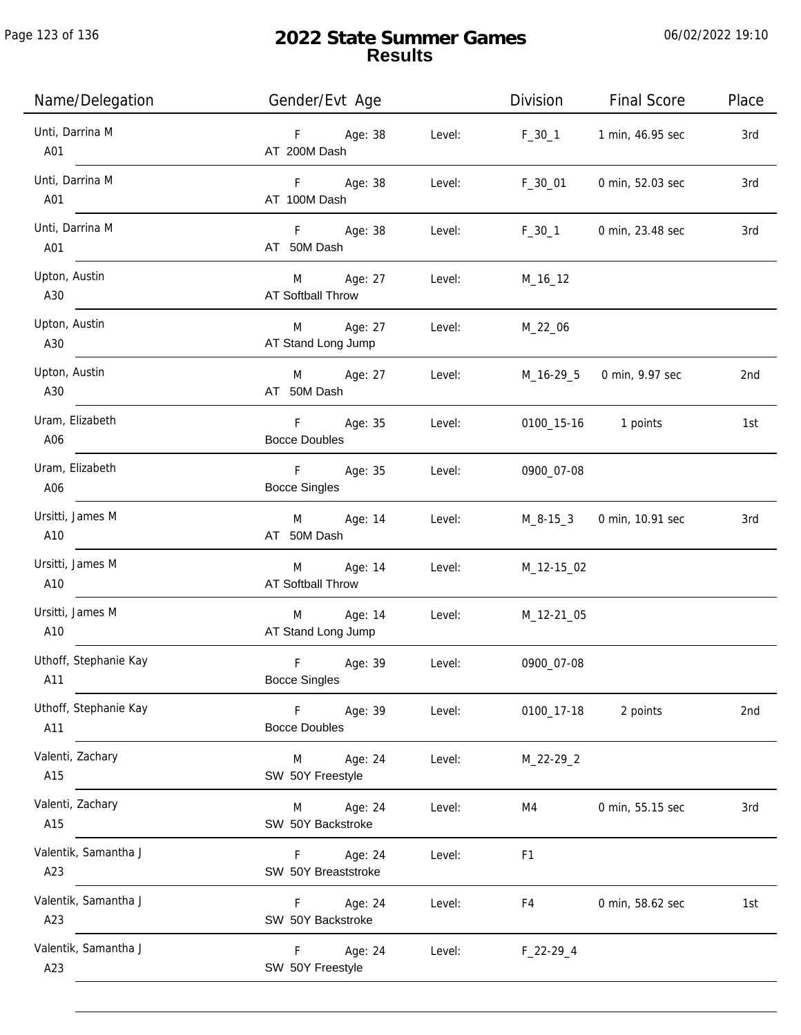# 2022 State Summer Games
## Results

06/02/2022 19:10

| Name/Delegation | Gender/Evt Age | | Level: | Division | Final Score | Place |
|---|---|---|---|---|---|---|
| Unti, Darrina M<br>A01 | F<br>AT 200M Dash | Age: 38 | Level: | F_30_1 | 1 min, 46.95 sec | 3rd |
| Unti, Darrina M<br>A01 | F<br>AT 100M Dash | Age: 38 | Level: | F_30_01 | 0 min, 52.03 sec | 3rd |
| Unti, Darrina M<br>A01 | F<br>AT 50M Dash | Age: 38 | Level: | F_30_1 | 0 min, 23.48 sec | 3rd |
| Upton, Austin<br>A30 | M<br>AT Softball Throw | Age: 27 | Level: | M_16_12 | | |
| Upton, Austin<br>A30 | M<br>AT Stand Long Jump | Age: 27 | Level: | M_22_06 | | |
| Upton, Austin<br>A30 | M<br>AT 50M Dash | Age: 27 | Level: | M_16-29_5 | 0 min, 9.97 sec | 2nd |
| Uram, Elizabeth<br>A06 | F<br>Bocce Doubles | Age: 35 | Level: | 0100_15-16 | 1 points | 1st |
| Uram, Elizabeth<br>A06 | F<br>Bocce Singles | Age: 35 | Level: | 0900_07-08 | | |
| Ursitti, James M<br>A10 | M<br>AT 50M Dash | Age: 14 | Level: | M_8-15_3 | 0 min, 10.91 sec | 3rd |
| Ursitti, James M<br>A10 | M<br>AT Softball Throw | Age: 14 | Level: | M_12-15_02 | | |
| Ursitti, James M<br>A10 | M<br>AT Stand Long Jump | Age: 14 | Level: | M_12-21_05 | | |
| Uthoff, Stephanie Kay<br>A11 | F<br>Bocce Singles | Age: 39 | Level: | 0900_07-08 | | |
| Uthoff, Stephanie Kay<br>A11 | F<br>Bocce Doubles | Age: 39 | Level: | 0100_17-18 | 2 points | 2nd |
| Valenti, Zachary<br>A15 | M<br>SW 50Y Freestyle | Age: 24 | Level: | M_22-29_2 | | |
| Valenti, Zachary<br>A15 | M<br>SW 50Y Backstroke | Age: 24 | Level: | M4 | 0 min, 55.15 sec | 3rd |
| Valentik, Samantha J<br>A23 | F<br>SW 50Y Breaststroke | Age: 24 | Level: | F1 | | |
| Valentik, Samantha J<br>A23 | F<br>SW 50Y Backstroke | Age: 24 | Level: | F4 | 0 min, 58.62 sec | 1st |
| Valentik, Samantha J<br>A23 | F<br>SW 50Y Freestyle | Age: 24 | Level: | F_22-29_4 | | |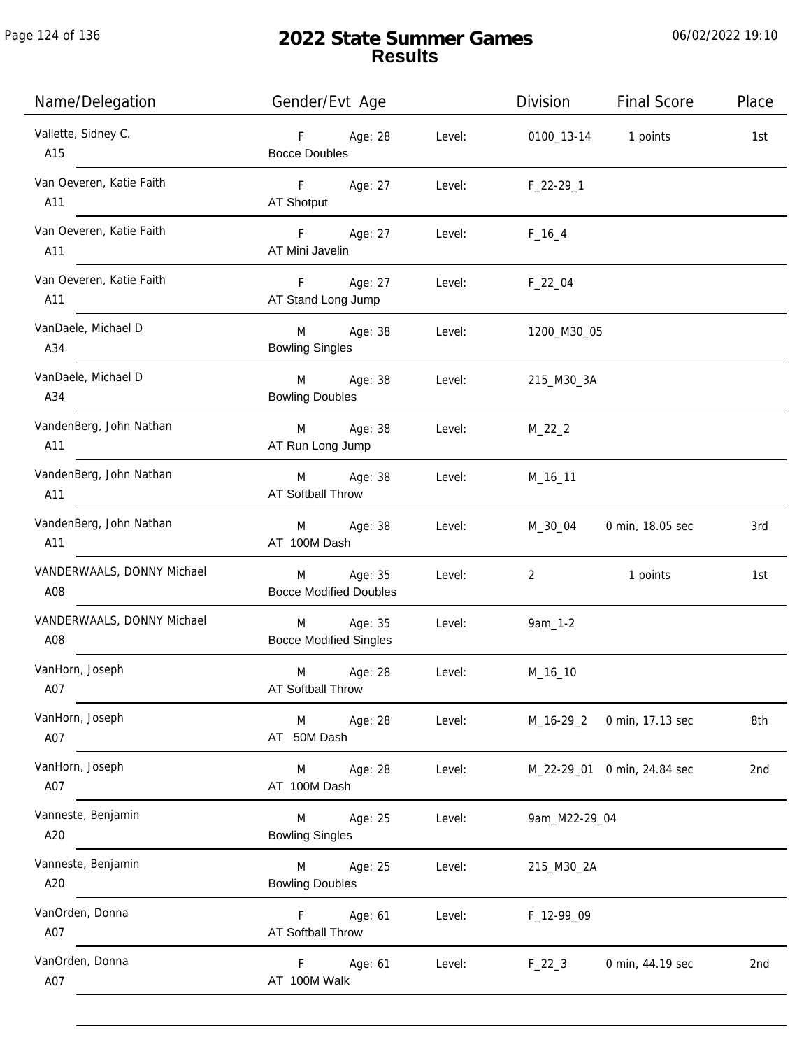# 2022 State Summer Games
## Results

| Name/Delegation | Gender/Evt Age | | Level: | Division | Final Score | Place |
|---|---|---|---|---|---|---|
| Vallette, Sidney C.<br>A15 | F<br>Bocce Doubles | Age: 28 | Level: | 0100_13-14 | 1 points | 1st |
| Van Oeveren, Katie Faith<br>A11 | F<br>AT Shotput | Age: 27 | Level: | F_22-29_1 | | |
| Van Oeveren, Katie Faith<br>A11 | F<br>AT Mini Javelin | Age: 27 | Level: | F_16_4 | | |
| Van Oeveren, Katie Faith<br>A11 | F<br>AT Stand Long Jump | Age: 27 | Level: | F_22_04 | | |
| VanDaele, Michael D<br>A34 | M<br>Bowling Singles | Age: 38 | Level: | 1200_M30_05 | | |
| VanDaele, Michael D<br>A34 | M<br>Bowling Doubles | Age: 38 | Level: | 215_M30_3A | | |
| VandenBerg, John Nathan<br>A11 | M<br>AT Run Long Jump | Age: 38 | Level: | M_22_2 | | |
| VandenBerg, John Nathan<br>A11 | M<br>AT Softball Throw | Age: 38 | Level: | M_16_11 | | |
| VandenBerg, John Nathan<br>A11 | M<br>AT 100M Dash | Age: 38 | Level: | M_30_04 | 0 min, 18.05 sec | 3rd |
| VANDERWAALS, DONNY Michael<br>A08 | M<br>Bocce Modified Doubles | Age: 35 | Level: | 2 | 1 points | 1st |
| VANDERWAALS, DONNY Michael<br>A08 | M<br>Bocce Modified Singles | Age: 35 | Level: | 9am_1-2 | | |
| VanHorn, Joseph<br>A07 | M<br>AT Softball Throw | Age: 28 | Level: | M_16_10 | | |
| VanHorn, Joseph<br>A07 | M<br>AT 50M Dash | Age: 28 | Level: | M_16-29_2 | 0 min, 17.13 sec | 8th |
| VanHorn, Joseph<br>A07 | M<br>AT 100M Dash | Age: 28 | Level: | M_22-29_01 | 0 min, 24.84 sec | 2nd |
| Vanneste, Benjamin<br>A20 | M<br>Bowling Singles | Age: 25 | Level: | 9am_M22-29_04 | | |
| Vanneste, Benjamin<br>A20 | M<br>Bowling Doubles | Age: 25 | Level: | 215_M30_2A | | |
| VanOrden, Donna<br>A07 | F<br>AT Softball Throw | Age: 61 | Level: | F_12-99_09 | | |
| VanOrden, Donna<br>A07 | F<br>AT 100M Walk | Age: 61 | Level: | F_22_3 | 0 min, 44.19 sec | 2nd |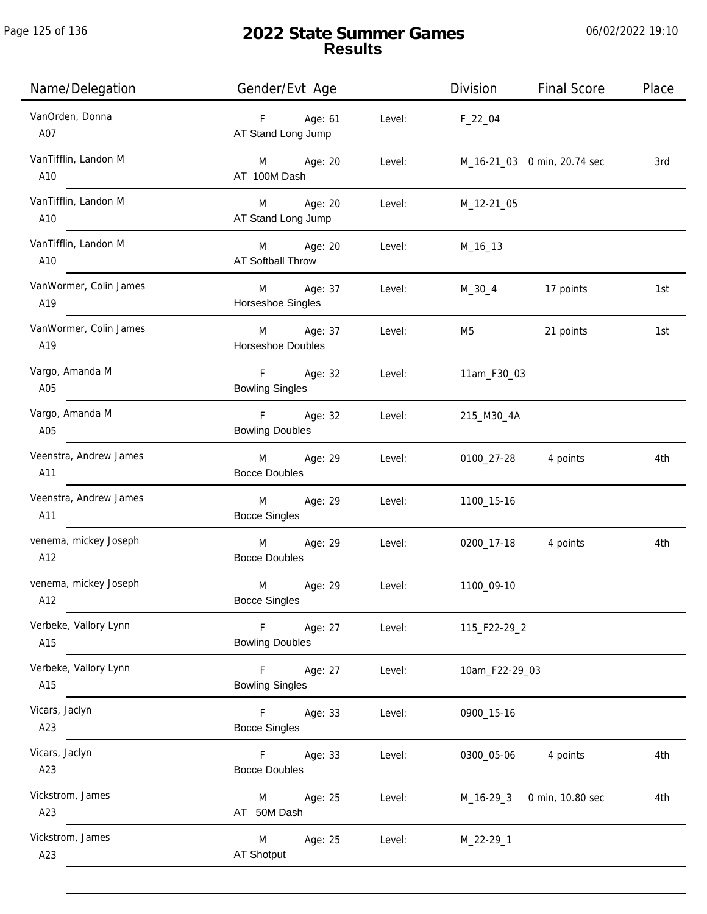# 2022 State Summer Games
## Results

06/02/2022 19:10

| Name/Delegation | Gender/Evt Age | | Level: | Division | Final Score | Place |
|---|---|---|---|---|---|---|
| VanOrden, Donna<br>A07 | F<br>AT Stand Long Jump | Age: 61 | Level: | F_22_04 | | |
| VanTifflin, Landon M<br>A10 | M<br>AT 100M Dash | Age: 20 | Level: | M_16-21_03 | 0 min, 20.74 sec | 3rd |
| VanTifflin, Landon M<br>A10 | M<br>AT Stand Long Jump | Age: 20 | Level: | M_12-21_05 | | |
| VanTifflin, Landon M<br>A10 | M<br>AT Softball Throw | Age: 20 | Level: | M_16_13 | | |
| VanWormer, Colin James<br>A19 | M<br>Horseshoe Singles | Age: 37 | Level: | M_30_4 | 17 points | 1st |
| VanWormer, Colin James<br>A19 | M<br>Horseshoe Doubles | Age: 37 | Level: | M5 | 21 points | 1st |
| Vargo, Amanda M<br>A05 | F<br>Bowling Singles | Age: 32 | Level: | 11am_F30_03 | | |
| Vargo, Amanda M<br>A05 | F<br>Bowling Doubles | Age: 32 | Level: | 215_M30_4A | | |
| Veenstra, Andrew James<br>A11 | M<br>Bocce Doubles | Age: 29 | Level: | 0100_27-28 | 4 points | 4th |
| Veenstra, Andrew James<br>A11 | M<br>Bocce Singles | Age: 29 | Level: | 1100_15-16 | | |
| venema, mickey Joseph<br>A12 | M<br>Bocce Doubles | Age: 29 | Level: | 0200_17-18 | 4 points | 4th |
| venema, mickey Joseph<br>A12 | M<br>Bocce Singles | Age: 29 | Level: | 1100_09-10 | | |
| Verbeke, Vallory Lynn<br>A15 | F<br>Bowling Doubles | Age: 27 | Level: | 115_F22-29_2 | | |
| Verbeke, Vallory Lynn<br>A15 | F<br>Bowling Singles | Age: 27 | Level: | 10am_F22-29_03 | | |
| Vicars, Jaclyn<br>A23 | F<br>Bocce Singles | Age: 33 | Level: | 0900_15-16 | | |
| Vicars, Jaclyn<br>A23 | F<br>Bocce Doubles | Age: 33 | Level: | 0300_05-06 | 4 points | 4th |
| Vickstrom, James<br>A23 | M<br>AT 50M Dash | Age: 25 | Level: | M_16-29_3 | 0 min, 10.80 sec | 4th |
| Vickstrom, James<br>A23 | M<br>AT Shotput | Age: 25 | Level: | M_22-29_1 | | |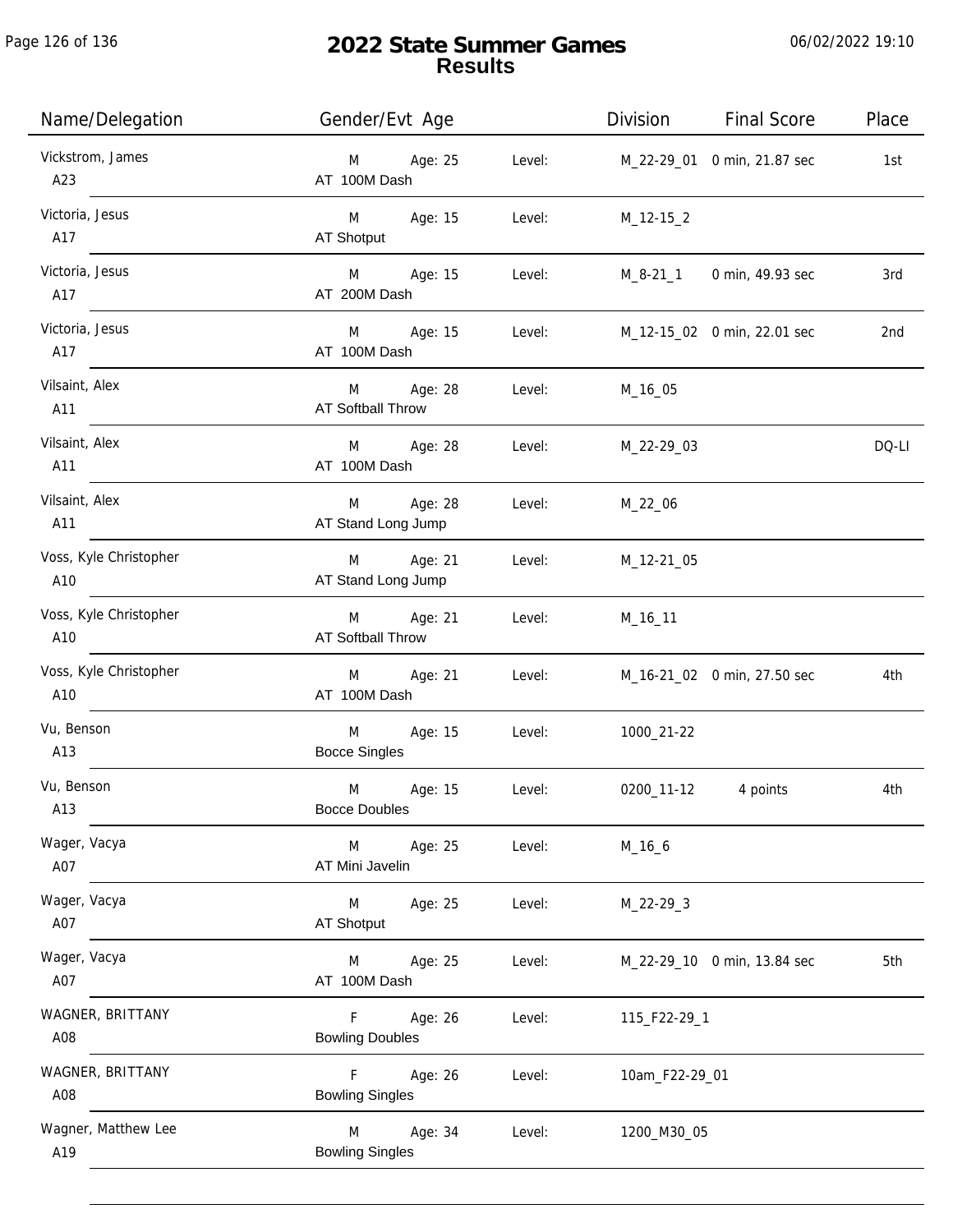# 2022 State Summer Games
## Results

| Name/Delegation | Gender/Evt Age | | Level: | Division | Final Score | Place |
|---|---|---|---|---|---|---|
| Vickstrom, James<br>A23 | M<br>AT 100M Dash | Age: 25 | Level: | M_22-29_01 | 0 min, 21.87 sec | 1st |
| Victoria, Jesus<br>A17 | M<br>AT Shotput | Age: 15 | Level: | M_12-15_2 | | |
| Victoria, Jesus<br>A17 | M<br>AT 200M Dash | Age: 15 | Level: | M_8-21_1 | 0 min, 49.93 sec | 3rd |
| Victoria, Jesus<br>A17 | M<br>AT 100M Dash | Age: 15 | Level: | M_12-15_02 | 0 min, 22.01 sec | 2nd |
| Vilsaint, Alex<br>A11 | M<br>AT Softball Throw | Age: 28 | Level: | M_16_05 | | |
| Vilsaint, Alex<br>A11 | M<br>AT 100M Dash | Age: 28 | Level: | M_22-29_03 | | DQ-LI |
| Vilsaint, Alex<br>A11 | M<br>AT Stand Long Jump | Age: 28 | Level: | M_22_06 | | |
| Voss, Kyle Christopher<br>A10 | M<br>AT Stand Long Jump | Age: 21 | Level: | M_12-21_05 | | |
| Voss, Kyle Christopher<br>A10 | M<br>AT Softball Throw | Age: 21 | Level: | M_16_11 | | |
| Voss, Kyle Christopher<br>A10 | M<br>AT 100M Dash | Age: 21 | Level: | M_16-21_02 | 0 min, 27.50 sec | 4th |
| Vu, Benson<br>A13 | M<br>Bocce Singles | Age: 15 | Level: | 1000_21-22 | | |
| Vu, Benson<br>A13 | M<br>Bocce Doubles | Age: 15 | Level: | 0200_11-12 | 4 points | 4th |
| Wager, Vacya<br>A07 | M<br>AT Mini Javelin | Age: 25 | Level: | M_16_6 | | |
| Wager, Vacya<br>A07 | M<br>AT Shotput | Age: 25 | Level: | M_22-29_3 | | |
| Wager, Vacya<br>A07 | M<br>AT 100M Dash | Age: 25 | Level: | M_22-29_10 | 0 min, 13.84 sec | 5th |
| WAGNER, BRITTANY<br>A08 | F<br>Bowling Doubles | Age: 26 | Level: | 115_F22-29_1 | | |
| WAGNER, BRITTANY<br>A08 | F<br>Bowling Singles | Age: 26 | Level: | 10am_F22-29_01 | | |
| Wagner, Matthew Lee<br>A19 | M<br>Bowling Singles | Age: 34 | Level: | 1200_M30_05 | | |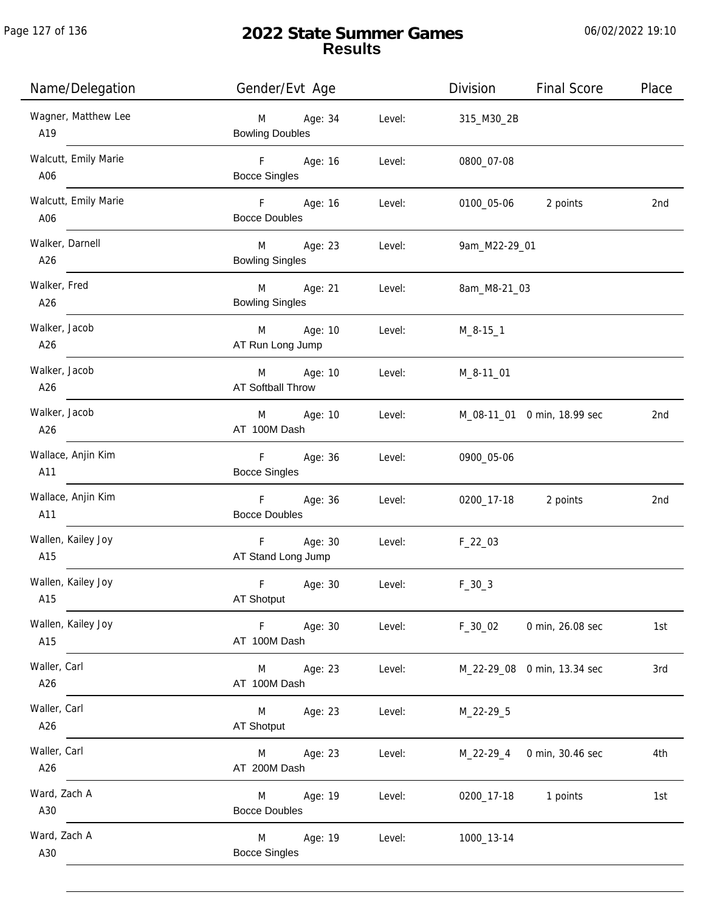# 2022 State Summer Games
## Results

| Name/Delegation | Gender/Evt Age | | Level: | Division | Final Score | Place |
|---|---|---|---|---|---|---|
| Wagner, Matthew Lee<br>A19 | M<br>Bowling Doubles | Age: 34 | Level: | 315_M30_2B | | |
| Walcutt, Emily Marie<br>A06 | F<br>Bocce Singles | Age: 16 | Level: | 0800_07-08 | | |
| Walcutt, Emily Marie<br>A06 | F<br>Bocce Doubles | Age: 16 | Level: | 0100_05-06 | 2 points | 2nd |
| Walker, Darnell<br>A26 | M<br>Bowling Singles | Age: 23 | Level: | 9am_M22-29_01 | | |
| Walker, Fred<br>A26 | M<br>Bowling Singles | Age: 21 | Level: | 8am_M8-21_03 | | |
| Walker, Jacob<br>A26 | M<br>AT Run Long Jump | Age: 10 | Level: | M_8-15_1 | | |
| Walker, Jacob<br>A26 | M<br>AT Softball Throw | Age: 10 | Level: | M_8-11_01 | | |
| Walker, Jacob<br>A26 | M<br>AT 100M Dash | Age: 10 | Level: | M_08-11_01 | 0 min, 18.99 sec | 2nd |
| Wallace, Anjin Kim<br>A11 | F<br>Bocce Singles | Age: 36 | Level: | 0900_05-06 | | |
| Wallace, Anjin Kim<br>A11 | F<br>Bocce Doubles | Age: 36 | Level: | 0200_17-18 | 2 points | 2nd |
| Wallen, Kailey Joy<br>A15 | F<br>AT Stand Long Jump | Age: 30 | Level: | F_22_03 | | |
| Wallen, Kailey Joy<br>A15 | F<br>AT Shotput | Age: 30 | Level: | F_30_3 | | |
| Wallen, Kailey Joy<br>A15 | F<br>AT 100M Dash | Age: 30 | Level: | F_30_02 | 0 min, 26.08 sec | 1st |
| Waller, Carl<br>A26 | M<br>AT 100M Dash | Age: 23 | Level: | M_22-29_08 | 0 min, 13.34 sec | 3rd |
| Waller, Carl<br>A26 | M<br>AT Shotput | Age: 23 | Level: | M_22-29_5 | | |
| Waller, Carl<br>A26 | M<br>AT 200M Dash | Age: 23 | Level: | M_22-29_4 | 0 min, 30.46 sec | 4th |
| Ward, Zach A<br>A30 | M<br>Bocce Doubles | Age: 19 | Level: | 0200_17-18 | 1 points | 1st |
| Ward, Zach A<br>A30 | M<br>Bocce Singles | Age: 19 | Level: | 1000_13-14 | | |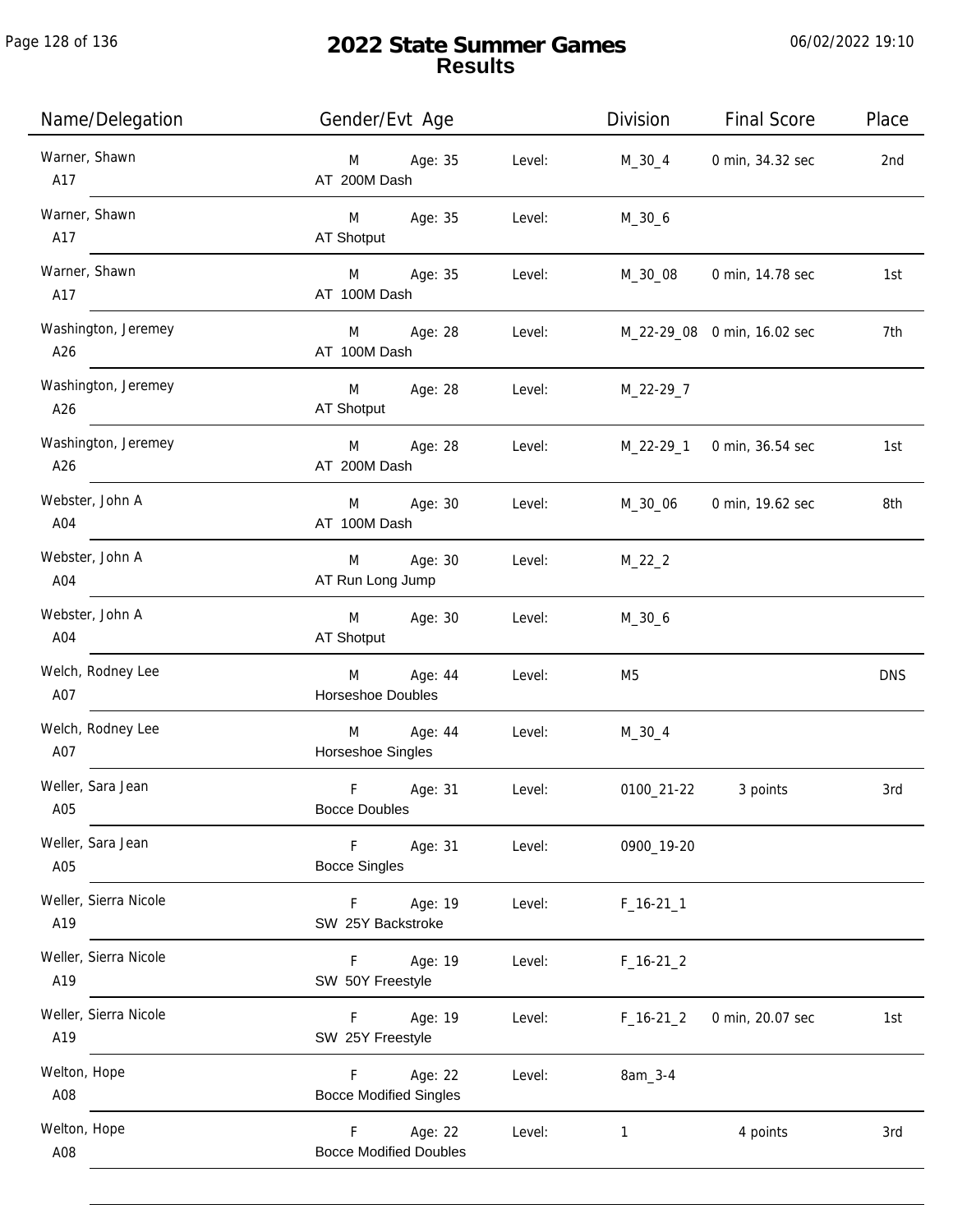# 2022 State Summer Games
## Results

06/02/2022 19:10

| Name/Delegation | Gender/Evt Age | | Level: | Division | Final Score | Place |
|---|---|---|---|---|---|---|
| Warner, Shawn<br>A17 | M<br>AT 200M Dash | Age: 35 | Level: | M_30_4 | 0 min, 34.32 sec | 2nd |
| Warner, Shawn<br>A17 | M<br>AT Shotput | Age: 35 | Level: | M_30_6 | | |
| Warner, Shawn<br>A17 | M<br>AT 100M Dash | Age: 35 | Level: | M_30_08 | 0 min, 14.78 sec | 1st |
| Washington, Jeremey<br>A26 | M<br>AT 100M Dash | Age: 28 | Level: | M_22-29_08 | 0 min, 16.02 sec | 7th |
| Washington, Jeremey<br>A26 | M<br>AT Shotput | Age: 28 | Level: | M_22-29_7 | | |
| Washington, Jeremey<br>A26 | M<br>AT 200M Dash | Age: 28 | Level: | M_22-29_1 | 0 min, 36.54 sec | 1st |
| Webster, John A<br>A04 | M<br>AT 100M Dash | Age: 30 | Level: | M_30_06 | 0 min, 19.62 sec | 8th |
| Webster, John A<br>A04 | M<br>AT Run Long Jump | Age: 30 | Level: | M_22_2 | | |
| Webster, John A<br>A04 | M<br>AT Shotput | Age: 30 | Level: | M_30_6 | | |
| Welch, Rodney Lee<br>A07 | M<br>Horseshoe Doubles | Age: 44 | Level: | M5 | | DNS |
| Welch, Rodney Lee<br>A07 | M<br>Horseshoe Singles | Age: 44 | Level: | M_30_4 | | |
| Weller, Sara Jean<br>A05 | F<br>Bocce Doubles | Age: 31 | Level: | 0100_21-22 | 3 points | 3rd |
| Weller, Sara Jean<br>A05 | F<br>Bocce Singles | Age: 31 | Level: | 0900_19-20 | | |
| Weller, Sierra Nicole<br>A19 | F<br>SW 25Y Backstroke | Age: 19 | Level: | F_16-21_1 | | |
| Weller, Sierra Nicole<br>A19 | F<br>SW 50Y Freestyle | Age: 19 | Level: | F_16-21_2 | | |
| Weller, Sierra Nicole<br>A19 | F<br>SW 25Y Freestyle | Age: 19 | Level: | F_16-21_2 | 0 min, 20.07 sec | 1st |
| Welton, Hope<br>A08 | F<br>Bocce Modified Singles | Age: 22 | Level: | 8am_3-4 | | |
| Welton, Hope<br>A08 | F<br>Bocce Modified Doubles | Age: 22 | Level: | 1 | 4 points | 3rd |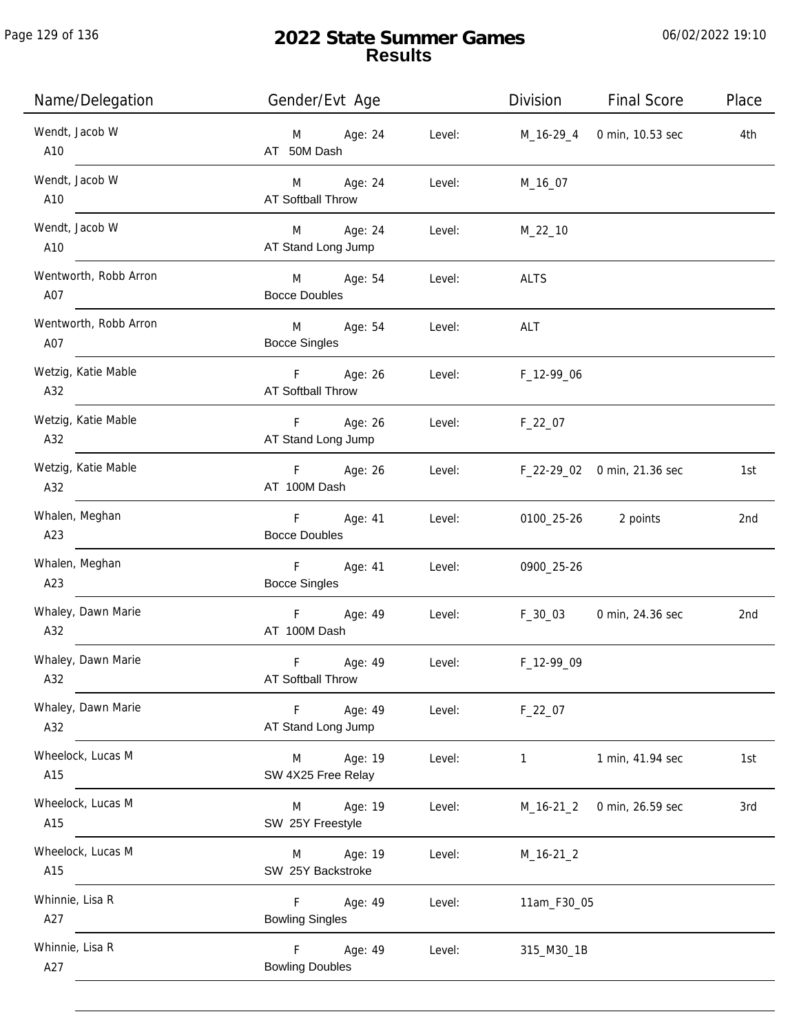# 2022 State Summer Games

## Results

06/02/2022 19:10

| Name/Delegation | Gender/Evt Age | | Level: | Division | Final Score | Place |
|---|---|---|---|---|---|---|
| Wendt, Jacob W A10 | M AT 50M Dash | Age: 24 | Level: | M_16-29_4 | 0 min, 10.53 sec | 4th |
| Wendt, Jacob W A10 | M AT Softball Throw | Age: 24 | Level: | M_16_07 | | |
| Wendt, Jacob W A10 | M AT Stand Long Jump | Age: 24 | Level: | M_22_10 | | |
| Wentworth, Robb Arron A07 | M Bocce Doubles | Age: 54 | Level: | ALTS | | |
| Wentworth, Robb Arron A07 | M Bocce Singles | Age: 54 | Level: | ALT | | |
| Wetzig, Katie Mable A32 | F AT Softball Throw | Age: 26 | Level: | F_12-99_06 | | |
| Wetzig, Katie Mable A32 | F AT Stand Long Jump | Age: 26 | Level: | F_22_07 | | |
| Wetzig, Katie Mable A32 | F AT 100M Dash | Age: 26 | Level: | F_22-29_02 | 0 min, 21.36 sec | 1st |
| Whalen, Meghan A23 | F Bocce Doubles | Age: 41 | Level: | 0100_25-26 | 2 points | 2nd |
| Whalen, Meghan A23 | F Bocce Singles | Age: 41 | Level: | 0900_25-26 | | |
| Whaley, Dawn Marie A32 | F AT 100M Dash | Age: 49 | Level: | F_30_03 | 0 min, 24.36 sec | 2nd |
| Whaley, Dawn Marie A32 | F AT Softball Throw | Age: 49 | Level: | F_12-99_09 | | |
| Whaley, Dawn Marie A32 | F AT Stand Long Jump | Age: 49 | Level: | F_22_07 | | |
| Wheelock, Lucas M A15 | M SW 4X25 Free Relay | Age: 19 | Level: | 1 | 1 min, 41.94 sec | 1st |
| Wheelock, Lucas M A15 | M SW 25Y Freestyle | Age: 19 | Level: | M_16-21_2 | 0 min, 26.59 sec | 3rd |
| Wheelock, Lucas M A15 | M SW 25Y Backstroke | Age: 19 | Level: | M_16-21_2 | | |
| Whinnie, Lisa R A27 | F Bowling Singles | Age: 49 | Level: | 11am_F30_05 | | |
| Whinnie, Lisa R A27 | F Bowling Doubles | Age: 49 | Level: | 315_M30_1B | | |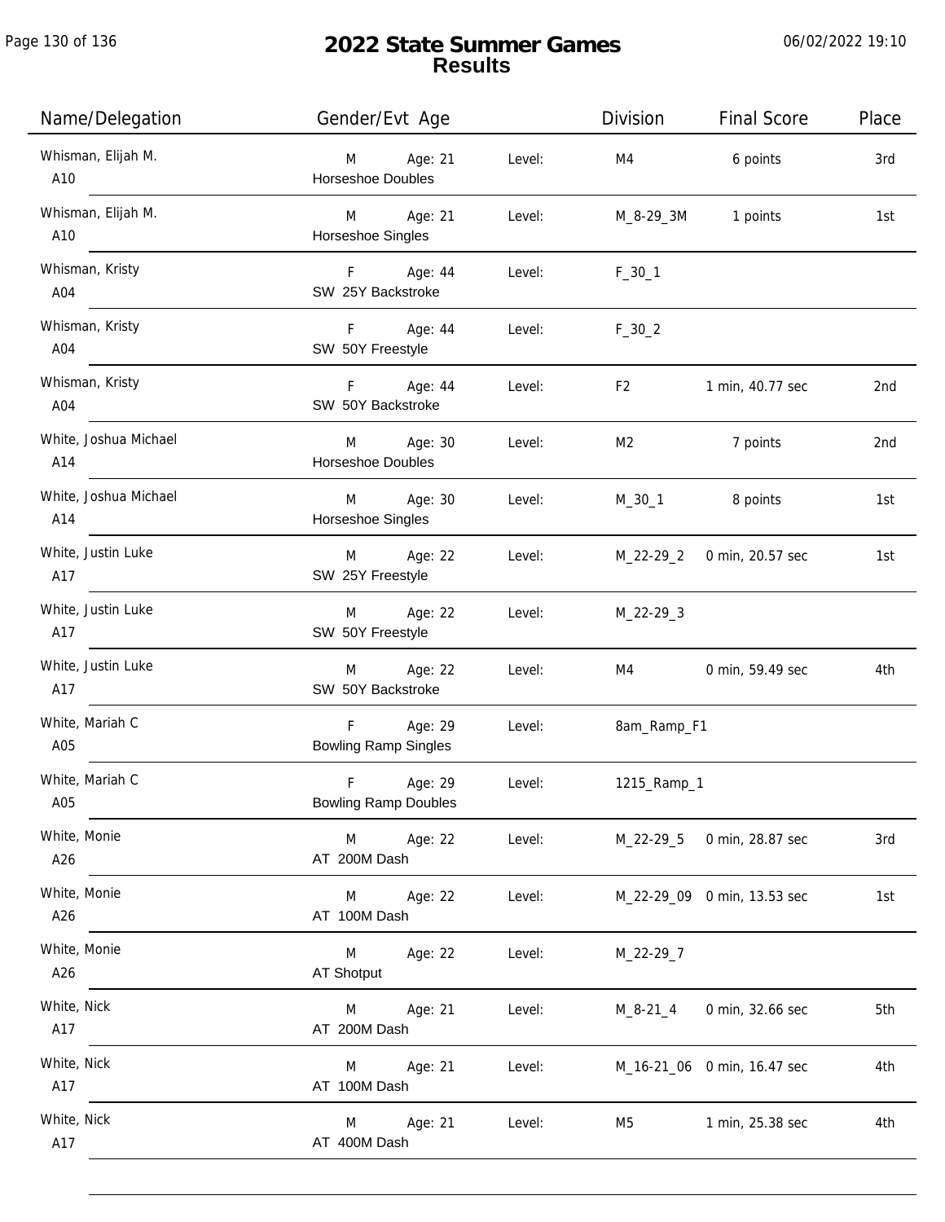# 2022 State Summer Games
## Results

| Name/Delegation | Gender/Evt Age | | Level: | Division | Final Score | Place |
|---|---|---|---|---|---|---|
| Whisman, Elijah M.<br>A10 | M<br>Horseshoe Doubles | Age: 21 | Level: | M4 | 6 points | 3rd |
| Whisman, Elijah M.<br>A10 | M<br>Horseshoe Singles | Age: 21 | Level: | M_8-29_3M | 1 points | 1st |
| Whisman, Kristy<br>A04 | F<br>SW 25Y Backstroke | Age: 44 | Level: | F_30_1 | | |
| Whisman, Kristy<br>A04 | F<br>SW 50Y Freestyle | Age: 44 | Level: | F_30_2 | | |
| Whisman, Kristy<br>A04 | F<br>SW 50Y Backstroke | Age: 44 | Level: | F2 | 1 min, 40.77 sec | 2nd |
| White, Joshua Michael<br>A14 | M<br>Horseshoe Doubles | Age: 30 | Level: | M2 | 7 points | 2nd |
| White, Joshua Michael<br>A14 | M<br>Horseshoe Singles | Age: 30 | Level: | M_30_1 | 8 points | 1st |
| White, Justin Luke<br>A17 | M<br>SW 25Y Freestyle | Age: 22 | Level: | M_22-29_2 | 0 min, 20.57 sec | 1st |
| White, Justin Luke<br>A17 | M<br>SW 50Y Freestyle | Age: 22 | Level: | M_22-29_3 | | |
| White, Justin Luke<br>A17 | M<br>SW 50Y Backstroke | Age: 22 | Level: | M4 | 0 min, 59.49 sec | 4th |
| White, Mariah C<br>A05 | F<br>Bowling Ramp Singles | Age: 29 | Level: | 8am_Ramp_F1 | | |
| White, Mariah C<br>A05 | F<br>Bowling Ramp Doubles | Age: 29 | Level: | 1215_Ramp_1 | | |
| White, Monie<br>A26 | M<br>AT 200M Dash | Age: 22 | Level: | M_22-29_5 | 0 min, 28.87 sec | 3rd |
| White, Monie<br>A26 | M<br>AT 100M Dash | Age: 22 | Level: | M_22-29_09 | 0 min, 13.53 sec | 1st |
| White, Monie<br>A26 | M<br>AT Shotput | Age: 22 | Level: | M_22-29_7 | | |
| White, Nick<br>A17 | M<br>AT 200M Dash | Age: 21 | Level: | M_8-21_4 | 0 min, 32.66 sec | 5th |
| White, Nick<br>A17 | M<br>AT 100M Dash | Age: 21 | Level: | M_16-21_06 | 0 min, 16.47 sec | 4th |
| White, Nick<br>A17 | M<br>AT 400M Dash | Age: 21 | Level: | M5 | 1 min, 25.38 sec | 4th |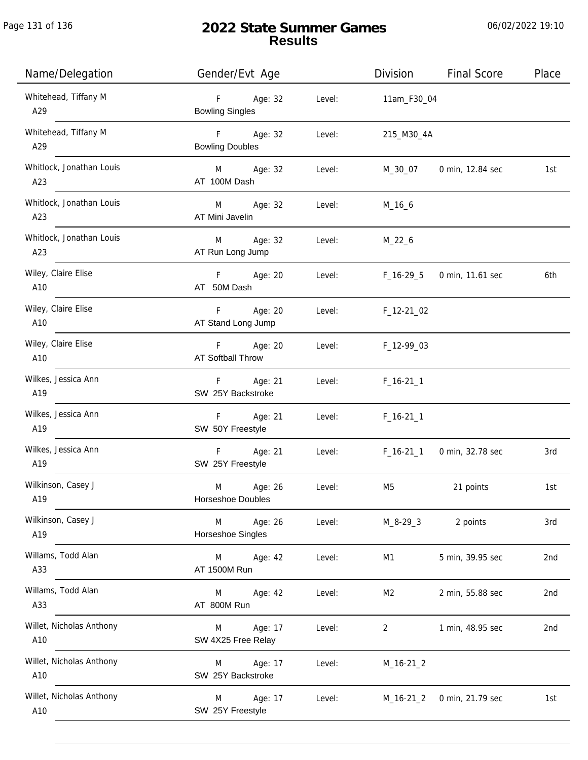# 2022 State Summer Games
## Results

| Name/Delegation | Gender/Evt Age | | Level: | Division | Final Score | Place |
|---|---|---|---|---|---|---|
| Whitehead, Tiffany M<br>A29 | F<br>Bowling Singles | Age: 32 | Level: | 11am_F30_04 | | |
| Whitehead, Tiffany M<br>A29 | F<br>Bowling Doubles | Age: 32 | Level: | 215_M30_4A | | |
| Whitlock, Jonathan Louis<br>A23 | M<br>AT 100M Dash | Age: 32 | Level: | M_30_07 | 0 min, 12.84 sec | 1st |
| Whitlock, Jonathan Louis<br>A23 | M<br>AT Mini Javelin | Age: 32 | Level: | M_16_6 | | |
| Whitlock, Jonathan Louis<br>A23 | M<br>AT Run Long Jump | Age: 32 | Level: | M_22_6 | | |
| Wiley, Claire Elise<br>A10 | F<br>AT 50M Dash | Age: 20 | Level: | F_16-29_5 | 0 min, 11.61 sec | 6th |
| Wiley, Claire Elise<br>A10 | F<br>AT Stand Long Jump | Age: 20 | Level: | F_12-21_02 | | |
| Wiley, Claire Elise<br>A10 | F<br>AT Softball Throw | Age: 20 | Level: | F_12-99_03 | | |
| Wilkes, Jessica Ann<br>A19 | F<br>SW 25Y Backstroke | Age: 21 | Level: | F_16-21_1 | | |
| Wilkes, Jessica Ann<br>A19 | F<br>SW 50Y Freestyle | Age: 21 | Level: | F_16-21_1 | | |
| Wilkes, Jessica Ann<br>A19 | F<br>SW 25Y Freestyle | Age: 21 | Level: | F_16-21_1 | 0 min, 32.78 sec | 3rd |
| Wilkinson, Casey J<br>A19 | M<br>Horseshoe Doubles | Age: 26 | Level: | M5 | 21 points | 1st |
| Wilkinson, Casey J<br>A19 | M<br>Horseshoe Singles | Age: 26 | Level: | M_8-29_3 | 2 points | 3rd |
| Willams, Todd Alan<br>A33 | M<br>AT 1500M Run | Age: 42 | Level: | M1 | 5 min, 39.95 sec | 2nd |
| Willams, Todd Alan<br>A33 | M<br>AT 800M Run | Age: 42 | Level: | M2 | 2 min, 55.88 sec | 2nd |
| Willet, Nicholas Anthony<br>A10 | M<br>SW 4X25 Free Relay | Age: 17 | Level: | 2 | 1 min, 48.95 sec | 2nd |
| Willet, Nicholas Anthony<br>A10 | M<br>SW 25Y Backstroke | Age: 17 | Level: | M_16-21_2 | | |
| Willet, Nicholas Anthony<br>A10 | M<br>SW 25Y Freestyle | Age: 17 | Level: | M_16-21_2 | 0 min, 21.79 sec | 1st |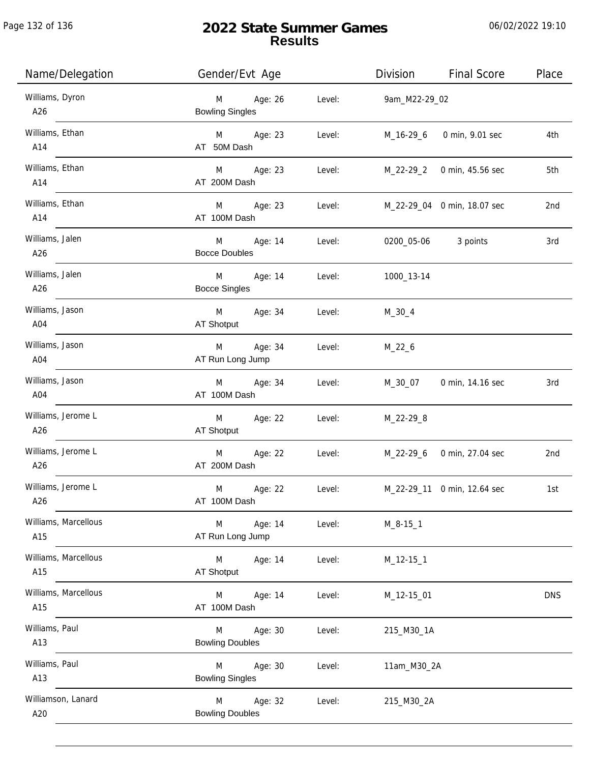# 2022 State Summer Games
## Results

06/02/2022 19:10

| Name/Delegation | Gender/Evt Age | | Level: | Division | Final Score | Place |
|---|---|---|---|---|---|---|
| Williams, Dyron<br>A26 | M<br>Bowling Singles | Age: 26 | Level: | 9am_M22-29_02 | | |
| Williams, Ethan<br>A14 | M<br>AT 50M Dash | Age: 23 | Level: | M_16-29_6 | 0 min, 9.01 sec | 4th |
| Williams, Ethan<br>A14 | M<br>AT 200M Dash | Age: 23 | Level: | M_22-29_2 | 0 min, 45.56 sec | 5th |
| Williams, Ethan<br>A14 | M<br>AT 100M Dash | Age: 23 | Level: | M_22-29_04 | 0 min, 18.07 sec | 2nd |
| Williams, Jalen<br>A26 | M<br>Bocce Doubles | Age: 14 | Level: | 0200_05-06 | 3 points | 3rd |
| Williams, Jalen<br>A26 | M<br>Bocce Singles | Age: 14 | Level: | 1000_13-14 | | |
| Williams, Jason<br>A04 | M<br>AT Shotput | Age: 34 | Level: | M_30_4 | | |
| Williams, Jason<br>A04 | M<br>AT Run Long Jump | Age: 34 | Level: | M_22_6 | | |
| Williams, Jason<br>A04 | M<br>AT 100M Dash | Age: 34 | Level: | M_30_07 | 0 min, 14.16 sec | 3rd |
| Williams, Jerome L<br>A26 | M<br>AT Shotput | Age: 22 | Level: | M_22-29_8 | | |
| Williams, Jerome L<br>A26 | M<br>AT 200M Dash | Age: 22 | Level: | M_22-29_6 | 0 min, 27.04 sec | 2nd |
| Williams, Jerome L<br>A26 | M<br>AT 100M Dash | Age: 22 | Level: | M_22-29_11 | 0 min, 12.64 sec | 1st |
| Williams, Marcellous<br>A15 | M<br>AT Run Long Jump | Age: 14 | Level: | M_8-15_1 | | |
| Williams, Marcellous<br>A15 | M<br>AT Shotput | Age: 14 | Level: | M_12-15_1 | | |
| Williams, Marcellous<br>A15 | M<br>AT 100M Dash | Age: 14 | Level: | M_12-15_01 | | DNS |
| Williams, Paul<br>A13 | M<br>Bowling Doubles | Age: 30 | Level: | 215_M30_1A | | |
| Williams, Paul<br>A13 | M<br>Bowling Singles | Age: 30 | Level: | 11am_M30_2A | | |
| Williamson, Lanard<br>A20 | M<br>Bowling Doubles | Age: 32 | Level: | 215_M30_2A | | |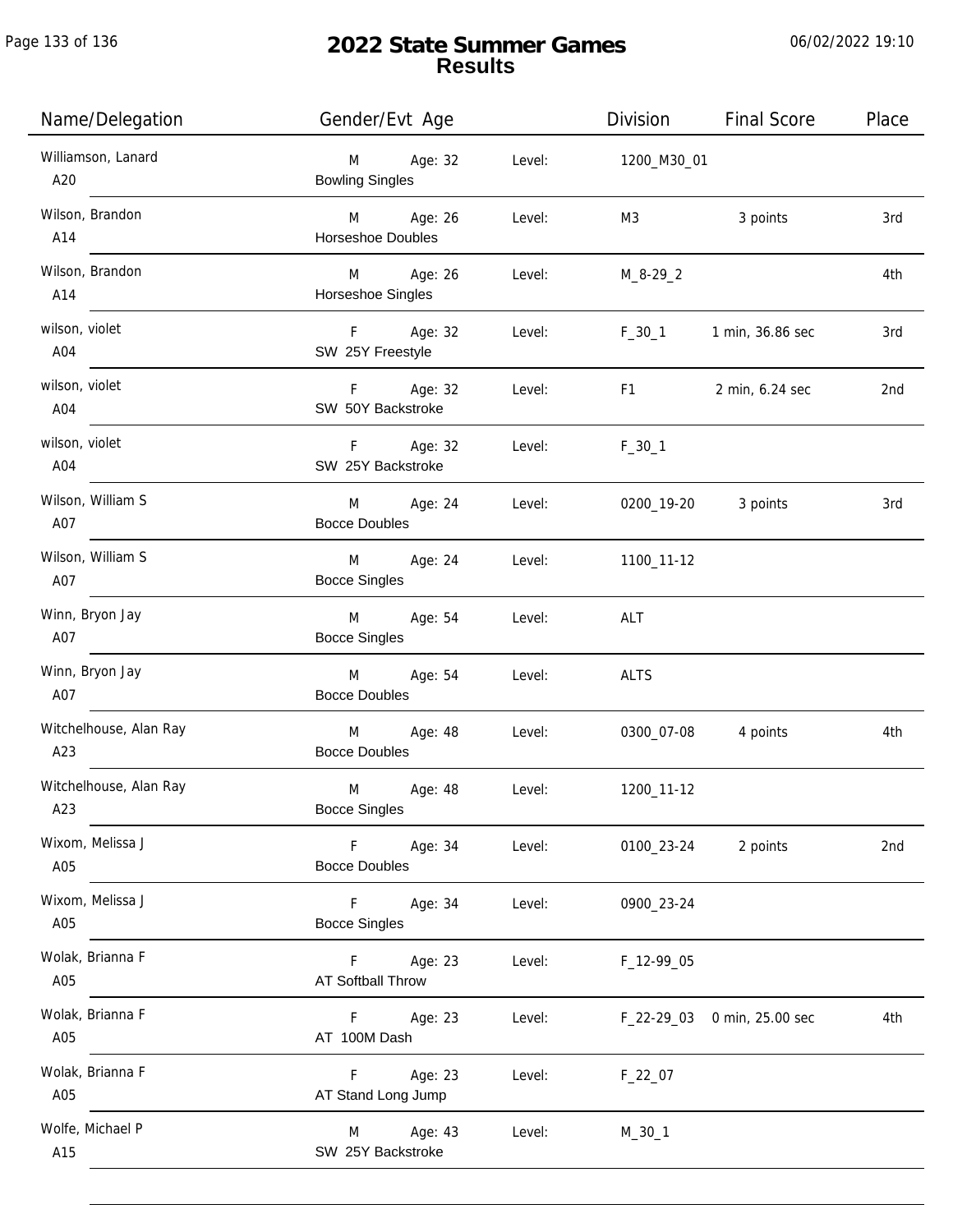# 2022 State Summer Games
## Results

06/02/2022 19:10

| Name/Delegation | Gender/Evt Age | | Level: | Division | Final Score | Place |
|---|---|---|---|---|---|---|
| Williamson, Lanard A20 | M Bowling Singles | Age: 32 | Level: | 1200_M30_01 | | |
| Wilson, Brandon A14 | M Horseshoe Doubles | Age: 26 | Level: | M3 | 3 points | 3rd |
| Wilson, Brandon A14 | M Horseshoe Singles | Age: 26 | Level: | M_8-29_2 | | 4th |
| wilson, violet A04 | F SW 25Y Freestyle | Age: 32 | Level: | F_30_1 | 1 min, 36.86 sec | 3rd |
| wilson, violet A04 | F SW 50Y Backstroke | Age: 32 | Level: | F1 | 2 min, 6.24 sec | 2nd |
| wilson, violet A04 | F SW 25Y Backstroke | Age: 32 | Level: | F_30_1 | | |
| Wilson, William S A07 | M Bocce Doubles | Age: 24 | Level: | 0200_19-20 | 3 points | 3rd |
| Wilson, William S A07 | M Bocce Singles | Age: 24 | Level: | 1100_11-12 | | |
| Winn, Bryon Jay A07 | M Bocce Singles | Age: 54 | Level: | ALT | | |
| Winn, Bryon Jay A07 | M Bocce Doubles | Age: 54 | Level: | ALTS | | |
| Witchelhouse, Alan Ray A23 | M Bocce Doubles | Age: 48 | Level: | 0300_07-08 | 4 points | 4th |
| Witchelhouse, Alan Ray A23 | M Bocce Singles | Age: 48 | Level: | 1200_11-12 | | |
| Wixom, Melissa J A05 | F Bocce Doubles | Age: 34 | Level: | 0100_23-24 | 2 points | 2nd |
| Wixom, Melissa J A05 | F Bocce Singles | Age: 34 | Level: | 0900_23-24 | | |
| Wolak, Brianna F A05 | F AT Softball Throw | Age: 23 | Level: | F_12-99_05 | | |
| Wolak, Brianna F A05 | F AT 100M Dash | Age: 23 | Level: | F_22-29_03 | 0 min, 25.00 sec | 4th |
| Wolak, Brianna F A05 | F AT Stand Long Jump | Age: 23 | Level: | F_22_07 | | |
| Wolfe, Michael P A15 | M SW 25Y Backstroke | Age: 43 | Level: | M_30_1 | | |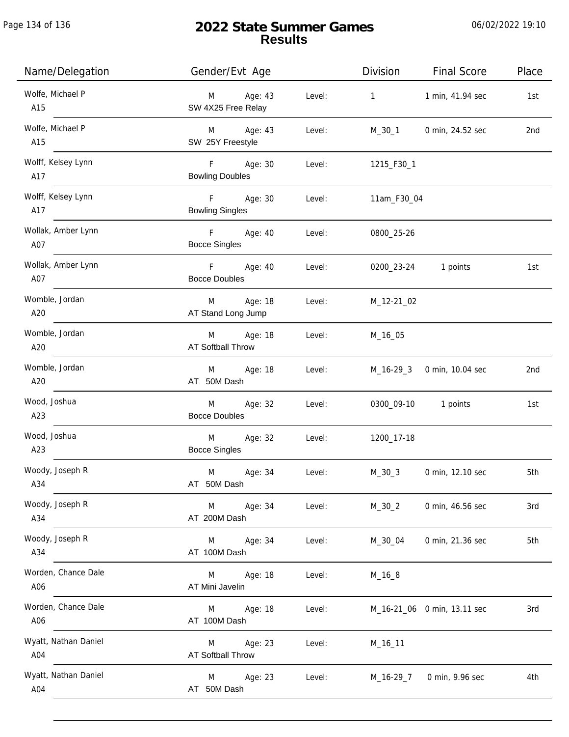# 2022 State Summer Games
## Results

| Name/Delegation | Gender/Evt Age | | Division | Final Score | Place |
|---|---|---|---|---|---|
| Wolfe, Michael P<br>A15 | M Age: 43<br>SW 4X25 Free Relay | Level: | 1 | 1 min, 41.94 sec | 1st |
| Wolfe, Michael P<br>A15 | M Age: 43<br>SW 25Y Freestyle | Level: | M_30_1 | 0 min, 24.52 sec | 2nd |
| Wolff, Kelsey Lynn<br>A17 | F Age: 30<br>Bowling Doubles | Level: | 1215_F30_1 | | |
| Wolff, Kelsey Lynn<br>A17 | F Age: 30<br>Bowling Singles | Level: | 11am_F30_04 | | |
| Wollak, Amber Lynn<br>A07 | F Age: 40<br>Bocce Singles | Level: | 0800_25-26 | | |
| Wollak, Amber Lynn<br>A07 | F Age: 40<br>Bocce Doubles | Level: | 0200_23-24 | 1 points | 1st |
| Womble, Jordan<br>A20 | M Age: 18<br>AT Stand Long Jump | Level: | M_12-21_02 | | |
| Womble, Jordan<br>A20 | M Age: 18<br>AT Softball Throw | Level: | M_16_05 | | |
| Womble, Jordan<br>A20 | M Age: 18<br>AT 50M Dash | Level: | M_16-29_3 | 0 min, 10.04 sec | 2nd |
| Wood, Joshua<br>A23 | M Age: 32<br>Bocce Doubles | Level: | 0300_09-10 | 1 points | 1st |
| Wood, Joshua<br>A23 | M Age: 32<br>Bocce Singles | Level: | 1200_17-18 | | |
| Woody, Joseph R<br>A34 | M Age: 34<br>AT 50M Dash | Level: | M_30_3 | 0 min, 12.10 sec | 5th |
| Woody, Joseph R<br>A34 | M Age: 34<br>AT 200M Dash | Level: | M_30_2 | 0 min, 46.56 sec | 3rd |
| Woody, Joseph R<br>A34 | M Age: 34<br>AT 100M Dash | Level: | M_30_04 | 0 min, 21.36 sec | 5th |
| Worden, Chance Dale<br>A06 | M Age: 18<br>AT Mini Javelin | Level: | M_16_8 | | |
| Worden, Chance Dale<br>A06 | M Age: 18<br>AT 100M Dash | Level: | M_16-21_06 | 0 min, 13.11 sec | 3rd |
| Wyatt, Nathan Daniel<br>A04 | M Age: 23<br>AT Softball Throw | Level: | M_16_11 | | |
| Wyatt, Nathan Daniel<br>A04 | M Age: 23<br>AT 50M Dash | Level: | M_16-29_7 | 0 min, 9.96 sec | 4th |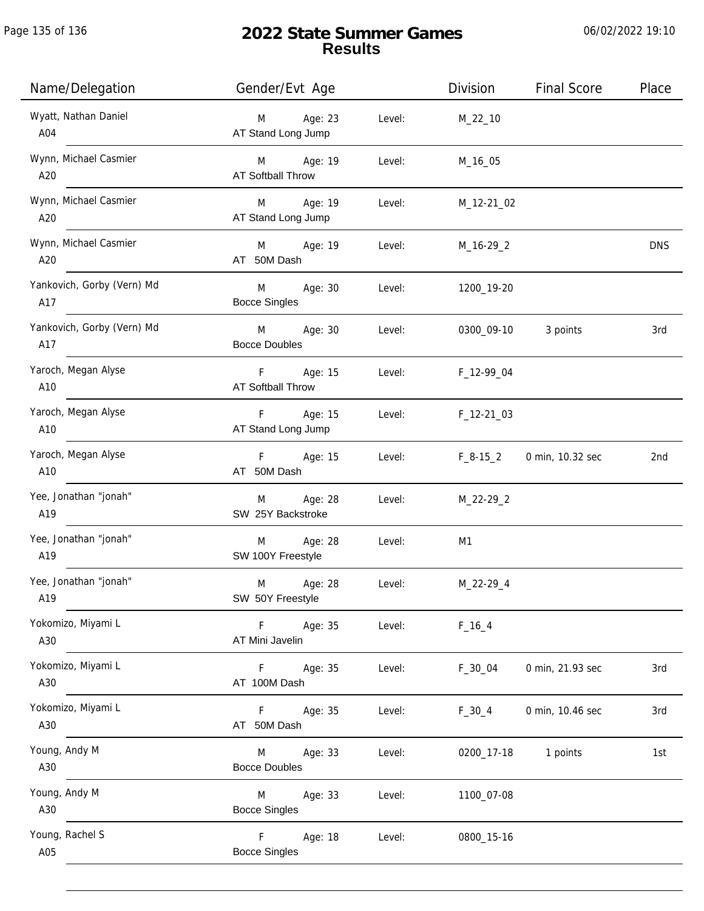# 2022 State Summer Games
## Results

| Name/Delegation | Gender/Evt Age | | Level: | Division | Final Score | Place |
|---|---|---|---|---|---|---|
| Wyatt, Nathan Daniel<br>A04 | M<br>AT Stand Long Jump | Age: 23 | Level: | M_22_10 | | |
| Wynn, Michael Casmier<br>A20 | M<br>AT Softball Throw | Age: 19 | Level: | M_16_05 | | |
| Wynn, Michael Casmier<br>A20 | M<br>AT Stand Long Jump | Age: 19 | Level: | M_12-21_02 | | |
| Wynn, Michael Casmier<br>A20 | M<br>AT 50M Dash | Age: 19 | Level: | M_16-29_2 | | DNS |
| Yankovich, Gorby (Vern) Md<br>A17 | M<br>Bocce Singles | Age: 30 | Level: | 1200_19-20 | | |
| Yankovich, Gorby (Vern) Md<br>A17 | M<br>Bocce Doubles | Age: 30 | Level: | 0300_09-10 | 3 points | 3rd |
| Yaroch, Megan Alyse<br>A10 | F<br>AT Softball Throw | Age: 15 | Level: | F_12-99_04 | | |
| Yaroch, Megan Alyse<br>A10 | F<br>AT Stand Long Jump | Age: 15 | Level: | F_12-21_03 | | |
| Yaroch, Megan Alyse<br>A10 | F<br>AT 50M Dash | Age: 15 | Level: | F_8-15_2 | 0 min, 10.32 sec | 2nd |
| Yee, Jonathan "jonah"<br>A19 | M<br>SW 25Y Backstroke | Age: 28 | Level: | M_22-29_2 | | |
| Yee, Jonathan "jonah"<br>A19 | M<br>SW 100Y Freestyle | Age: 28 | Level: | M1 | | |
| Yee, Jonathan "jonah"<br>A19 | M<br>SW 50Y Freestyle | Age: 28 | Level: | M_22-29_4 | | |
| Yokomizo, Miyami L<br>A30 | F<br>AT Mini Javelin | Age: 35 | Level: | F_16_4 | | |
| Yokomizo, Miyami L<br>A30 | F<br>AT 100M Dash | Age: 35 | Level: | F_30_04 | 0 min, 21.93 sec | 3rd |
| Yokomizo, Miyami L<br>A30 | F<br>AT 50M Dash | Age: 35 | Level: | F_30_4 | 0 min, 10.46 sec | 3rd |
| Young, Andy M<br>A30 | M<br>Bocce Doubles | Age: 33 | Level: | 0200_17-18 | 1 points | 1st |
| Young, Andy M<br>A30 | M<br>Bocce Singles | Age: 33 | Level: | 1100_07-08 | | |
| Young, Rachel S<br>A05 | F<br>Bocce Singles | Age: 18 | Level: | 0800_15-16 | | |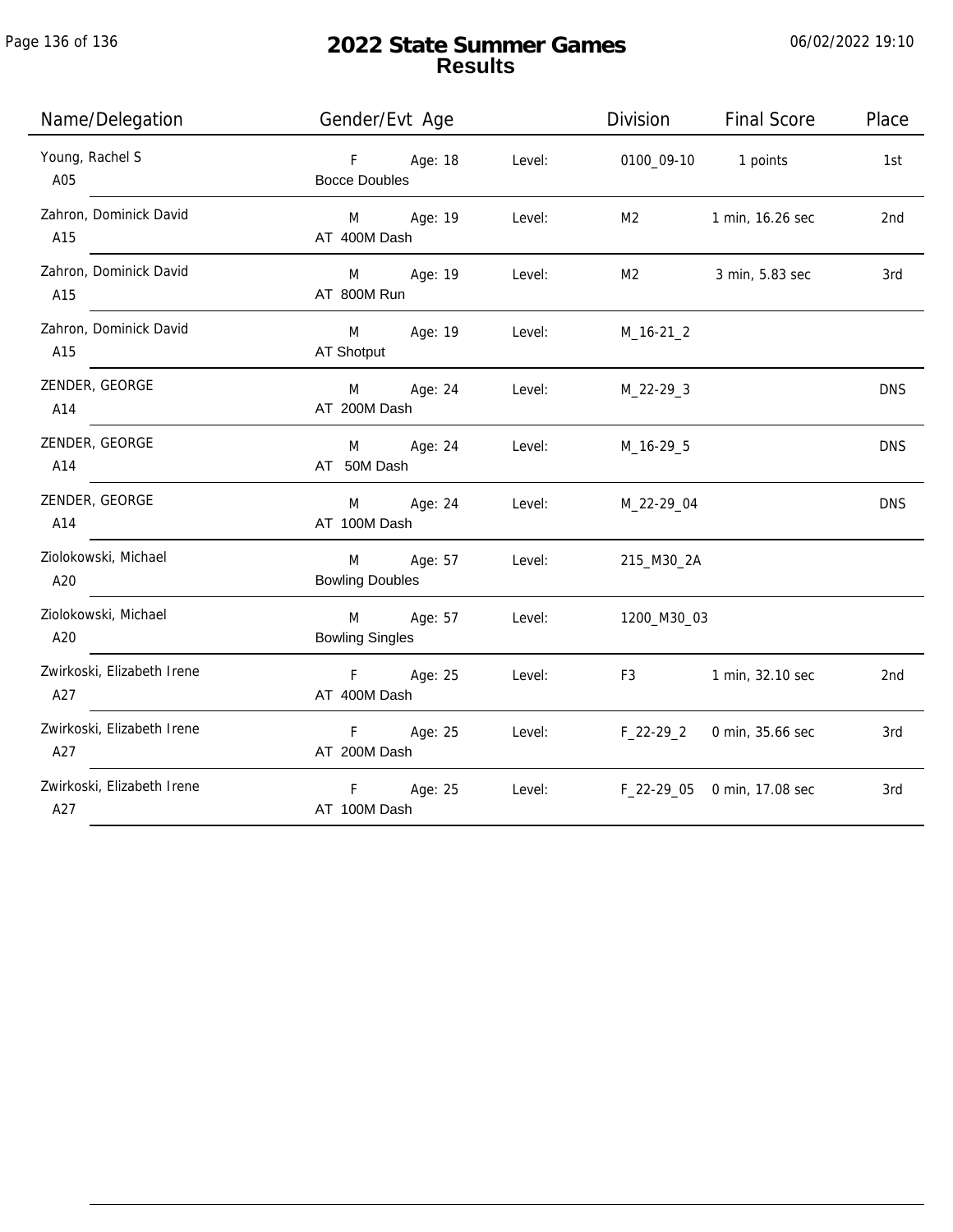# 2022 State Summer Games
## Results

06/02/2022 19:10

| Name/Delegation | Gender/Evt Age | | | Division | Final Score | Place |
|---|---|---|---|---|---|---|
| Young, Rachel S<br>A05 | F<br>Bocce Doubles | Age: 18 | Level: | 0100_09-10 | 1 points | 1st |
| Zahron, Dominick David<br>A15 | M<br>AT 400M Dash | Age: 19 | Level: | M2 | 1 min, 16.26 sec | 2nd |
| Zahron, Dominick David<br>A15 | M<br>AT 800M Run | Age: 19 | Level: | M2 | 3 min, 5.83 sec | 3rd |
| Zahron, Dominick David<br>A15 | M<br>AT Shotput | Age: 19 | Level: | M_16-21_2 | | |
| ZENDER, GEORGE<br>A14 | M<br>AT 200M Dash | Age: 24 | Level: | M_22-29_3 | | DNS |
| ZENDER, GEORGE<br>A14 | M<br>AT 50M Dash | Age: 24 | Level: | M_16-29_5 | | DNS |
| ZENDER, GEORGE<br>A14 | M<br>AT 100M Dash | Age: 24 | Level: | M_22-29_04 | | DNS |
| Ziolokowski, Michael<br>A20 | M<br>Bowling Doubles | Age: 57 | Level: | 215_M30_2A | | |
| Ziolokowski, Michael<br>A20 | M<br>Bowling Singles | Age: 57 | Level: | 1200_M30_03 | | |
| Zwirkoski, Elizabeth Irene<br>A27 | F<br>AT 400M Dash | Age: 25 | Level: | F3 | 1 min, 32.10 sec | 2nd |
| Zwirkoski, Elizabeth Irene<br>A27 | F<br>AT 200M Dash | Age: 25 | Level: | F_22-29_2 | 0 min, 35.66 sec | 3rd |
| Zwirkoski, Elizabeth Irene<br>A27 | F<br>AT 100M Dash | Age: 25 | Level: | F_22-29_05 | 0 min, 17.08 sec | 3rd |